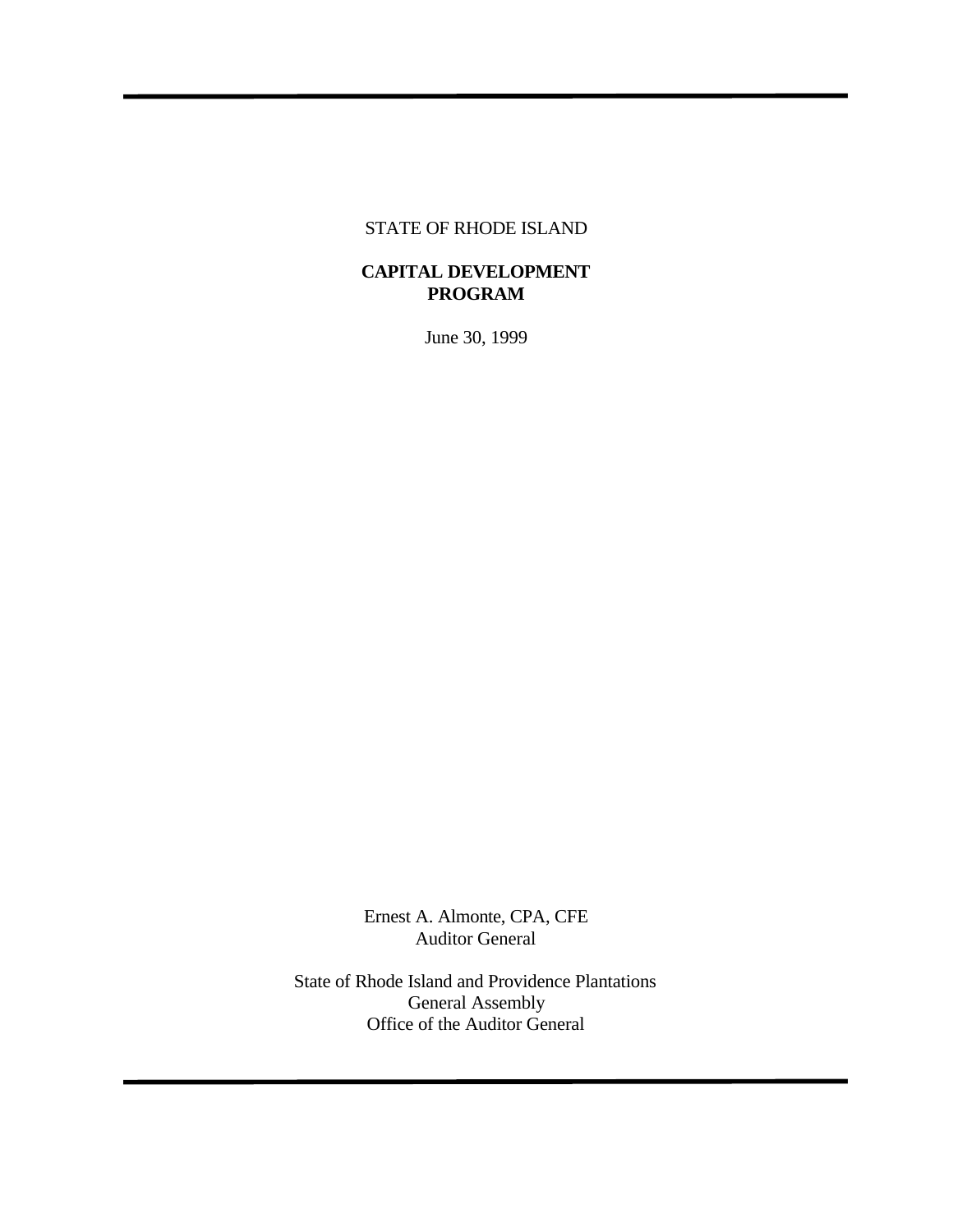STATE OF RHODE ISLAND

# CAPITAL DEVELOPMENT PROGRAM

June 30, 1999

Ernest A. Almonte, CPA, CFE
Auditor General

State of Rhode Island and Providence Plantations
General Assembly
Office of the Auditor General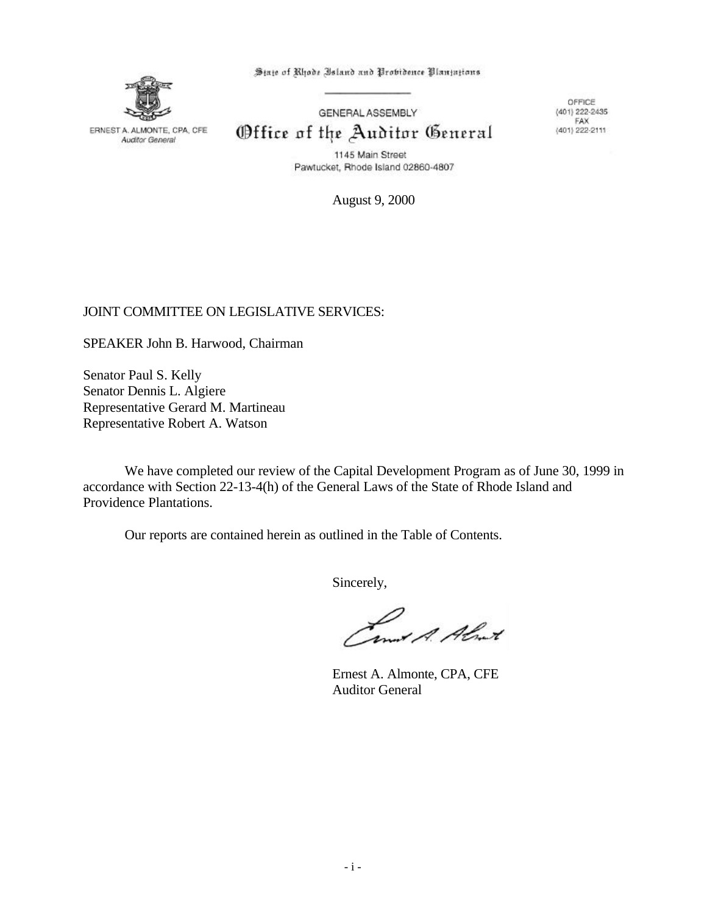State of Rhode Island and Providence Plantations

GENERAL ASSEMBLY

**Office of the Auditor General**

ERNEST A. ALMONTE, CPA, CFE
*Auditor General*

1145 Main Street
Pawtucket, Rhode Island 02860-4807

OFFICE
(401) 222-2435
FAX
(401) 222-2111

August 9, 2000

JOINT COMMITTEE ON LEGISLATIVE SERVICES:

SPEAKER John B. Harwood, Chairman

Senator Paul S. Kelly
Senator Dennis L. Algiere
Representative Gerard M. Martineau
Representative Robert A. Watson

We have completed our review of the Capital Development Program as of June 30, 1999 in accordance with Section 22-13-4(h) of the General Laws of the State of Rhode Island and Providence Plantations.

Our reports are contained herein as outlined in the Table of Contents.

Sincerely,

Ernest A. Almonte, CPA, CFE
Auditor General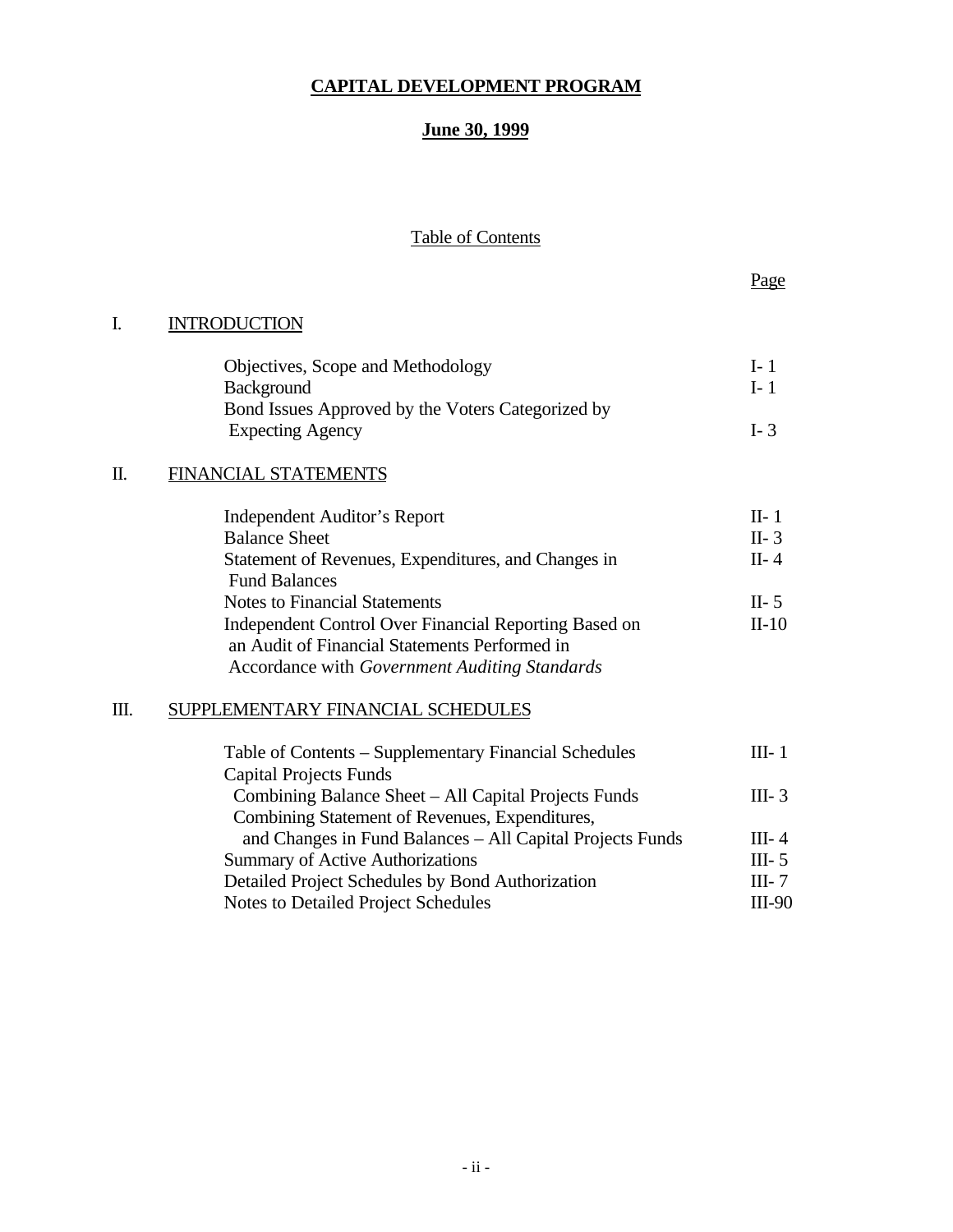# CAPITAL DEVELOPMENT PROGRAM

## June 30, 1999

### Table of Contents

| | | Page |
|---|---|---|
| I. | INTRODUCTION | |
| | Objectives, Scope and Methodology | I- 1 |
| | Background | I- 1 |
| | Bond Issues Approved by the Voters Categorized by Expecting Agency | I- 3 |
| II. | FINANCIAL STATEMENTS | |
| | Independent Auditor's Report | II- 1 |
| | Balance Sheet | II- 3 |
| | Statement of Revenues, Expenditures, and Changes in Fund Balances | II- 4 |
| | Notes to Financial Statements | II- 5 |
| | Independent Control Over Financial Reporting Based on an Audit of Financial Statements Performed in Accordance with *Government Auditing Standards* | II-10 |
| III. | SUPPLEMENTARY FINANCIAL SCHEDULES | |
| | Table of Contents – Supplementary Financial Schedules | III- 1 |
| | Capital Projects Funds | |
| | Combining Balance Sheet – All Capital Projects Funds | III- 3 |
| | Combining Statement of Revenues, Expenditures, and Changes in Fund Balances – All Capital Projects Funds | III- 4 |
| | Summary of Active Authorizations | III- 5 |
| | Detailed Project Schedules by Bond Authorization | III- 7 |
| | Notes to Detailed Project Schedules | III-90 |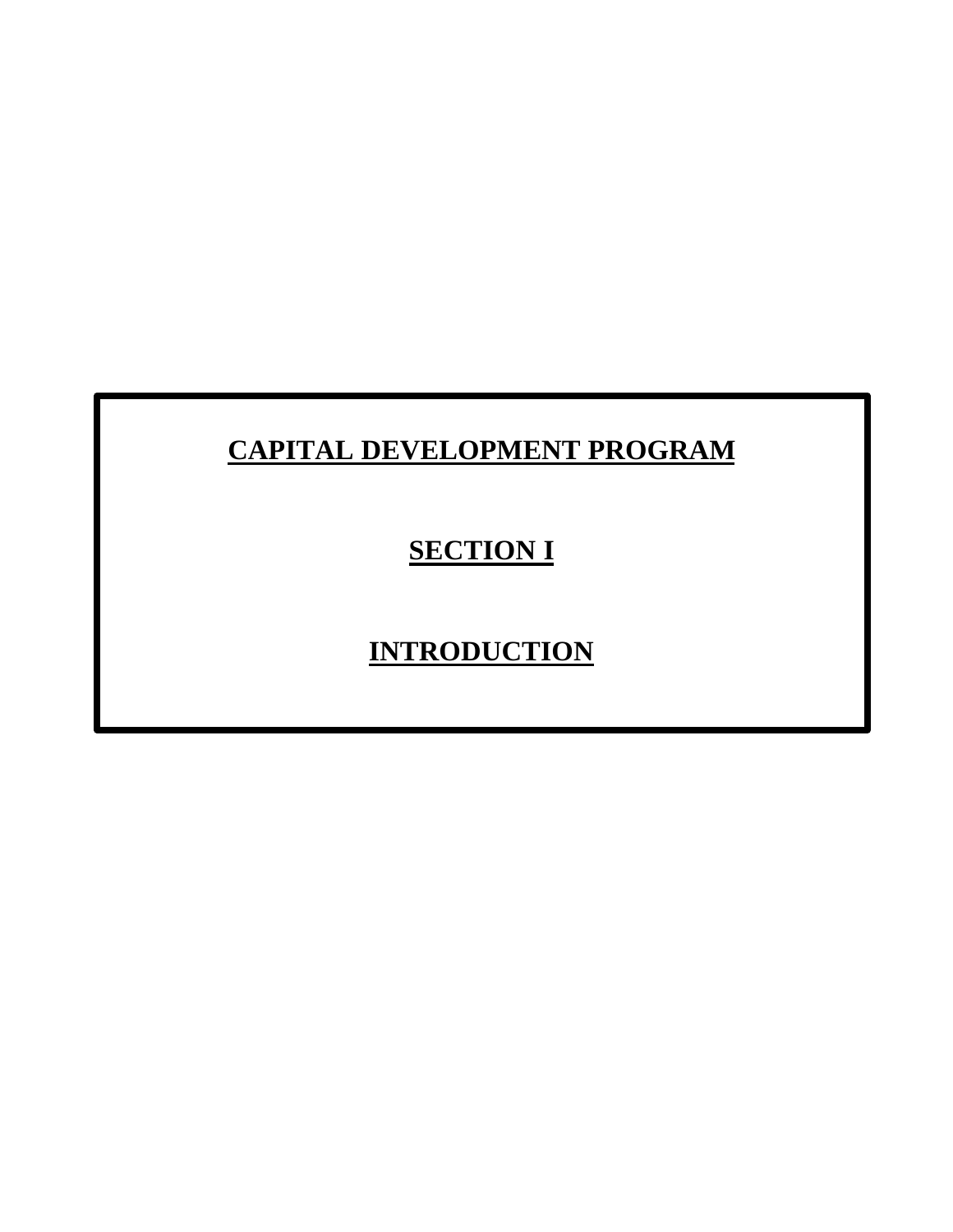# CAPITAL DEVELOPMENT PROGRAM

## SECTION I

## INTRODUCTION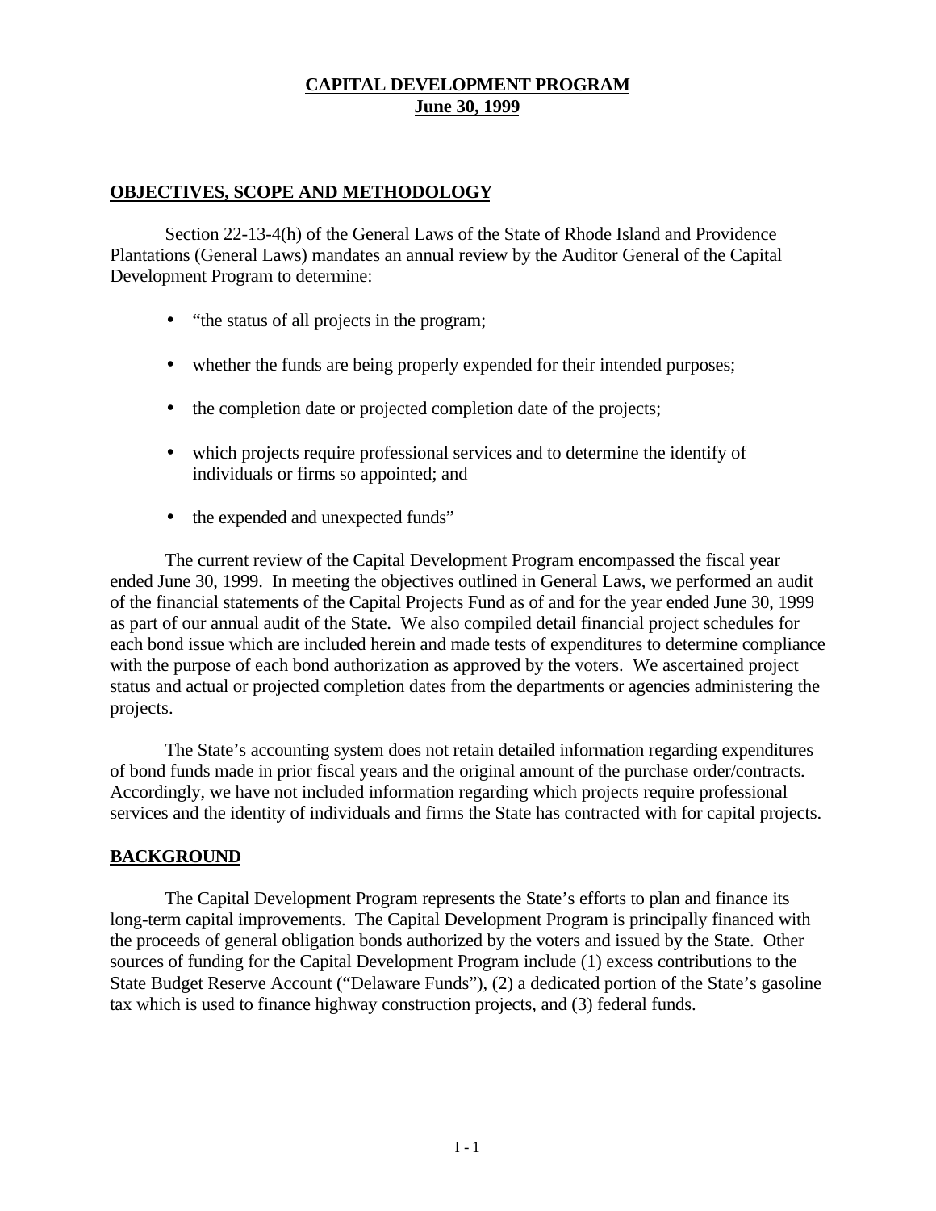# CAPITAL DEVELOPMENT PROGRAM
# June 30, 1999

## OBJECTIVES, SCOPE AND METHODOLOGY

Section 22-13-4(h) of the General Laws of the State of Rhode Island and Providence Plantations (General Laws) mandates an annual review by the Auditor General of the Capital Development Program to determine:

- "the status of all projects in the program;
- whether the funds are being properly expended for their intended purposes;
- the completion date or projected completion date of the projects;
- which projects require professional services and to determine the identify of individuals or firms so appointed; and
- the expended and unexpected funds"

The current review of the Capital Development Program encompassed the fiscal year ended June 30, 1999. In meeting the objectives outlined in General Laws, we performed an audit of the financial statements of the Capital Projects Fund as of and for the year ended June 30, 1999 as part of our annual audit of the State. We also compiled detail financial project schedules for each bond issue which are included herein and made tests of expenditures to determine compliance with the purpose of each bond authorization as approved by the voters. We ascertained project status and actual or projected completion dates from the departments or agencies administering the projects.

The State's accounting system does not retain detailed information regarding expenditures of bond funds made in prior fiscal years and the original amount of the purchase order/contracts. Accordingly, we have not included information regarding which projects require professional services and the identity of individuals and firms the State has contracted with for capital projects.

## BACKGROUND

The Capital Development Program represents the State's efforts to plan and finance its long-term capital improvements. The Capital Development Program is principally financed with the proceeds of general obligation bonds authorized by the voters and issued by the State. Other sources of funding for the Capital Development Program include (1) excess contributions to the State Budget Reserve Account ("Delaware Funds"), (2) a dedicated portion of the State's gasoline tax which is used to finance highway construction projects, and (3) federal funds.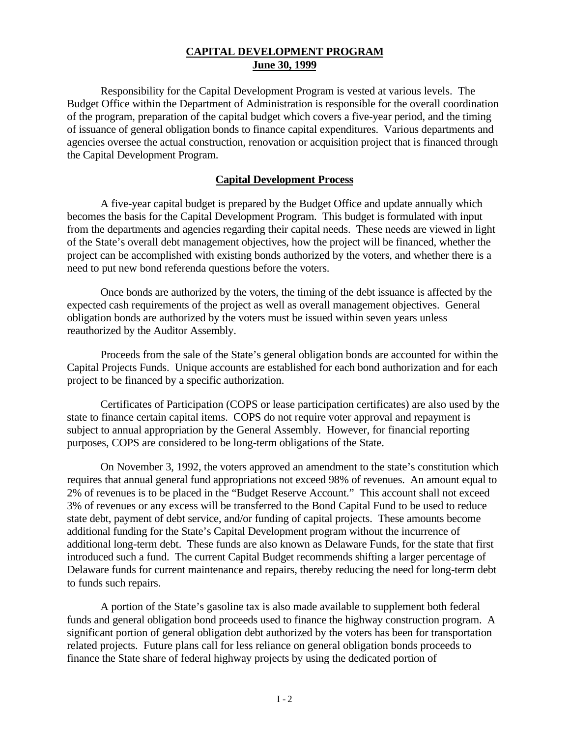**CAPITAL DEVELOPMENT PROGRAM**
**June 30, 1999**

Responsibility for the Capital Development Program is vested at various levels. The Budget Office within the Department of Administration is responsible for the overall coordination of the program, preparation of the capital budget which covers a five-year period, and the timing of issuance of general obligation bonds to finance capital expenditures. Various departments and agencies oversee the actual construction, renovation or acquisition project that is financed through the Capital Development Program.

**Capital Development Process**

A five-year capital budget is prepared by the Budget Office and update annually which becomes the basis for the Capital Development Program. This budget is formulated with input from the departments and agencies regarding their capital needs. These needs are viewed in light of the State's overall debt management objectives, how the project will be financed, whether the project can be accomplished with existing bonds authorized by the voters, and whether there is a need to put new bond referenda questions before the voters.

Once bonds are authorized by the voters, the timing of the debt issuance is affected by the expected cash requirements of the project as well as overall management objectives. General obligation bonds are authorized by the voters must be issued within seven years unless reauthorized by the Auditor Assembly.

Proceeds from the sale of the State's general obligation bonds are accounted for within the Capital Projects Funds. Unique accounts are established for each bond authorization and for each project to be financed by a specific authorization.

Certificates of Participation (COPS or lease participation certificates) are also used by the state to finance certain capital items. COPS do not require voter approval and repayment is subject to annual appropriation by the General Assembly. However, for financial reporting purposes, COPS are considered to be long-term obligations of the State.

On November 3, 1992, the voters approved an amendment to the state's constitution which requires that annual general fund appropriations not exceed 98% of revenues. An amount equal to 2% of revenues is to be placed in the "Budget Reserve Account." This account shall not exceed 3% of revenues or any excess will be transferred to the Bond Capital Fund to be used to reduce state debt, payment of debt service, and/or funding of capital projects. These amounts become additional funding for the State's Capital Development program without the incurrence of additional long-term debt. These funds are also known as Delaware Funds, for the state that first introduced such a fund. The current Capital Budget recommends shifting a larger percentage of Delaware funds for current maintenance and repairs, thereby reducing the need for long-term debt to funds such repairs.

A portion of the State's gasoline tax is also made available to supplement both federal funds and general obligation bond proceeds used to finance the highway construction program. A significant portion of general obligation debt authorized by the voters has been for transportation related projects. Future plans call for less reliance on general obligation bonds proceeds to finance the State share of federal highway projects by using the dedicated portion of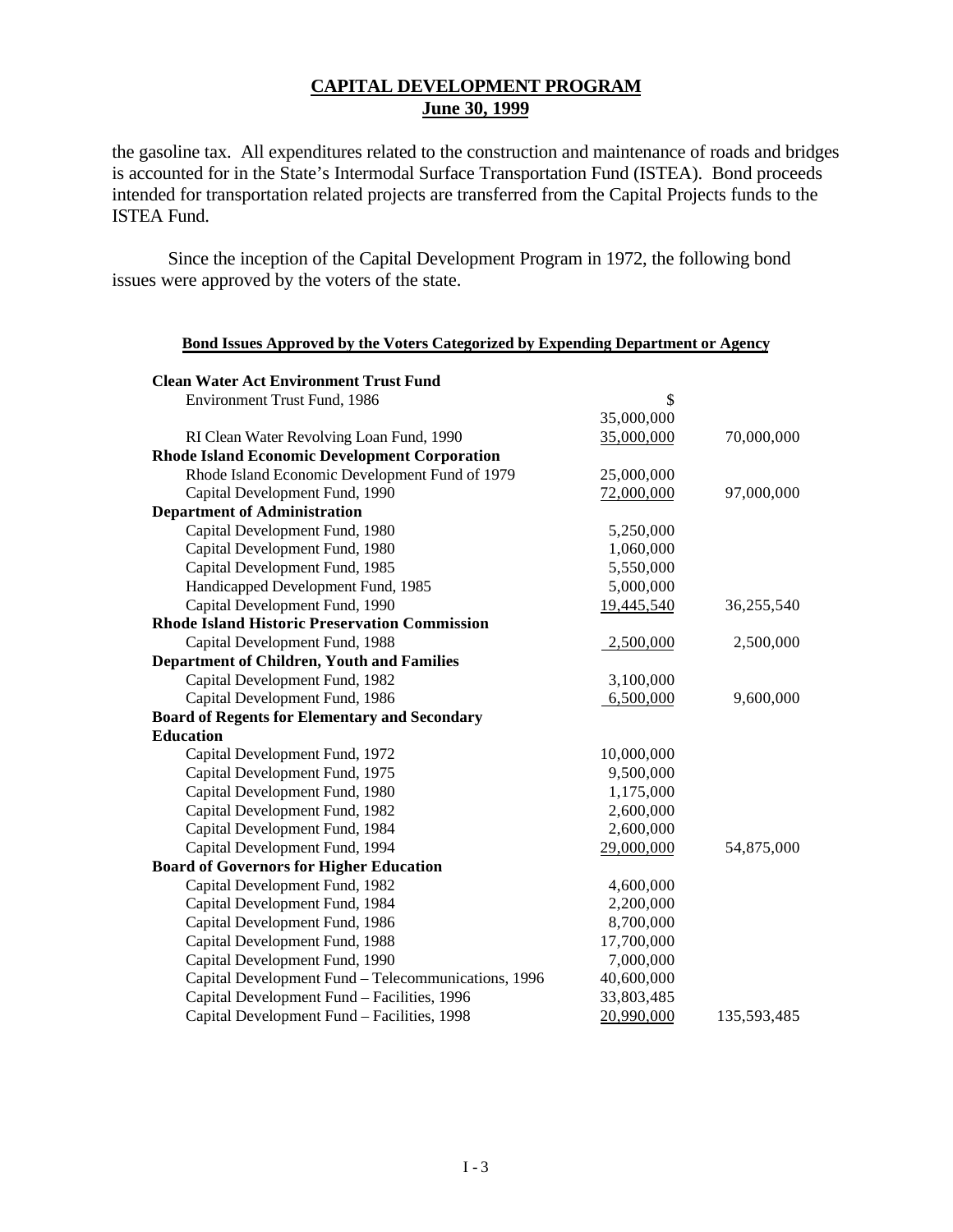## CAPITAL DEVELOPMENT PROGRAM
## June 30, 1999

the gasoline tax. All expenditures related to the construction and maintenance of roads and bridges is accounted for in the State's Intermodal Surface Transportation Fund (ISTEA). Bond proceeds intended for transportation related projects are transferred from the Capital Projects funds to the ISTEA Fund.

Since the inception of the Capital Development Program in 1972, the following bond issues were approved by the voters of the state.

**Bond Issues Approved by the Voters Categorized by Expending Department or Agency**

| | | |
|---|---|---|
| **Clean Water Act Environment Trust Fund** | | |
| Environment Trust Fund, 1986 | $ 35,000,000 | |
| RI Clean Water Revolving Loan Fund, 1990 | 35,000,000 | 70,000,000 |
| **Rhode Island Economic Development Corporation** | | |
| Rhode Island Economic Development Fund of 1979 | 25,000,000 | |
| Capital Development Fund, 1990 | 72,000,000 | 97,000,000 |
| **Department of Administration** | | |
| Capital Development Fund, 1980 | 5,250,000 | |
| Capital Development Fund, 1980 | 1,060,000 | |
| Capital Development Fund, 1985 | 5,550,000 | |
| Handicapped Development Fund, 1985 | 5,000,000 | |
| Capital Development Fund, 1990 | 19,445,540 | 36,255,540 |
| **Rhode Island Historic Preservation Commission** | | |
| Capital Development Fund, 1988 | 2,500,000 | 2,500,000 |
| **Department of Children, Youth and Families** | | |
| Capital Development Fund, 1982 | 3,100,000 | |
| Capital Development Fund, 1986 | 6,500,000 | 9,600,000 |
| **Board of Regents for Elementary and Secondary Education** | | |
| Capital Development Fund, 1972 | 10,000,000 | |
| Capital Development Fund, 1975 | 9,500,000 | |
| Capital Development Fund, 1980 | 1,175,000 | |
| Capital Development Fund, 1982 | 2,600,000 | |
| Capital Development Fund, 1984 | 2,600,000 | |
| Capital Development Fund, 1994 | 29,000,000 | 54,875,000 |
| **Board of Governors for Higher Education** | | |
| Capital Development Fund, 1982 | 4,600,000 | |
| Capital Development Fund, 1984 | 2,200,000 | |
| Capital Development Fund, 1986 | 8,700,000 | |
| Capital Development Fund, 1988 | 17,700,000 | |
| Capital Development Fund, 1990 | 7,000,000 | |
| Capital Development Fund – Telecommunications, 1996 | 40,600,000 | |
| Capital Development Fund – Facilities, 1996 | 33,803,485 | |
| Capital Development Fund – Facilities, 1998 | 20,990,000 | 135,593,485 |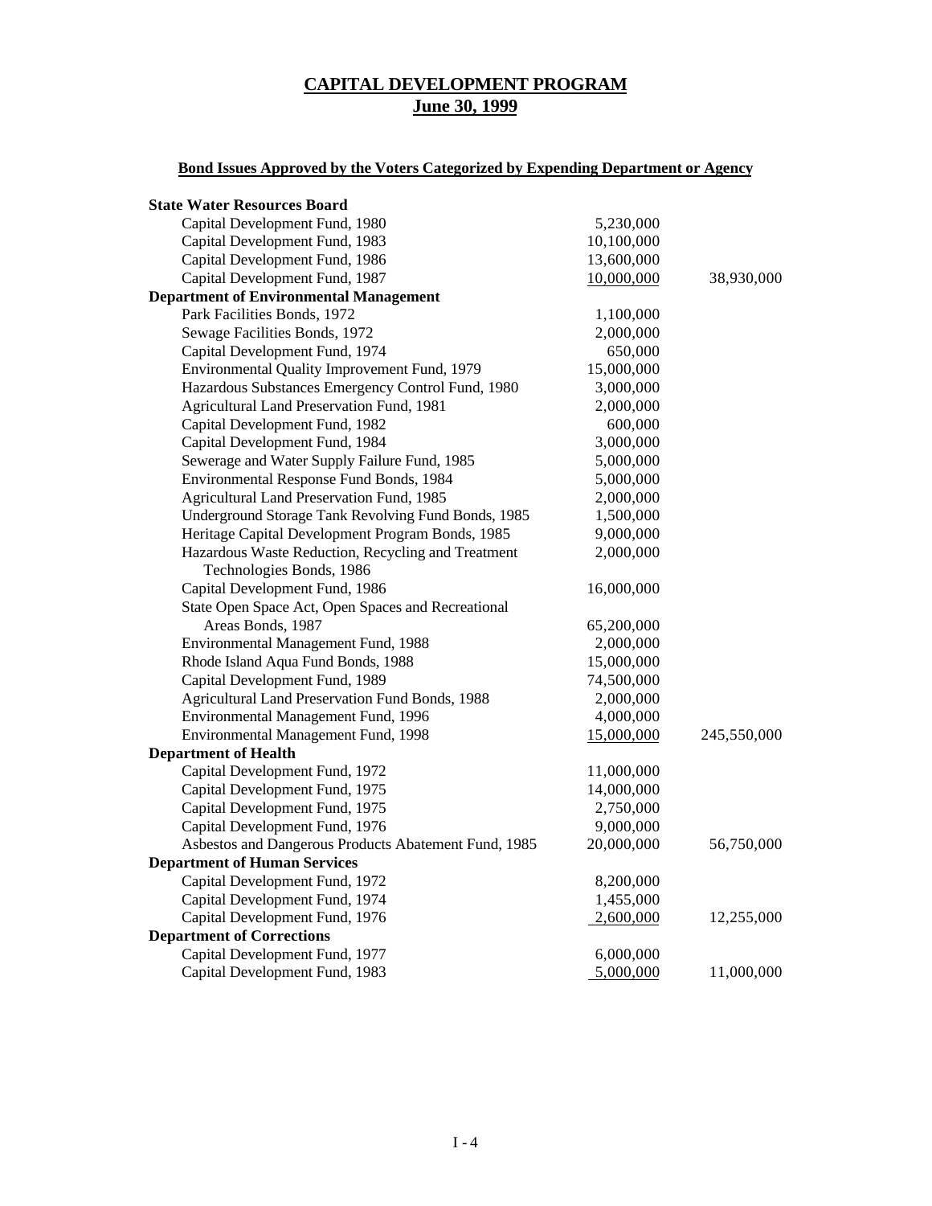# CAPITAL DEVELOPMENT PROGRAM
## June 30, 1999

### Bond Issues Approved by the Voters Categorized by Expending Department or Agency

| | | |
|---|---|---|
| **State Water Resources Board** | | |
| Capital Development Fund, 1980 | 5,230,000 | |
| Capital Development Fund, 1983 | 10,100,000 | |
| Capital Development Fund, 1986 | 13,600,000 | |
| Capital Development Fund, 1987 | 10,000,000 | 38,930,000 |
| **Department of Environmental Management** | | |
| Park Facilities Bonds, 1972 | 1,100,000 | |
| Sewage Facilities Bonds, 1972 | 2,000,000 | |
| Capital Development Fund, 1974 | 650,000 | |
| Environmental Quality Improvement Fund, 1979 | 15,000,000 | |
| Hazardous Substances Emergency Control Fund, 1980 | 3,000,000 | |
| Agricultural Land Preservation Fund, 1981 | 2,000,000 | |
| Capital Development Fund, 1982 | 600,000 | |
| Capital Development Fund, 1984 | 3,000,000 | |
| Sewerage and Water Supply Failure Fund, 1985 | 5,000,000 | |
| Environmental Response Fund Bonds, 1984 | 5,000,000 | |
| Agricultural Land Preservation Fund, 1985 | 2,000,000 | |
| Underground Storage Tank Revolving Fund Bonds, 1985 | 1,500,000 | |
| Heritage Capital Development Program Bonds, 1985 | 9,000,000 | |
| Hazardous Waste Reduction, Recycling and Treatment Technologies Bonds, 1986 | 2,000,000 | |
| Capital Development Fund, 1986 | 16,000,000 | |
| State Open Space Act, Open Spaces and Recreational Areas Bonds, 1987 | 65,200,000 | |
| Environmental Management Fund, 1988 | 2,000,000 | |
| Rhode Island Aqua Fund Bonds, 1988 | 15,000,000 | |
| Capital Development Fund, 1989 | 74,500,000 | |
| Agricultural Land Preservation Fund Bonds, 1988 | 2,000,000 | |
| Environmental Management Fund, 1996 | 4,000,000 | |
| Environmental Management Fund, 1998 | 15,000,000 | 245,550,000 |
| **Department of Health** | | |
| Capital Development Fund, 1972 | 11,000,000 | |
| Capital Development Fund, 1975 | 14,000,000 | |
| Capital Development Fund, 1975 | 2,750,000 | |
| Capital Development Fund, 1976 | 9,000,000 | |
| Asbestos and Dangerous Products Abatement Fund, 1985 | 20,000,000 | 56,750,000 |
| **Department of Human Services** | | |
| Capital Development Fund, 1972 | 8,200,000 | |
| Capital Development Fund, 1974 | 1,455,000 | |
| Capital Development Fund, 1976 | 2,600,000 | 12,255,000 |
| **Department of Corrections** | | |
| Capital Development Fund, 1977 | 6,000,000 | |
| Capital Development Fund, 1983 | 5,000,000 | 11,000,000 |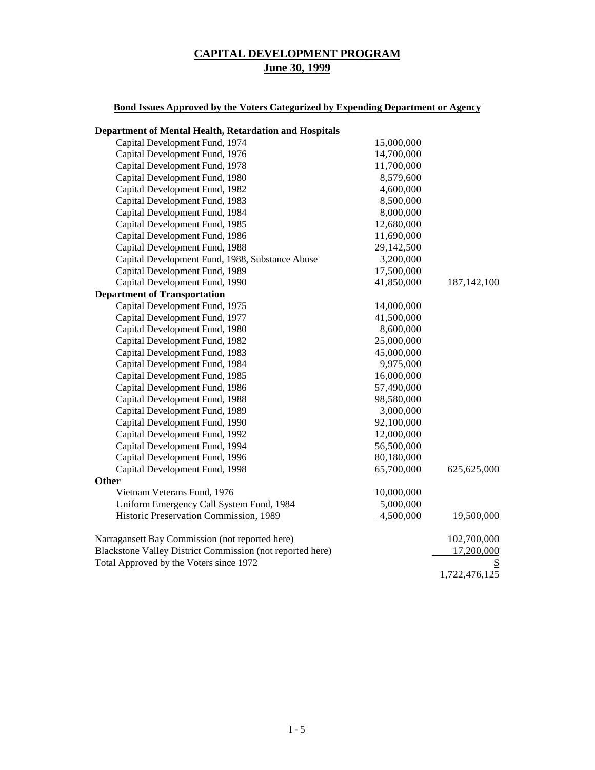# CAPITAL DEVELOPMENT PROGRAM
## June 30, 1999

### Bond Issues Approved by the Voters Categorized by Expending Department or Agency

| | | |
|---|---|---|
| **Department of Mental Health, Retardation and Hospitals** | | |
| Capital Development Fund, 1974 | 15,000,000 | |
| Capital Development Fund, 1976 | 14,700,000 | |
| Capital Development Fund, 1978 | 11,700,000 | |
| Capital Development Fund, 1980 | 8,579,600 | |
| Capital Development Fund, 1982 | 4,600,000 | |
| Capital Development Fund, 1983 | 8,500,000 | |
| Capital Development Fund, 1984 | 8,000,000 | |
| Capital Development Fund, 1985 | 12,680,000 | |
| Capital Development Fund, 1986 | 11,690,000 | |
| Capital Development Fund, 1988 | 29,142,500 | |
| Capital Development Fund, 1988, Substance Abuse | 3,200,000 | |
| Capital Development Fund, 1989 | 17,500,000 | |
| Capital Development Fund, 1990 | 41,850,000 | 187,142,100 |
| **Department of Transportation** | | |
| Capital Development Fund, 1975 | 14,000,000 | |
| Capital Development Fund, 1977 | 41,500,000 | |
| Capital Development Fund, 1980 | 8,600,000 | |
| Capital Development Fund, 1982 | 25,000,000 | |
| Capital Development Fund, 1983 | 45,000,000 | |
| Capital Development Fund, 1984 | 9,975,000 | |
| Capital Development Fund, 1985 | 16,000,000 | |
| Capital Development Fund, 1986 | 57,490,000 | |
| Capital Development Fund, 1988 | 98,580,000 | |
| Capital Development Fund, 1989 | 3,000,000 | |
| Capital Development Fund, 1990 | 92,100,000 | |
| Capital Development Fund, 1992 | 12,000,000 | |
| Capital Development Fund, 1994 | 56,500,000 | |
| Capital Development Fund, 1996 | 80,180,000 | |
| Capital Development Fund, 1998 | 65,700,000 | 625,625,000 |
| **Other** | | |
| Vietnam Veterans Fund, 1976 | 10,000,000 | |
| Uniform Emergency Call System Fund, 1984 | 5,000,000 | |
| Historic Preservation Commission, 1989 | 4,500,000 | 19,500,000 |
| | | |
| Narragansett Bay Commission (not reported here) | | 102,700,000 |
| Blackstone Valley District Commission (not reported here) | | 17,200,000 |
| Total Approved by the Voters since 1972 | | $ 1,722,476,125 |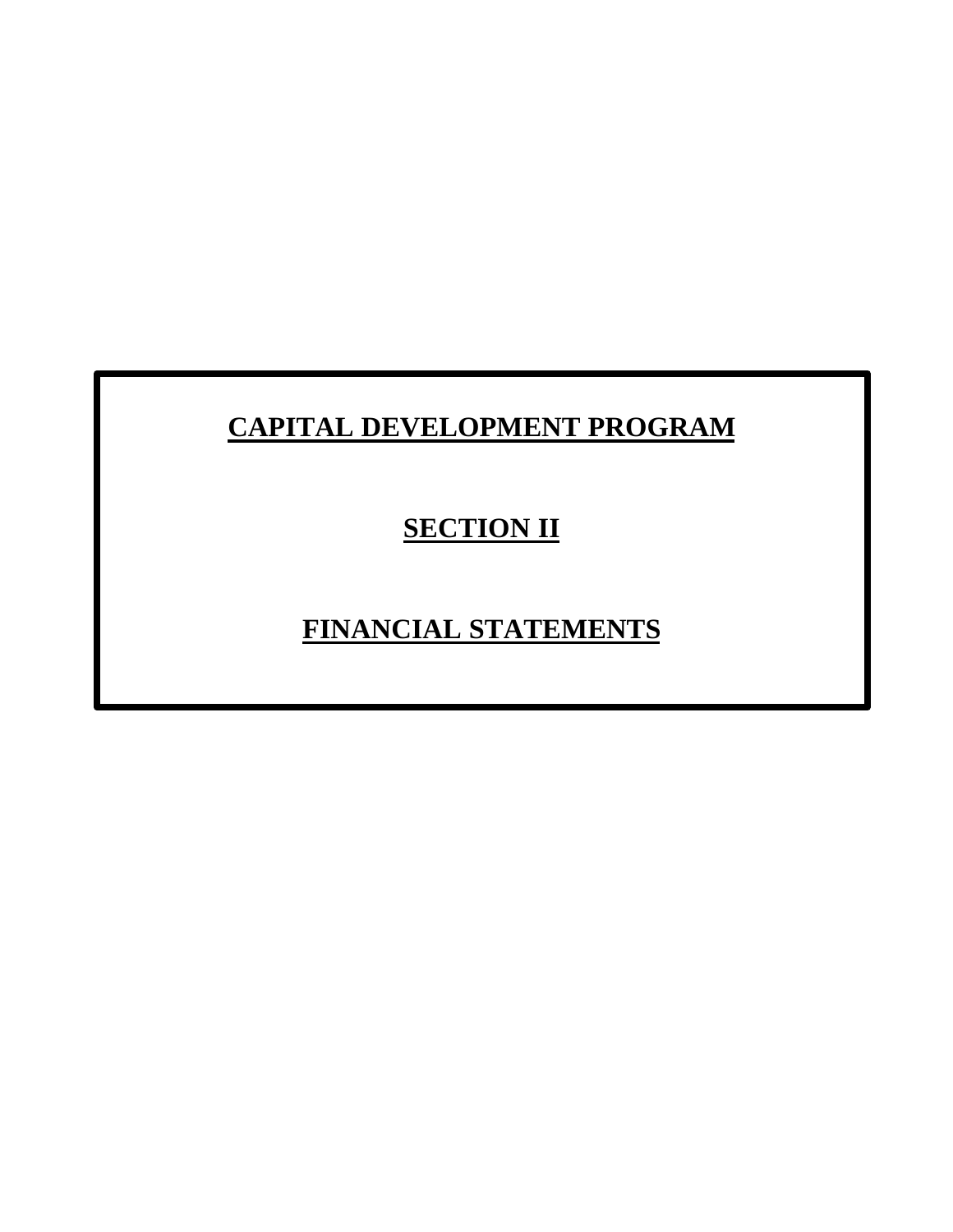# CAPITAL DEVELOPMENT PROGRAM

## SECTION II

## FINANCIAL STATEMENTS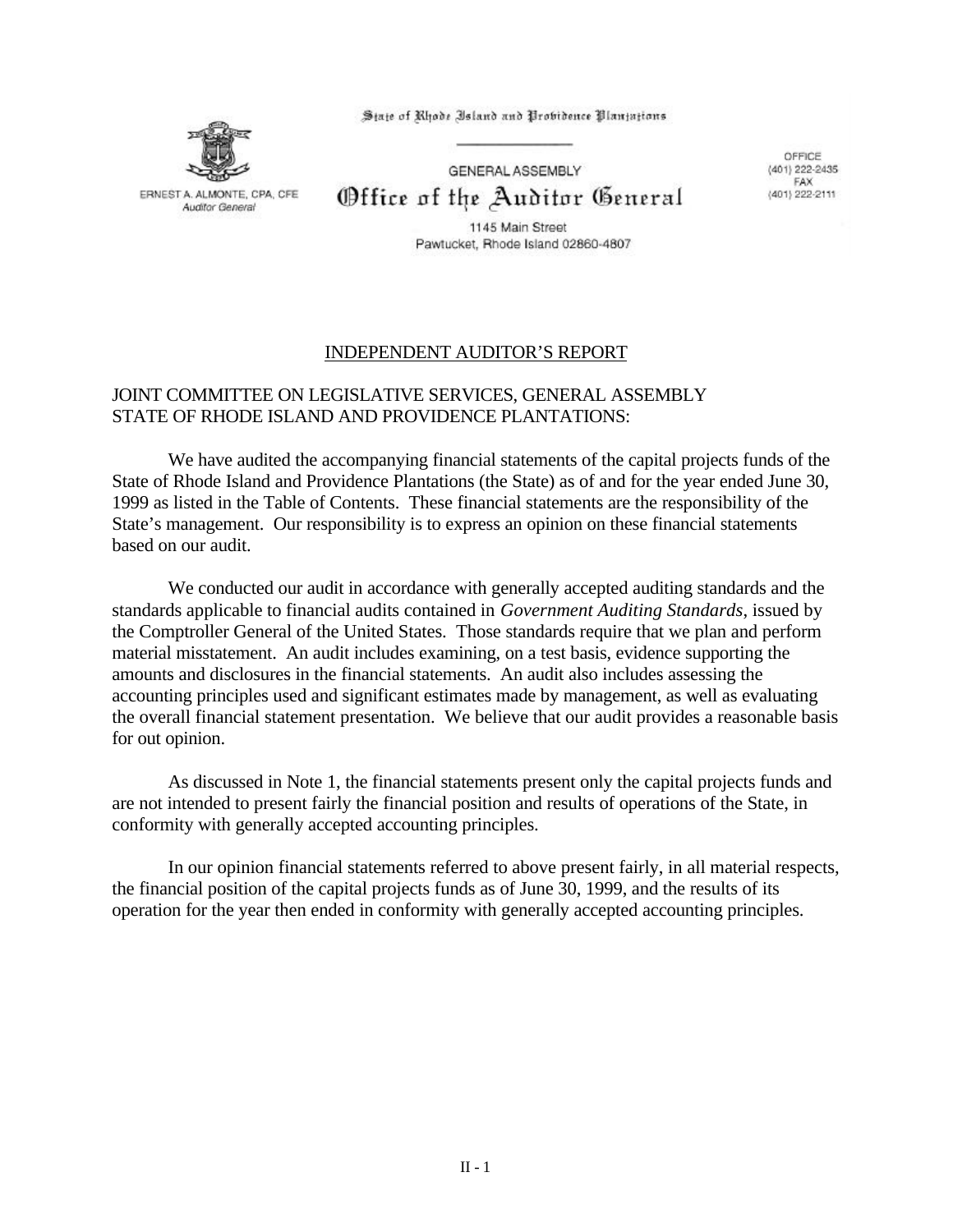State of Rhode Island and Providence Plantations

ERNEST A. ALMONTE, CPA, CFE
*Auditor General*

GENERAL ASSEMBLY

# Office of the Auditor General

1145 Main Street
Pawtucket, Rhode Island 02860-4807

OFFICE
(401) 222-2435
FAX
(401) 222-2111

## INDEPENDENT AUDITOR'S REPORT

JOINT COMMITTEE ON LEGISLATIVE SERVICES, GENERAL ASSEMBLY
STATE OF RHODE ISLAND AND PROVIDENCE PLANTATIONS:

We have audited the accompanying financial statements of the capital projects funds of the State of Rhode Island and Providence Plantations (the State) as of and for the year ended June 30, 1999 as listed in the Table of Contents. These financial statements are the responsibility of the State's management. Our responsibility is to express an opinion on these financial statements based on our audit.

We conducted our audit in accordance with generally accepted auditing standards and the standards applicable to financial audits contained in *Government Auditing Standards*, issued by the Comptroller General of the United States. Those standards require that we plan and perform material misstatement. An audit includes examining, on a test basis, evidence supporting the amounts and disclosures in the financial statements. An audit also includes assessing the accounting principles used and significant estimates made by management, as well as evaluating the overall financial statement presentation. We believe that our audit provides a reasonable basis for out opinion.

As discussed in Note 1, the financial statements present only the capital projects funds and are not intended to present fairly the financial position and results of operations of the State, in conformity with generally accepted accounting principles.

In our opinion financial statements referred to above present fairly, in all material respects, the financial position of the capital projects funds as of June 30, 1999, and the results of its operation for the year then ended in conformity with generally accepted accounting principles.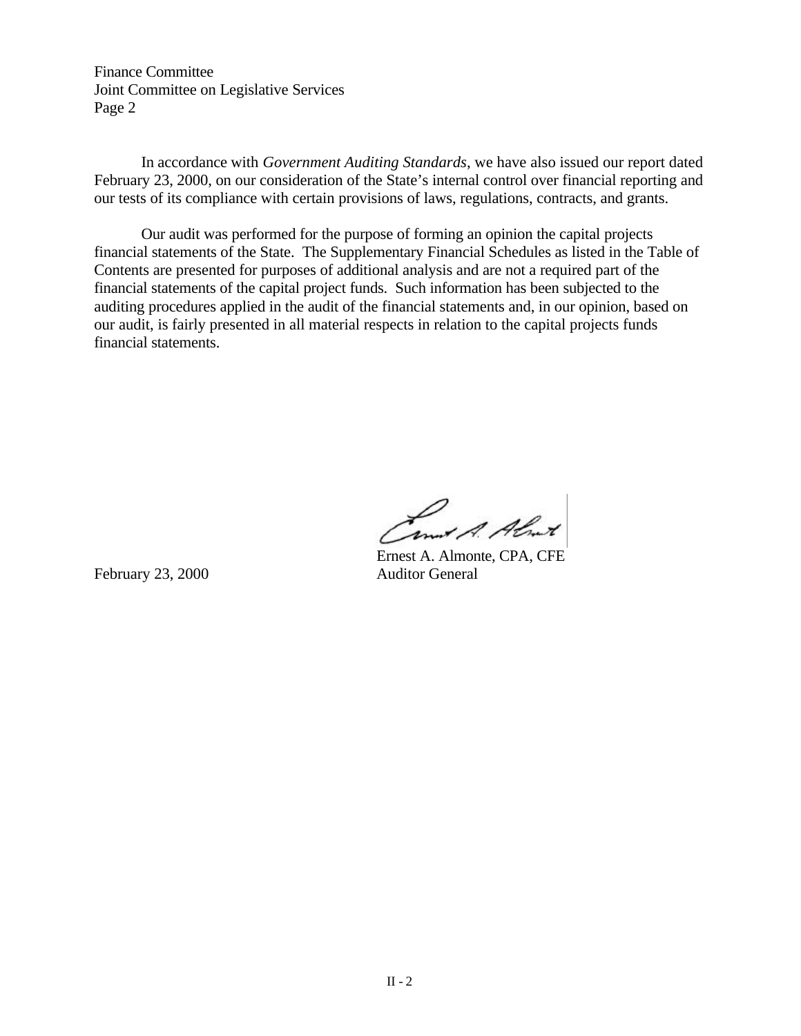Finance Committee
Joint Committee on Legislative Services
Page 2

In accordance with *Government Auditing Standards*, we have also issued our report dated February 23, 2000, on our consideration of the State's internal control over financial reporting and our tests of its compliance with certain provisions of laws, regulations, contracts, and grants.

Our audit was performed for the purpose of forming an opinion the capital projects financial statements of the State. The Supplementary Financial Schedules as listed in the Table of Contents are presented for purposes of additional analysis and are not a required part of the financial statements of the capital project funds. Such information has been subjected to the auditing procedures applied in the audit of the financial statements and, in our opinion, based on our audit, is fairly presented in all material respects in relation to the capital projects funds financial statements.

Ernest A. Almonte, CPA, CFE
Auditor General

February 23, 2000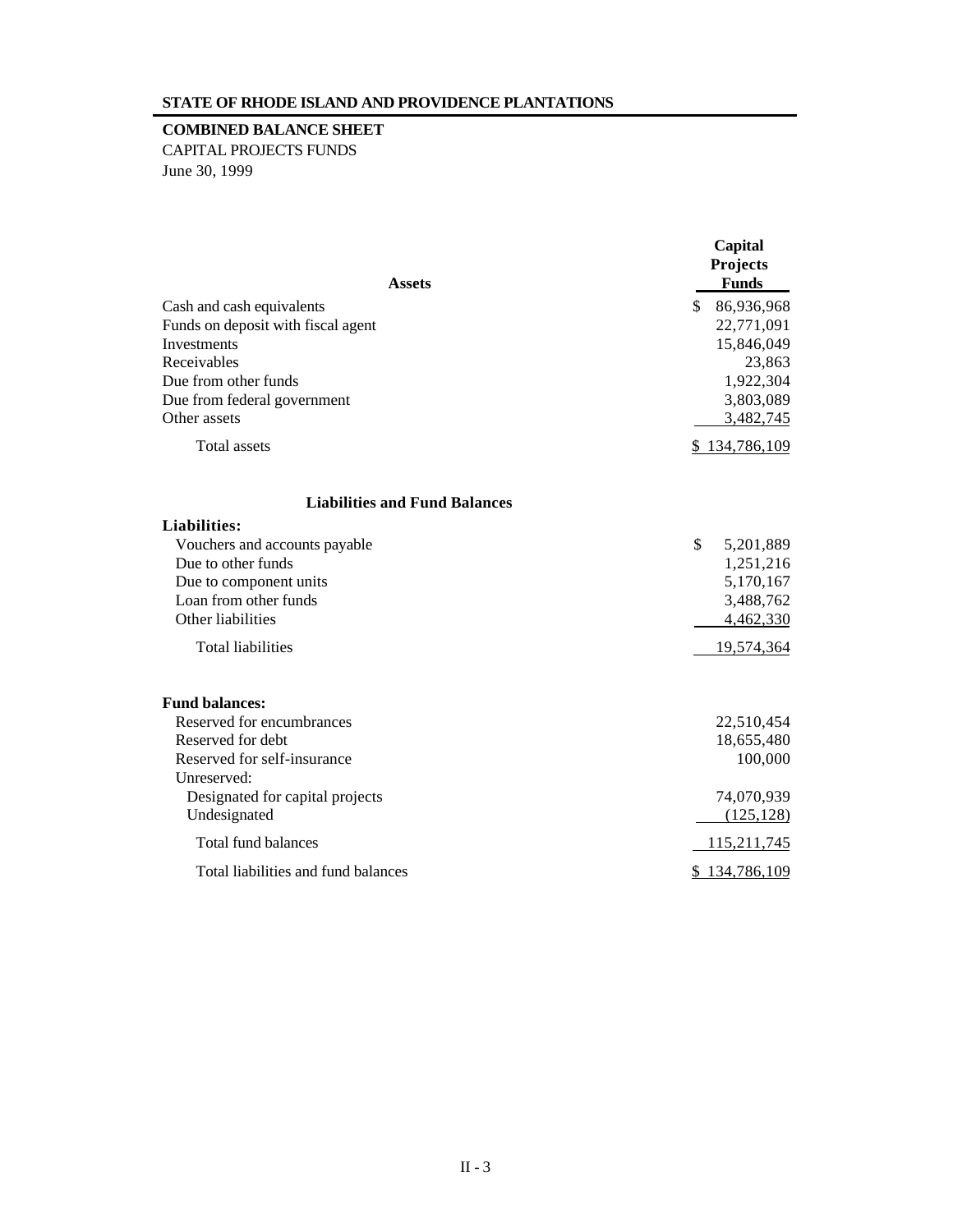**STATE OF RHODE ISLAND AND PROVIDENCE PLANTATIONS**

**COMBINED BALANCE SHEET**

CAPITAL PROJECTS FUNDS

June 30, 1999

| **Assets** | **Capital Projects Funds** |
|---|---|
| Cash and cash equivalents | $ 86,936,968 |
| Funds on deposit with fiscal agent | 22,771,091 |
| Investments | 15,846,049 |
| Receivables | 23,863 |
| Due from other funds | 1,922,304 |
| Due from federal government | 3,803,089 |
| Other assets | 3,482,745 |
| Total assets | $ 134,786,109 |
| **Liabilities and Fund Balances** | |
| **Liabilities:** | |
| Vouchers and accounts payable | $ 5,201,889 |
| Due to other funds | 1,251,216 |
| Due to component units | 5,170,167 |
| Loan from other funds | 3,488,762 |
| Other liabilities | 4,462,330 |
| Total liabilities | 19,574,364 |
| **Fund balances:** | |
| Reserved for encumbrances | 22,510,454 |
| Reserved for debt | 18,655,480 |
| Reserved for self-insurance | 100,000 |
| Unreserved: | |
| Designated for capital projects | 74,070,939 |
| Undesignated | (125,128) |
| Total fund balances | 115,211,745 |
| Total liabilities and fund balances | $ 134,786,109 |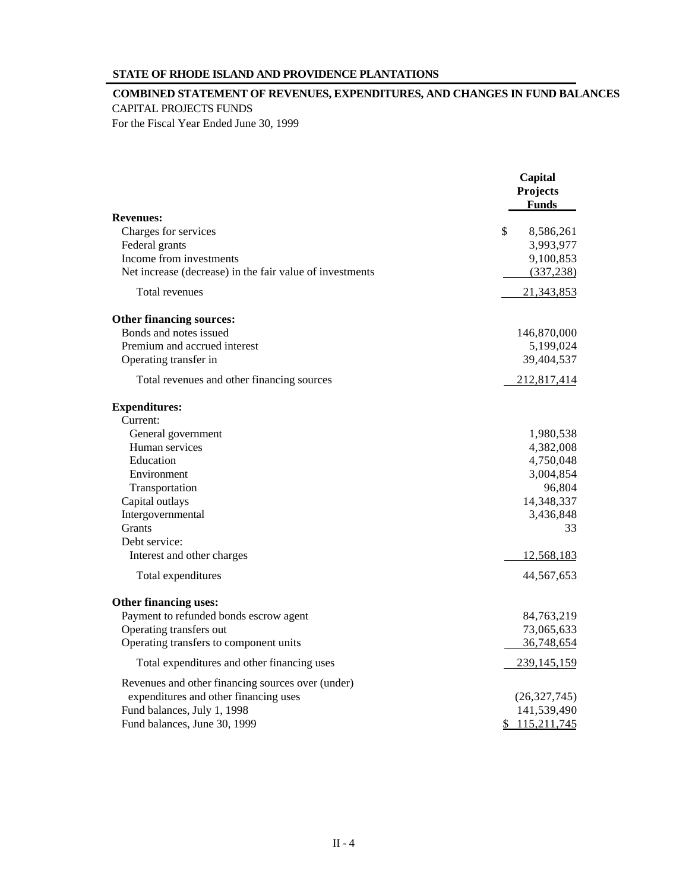**STATE OF RHODE ISLAND AND PROVIDENCE PLANTATIONS**

**COMBINED STATEMENT OF REVENUES, EXPENDITURES, AND CHANGES IN FUND BALANCES**

CAPITAL PROJECTS FUNDS

For the Fiscal Year Ended June 30, 1999

| | Capital Projects Funds |
|---|---|
| **Revenues:** | |
| Charges for services | $ 8,586,261 |
| Federal grants | 3,993,977 |
| Income from investments | 9,100,853 |
| Net increase (decrease) in the fair value of investments | (337,238) |
| Total revenues | 21,343,853 |
| **Other financing sources:** | |
| Bonds and notes issued | 146,870,000 |
| Premium and accrued interest | 5,199,024 |
| Operating transfer in | 39,404,537 |
| Total revenues and other financing sources | 212,817,414 |
| **Expenditures:** | |
| Current: | |
| General government | 1,980,538 |
| Human services | 4,382,008 |
| Education | 4,750,048 |
| Environment | 3,004,854 |
| Transportation | 96,804 |
| Capital outlays | 14,348,337 |
| Intergovernmental | 3,436,848 |
| Grants | 33 |
| Debt service: | |
| Interest and other charges | 12,568,183 |
| Total expenditures | 44,567,653 |
| **Other financing uses:** | |
| Payment to refunded bonds escrow agent | 84,763,219 |
| Operating transfers out | 73,065,633 |
| Operating transfers to component units | 36,748,654 |
| Total expenditures and other financing uses | 239,145,159 |
| Revenues and other financing sources over (under) expenditures and other financing uses | (26,327,745) |
| Fund balances, July 1, 1998 | 141,539,490 |
| Fund balances, June 30, 1999 | $ 115,211,745 |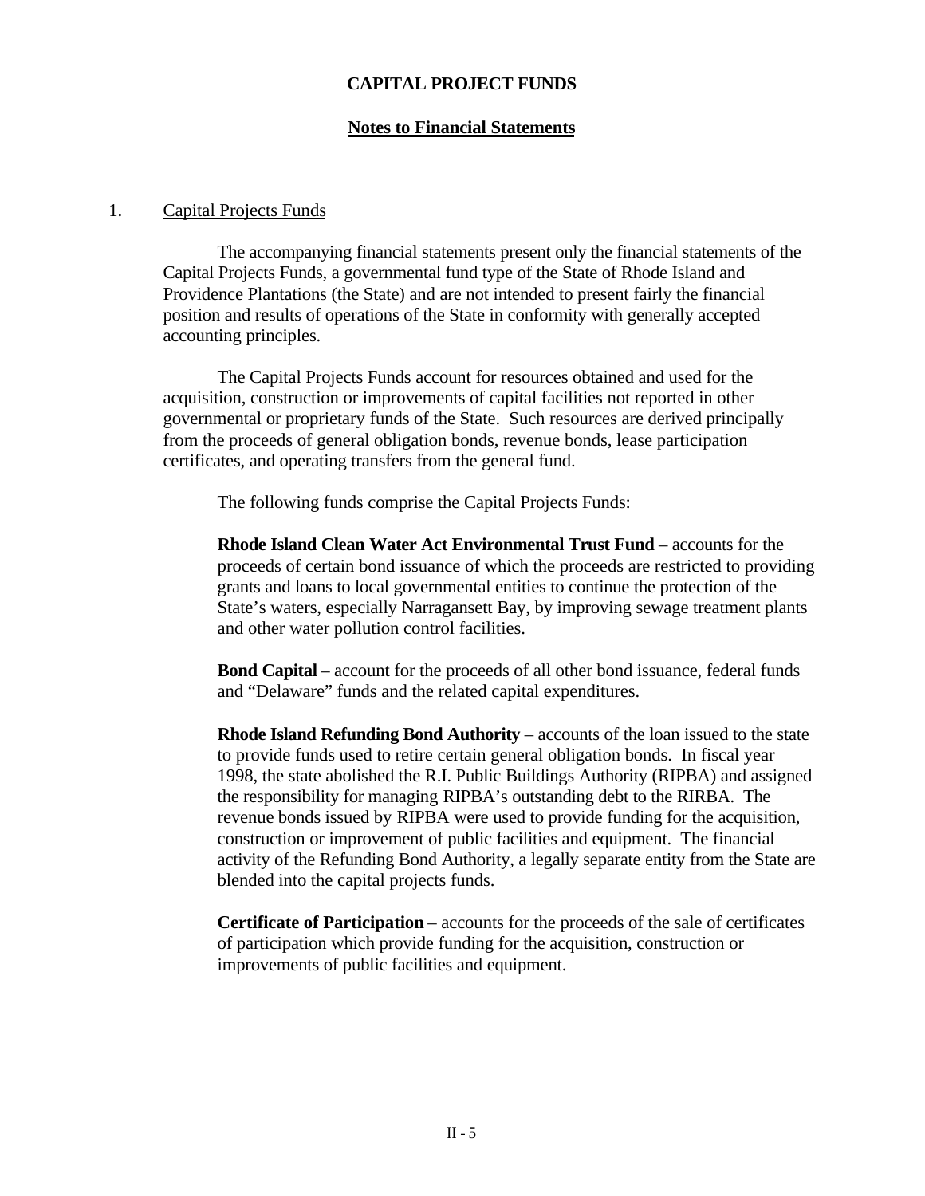# CAPITAL PROJECT FUNDS

## Notes to Financial Statements

1. Capital Projects Funds

The accompanying financial statements present only the financial statements of the Capital Projects Funds, a governmental fund type of the State of Rhode Island and Providence Plantations (the State) and are not intended to present fairly the financial position and results of operations of the State in conformity with generally accepted accounting principles.

The Capital Projects Funds account for resources obtained and used for the acquisition, construction or improvements of capital facilities not reported in other governmental or proprietary funds of the State. Such resources are derived principally from the proceeds of general obligation bonds, revenue bonds, lease participation certificates, and operating transfers from the general fund.

The following funds comprise the Capital Projects Funds:

**Rhode Island Clean Water Act Environmental Trust Fund** – accounts for the proceeds of certain bond issuance of which the proceeds are restricted to providing grants and loans to local governmental entities to continue the protection of the State's waters, especially Narragansett Bay, by improving sewage treatment plants and other water pollution control facilities.

**Bond Capital** – account for the proceeds of all other bond issuance, federal funds and "Delaware" funds and the related capital expenditures.

**Rhode Island Refunding Bond Authority** – accounts of the loan issued to the state to provide funds used to retire certain general obligation bonds. In fiscal year 1998, the state abolished the R.I. Public Buildings Authority (RIPBA) and assigned the responsibility for managing RIPBA's outstanding debt to the RIRBA. The revenue bonds issued by RIPBA were used to provide funding for the acquisition, construction or improvement of public facilities and equipment. The financial activity of the Refunding Bond Authority, a legally separate entity from the State are blended into the capital projects funds.

**Certificate of Participation** – accounts for the proceeds of the sale of certificates of participation which provide funding for the acquisition, construction or improvements of public facilities and equipment.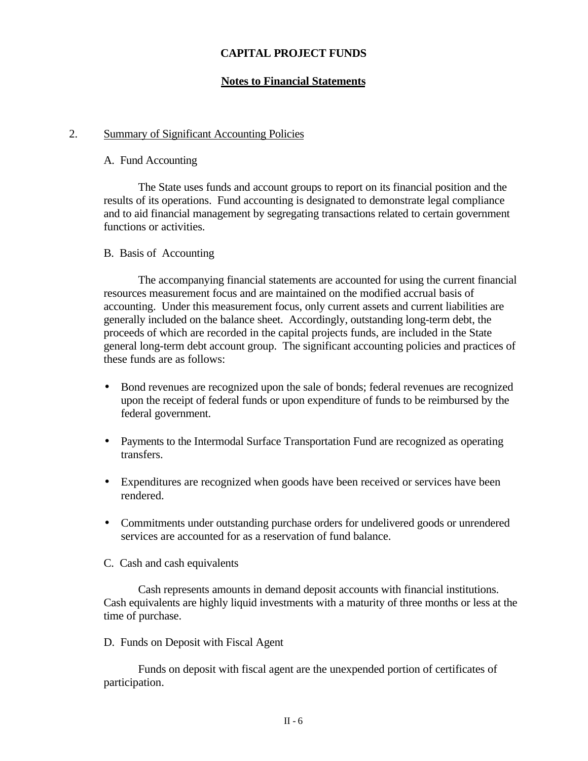# CAPITAL PROJECT FUNDS

## Notes to Financial Statements

2. Summary of Significant Accounting Policies

A. Fund Accounting

The State uses funds and account groups to report on its financial position and the results of its operations. Fund accounting is designated to demonstrate legal compliance and to aid financial management by segregating transactions related to certain government functions or activities.

B. Basis of Accounting

The accompanying financial statements are accounted for using the current financial resources measurement focus and are maintained on the modified accrual basis of accounting. Under this measurement focus, only current assets and current liabilities are generally included on the balance sheet. Accordingly, outstanding long-term debt, the proceeds of which are recorded in the capital projects funds, are included in the State general long-term debt account group. The significant accounting policies and practices of these funds are as follows:

- Bond revenues are recognized upon the sale of bonds; federal revenues are recognized upon the receipt of federal funds or upon expenditure of funds to be reimbursed by the federal government.
- Payments to the Intermodal Surface Transportation Fund are recognized as operating transfers.
- Expenditures are recognized when goods have been received or services have been rendered.
- Commitments under outstanding purchase orders for undelivered goods or unrendered services are accounted for as a reservation of fund balance.

C. Cash and cash equivalents

Cash represents amounts in demand deposit accounts with financial institutions. Cash equivalents are highly liquid investments with a maturity of three months or less at the time of purchase.

D. Funds on Deposit with Fiscal Agent

Funds on deposit with fiscal agent are the unexpended portion of certificates of participation.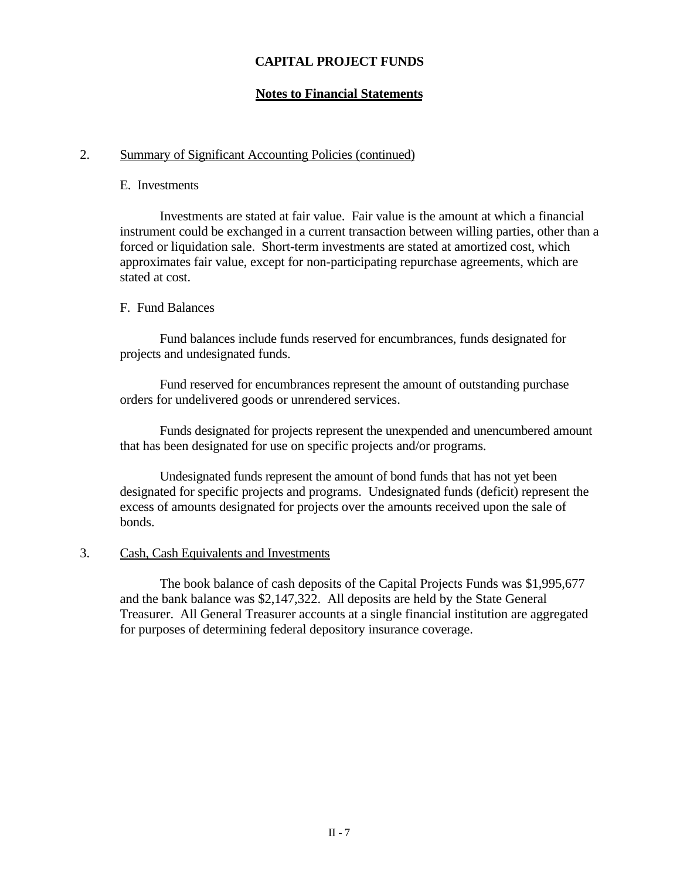# CAPITAL PROJECT FUNDS

## Notes to Financial Statements

2. Summary of Significant Accounting Policies (continued)

E. Investments

Investments are stated at fair value. Fair value is the amount at which a financial instrument could be exchanged in a current transaction between willing parties, other than a forced or liquidation sale. Short-term investments are stated at amortized cost, which approximates fair value, except for non-participating repurchase agreements, which are stated at cost.

F. Fund Balances

Fund balances include funds reserved for encumbrances, funds designated for projects and undesignated funds.

Fund reserved for encumbrances represent the amount of outstanding purchase orders for undelivered goods or unrendered services.

Funds designated for projects represent the unexpended and unencumbered amount that has been designated for use on specific projects and/or programs.

Undesignated funds represent the amount of bond funds that has not yet been designated for specific projects and programs. Undesignated funds (deficit) represent the excess of amounts designated for projects over the amounts received upon the sale of bonds.

3. Cash, Cash Equivalents and Investments

The book balance of cash deposits of the Capital Projects Funds was $1,995,677 and the bank balance was $2,147,322. All deposits are held by the State General Treasurer. All General Treasurer accounts at a single financial institution are aggregated for purposes of determining federal depository insurance coverage.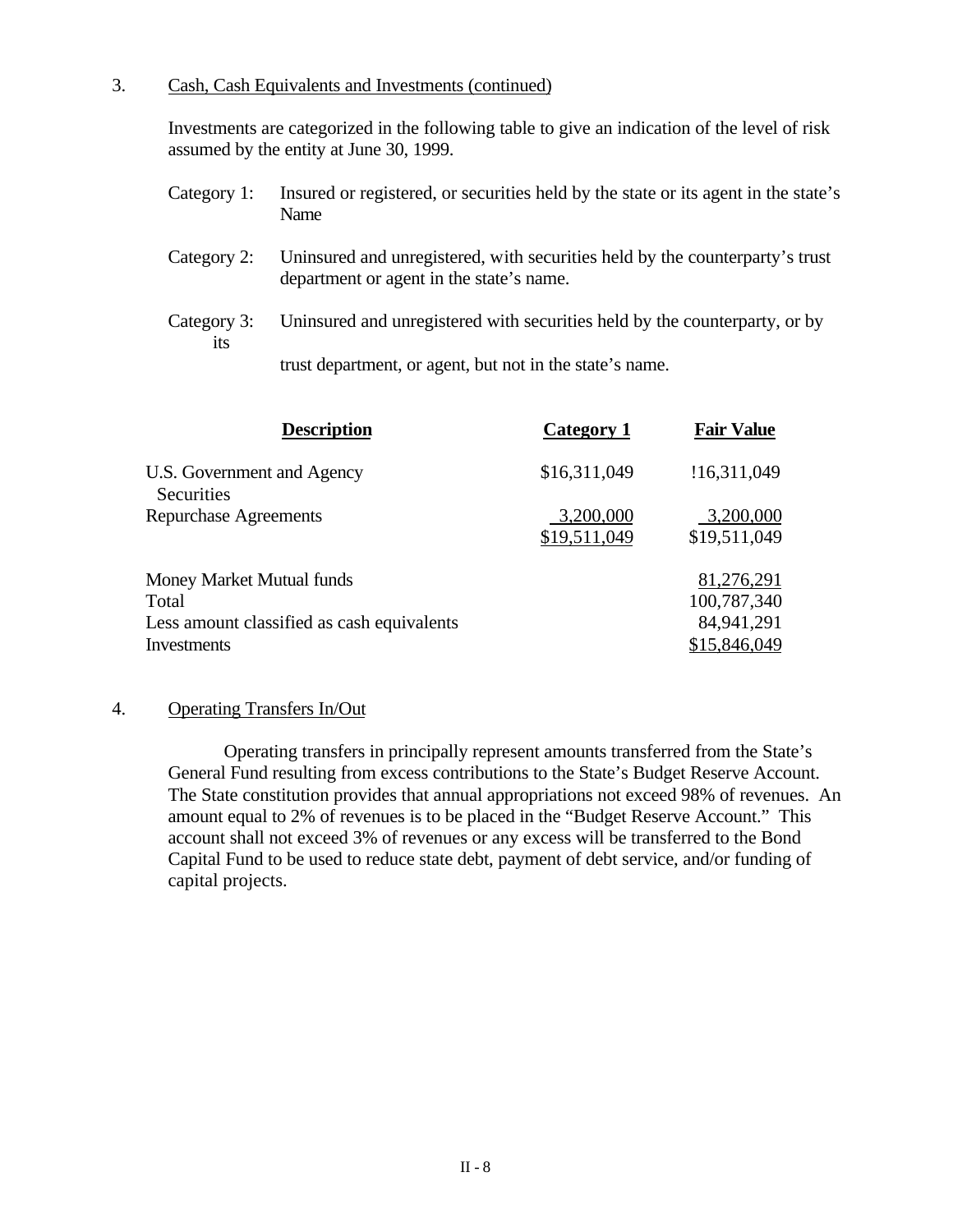3. Cash, Cash Equivalents and Investments (continued)

Investments are categorized in the following table to give an indication of the level of risk assumed by the entity at June 30, 1999.

Category 1: Insured or registered, or securities held by the state or its agent in the state's Name

Category 2: Uninsured and unregistered, with securities held by the counterparty's trust department or agent in the state's name.

Category 3: Uninsured and unregistered with securities held by the counterparty, or by its trust department, or agent, but not in the state's name.

| Description | Category 1 | Fair Value |
|---|---|---|
| U.S. Government and Agency Securities | $16,311,049 | !16,311,049 |
| Repurchase Agreements | 3,200,000 | 3,200,000 |
| | $19,511,049 | $19,511,049 |
| Money Market Mutual funds | | 81,276,291 |
| Total | | 100,787,340 |
| Less amount classified as cash equivalents | | 84,941,291 |
| Investments | | $15,846,049 |

4. Operating Transfers In/Out

Operating transfers in principally represent amounts transferred from the State's General Fund resulting from excess contributions to the State's Budget Reserve Account. The State constitution provides that annual appropriations not exceed 98% of revenues. An amount equal to 2% of revenues is to be placed in the "Budget Reserve Account." This account shall not exceed 3% of revenues or any excess will be transferred to the Bond Capital Fund to be used to reduce state debt, payment of debt service, and/or funding of capital projects.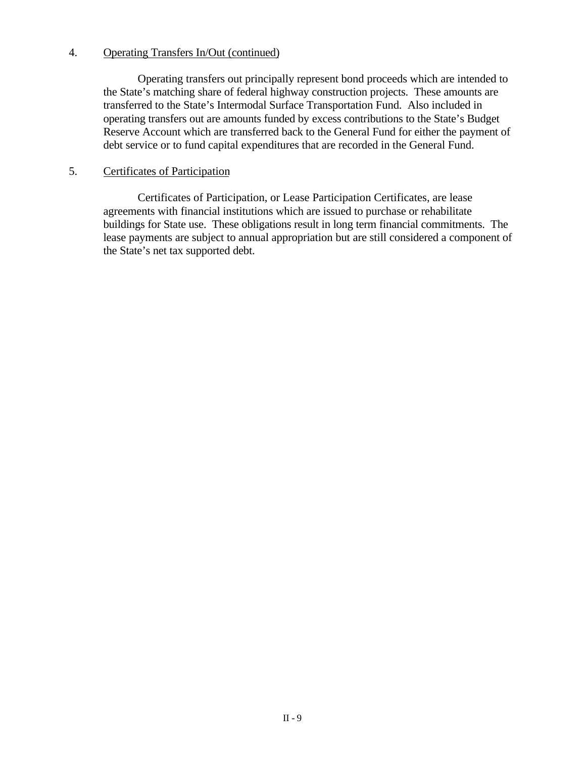4. Operating Transfers In/Out (continued)

Operating transfers out principally represent bond proceeds which are intended to the State's matching share of federal highway construction projects. These amounts are transferred to the State's Intermodal Surface Transportation Fund. Also included in operating transfers out are amounts funded by excess contributions to the State's Budget Reserve Account which are transferred back to the General Fund for either the payment of debt service or to fund capital expenditures that are recorded in the General Fund.

5. Certificates of Participation

Certificates of Participation, or Lease Participation Certificates, are lease agreements with financial institutions which are issued to purchase or rehabilitate buildings for State use. These obligations result in long term financial commitments. The lease payments are subject to annual appropriation but are still considered a component of the State's net tax supported debt.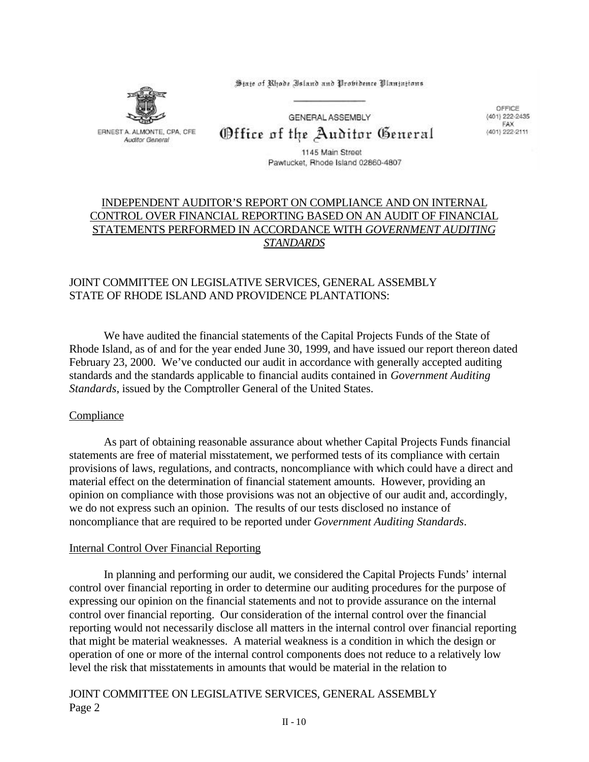State of Rhode Island and Providence Plantations

GENERAL ASSEMBLY

Office of the Auditor General

1145 Main Street
Pawtucket, Rhode Island 02860-4807

ERNEST A. ALMONTE, CPA, CFE
Auditor General

OFFICE
(401) 222-2435
FAX
(401) 222-2111

## INDEPENDENT AUDITOR'S REPORT ON COMPLIANCE AND ON INTERNAL CONTROL OVER FINANCIAL REPORTING BASED ON AN AUDIT OF FINANCIAL STATEMENTS PERFORMED IN ACCORDANCE WITH *GOVERNMENT AUDITING STANDARDS*

JOINT COMMITTEE ON LEGISLATIVE SERVICES, GENERAL ASSEMBLY
STATE OF RHODE ISLAND AND PROVIDENCE PLANTATIONS:

We have audited the financial statements of the Capital Projects Funds of the State of Rhode Island, as of and for the year ended June 30, 1999, and have issued our report thereon dated February 23, 2000. We've conducted our audit in accordance with generally accepted auditing standards and the standards applicable to financial audits contained in *Government Auditing Standards*, issued by the Comptroller General of the United States.

### Compliance

As part of obtaining reasonable assurance about whether Capital Projects Funds financial statements are free of material misstatement, we performed tests of its compliance with certain provisions of laws, regulations, and contracts, noncompliance with which could have a direct and material effect on the determination of financial statement amounts. However, providing an opinion on compliance with those provisions was not an objective of our audit and, accordingly, we do not express such an opinion. The results of our tests disclosed no instance of noncompliance that are required to be reported under *Government Auditing Standards*.

### Internal Control Over Financial Reporting

In planning and performing our audit, we considered the Capital Projects Funds' internal control over financial reporting in order to determine our auditing procedures for the purpose of expressing our opinion on the financial statements and not to provide assurance on the internal control over financial reporting. Our consideration of the internal control over the financial reporting would not necessarily disclose all matters in the internal control over financial reporting that might be material weaknesses. A material weakness is a condition in which the design or operation of one or more of the internal control components does not reduce to a relatively low level the risk that misstatements in amounts that would be material in the relation to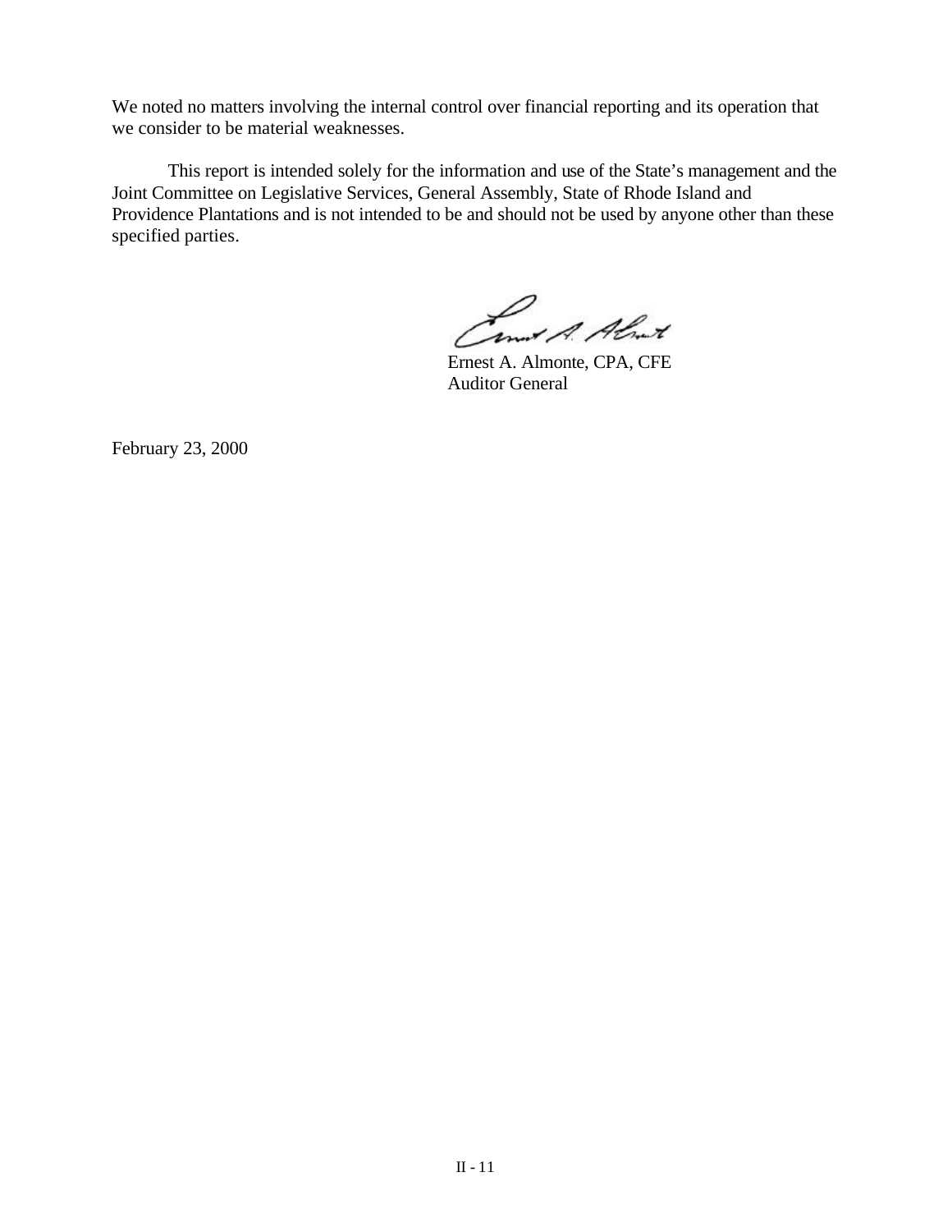We noted no matters involving the internal control over financial reporting and its operation that we consider to be material weaknesses.

This report is intended solely for the information and use of the State's management and the Joint Committee on Legislative Services, General Assembly, State of Rhode Island and Providence Plantations and is not intended to be and should not be used by anyone other than these specified parties.

Ernest A. Almonte, CPA, CFE
Auditor General

February 23, 2000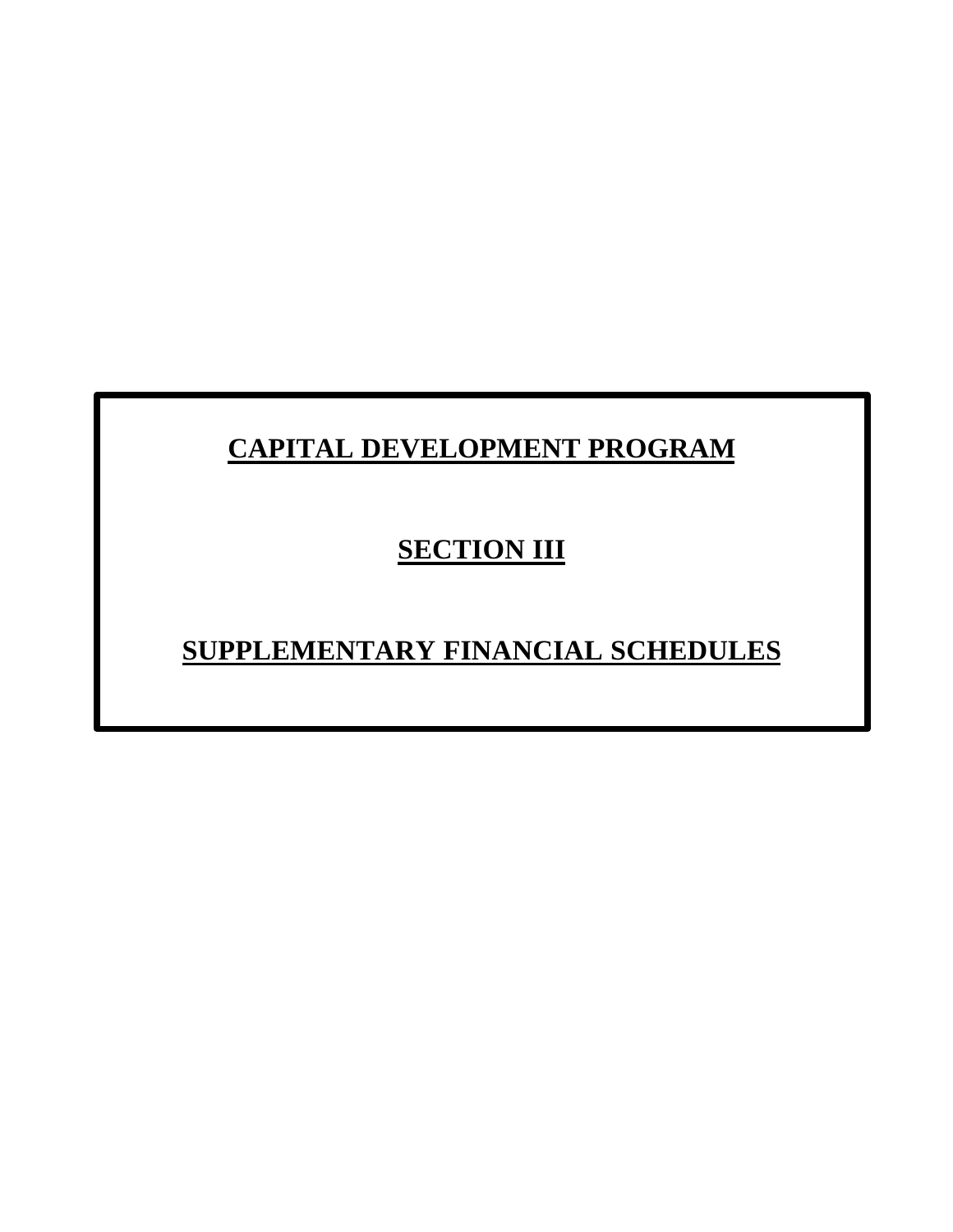# CAPITAL DEVELOPMENT PROGRAM

## SECTION III

## SUPPLEMENTARY FINANCIAL SCHEDULES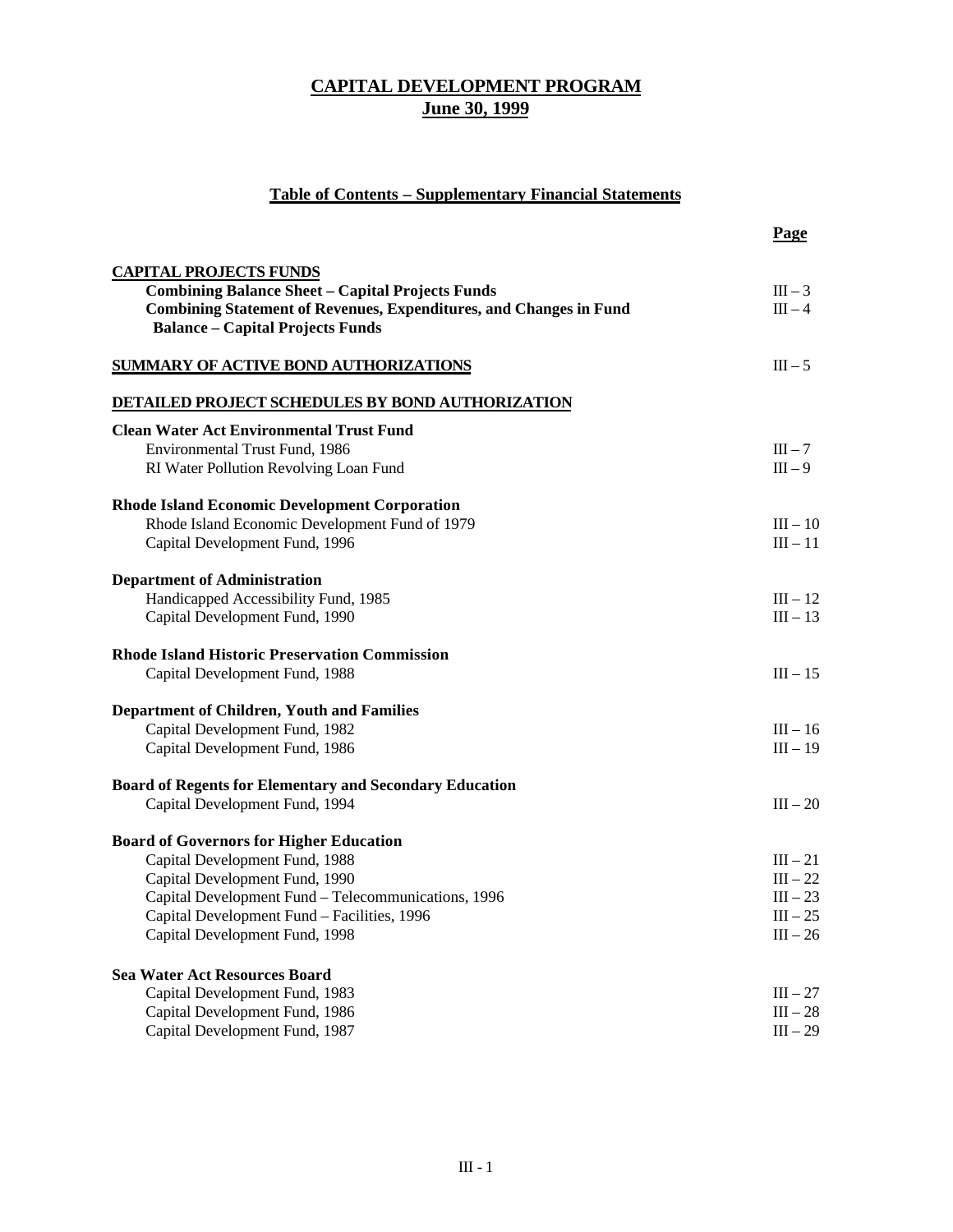# CAPITAL DEVELOPMENT PROGRAM
## June 30, 1999

### Table of Contents – Supplementary Financial Statements

| | Page |
|---|---|
| **CAPITAL PROJECTS FUNDS** | |
| **Combining Balance Sheet – Capital Projects Funds** | III – 3 |
| **Combining Statement of Revenues, Expenditures, and Changes in Fund Balance – Capital Projects Funds** | III – 4 |
| | |
| **SUMMARY OF ACTIVE BOND AUTHORIZATIONS** | III – 5 |
| | |
| **DETAILED PROJECT SCHEDULES BY BOND AUTHORIZATION** | |
| | |
| **Clean Water Act Environmental Trust Fund** | |
| Environmental Trust Fund, 1986 | III – 7 |
| RI Water Pollution Revolving Loan Fund | III – 9 |
| | |
| **Rhode Island Economic Development Corporation** | |
| Rhode Island Economic Development Fund of 1979 | III – 10 |
| Capital Development Fund, 1996 | III – 11 |
| | |
| **Department of Administration** | |
| Handicapped Accessibility Fund, 1985 | III – 12 |
| Capital Development Fund, 1990 | III – 13 |
| | |
| **Rhode Island Historic Preservation Commission** | |
| Capital Development Fund, 1988 | III – 15 |
| | |
| **Department of Children, Youth and Families** | |
| Capital Development Fund, 1982 | III – 16 |
| Capital Development Fund, 1986 | III – 19 |
| | |
| **Board of Regents for Elementary and Secondary Education** | |
| Capital Development Fund, 1994 | III – 20 |
| | |
| **Board of Governors for Higher Education** | |
| Capital Development Fund, 1988 | III – 21 |
| Capital Development Fund, 1990 | III – 22 |
| Capital Development Fund – Telecommunications, 1996 | III – 23 |
| Capital Development Fund – Facilities, 1996 | III – 25 |
| Capital Development Fund, 1998 | III – 26 |
| | |
| **Sea Water Act Resources Board** | |
| Capital Development Fund, 1983 | III – 27 |
| Capital Development Fund, 1986 | III – 28 |
| Capital Development Fund, 1987 | III – 29 |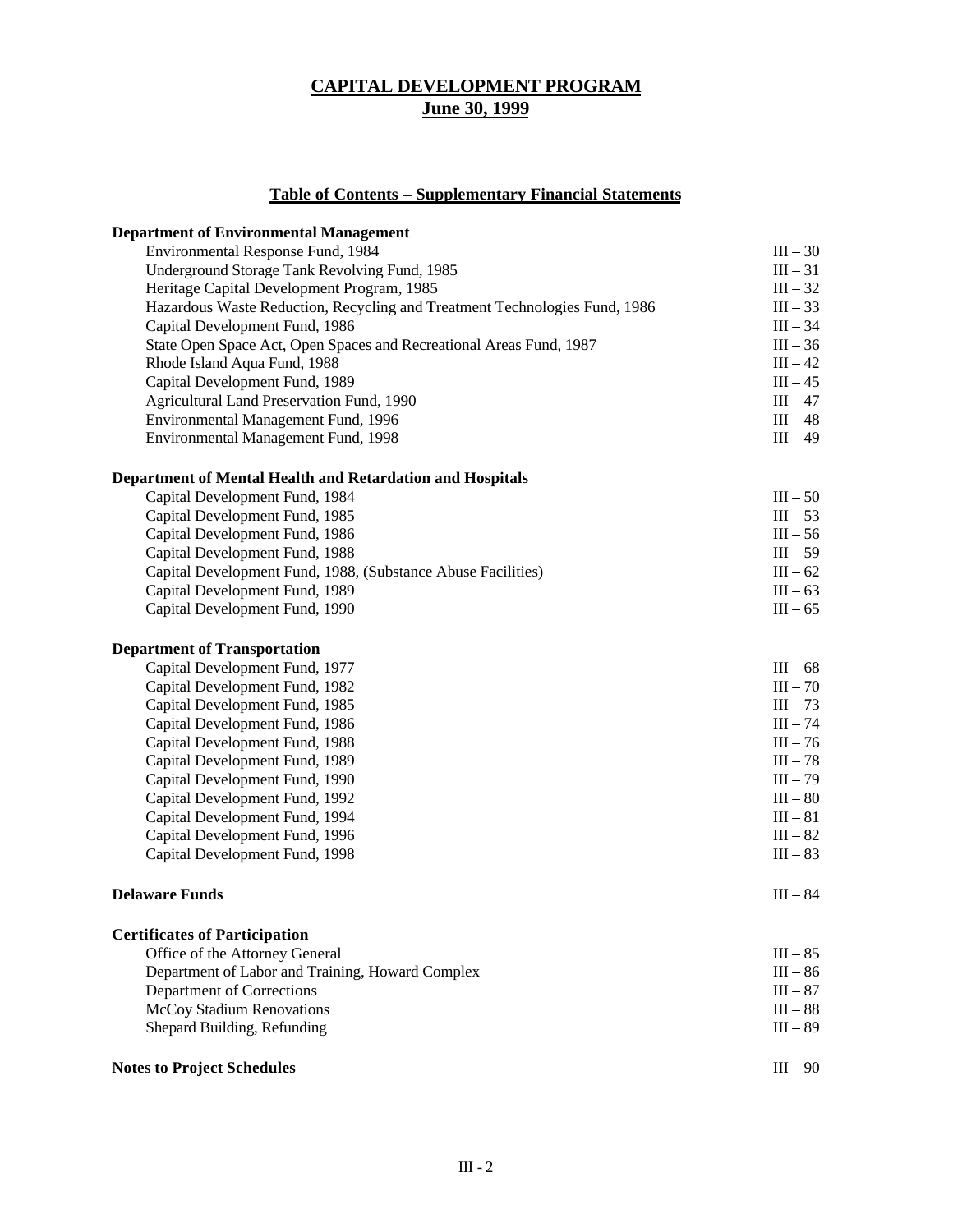# CAPITAL DEVELOPMENT PROGRAM
## June 30, 1999

### Table of Contents – Supplementary Financial Statements

| | |
|---|---|
| **Department of Environmental Management** | |
| Environmental Response Fund, 1984 | III – 30 |
| Underground Storage Tank Revolving Fund, 1985 | III – 31 |
| Heritage Capital Development Program, 1985 | III – 32 |
| Hazardous Waste Reduction, Recycling and Treatment Technologies Fund, 1986 | III – 33 |
| Capital Development Fund, 1986 | III – 34 |
| State Open Space Act, Open Spaces and Recreational Areas Fund, 1987 | III – 36 |
| Rhode Island Aqua Fund, 1988 | III – 42 |
| Capital Development Fund, 1989 | III – 45 |
| Agricultural Land Preservation Fund, 1990 | III – 47 |
| Environmental Management Fund, 1996 | III – 48 |
| Environmental Management Fund, 1998 | III – 49 |
| **Department of Mental Health and Retardation and Hospitals** | |
| Capital Development Fund, 1984 | III – 50 |
| Capital Development Fund, 1985 | III – 53 |
| Capital Development Fund, 1986 | III – 56 |
| Capital Development Fund, 1988 | III – 59 |
| Capital Development Fund, 1988, (Substance Abuse Facilities) | III – 62 |
| Capital Development Fund, 1989 | III – 63 |
| Capital Development Fund, 1990 | III – 65 |
| **Department of Transportation** | |
| Capital Development Fund, 1977 | III – 68 |
| Capital Development Fund, 1982 | III – 70 |
| Capital Development Fund, 1985 | III – 73 |
| Capital Development Fund, 1986 | III – 74 |
| Capital Development Fund, 1988 | III – 76 |
| Capital Development Fund, 1989 | III – 78 |
| Capital Development Fund, 1990 | III – 79 |
| Capital Development Fund, 1992 | III – 80 |
| Capital Development Fund, 1994 | III – 81 |
| Capital Development Fund, 1996 | III – 82 |
| Capital Development Fund, 1998 | III – 83 |
| **Delaware Funds** | III – 84 |
| **Certificates of Participation** | |
| Office of the Attorney General | III – 85 |
| Department of Labor and Training, Howard Complex | III – 86 |
| Department of Corrections | III – 87 |
| McCoy Stadium Renovations | III – 88 |
| Shepard Building, Refunding | III – 89 |
| **Notes to Project Schedules** | III – 90 |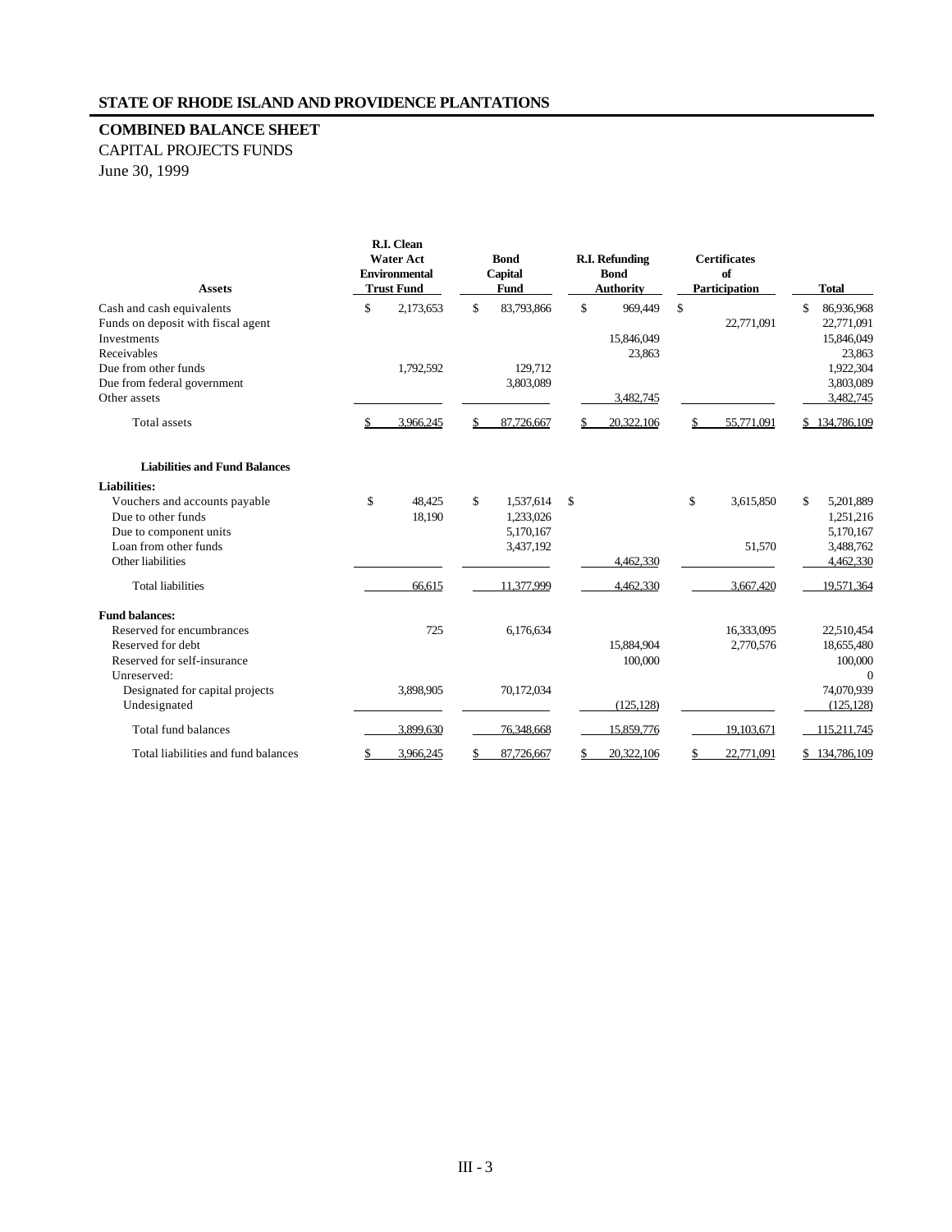## STATE OF RHODE ISLAND AND PROVIDENCE PLANTATIONS

### COMBINED BALANCE SHEET

CAPITAL PROJECTS FUNDS

June 30, 1999

| Assets | R.I. Clean Water Act Environmental Trust Fund | Bond Capital Fund | R.I. Refunding Bond Authority | Certificates of Participation | Total |
|---|---|---|---|---|---|
| Cash and cash equivalents | $ 2,173,653 | $ 83,793,866 | $ 969,449 | $ | $ 86,936,968 |
| Funds on deposit with fiscal agent | | | | 22,771,091 | 22,771,091 |
| Investments | | | 15,846,049 | | 15,846,049 |
| Receivables | | | 23,863 | | 23,863 |
| Due from other funds | 1,792,592 | 129,712 | | | 1,922,304 |
| Due from federal government | | 3,803,089 | | | 3,803,089 |
| Other assets | | | 3,482,745 | | 3,482,745 |
| Total assets | $ 3,966,245 | $ 87,726,667 | $ 20,322,106 | $ 55,771,091 | $ 134,786,109 |
| **Liabilities and Fund Balances** | | | | | |
| **Liabilities:** | | | | | |
| Vouchers and accounts payable | $ 48,425 | $ 1,537,614 | $ | $ 3,615,850 | $ 5,201,889 |
| Due to other funds | 18,190 | 1,233,026 | | | 1,251,216 |
| Due to component units | | 5,170,167 | | | 5,170,167 |
| Loan from other funds | | 3,437,192 | | 51,570 | 3,488,762 |
| Other liabilities | | | 4,462,330 | | 4,462,330 |
| Total liabilities | 66,615 | 11,377,999 | 4,462,330 | 3,667,420 | 19,571,364 |
| **Fund balances:** | | | | | |
| Reserved for encumbrances | 725 | 6,176,634 | | 16,333,095 | 22,510,454 |
| Reserved for debt | | | 15,884,904 | 2,770,576 | 18,655,480 |
| Reserved for self-insurance | | | 100,000 | | 100,000 |
| Unreserved: | | | | | 0 |
| Designated for capital projects | 3,898,905 | 70,172,034 | | | 74,070,939 |
| Undesignated | | | (125,128) | | (125,128) |
| Total fund balances | 3,899,630 | 76,348,668 | 15,859,776 | 19,103,671 | 115,211,745 |
| Total liabilities and fund balances | $ 3,966,245 | $ 87,726,667 | $ 20,322,106 | $ 22,771,091 | $ 134,786,109 |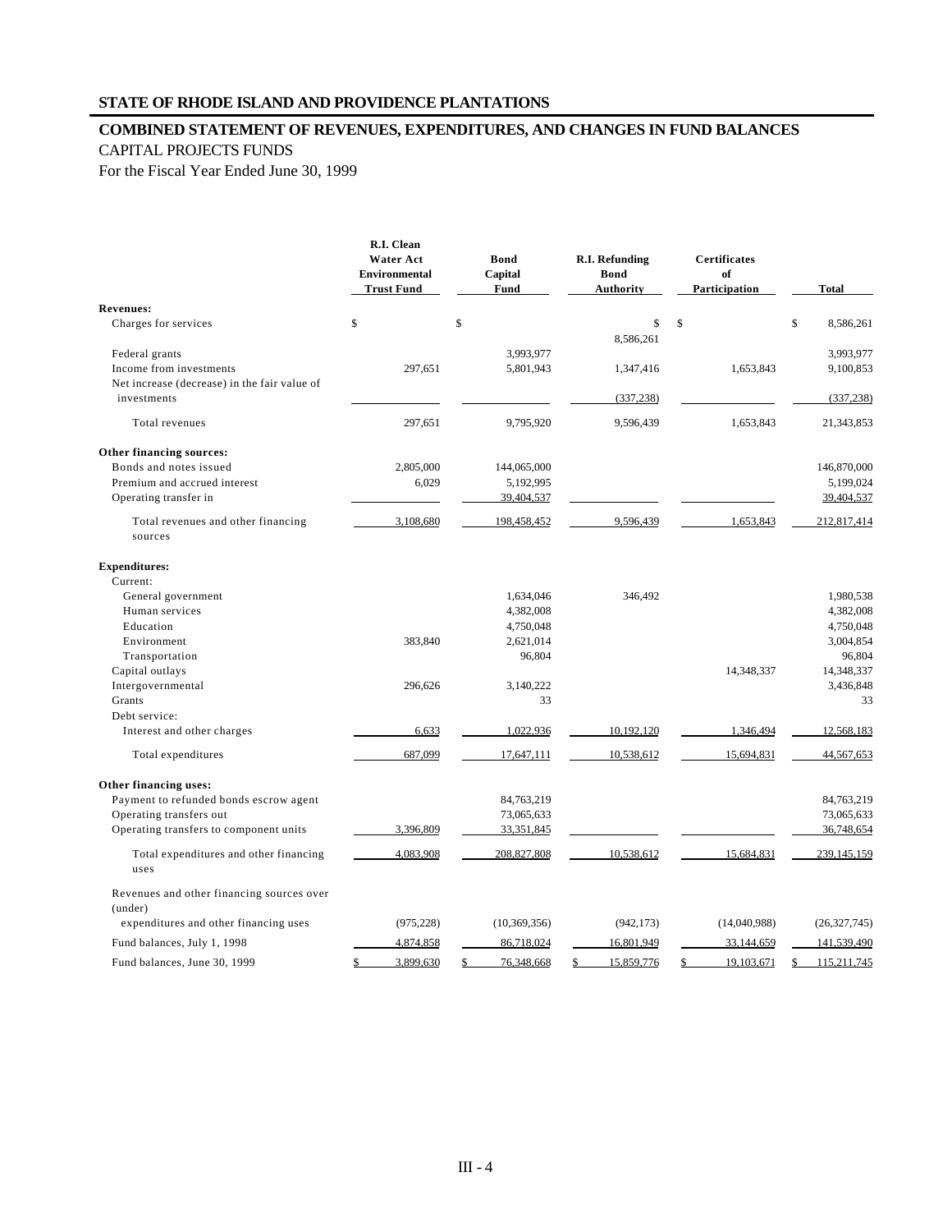## STATE OF RHODE ISLAND AND PROVIDENCE PLANTATIONS

## COMBINED STATEMENT OF REVENUES, EXPENDITURES, AND CHANGES IN FUND BALANCES

CAPITAL PROJECTS FUNDS

For the Fiscal Year Ended June 30, 1999

| | R.I. Clean Water Act Environmental Trust Fund | Bond Capital Fund | R.I. Refunding Bond Authority | Certificates of Participation | Total |
|---|---|---|---|---|---|
| **Revenues:** | | | | | |
| Charges for services | $ | $ | $ 8,586,261 | $ | $ 8,586,261 |
| Federal grants | | 3,993,977 | | | 3,993,977 |
| Income from investments | 297,651 | 5,801,943 | 1,347,416 | 1,653,843 | 9,100,853 |
| Net increase (decrease) in the fair value of investments | | | (337,238) | | (337,238) |
| Total revenues | 297,651 | 9,795,920 | 9,596,439 | 1,653,843 | 21,343,853 |
| **Other financing sources:** | | | | | |
| Bonds and notes issued | 2,805,000 | 144,065,000 | | | 146,870,000 |
| Premium and accrued interest | 6,029 | 5,192,995 | | | 5,199,024 |
| Operating transfer in | | 39,404,537 | | | 39,404,537 |
| Total revenues and other financing sources | 3,108,680 | 198,458,452 | 9,596,439 | 1,653,843 | 212,817,414 |
| **Expenditures:** | | | | | |
| Current: | | | | | |
| General government | | 1,634,046 | 346,492 | | 1,980,538 |
| Human services | | 4,382,008 | | | 4,382,008 |
| Education | | 4,750,048 | | | 4,750,048 |
| Environment | 383,840 | 2,621,014 | | | 3,004,854 |
| Transportation | | 96,804 | | | 96,804 |
| Capital outlays | | | | 14,348,337 | 14,348,337 |
| Intergovernmental | 296,626 | 3,140,222 | | | 3,436,848 |
| Grants | | 33 | | | 33 |
| Debt service: | | | | | |
| Interest and other charges | 6,633 | 1,022,936 | 10,192,120 | 1,346,494 | 12,568,183 |
| Total expenditures | 687,099 | 17,647,111 | 10,538,612 | 15,694,831 | 44,567,653 |
| **Other financing uses:** | | | | | |
| Payment to refunded bonds escrow agent | | 84,763,219 | | | 84,763,219 |
| Operating transfers out | | 73,065,633 | | | 73,065,633 |
| Operating transfers to component units | 3,396,809 | 33,351,845 | | | 36,748,654 |
| Total expenditures and other financing uses | 4,083,908 | 208,827,808 | 10,538,612 | 15,684,831 | 239,145,159 |
| Revenues and other financing sources over (under) expenditures and other financing uses | (975,228) | (10,369,356) | (942,173) | (14,040,988) | (26,327,745) |
| Fund balances, July 1, 1998 | 4,874,858 | 86,718,024 | 16,801,949 | 33,144,659 | 141,539,490 |
| Fund balances, June 30, 1999 | $ 3,899,630 | $ 76,348,668 | $ 15,859,776 | $ 19,103,671 | $ 115,211,745 |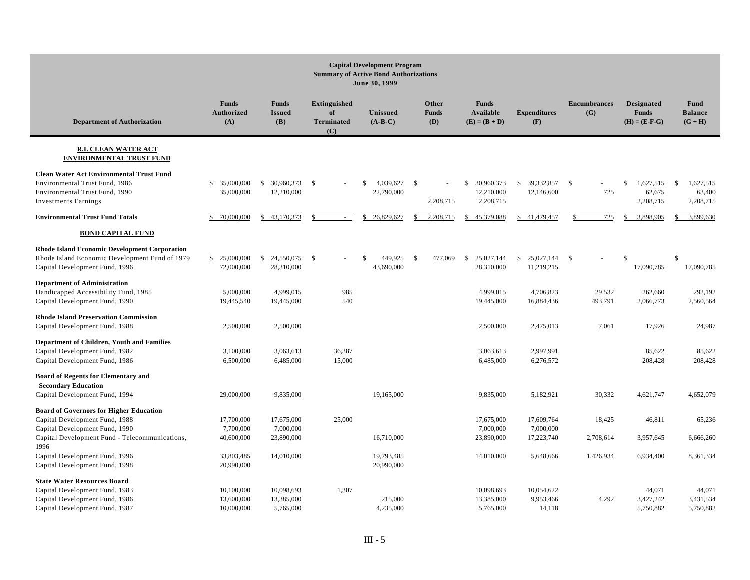**Capital Development Program**
**Summary of Active Bond Authorizations**
**June 30, 1999**

| Department of Authorization | Funds Authorized (A) | Funds Issued (B) | Extinguished of Terminated (C) | Unissued (A-B-C) | Other Funds (D) | Funds Available (E) = (B + D) | Expenditures (F) | Encumbrances (G) | Designated Funds (H) = (E-F-G) | Fund Balance (G + H) |
|---|---|---|---|---|---|---|---|---|---|---|
| **R.I. CLEAN WATER ACT ENVIRONMENTAL TRUST FUND** | | | | | | | | | | |
| **Clean Water Act Environmental Trust Fund** | | | | | | | | | | |
| Environmental Trust Fund, 1986 | $ 35,000,000 | $ 30,960,373 | $ - | $ 4,039,627 | $ - | $ 30,960,373 | $ 39,332,857 | $ - | $ 1,627,515 | $ 1,627,515 |
| Environmental Trust Fund, 1990 | 35,000,000 | 12,210,000 | | 22,790,000 | | 12,210,000 | 12,146,600 | 725 | 62,675 | 63,400 |
| Investments Earnings | | | | | 2,208,715 | 2,208,715 | | | 2,208,715 | 2,208,715 |
| **Environmental Trust Fund Totals** | $ 70,000,000 | $ 43,170,373 | $ - | $ 26,829,627 | $ 2,208,715 | $ 45,379,088 | $ 41,479,457 | $ 725 | $ 3,898,905 | $ 3,899,630 |
| **BOND CAPITAL FUND** | | | | | | | | | | |
| **Rhode Island Economic Development Corporation** | | | | | | | | | | |
| Rhode Island Economic Development Fund of 1979 | $ 25,000,000 | $ 24,550,075 | $ - | $ 449,925 | $ 477,069 | $ 25,027,144 | $ 25,027,144 | $ - | $ | $ |
| Capital Development Fund, 1996 | 72,000,000 | 28,310,000 | | 43,690,000 | | 28,310,000 | 11,219,215 | | 17,090,785 | 17,090,785 |
| **Department of Administration** | | | | | | | | | | |
| Handicapped Accessibility Fund, 1985 | 5,000,000 | 4,999,015 | 985 | | | 4,999,015 | 4,706,823 | 29,532 | 262,660 | 292,192 |
| Capital Development Fund, 1990 | 19,445,540 | 19,445,000 | 540 | | | 19,445,000 | 16,884,436 | 493,791 | 2,066,773 | 2,560,564 |
| **Rhode Island Preservation Commission** | | | | | | | | | | |
| Capital Development Fund, 1988 | 2,500,000 | 2,500,000 | | | | 2,500,000 | 2,475,013 | 7,061 | 17,926 | 24,987 |
| **Department of Children, Youth and Families** | | | | | | | | | | |
| Capital Development Fund, 1982 | 3,100,000 | 3,063,613 | 36,387 | | | 3,063,613 | 2,997,991 | | 85,622 | 85,622 |
| Capital Development Fund, 1986 | 6,500,000 | 6,485,000 | 15,000 | | | 6,485,000 | 6,276,572 | | 208,428 | 208,428 |
| **Board of Regents for Elementary and Secondary Education** | | | | | | | | | | |
| Capital Development Fund, 1994 | 29,000,000 | 9,835,000 | | 19,165,000 | | 9,835,000 | 5,182,921 | 30,332 | 4,621,747 | 4,652,079 |
| **Board of Governors for Higher Education** | | | | | | | | | | |
| Capital Development Fund, 1988 | 17,700,000 | 17,675,000 | 25,000 | | | 17,675,000 | 17,609,764 | 18,425 | 46,811 | 65,236 |
| Capital Development Fund, 1990 | 7,700,000 | 7,000,000 | | | | 7,000,000 | 7,000,000 | | | |
| Capital Development Fund - Telecommunications, 1996 | 40,600,000 | 23,890,000 | | 16,710,000 | | 23,890,000 | 17,223,740 | 2,708,614 | 3,957,645 | 6,666,260 |
| Capital Development Fund, 1996 | 33,803,485 | 14,010,000 | | 19,793,485 | | 14,010,000 | 5,648,666 | 1,426,934 | 6,934,400 | 8,361,334 |
| Capital Development Fund, 1998 | 20,990,000 | | | 20,990,000 | | | | | | |
| **State Water Resources Board** | | | | | | | | | | |
| Capital Development Fund, 1983 | 10,100,000 | 10,098,693 | 1,307 | | | 10,098,693 | 10,054,622 | | 44,071 | 44,071 |
| Capital Development Fund, 1986 | 13,600,000 | 13,385,000 | | 215,000 | | 13,385,000 | 9,953,466 | 4,292 | 3,427,242 | 3,431,534 |
| Capital Development Fund, 1987 | 10,000,000 | 5,765,000 | | 4,235,000 | | 5,765,000 | 14,118 | | 5,750,882 | 5,750,882 |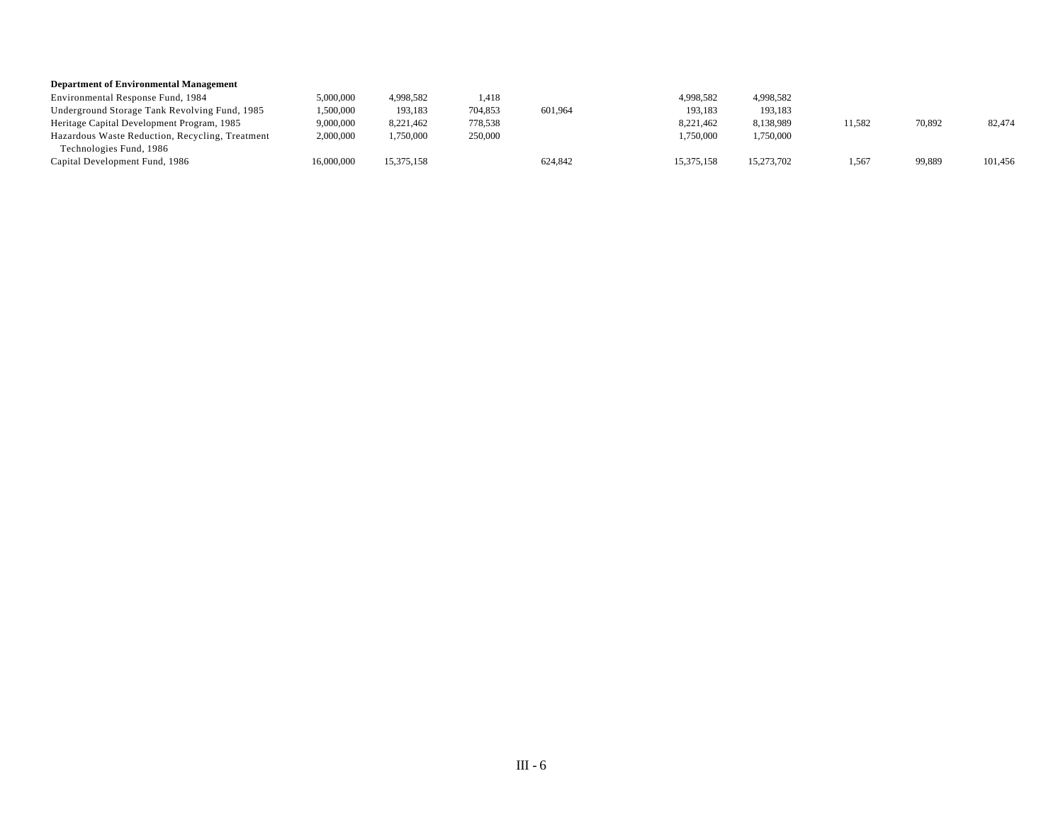**Department of Environmental Management**

| | | | | | | | | | |
|---|---|---|---|---|---|---|---|---|---|
| Environmental Response Fund, 1984 | 5,000,000 | 4,998,582 | 1,418 | | 4,998,582 | 4,998,582 | | | |
| Underground Storage Tank Revolving Fund, 1985 | 1,500,000 | 193,183 | 704,853 | 601,964 | 193,183 | 193,183 | | | |
| Heritage Capital Development Program, 1985 | 9,000,000 | 8,221,462 | 778,538 | | 8,221,462 | 8,138,989 | 11,582 | 70,892 | 82,474 |
| Hazardous Waste Reduction, Recycling, Treatment Technologies Fund, 1986 | 2,000,000 | 1,750,000 | 250,000 | | 1,750,000 | 1,750,000 | | | |
| Capital Development Fund, 1986 | 16,000,000 | 15,375,158 | | 624,842 | 15,375,158 | 15,273,702 | 1,567 | 99,889 | 101,456 |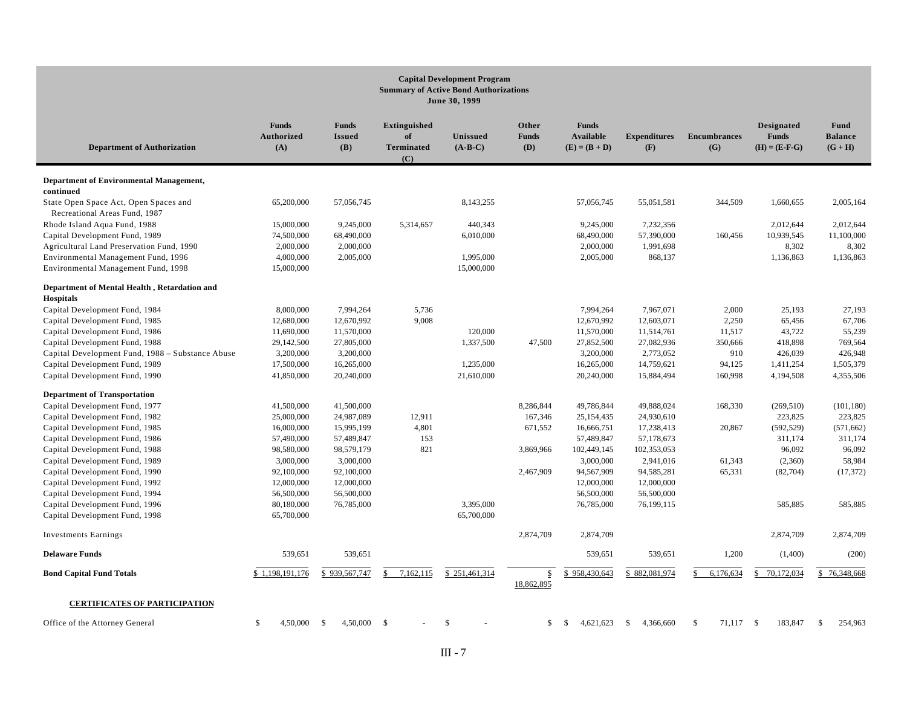**Capital Development Program**
**Summary of Active Bond Authorizations**
**June 30, 1999**

| Department of Authorization | Funds Authorized (A) | Funds Issued (B) | Extinguished of Terminated (C) | Unissued (A-B-C) | Other Funds (D) | Funds Available (E) = (B + D) | Expenditures (F) | Encumbrances (G) | Designated Funds (H) = (E-F-G) | Fund Balance (G + H) |
|---|---|---|---|---|---|---|---|---|---|---|
| **Department of Environmental Management, continued** | | | | | | | | | | |
| State Open Space Act, Open Spaces and Recreational Areas Fund, 1987 | 65,200,000 | 57,056,745 | | 8,143,255 | | 57,056,745 | 55,051,581 | 344,509 | 1,660,655 | 2,005,164 |
| Rhode Island Aqua Fund, 1988 | 15,000,000 | 9,245,000 | 5,314,657 | 440,343 | | 9,245,000 | 7,232,356 | | 2,012,644 | 2,012,644 |
| Capital Development Fund, 1989 | 74,500,000 | 68,490,000 | | 6,010,000 | | 68,490,000 | 57,390,000 | 160,456 | 10,939,545 | 11,100,000 |
| Agricultural Land Preservation Fund, 1990 | 2,000,000 | 2,000,000 | | | | 2,000,000 | 1,991,698 | | 8,302 | 8,302 |
| Environmental Management Fund, 1996 | 4,000,000 | 2,005,000 | | 1,995,000 | | 2,005,000 | 868,137 | | 1,136,863 | 1,136,863 |
| Environmental Management Fund, 1998 | 15,000,000 | | | 15,000,000 | | | | | | |
| **Department of Mental Health , Retardation and Hospitals** | | | | | | | | | | |
| Capital Development Fund, 1984 | 8,000,000 | 7,994,264 | 5,736 | | | 7,994,264 | 7,967,071 | 2,000 | 25,193 | 27,193 |
| Capital Development Fund, 1985 | 12,680,000 | 12,670,992 | 9,008 | | | 12,670,992 | 12,603,071 | 2,250 | 65,456 | 67,706 |
| Capital Development Fund, 1986 | 11,690,000 | 11,570,000 | | 120,000 | | 11,570,000 | 11,514,761 | 11,517 | 43,722 | 55,239 |
| Capital Development Fund, 1988 | 29,142,500 | 27,805,000 | | 1,337,500 | 47,500 | 27,852,500 | 27,082,936 | 350,666 | 418,898 | 769,564 |
| Capital Development Fund, 1988 – Substance Abuse | 3,200,000 | 3,200,000 | | | | 3,200,000 | 2,773,052 | 910 | 426,039 | 426,948 |
| Capital Development Fund, 1989 | 17,500,000 | 16,265,000 | | 1,235,000 | | 16,265,000 | 14,759,621 | 94,125 | 1,411,254 | 1,505,379 |
| Capital Development Fund, 1990 | 41,850,000 | 20,240,000 | | 21,610,000 | | 20,240,000 | 15,884,494 | 160,998 | 4,194,508 | 4,355,506 |
| **Department of Transportation** | | | | | | | | | | |
| Capital Development Fund, 1977 | 41,500,000 | 41,500,000 | | | 8,286,844 | 49,786,844 | 49,888,024 | 168,330 | (269,510) | (101,180) |
| Capital Development Fund, 1982 | 25,000,000 | 24,987,089 | 12,911 | | 167,346 | 25,154,435 | 24,930,610 | | 223,825 | 223,825 |
| Capital Development Fund, 1985 | 16,000,000 | 15,995,199 | 4,801 | | 671,552 | 16,666,751 | 17,238,413 | 20,867 | (592,529) | (571,662) |
| Capital Development Fund, 1986 | 57,490,000 | 57,489,847 | 153 | | | 57,489,847 | 57,178,673 | | 311,174 | 311,174 |
| Capital Development Fund, 1988 | 98,580,000 | 98,579,179 | 821 | | 3,869,966 | 102,449,145 | 102,353,053 | | 96,092 | 96,092 |
| Capital Development Fund, 1989 | 3,000,000 | 3,000,000 | | | | 3,000,000 | 2,941,016 | 61,343 | (2,360) | 58,984 |
| Capital Development Fund, 1990 | 92,100,000 | 92,100,000 | | | 2,467,909 | 94,567,909 | 94,585,281 | 65,331 | (82,704) | (17,372) |
| Capital Development Fund, 1992 | 12,000,000 | 12,000,000 | | | | 12,000,000 | 12,000,000 | | | |
| Capital Development Fund, 1994 | 56,500,000 | 56,500,000 | | | | 56,500,000 | 56,500,000 | | | |
| Capital Development Fund, 1996 | 80,180,000 | 76,785,000 | | 3,395,000 | | 76,785,000 | 76,199,115 | | 585,885 | 585,885 |
| Capital Development Fund, 1998 | 65,700,000 | | | 65,700,000 | | | | | | |
| Investments Earnings | | | | | 2,874,709 | 2,874,709 | | | 2,874,709 | 2,874,709 |
| **Delaware Funds** | 539,651 | 539,651 | | | | 539,651 | 539,651 | 1,200 | (1,400) | (200) |
| **Bond Capital Fund Totals** | $ 1,198,191,176 | $ 939,567,747 | $ 7,162,115 | $ 251,461,314 | $ 18,862,895 | $ 958,430,643 | $ 882,081,974 | $ 6,176,634 | $ 70,172,034 | $ 76,348,668 |
| **CERTIFICATES OF PARTICIPATION** | | | | | | | | | | |
| Office of the Attorney General | $ 4,50,000 | $ 4,50,000 | $ - | $ - | $ | $ 4,621,623 | $ 4,366,660 | $ 71,117 | $ 183,847 | $ 254,963 |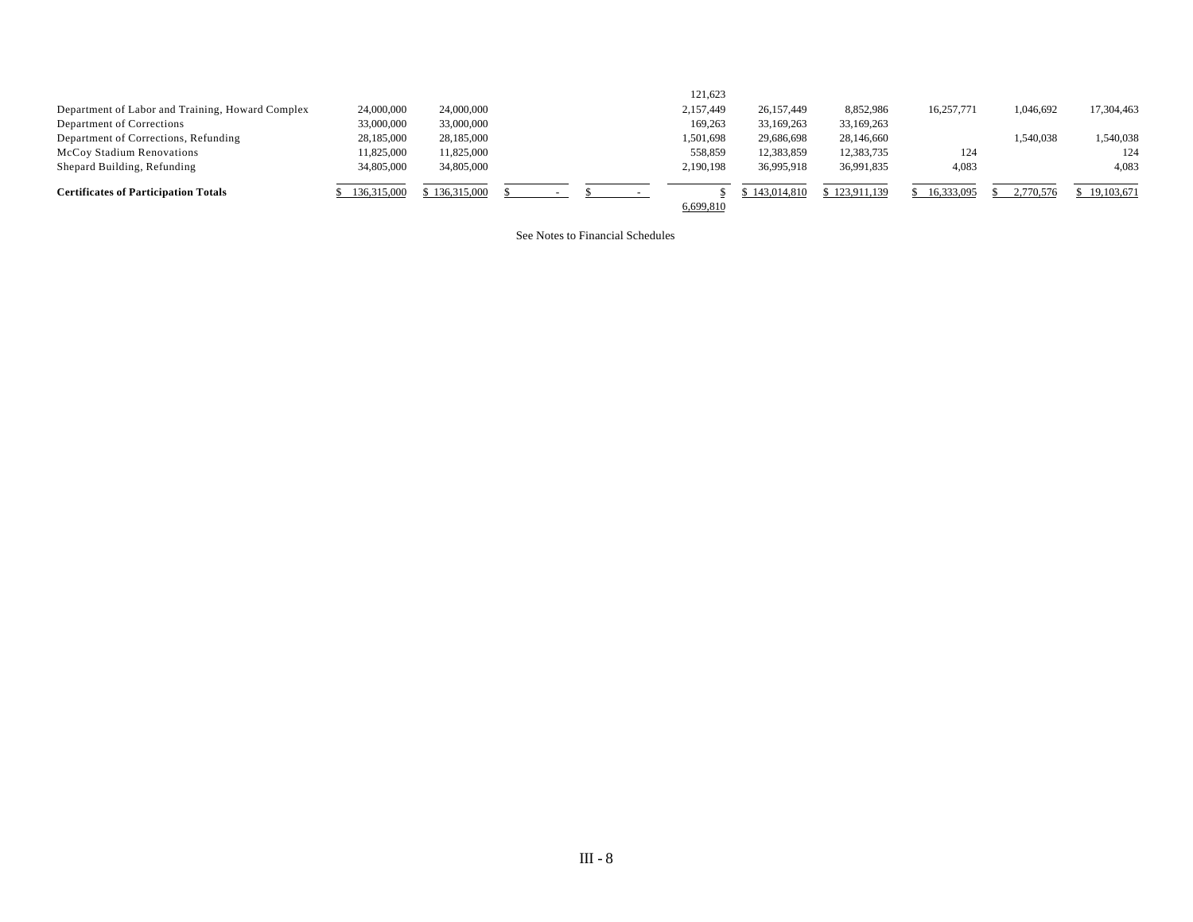| | | | | | | | | | | |
|---|---|---|---|---|---|---|---|---|---|---|
| | | | | | 121,623 | | | | | |
| Department of Labor and Training, Howard Complex | 24,000,000 | 24,000,000 | | | 2,157,449 | 26,157,449 | 8,852,986 | 16,257,771 | 1,046,692 | 17,304,463 |
| Department of Corrections | 33,000,000 | 33,000,000 | | | 169,263 | 33,169,263 | 33,169,263 | | | |
| Department of Corrections, Refunding | 28,185,000 | 28,185,000 | | | 1,501,698 | 29,686,698 | 28,146,660 | | 1,540,038 | 1,540,038 |
| McCoy Stadium Renovations | 11,825,000 | 11,825,000 | | | 558,859 | 12,383,859 | 12,383,735 | 124 | | 124 |
| Shepard Building, Refunding | 34,805,000 | 34,805,000 | | | 2,190,198 | 36,995,918 | 36,991,835 | 4,083 | | 4,083 |
| **Certificates of Participation Totals** | $ 136,315,000 | $ 136,315,000 | $ - | $ - | $ 6,699,810 | $ 143,014,810 | $ 123,911,139 | $ 16,333,095 | $ 2,770,576 | $ 19,103,671 |

See Notes to Financial Schedules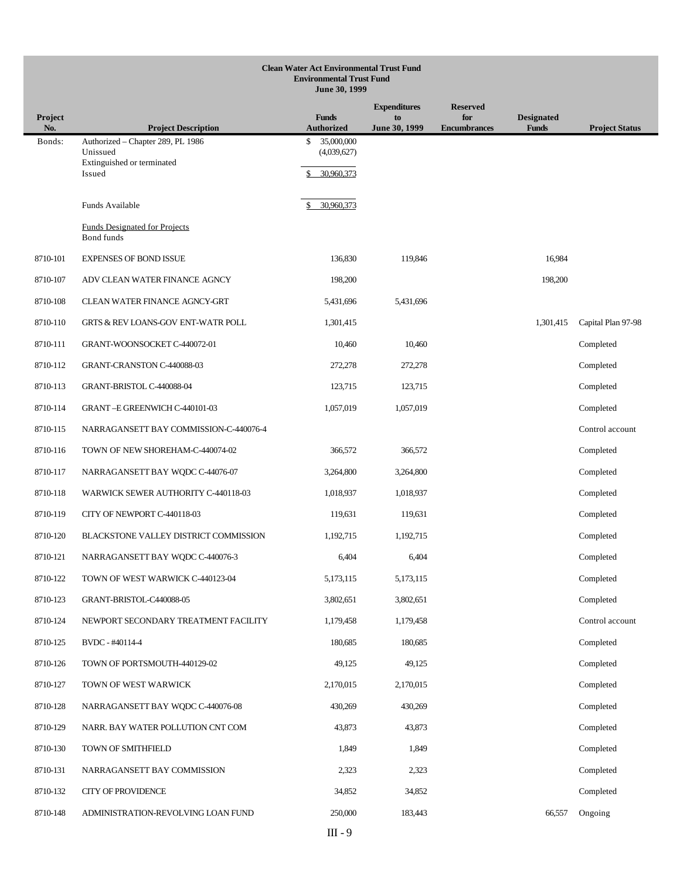**Clean Water Act Environmental Trust Fund**
**Environmental Trust Fund**
**June 30, 1999**

| Project No. | Project Description | Funds Authorized | Expenditures to June 30, 1999 | Reserved for Encumbrances | Designated Funds | Project Status |
|---|---|---|---|---|---|---|
| Bonds: | Authorized – Chapter 289, PL 1986 | $ 35,000,000 | | | | |
| | Unissued | (4,039,627) | | | | |
| | Extinguished or terminated | | | | | |
| | Issued | $ 30,960,373 | | | | |
| | Funds Available | $ 30,960,373 | | | | |
| | Funds Designated for Projects | | | | | |
| | Bond funds | | | | | |
| 8710-101 | EXPENSES OF BOND ISSUE | 136,830 | 119,846 | | 16,984 | |
| 8710-107 | ADV CLEAN WATER FINANCE AGNCY | 198,200 | | | 198,200 | |
| 8710-108 | CLEAN WATER FINANCE AGNCY-GRT | 5,431,696 | 5,431,696 | | | |
| 8710-110 | GRTS & REV LOANS-GOV ENT-WATR POLL | 1,301,415 | | | 1,301,415 | Capital Plan 97-98 |
| 8710-111 | GRANT-WOONSOCKET C-440072-01 | 10,460 | 10,460 | | | Completed |
| 8710-112 | GRANT-CRANSTON C-440088-03 | 272,278 | 272,278 | | | Completed |
| 8710-113 | GRANT-BRISTOL C-440088-04 | 123,715 | 123,715 | | | Completed |
| 8710-114 | GRANT –E GREENWICH C-440101-03 | 1,057,019 | 1,057,019 | | | Completed |
| 8710-115 | NARRAGANSETT BAY COMMISSION-C-440076-4 | | | | | Control account |
| 8710-116 | TOWN OF NEW SHOREHAM-C-440074-02 | 366,572 | 366,572 | | | Completed |
| 8710-117 | NARRAGANSETT BAY WQDC C-44076-07 | 3,264,800 | 3,264,800 | | | Completed |
| 8710-118 | WARWICK SEWER AUTHORITY C-440118-03 | 1,018,937 | 1,018,937 | | | Completed |
| 8710-119 | CITY OF NEWPORT C-440118-03 | 119,631 | 119,631 | | | Completed |
| 8710-120 | BLACKSTONE VALLEY DISTRICT COMMISSION | 1,192,715 | 1,192,715 | | | Completed |
| 8710-121 | NARRAGANSETT BAY WQDC C-440076-3 | 6,404 | 6,404 | | | Completed |
| 8710-122 | TOWN OF WEST WARWICK C-440123-04 | 5,173,115 | 5,173,115 | | | Completed |
| 8710-123 | GRANT-BRISTOL-C440088-05 | 3,802,651 | 3,802,651 | | | Completed |
| 8710-124 | NEWPORT SECONDARY TREATMENT FACILITY | 1,179,458 | 1,179,458 | | | Control account |
| 8710-125 | BVDC - #40114-4 | 180,685 | 180,685 | | | Completed |
| 8710-126 | TOWN OF PORTSMOUTH-440129-02 | 49,125 | 49,125 | | | Completed |
| 8710-127 | TOWN OF WEST WARWICK | 2,170,015 | 2,170,015 | | | Completed |
| 8710-128 | NARRAGANSETT BAY WQDC C-440076-08 | 430,269 | 430,269 | | | Completed |
| 8710-129 | NARR. BAY WATER POLLUTION CNT COM | 43,873 | 43,873 | | | Completed |
| 8710-130 | TOWN OF SMITHFIELD | 1,849 | 1,849 | | | Completed |
| 8710-131 | NARRAGANSETT BAY COMMISSION | 2,323 | 2,323 | | | Completed |
| 8710-132 | CITY OF PROVIDENCE | 34,852 | 34,852 | | | Completed |
| 8710-148 | ADMINISTRATION-REVOLVING LOAN FUND | 250,000 | 183,443 | | 66,557 | Ongoing |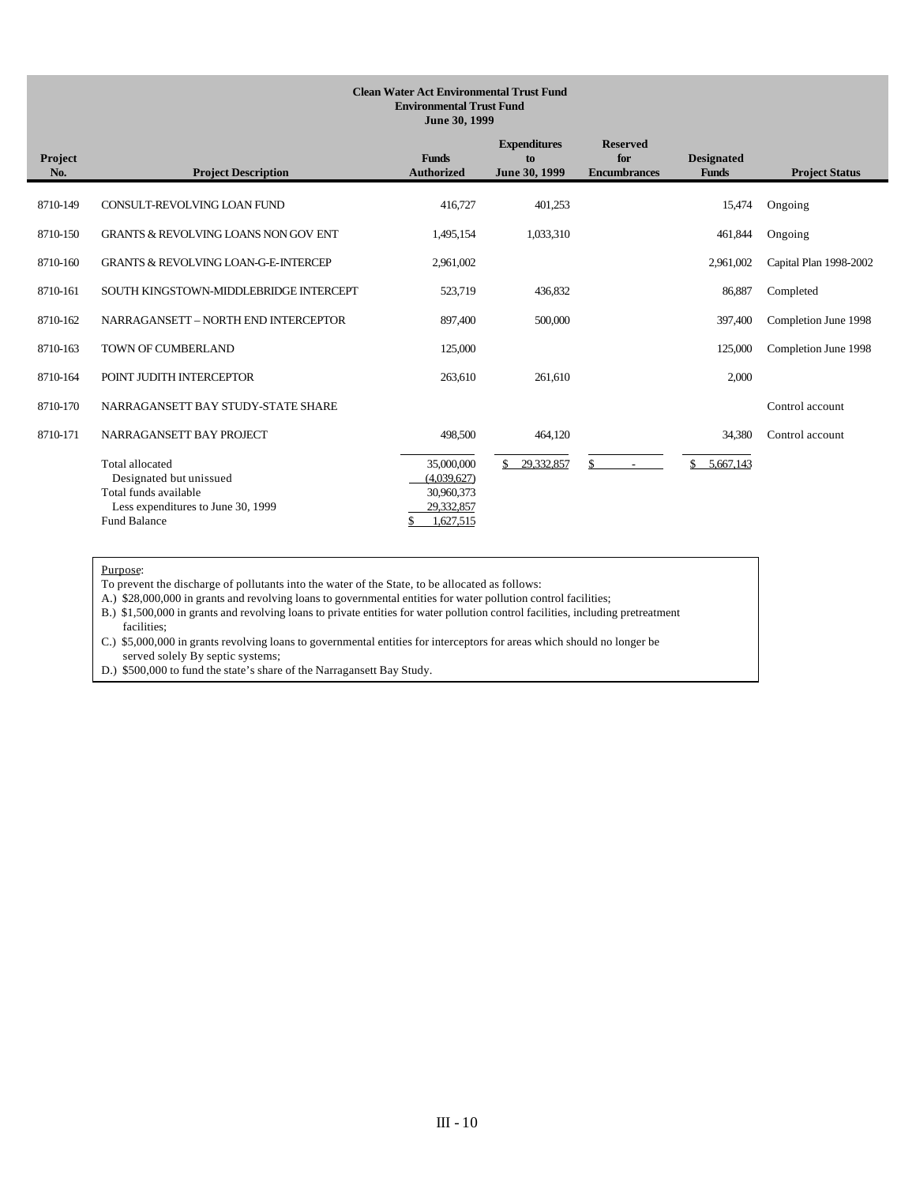**Clean Water Act Environmental Trust Fund**
**Environmental Trust Fund**
**June 30, 1999**

| Project No. | Project Description | Funds Authorized | Expenditures to June 30, 1999 | Reserved for Encumbrances | Designated Funds | Project Status |
|---|---|---|---|---|---|---|
| 8710-149 | CONSULT-REVOLVING LOAN FUND | 416,727 | 401,253 | | 15,474 | Ongoing |
| 8710-150 | GRANTS & REVOLVING LOANS NON GOV ENT | 1,495,154 | 1,033,310 | | 461,844 | Ongoing |
| 8710-160 | GRANTS & REVOLVING LOAN-G-E-INTERCEP | 2,961,002 | | | 2,961,002 | Capital Plan 1998-2002 |
| 8710-161 | SOUTH KINGSTOWN-MIDDLEBRIDGE INTERCEPT | 523,719 | 436,832 | | 86,887 | Completed |
| 8710-162 | NARRAGANSETT – NORTH END INTERCEPTOR | 897,400 | 500,000 | | 397,400 | Completion June 1998 |
| 8710-163 | TOWN OF CUMBERLAND | 125,000 | | | 125,000 | Completion June 1998 |
| 8710-164 | POINT JUDITH INTERCEPTOR | 263,610 | 261,610 | | 2,000 | |
| 8710-170 | NARRAGANSETT BAY STUDY-STATE SHARE | | | | | Control account |
| 8710-171 | NARRAGANSETT BAY PROJECT | 498,500 | 464,120 | | 34,380 | Control account |
| | Total allocated | 35,000,000 | $ 29,332,857 | $ - | $ 5,667,143 | |
| | Designated but unissued | (4,039,627) | | | | |
| | Total funds available | 30,960,373 | | | | |
| | Less expenditures to June 30, 1999 | 29,332,857 | | | | |
| | Fund Balance | $ 1,627,515 | | | | |

Purpose:
To prevent the discharge of pollutants into the water of the State, to be allocated as follows:
A.) $28,000,000 in grants and revolving loans to governmental entities for water pollution control facilities;
B.) $1,500,000 in grants and revolving loans to private entities for water pollution control facilities, including pretreatment facilities;
C.) $5,000,000 in grants revolving loans to governmental entities for interceptors for areas which should no longer be served solely By septic systems;
D.) $500,000 to fund the state's share of the Narragansett Bay Study.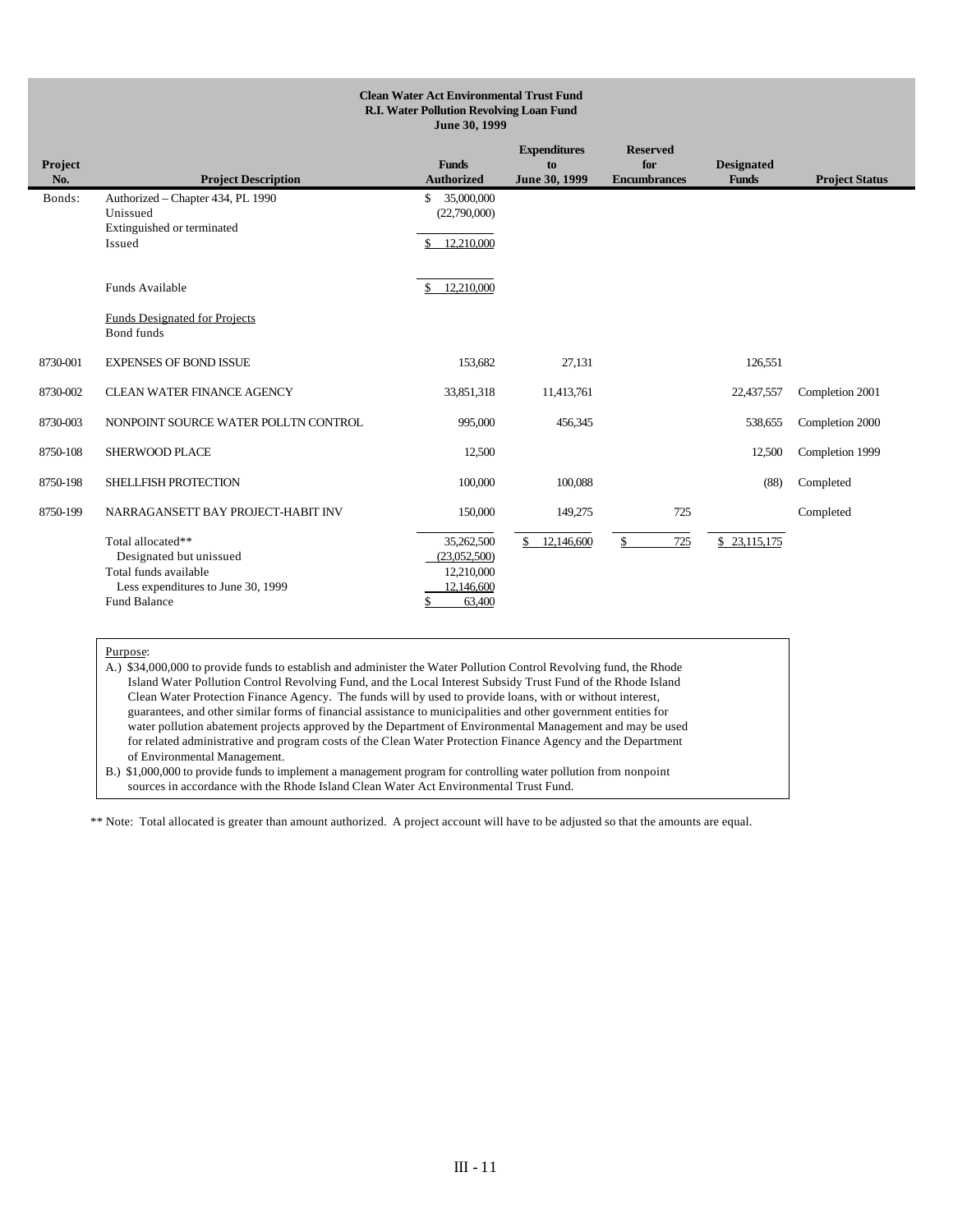**Clean Water Act Environmental Trust Fund**
**R.I. Water Pollution Revolving Loan Fund**
**June 30, 1999**

| Project No. | Project Description | Funds Authorized | Expenditures to June 30, 1999 | Reserved for Encumbrances | Designated Funds | Project Status |
|---|---|---|---|---|---|---|
| Bonds: | Authorized – Chapter 434, PL 1990 | $ 35,000,000 | | | | |
| | Unissued | (22,790,000) | | | | |
| | Extinguished or terminated | | | | | |
| | Issued | $ 12,210,000 | | | | |
| | Funds Available | $ 12,210,000 | | | | |
| | Funds Designated for Projects | | | | | |
| | Bond funds | | | | | |
| 8730-001 | EXPENSES OF BOND ISSUE | 153,682 | 27,131 | | 126,551 | |
| 8730-002 | CLEAN WATER FINANCE AGENCY | 33,851,318 | 11,413,761 | | 22,437,557 | Completion 2001 |
| 8730-003 | NONPOINT SOURCE WATER POLLTN CONTROL | 995,000 | 456,345 | | 538,655 | Completion 2000 |
| 8750-108 | SHERWOOD PLACE | 12,500 | | | 12,500 | Completion 1999 |
| 8750-198 | SHELLFISH PROTECTION | 100,000 | 100,088 | | (88) | Completed |
| 8750-199 | NARRAGANSETT BAY PROJECT-HABIT INV | 150,000 | 149,275 | 725 | | Completed |
| | Total allocated** | 35,262,500 | $ 12,146,600 | $ 725 | $ 23,115,175 | |
| | Designated but unissued | (23,052,500) | | | | |
| | Total funds available | 12,210,000 | | | | |
| | Less expenditures to June 30, 1999 | 12,146,600 | | | | |
| | Fund Balance | $ 63,400 | | | | |

Purpose:

A.) $34,000,000 to provide funds to establish and administer the Water Pollution Control Revolving fund, the Rhode Island Water Pollution Control Revolving Fund, and the Local Interest Subsidy Trust Fund of the Rhode Island Clean Water Protection Finance Agency. The funds will by used to provide loans, with or without interest, guarantees, and other similar forms of financial assistance to municipalities and other government entities for water pollution abatement projects approved by the Department of Environmental Management and may be used for related administrative and program costs of the Clean Water Protection Finance Agency and the Department of Environmental Management.

B.) $1,000,000 to provide funds to implement a management program for controlling water pollution from nonpoint sources in accordance with the Rhode Island Clean Water Act Environmental Trust Fund.

** Note: Total allocated is greater than amount authorized. A project account will have to be adjusted so that the amounts are equal.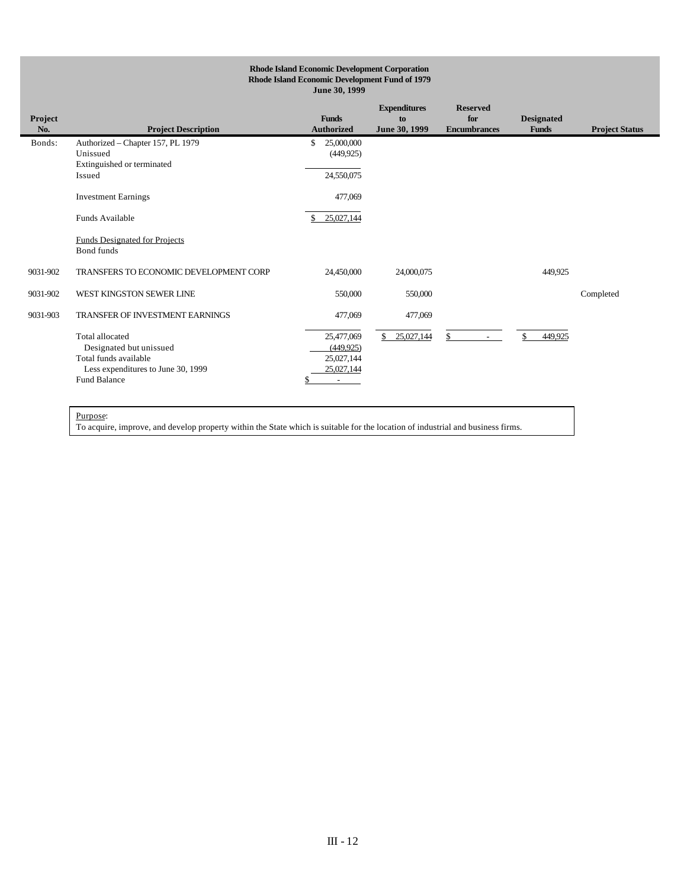**Rhode Island Economic Development Corporation**
**Rhode Island Economic Development Fund of 1979**
**June 30, 1999**

| Project No. | Project Description | Funds Authorized | Expenditures to June 30, 1999 | Reserved for Encumbrances | Designated Funds | Project Status |
|---|---|---|---|---|---|---|
| Bonds: | Authorized – Chapter 157, PL 1979 | $ 25,000,000 | | | | |
| | Unissued | (449,925) | | | | |
| | Extinguished or terminated | | | | | |
| | Issued | 24,550,075 | | | | |
| | Investment Earnings | 477,069 | | | | |
| | Funds Available | $ 25,027,144 | | | | |
| | Funds Designated for Projects | | | | | |
| | Bond funds | | | | | |
| 9031-902 | TRANSFERS TO ECONOMIC DEVELOPMENT CORP | 24,450,000 | 24,000,075 | | 449,925 | |
| 9031-902 | WEST KINGSTON SEWER LINE | 550,000 | 550,000 | | | Completed |
| 9031-903 | TRANSFER OF INVESTMENT EARNINGS | 477,069 | 477,069 | | | |
| | Total allocated | 25,477,069 | $ 25,027,144 | $ - | $ 449,925 | |
| | Designated but unissued | (449,925) | | | | |
| | Total funds available | 25,027,144 | | | | |
| | Less expenditures to June 30, 1999 | 25,027,144 | | | | |
| | Fund Balance | $ - | | | | |

Purpose:
To acquire, improve, and develop property within the State which is suitable for the location of industrial and business firms.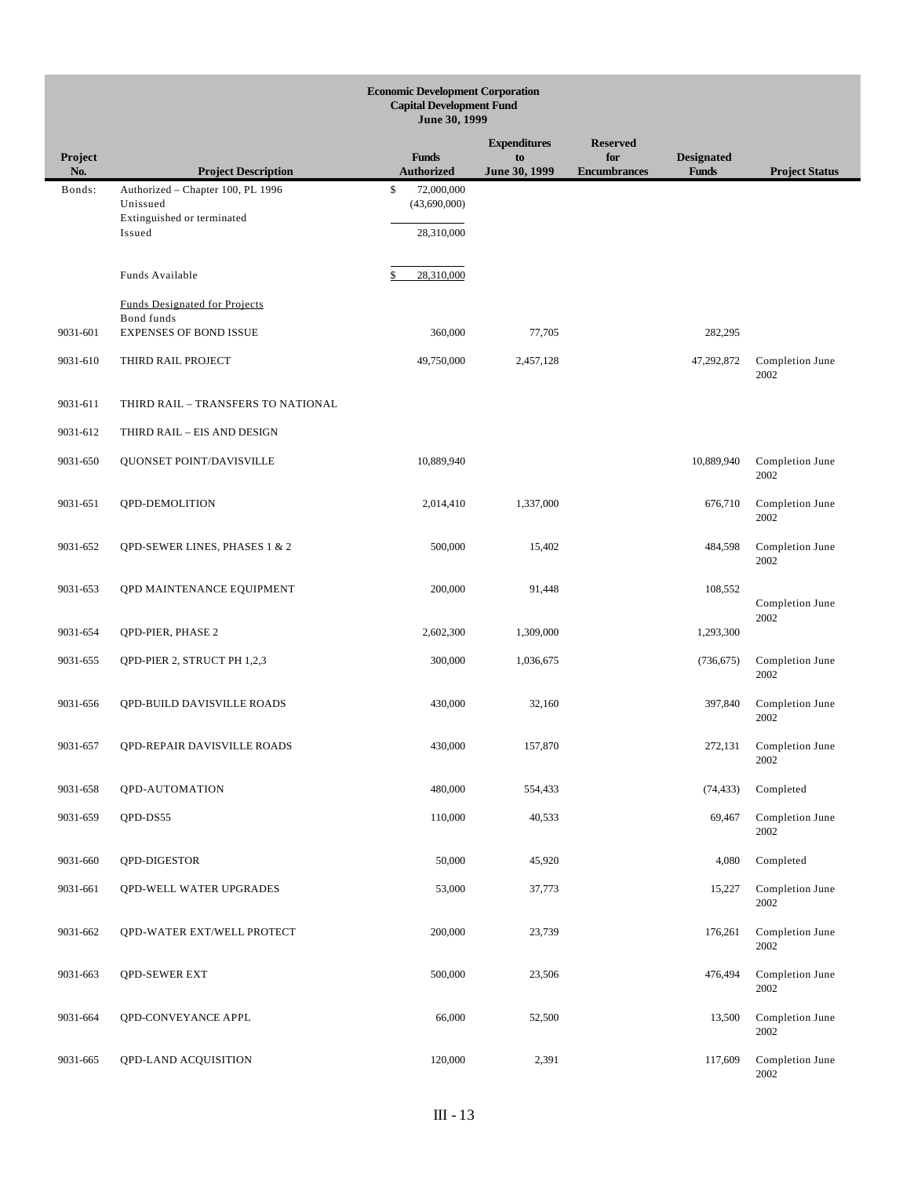**Economic Development Corporation**
**Capital Development Fund**
**June 30, 1999**

| Project No. | Project Description | Funds Authorized | Expenditures to June 30, 1999 | Reserved for Encumbrances | Designated Funds | Project Status |
|---|---|---|---|---|---|---|
| Bonds: | Authorized – Chapter 100, PL 1996 | $ 72,000,000 | | | | |
| | Unissued | (43,690,000) | | | | |
| | Extinguished or terminated | | | | | |
| | Issued | 28,310,000 | | | | |
| | Funds Available | $ 28,310,000 | | | | |
| | Funds Designated for Projects | | | | | |
| | Bond funds | | | | | |
| 9031-601 | EXPENSES OF BOND ISSUE | 360,000 | 77,705 | | 282,295 | |
| 9031-610 | THIRD RAIL PROJECT | 49,750,000 | 2,457,128 | | 47,292,872 | Completion June 2002 |
| 9031-611 | THIRD RAIL – TRANSFERS TO NATIONAL | | | | | |
| 9031-612 | THIRD RAIL – EIS AND DESIGN | | | | | |
| 9031-650 | QUONSET POINT/DAVISVILLE | 10,889,940 | | | 10,889,940 | Completion June 2002 |
| 9031-651 | QPD-DEMOLITION | 2,014,410 | 1,337,000 | | 676,710 | Completion June 2002 |
| 9031-652 | QPD-SEWER LINES, PHASES 1 & 2 | 500,000 | 15,402 | | 484,598 | Completion June 2002 |
| 9031-653 | QPD MAINTENANCE EQUIPMENT | 200,000 | 91,448 | | 108,552 | Completion June 2002 |
| 9031-654 | QPD-PIER, PHASE 2 | 2,602,300 | 1,309,000 | | 1,293,300 | |
| 9031-655 | QPD-PIER 2, STRUCT PH 1,2,3 | 300,000 | 1,036,675 | | (736,675) | Completion June 2002 |
| 9031-656 | QPD-BUILD DAVISVILLE ROADS | 430,000 | 32,160 | | 397,840 | Completion June 2002 |
| 9031-657 | QPD-REPAIR DAVISVILLE ROADS | 430,000 | 157,870 | | 272,131 | Completion June 2002 |
| 9031-658 | QPD-AUTOMATION | 480,000 | 554,433 | | (74,433) | Completed |
| 9031-659 | QPD-DS55 | 110,000 | 40,533 | | 69,467 | Completion June 2002 |
| 9031-660 | QPD-DIGESTOR | 50,000 | 45,920 | | 4,080 | Completed |
| 9031-661 | QPD-WELL WATER UPGRADES | 53,000 | 37,773 | | 15,227 | Completion June 2002 |
| 9031-662 | QPD-WATER EXT/WELL PROTECT | 200,000 | 23,739 | | 176,261 | Completion June 2002 |
| 9031-663 | QPD-SEWER EXT | 500,000 | 23,506 | | 476,494 | Completion June 2002 |
| 9031-664 | QPD-CONVEYANCE APPL | 66,000 | 52,500 | | 13,500 | Completion June 2002 |
| 9031-665 | QPD-LAND ACQUISITION | 120,000 | 2,391 | | 117,609 | Completion June 2002 |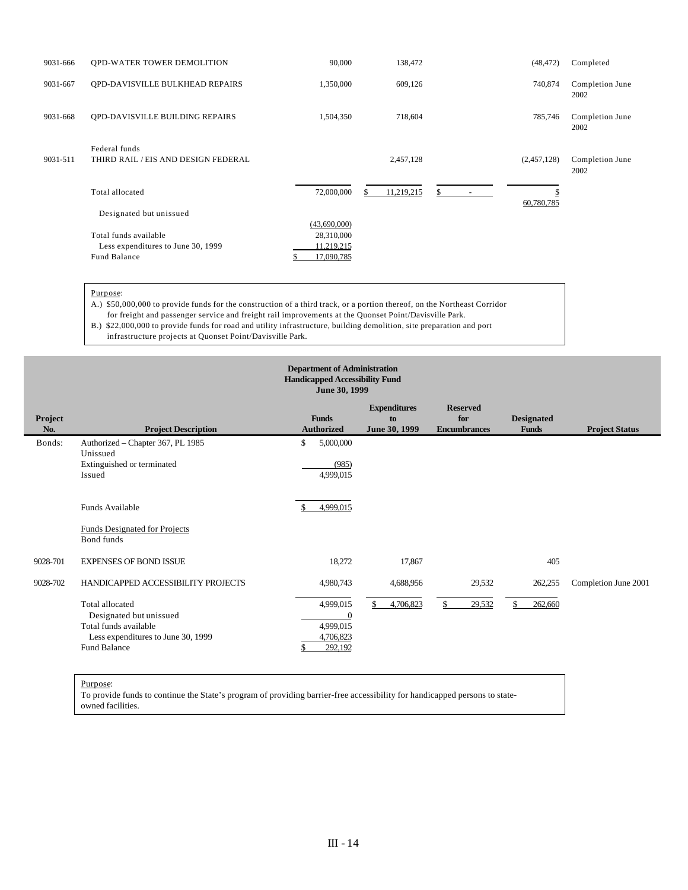| Project No. | Project Description | Funds Authorized | Expenditures to June 30, 1999 | Reserved for Encumbrances | Designated Funds | Project Status |
|---|---|---|---|---|---|---|
| 9031-666 | QPD-WATER TOWER DEMOLITION | 90,000 | 138,472 | | (48,472) | Completed |
| 9031-667 | QPD-DAVISVILLE BULKHEAD REPAIRS | 1,350,000 | 609,126 | | 740,874 | Completion June 2002 |
| 9031-668 | QPD-DAVISVILLE BUILDING REPAIRS | 1,504,350 | 718,604 | | 785,746 | Completion June 2002 |
| | Federal funds | | | | | |
| 9031-511 | THIRD RAIL / EIS AND DESIGN FEDERAL | | 2,457,128 | | (2,457,128) | Completion June 2002 |
| | Total allocated | 72,000,000 | $ 11,219,215 | $ - | $ 60,780,785 | |
| | Designated but unissued | (43,690,000) | | | | |
| | Total funds available | 28,310,000 | | | | |
| | Less expenditures to June 30, 1999 | 11,219,215 | | | | |
| | Fund Balance | $ 17,090,785 | | | | |

Purpose:
A.) $50,000,000 to provide funds for the construction of a third track, or a portion thereof, on the Northeast Corridor for freight and passenger service and freight rail improvements at the Quonset Point/Davisville Park.
B.) $22,000,000 to provide funds for road and utility infrastructure, building demolition, site preparation and port infrastructure projects at Quonset Point/Davisville Park.

## Department of Administration
## Handicapped Accessibility Fund
## June 30, 1999

| Project No. | Project Description | Funds Authorized | Expenditures to June 30, 1999 | Reserved for Encumbrances | Designated Funds | Project Status |
|---|---|---|---|---|---|---|
| Bonds: | Authorized – Chapter 367, PL 1985 | $ 5,000,000 | | | | |
| | Unissued | | | | | |
| | Extinguished or terminated | (985) | | | | |
| | Issued | 4,999,015 | | | | |
| | Funds Available | $ 4,999,015 | | | | |
| | Funds Designated for Projects | | | | | |
| | Bond funds | | | | | |
| 9028-701 | EXPENSES OF BOND ISSUE | 18,272 | 17,867 | | 405 | |
| 9028-702 | HANDICAPPED ACCESSIBILITY PROJECTS | 4,980,743 | 4,688,956 | 29,532 | 262,255 | Completion June 2001 |
| | Total allocated | 4,999,015 | $ 4,706,823 | $ 29,532 | $ 262,660 | |
| | Designated but unissued | 0 | | | | |
| | Total funds available | 4,999,015 | | | | |
| | Less expenditures to June 30, 1999 | 4,706,823 | | | | |
| | Fund Balance | $ 292,192 | | | | |

Purpose:
To provide funds to continue the State's program of providing barrier-free accessibility for handicapped persons to state-owned facilities.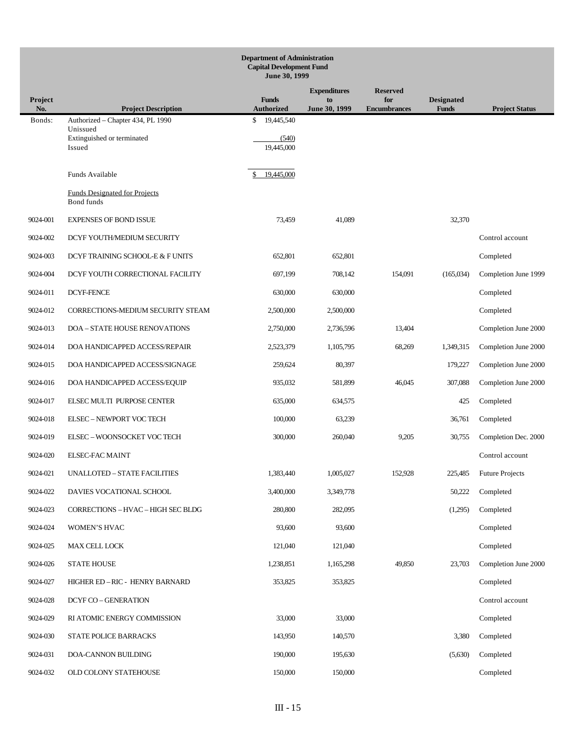**Department of Administration**
**Capital Development Fund**
**June 30, 1999**

| Project No. | Project Description | Funds Authorized | Expenditures to June 30, 1999 | Reserved for Encumbrances | Designated Funds | Project Status |
|---|---|---|---|---|---|---|
| Bonds: | Authorized – Chapter 434, PL 1990 | $ 19,445,540 | | | | |
| | Unissued | | | | | |
| | Extinguished or terminated | (540) | | | | |
| | Issued | 19,445,000 | | | | |
| | Funds Available | $ 19,445,000 | | | | |
| | Funds Designated for Projects | | | | | |
| | Bond funds | | | | | |
| 9024-001 | EXPENSES OF BOND ISSUE | 73,459 | 41,089 | | 32,370 | |
| 9024-002 | DCYF YOUTH/MEDIUM SECURITY | | | | | Control account |
| 9024-003 | DCYF TRAINING SCHOOL-E & F UNITS | 652,801 | 652,801 | | | Completed |
| 9024-004 | DCYF YOUTH CORRECTIONAL FACILITY | 697,199 | 708,142 | 154,091 | (165,034) | Completion June 1999 |
| 9024-011 | DCYF-FENCE | 630,000 | 630,000 | | | Completed |
| 9024-012 | CORRECTIONS-MEDIUM SECURITY STEAM | 2,500,000 | 2,500,000 | | | Completed |
| 9024-013 | DOA – STATE HOUSE RENOVATIONS | 2,750,000 | 2,736,596 | 13,404 | | Completion June 2000 |
| 9024-014 | DOA HANDICAPPED ACCESS/REPAIR | 2,523,379 | 1,105,795 | 68,269 | 1,349,315 | Completion June 2000 |
| 9024-015 | DOA HANDICAPPED ACCESS/SIGNAGE | 259,624 | 80,397 | | 179,227 | Completion June 2000 |
| 9024-016 | DOA HANDICAPPED ACCESS/EQUIP | 935,032 | 581,899 | 46,045 | 307,088 | Completion June 2000 |
| 9024-017 | ELSEC MULTI PURPOSE CENTER | 635,000 | 634,575 | | 425 | Completed |
| 9024-018 | ELSEC – NEWPORT VOC TECH | 100,000 | 63,239 | | 36,761 | Completed |
| 9024-019 | ELSEC – WOONSOCKET VOC TECH | 300,000 | 260,040 | 9,205 | 30,755 | Completion Dec. 2000 |
| 9024-020 | ELSEC-FAC MAINT | | | | | Control account |
| 9024-021 | UNALLOTED – STATE FACILITIES | 1,383,440 | 1,005,027 | 152,928 | 225,485 | Future Projects |
| 9024-022 | DAVIES VOCATIONAL SCHOOL | 3,400,000 | 3,349,778 | | 50,222 | Completed |
| 9024-023 | CORRECTIONS – HVAC – HIGH SEC BLDG | 280,800 | 282,095 | | (1,295) | Completed |
| 9024-024 | WOMEN'S HVAC | 93,600 | 93,600 | | | Completed |
| 9024-025 | MAX CELL LOCK | 121,040 | 121,040 | | | Completed |
| 9024-026 | STATE HOUSE | 1,238,851 | 1,165,298 | 49,850 | 23,703 | Completion June 2000 |
| 9024-027 | HIGHER ED – RIC - HENRY BARNARD | 353,825 | 353,825 | | | Completed |
| 9024-028 | DCYF CO – GENERATION | | | | | Control account |
| 9024-029 | RI ATOMIC ENERGY COMMISSION | 33,000 | 33,000 | | | Completed |
| 9024-030 | STATE POLICE BARRACKS | 143,950 | 140,570 | | 3,380 | Completed |
| 9024-031 | DOA-CANNON BUILDING | 190,000 | 195,630 | | (5,630) | Completed |
| 9024-032 | OLD COLONY STATEHOUSE | 150,000 | 150,000 | | | Completed |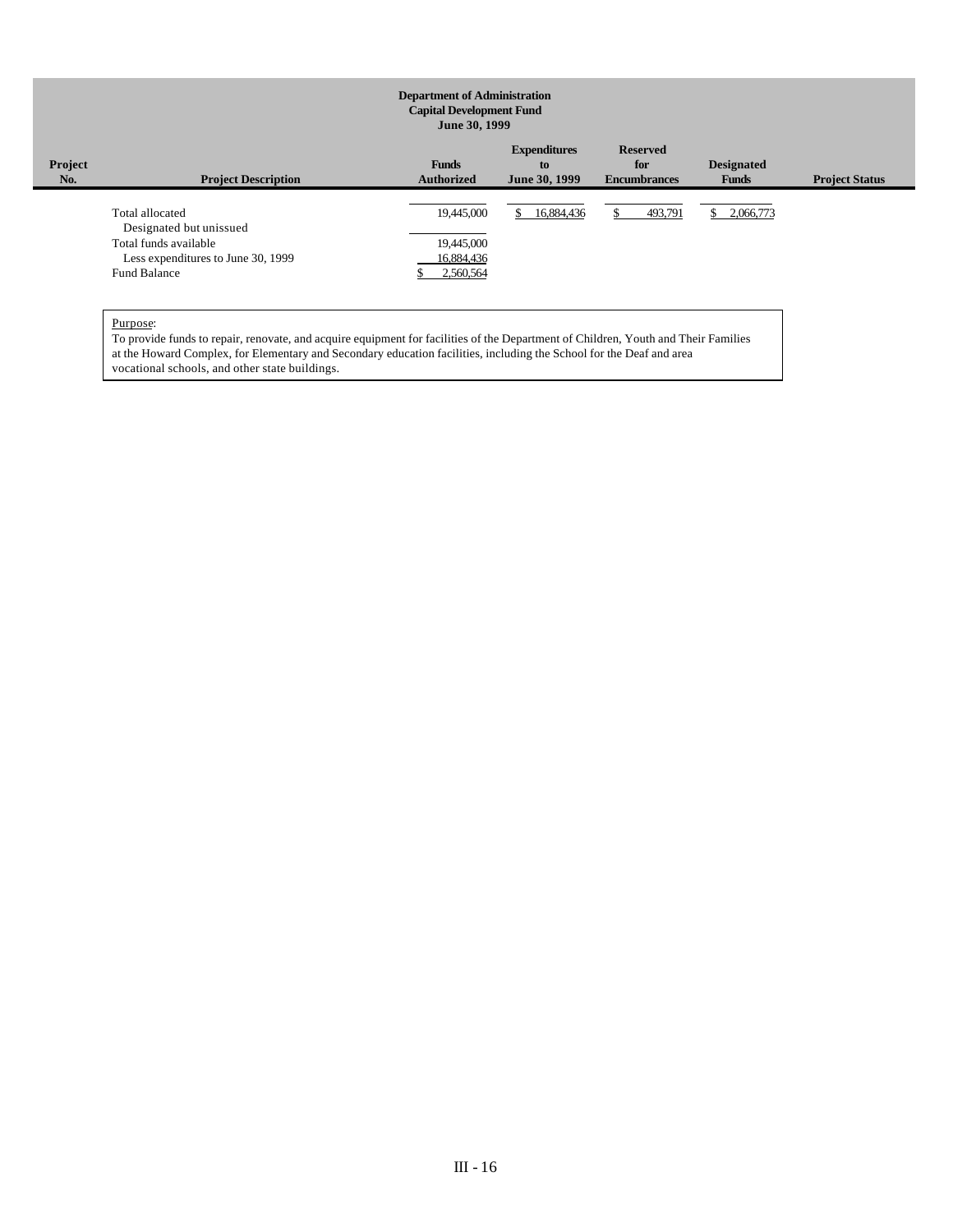**Department of Administration**
**Capital Development Fund**
**June 30, 1999**

| Project No. | Project Description | Funds Authorized | Expenditures to June 30, 1999 | Reserved for Encumbrances | Designated Funds | Project Status |
|---|---|---|---|---|---|---|
| | Total allocated | 19,445,000 | $ 16,884,436 | $ 493,791 | $ 2,066,773 | |
| | Designated but unissued | | | | | |
| | Total funds available | 19,445,000 | | | | |
| | Less expenditures to June 30, 1999 | 16,884,436 | | | | |
| | Fund Balance | $ 2,560,564 | | | | |

Purpose:
To provide funds to repair, renovate, and acquire equipment for facilities of the Department of Children, Youth and Their Families at the Howard Complex, for Elementary and Secondary education facilities, including the School for the Deaf and area vocational schools, and other state buildings.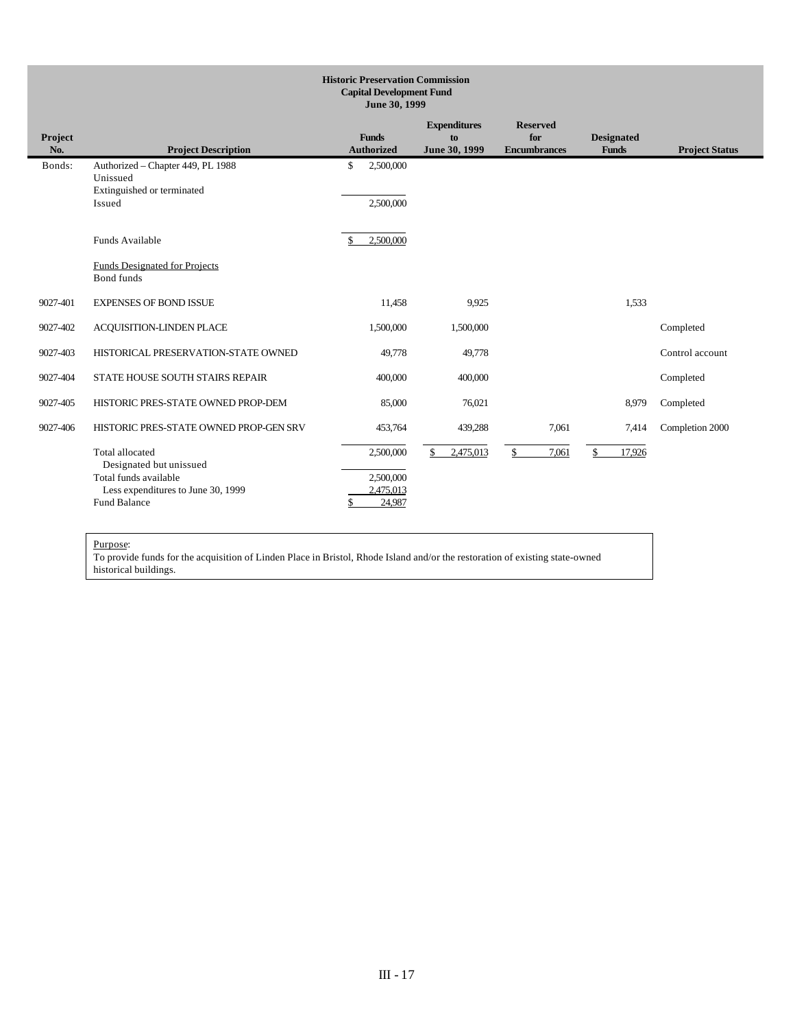**Historic Preservation Commission**
**Capital Development Fund**
**June 30, 1999**

| Project No. | Project Description | Funds Authorized | Expenditures to June 30, 1999 | Reserved for Encumbrances | Designated Funds | Project Status |
|---|---|---|---|---|---|---|
| Bonds: | Authorized – Chapter 449, PL 1988 | $ 2,500,000 | | | | |
| | Unissued | | | | | |
| | Extinguished or terminated | | | | | |
| | Issued | 2,500,000 | | | | |
| | Funds Available | $ 2,500,000 | | | | |
| | Funds Designated for Projects | | | | | |
| | Bond funds | | | | | |
| 9027-401 | EXPENSES OF BOND ISSUE | 11,458 | 9,925 | | 1,533 | |
| 9027-402 | ACQUISITION-LINDEN PLACE | 1,500,000 | 1,500,000 | | | Completed |
| 9027-403 | HISTORICAL PRESERVATION-STATE OWNED | 49,778 | 49,778 | | | Control account |
| 9027-404 | STATE HOUSE SOUTH STAIRS REPAIR | 400,000 | 400,000 | | | Completed |
| 9027-405 | HISTORIC PRES-STATE OWNED PROP-DEM | 85,000 | 76,021 | | 8,979 | Completed |
| 9027-406 | HISTORIC PRES-STATE OWNED PROP-GEN SRV | 453,764 | 439,288 | 7,061 | 7,414 | Completion 2000 |
| | Total allocated | 2,500,000 | $ 2,475,013 | $ 7,061 | $ 17,926 | |
| | Designated but unissued | | | | | |
| | Total funds available | 2,500,000 | | | | |
| | Less expenditures to June 30, 1999 | 2,475,013 | | | | |
| | Fund Balance | $ 24,987 | | | | |

Purpose:
To provide funds for the acquisition of Linden Place in Bristol, Rhode Island and/or the restoration of existing state-owned historical buildings.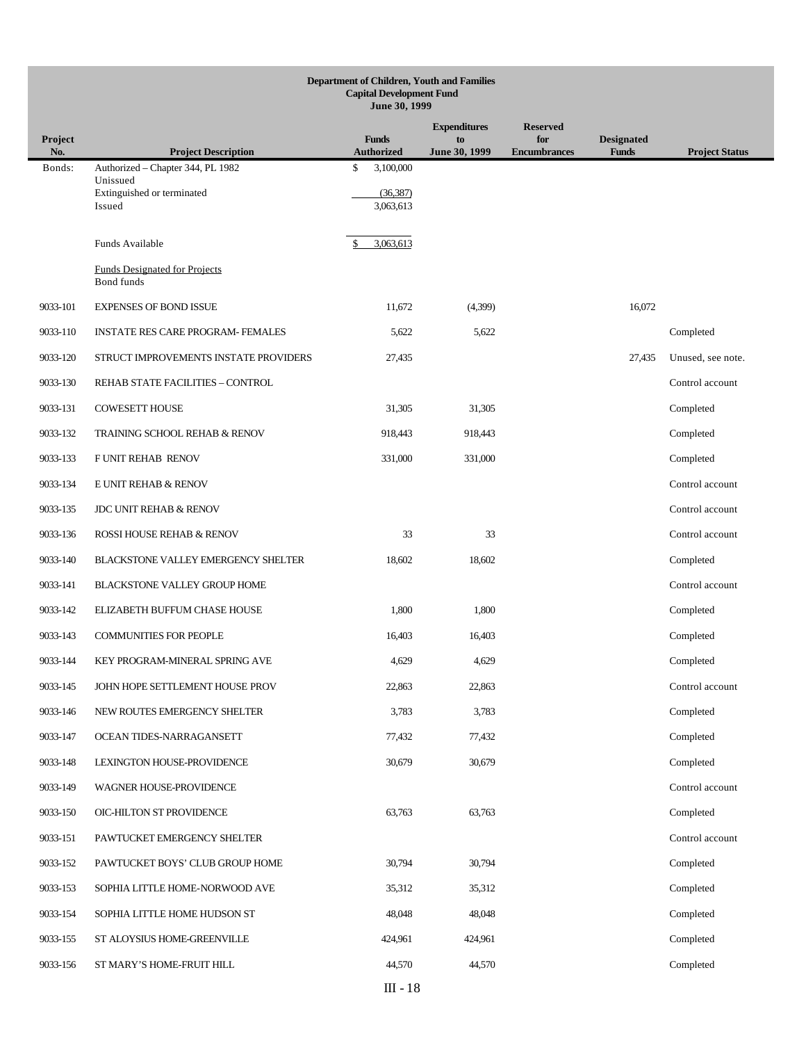**Department of Children, Youth and Families**
**Capital Development Fund**
**June 30, 1999**

| Project No. | Project Description | Funds Authorized | Expenditures to June 30, 1999 | Reserved for Encumbrances | Designated Funds | Project Status |
|---|---|---|---|---|---|---|
| Bonds: | Authorized – Chapter 344, PL 1982 | $ 3,100,000 | | | | |
| | Unissued | | | | | |
| | Extinguished or terminated | (36,387) | | | | |
| | Issued | 3,063,613 | | | | |
| | Funds Available | $ 3,063,613 | | | | |
| | Funds Designated for Projects | | | | | |
| | Bond funds | | | | | |
| 9033-101 | EXPENSES OF BOND ISSUE | 11,672 | (4,399) | | 16,072 | |
| 9033-110 | INSTATE RES CARE PROGRAM- FEMALES | 5,622 | 5,622 | | | Completed |
| 9033-120 | STRUCT IMPROVEMENTS INSTATE PROVIDERS | 27,435 | | | 27,435 | Unused, see note. |
| 9033-130 | REHAB STATE FACILITIES – CONTROL | | | | | Control account |
| 9033-131 | COWESETT HOUSE | 31,305 | 31,305 | | | Completed |
| 9033-132 | TRAINING SCHOOL REHAB & RENOV | 918,443 | 918,443 | | | Completed |
| 9033-133 | F UNIT REHAB RENOV | 331,000 | 331,000 | | | Completed |
| 9033-134 | E UNIT REHAB & RENOV | | | | | Control account |
| 9033-135 | JDC UNIT REHAB & RENOV | | | | | Control account |
| 9033-136 | ROSSI HOUSE REHAB & RENOV | 33 | 33 | | | Control account |
| 9033-140 | BLACKSTONE VALLEY EMERGENCY SHELTER | 18,602 | 18,602 | | | Completed |
| 9033-141 | BLACKSTONE VALLEY GROUP HOME | | | | | Control account |
| 9033-142 | ELIZABETH BUFFUM CHASE HOUSE | 1,800 | 1,800 | | | Completed |
| 9033-143 | COMMUNITIES FOR PEOPLE | 16,403 | 16,403 | | | Completed |
| 9033-144 | KEY PROGRAM-MINERAL SPRING AVE | 4,629 | 4,629 | | | Completed |
| 9033-145 | JOHN HOPE SETTLEMENT HOUSE PROV | 22,863 | 22,863 | | | Control account |
| 9033-146 | NEW ROUTES EMERGENCY SHELTER | 3,783 | 3,783 | | | Completed |
| 9033-147 | OCEAN TIDES-NARRAGANSETT | 77,432 | 77,432 | | | Completed |
| 9033-148 | LEXINGTON HOUSE-PROVIDENCE | 30,679 | 30,679 | | | Completed |
| 9033-149 | WAGNER HOUSE-PROVIDENCE | | | | | Control account |
| 9033-150 | OIC-HILTON ST PROVIDENCE | 63,763 | 63,763 | | | Completed |
| 9033-151 | PAWTUCKET EMERGENCY SHELTER | | | | | Control account |
| 9033-152 | PAWTUCKET BOYS' CLUB GROUP HOME | 30,794 | 30,794 | | | Completed |
| 9033-153 | SOPHIA LITTLE HOME-NORWOOD AVE | 35,312 | 35,312 | | | Completed |
| 9033-154 | SOPHIA LITTLE HOME HUDSON ST | 48,048 | 48,048 | | | Completed |
| 9033-155 | ST ALOYSIUS HOME-GREENVILLE | 424,961 | 424,961 | | | Completed |
| 9033-156 | ST MARY'S HOME-FRUIT HILL | 44,570 | 44,570 | | | Completed |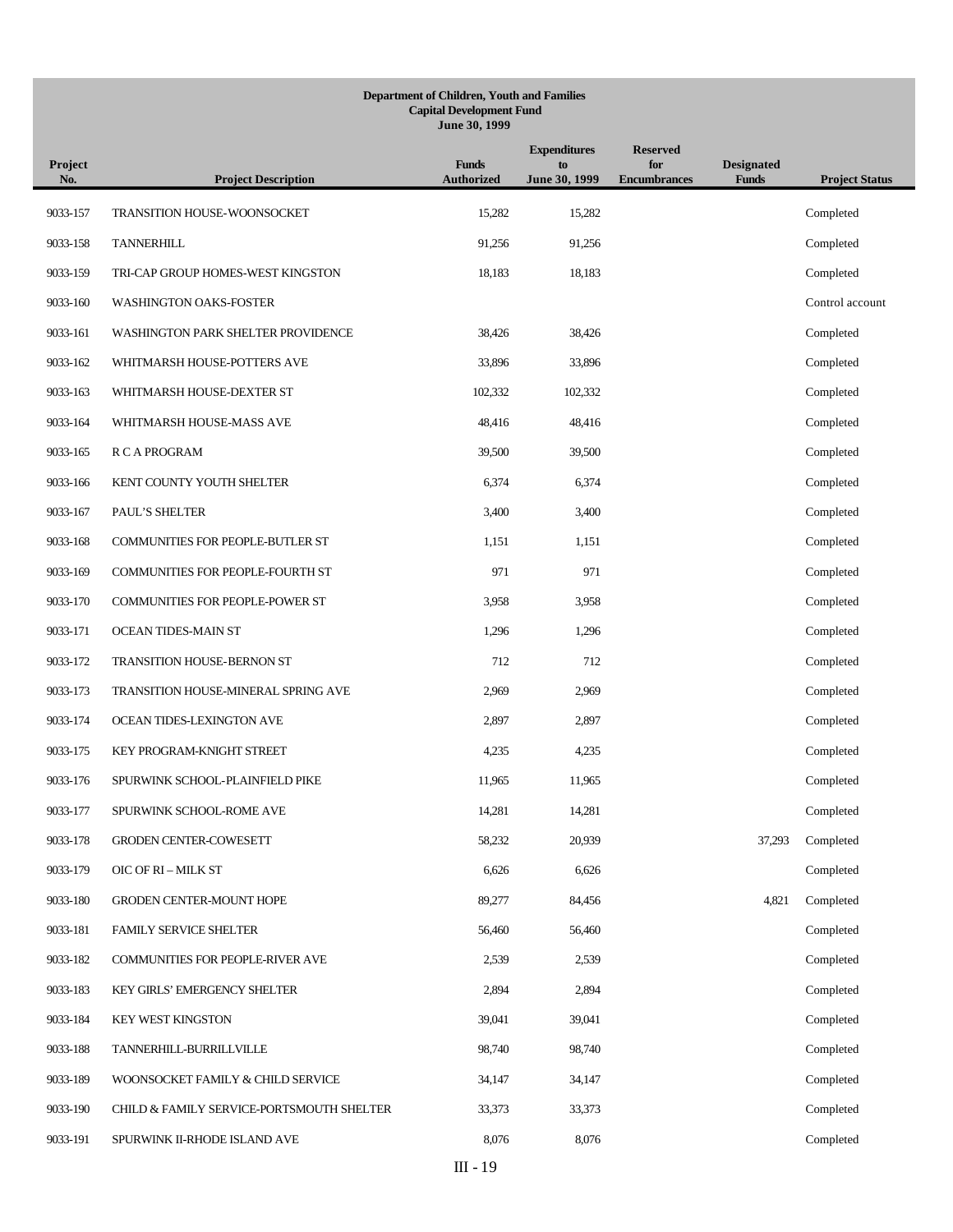**Department of Children, Youth and Families**
**Capital Development Fund**
**June 30, 1999**

| Project No. | Project Description | Funds Authorized | Expenditures to June 30, 1999 | Reserved for Encumbrances | Designated Funds | Project Status |
|---|---|---|---|---|---|---|
| 9033-157 | TRANSITION HOUSE-WOONSOCKET | 15,282 | 15,282 | | | Completed |
| 9033-158 | TANNERHILL | 91,256 | 91,256 | | | Completed |
| 9033-159 | TRI-CAP GROUP HOMES-WEST KINGSTON | 18,183 | 18,183 | | | Completed |
| 9033-160 | WASHINGTON OAKS-FOSTER | | | | | Control account |
| 9033-161 | WASHINGTON PARK SHELTER PROVIDENCE | 38,426 | 38,426 | | | Completed |
| 9033-162 | WHITMARSH HOUSE-POTTERS AVE | 33,896 | 33,896 | | | Completed |
| 9033-163 | WHITMARSH HOUSE-DEXTER ST | 102,332 | 102,332 | | | Completed |
| 9033-164 | WHITMARSH HOUSE-MASS AVE | 48,416 | 48,416 | | | Completed |
| 9033-165 | R C A PROGRAM | 39,500 | 39,500 | | | Completed |
| 9033-166 | KENT COUNTY YOUTH SHELTER | 6,374 | 6,374 | | | Completed |
| 9033-167 | PAUL'S SHELTER | 3,400 | 3,400 | | | Completed |
| 9033-168 | COMMUNITIES FOR PEOPLE-BUTLER ST | 1,151 | 1,151 | | | Completed |
| 9033-169 | COMMUNITIES FOR PEOPLE-FOURTH ST | 971 | 971 | | | Completed |
| 9033-170 | COMMUNITIES FOR PEOPLE-POWER ST | 3,958 | 3,958 | | | Completed |
| 9033-171 | OCEAN TIDES-MAIN ST | 1,296 | 1,296 | | | Completed |
| 9033-172 | TRANSITION HOUSE-BERNON ST | 712 | 712 | | | Completed |
| 9033-173 | TRANSITION HOUSE-MINERAL SPRING AVE | 2,969 | 2,969 | | | Completed |
| 9033-174 | OCEAN TIDES-LEXINGTON AVE | 2,897 | 2,897 | | | Completed |
| 9033-175 | KEY PROGRAM-KNIGHT STREET | 4,235 | 4,235 | | | Completed |
| 9033-176 | SPURWINK SCHOOL-PLAINFIELD PIKE | 11,965 | 11,965 | | | Completed |
| 9033-177 | SPURWINK SCHOOL-ROME AVE | 14,281 | 14,281 | | | Completed |
| 9033-178 | GRODEN CENTER-COWESETT | 58,232 | 20,939 | | 37,293 | Completed |
| 9033-179 | OIC OF RI – MILK ST | 6,626 | 6,626 | | | Completed |
| 9033-180 | GRODEN CENTER-MOUNT HOPE | 89,277 | 84,456 | | 4,821 | Completed |
| 9033-181 | FAMILY SERVICE SHELTER | 56,460 | 56,460 | | | Completed |
| 9033-182 | COMMUNITIES FOR PEOPLE-RIVER AVE | 2,539 | 2,539 | | | Completed |
| 9033-183 | KEY GIRLS' EMERGENCY SHELTER | 2,894 | 2,894 | | | Completed |
| 9033-184 | KEY WEST KINGSTON | 39,041 | 39,041 | | | Completed |
| 9033-188 | TANNERHILL-BURRILLVILLE | 98,740 | 98,740 | | | Completed |
| 9033-189 | WOONSOCKET FAMILY & CHILD SERVICE | 34,147 | 34,147 | | | Completed |
| 9033-190 | CHILD & FAMILY SERVICE-PORTSMOUTH SHELTER | 33,373 | 33,373 | | | Completed |
| 9033-191 | SPURWINK II-RHODE ISLAND AVE | 8,076 | 8,076 | | | Completed |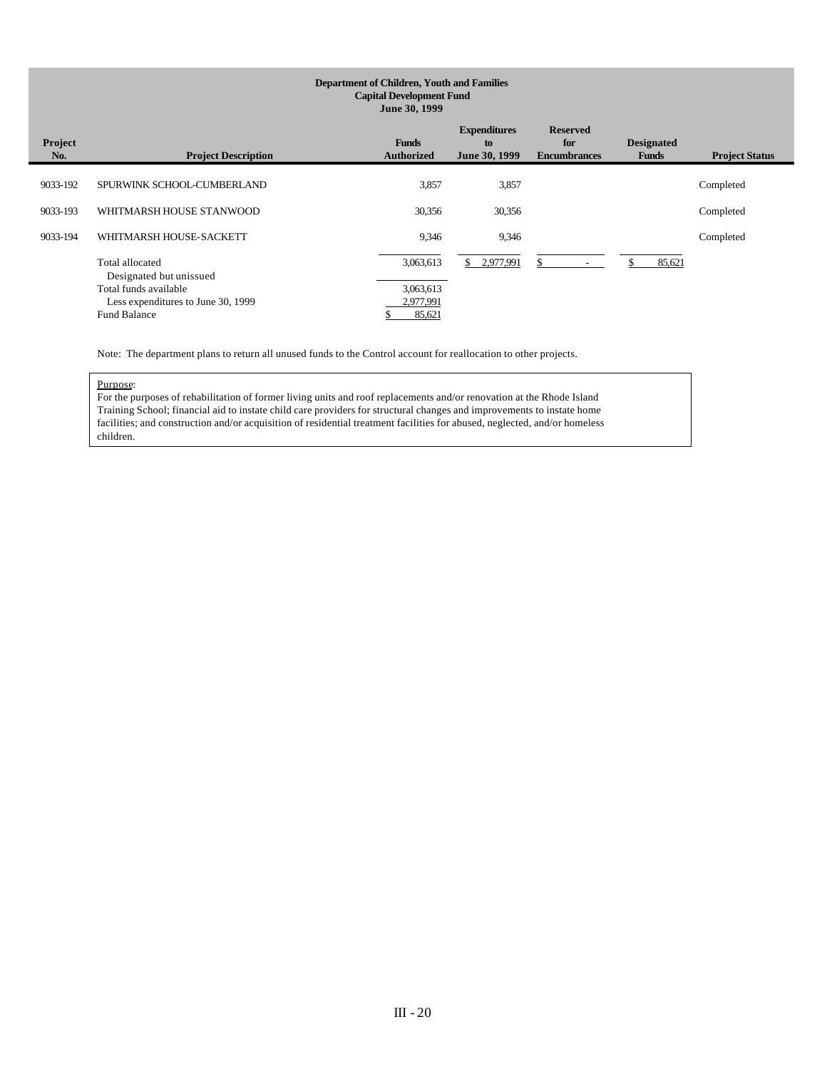**Department of Children, Youth and Families**
**Capital Development Fund**
**June 30, 1999**

| Project No. | Project Description | Funds Authorized | Expenditures to June 30, 1999 | Reserved for Encumbrances | Designated Funds | Project Status |
|---|---|---|---|---|---|---|
| 9033-192 | SPURWINK SCHOOL-CUMBERLAND | 3,857 | 3,857 | | | Completed |
| 9033-193 | WHITMARSH HOUSE STANWOOD | 30,356 | 30,356 | | | Completed |
| 9033-194 | WHITMARSH HOUSE-SACKETT | 9,346 | 9,346 | | | Completed |
| | Total allocated | 3,063,613 | $ 2,977,991 | $ - | $ 85,621 | |
| | Designated but unissued | | | | | |
| | Total funds available | 3,063,613 | | | | |
| | Less expenditures to June 30, 1999 | 2,977,991 | | | | |
| | Fund Balance | $ 85,621 | | | | |

Note: The department plans to return all unused funds to the Control account for reallocation to other projects.

Purpose:
For the purposes of rehabilitation of former living units and roof replacements and/or renovation at the Rhode Island Training School; financial aid to instate child care providers for structural changes and improvements to instate home facilities; and construction and/or acquisition of residential treatment facilities for abused, neglected, and/or homeless children.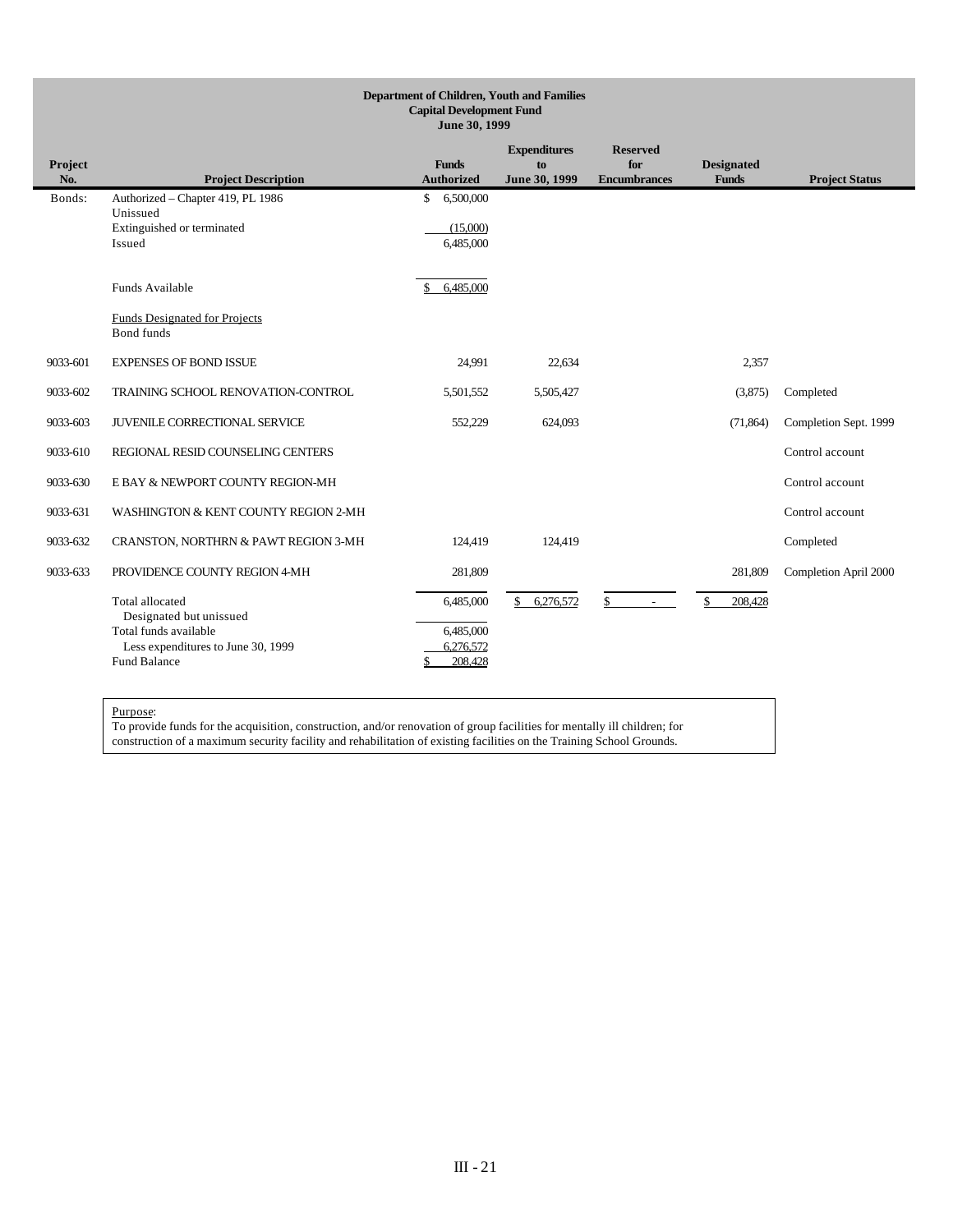**Department of Children, Youth and Families**
**Capital Development Fund**
**June 30, 1999**

| Project No. | Project Description | Funds Authorized | Expenditures to June 30, 1999 | Reserved for Encumbrances | Designated Funds | Project Status |
|---|---|---|---|---|---|---|
| Bonds: | Authorized – Chapter 419, PL 1986 | $ 6,500,000 | | | | |
| | Unissued | | | | | |
| | Extinguished or terminated | (15,000) | | | | |
| | Issued | 6,485,000 | | | | |
| | Funds Available | $ 6,485,000 | | | | |
| | Funds Designated for Projects | | | | | |
| | Bond funds | | | | | |
| 9033-601 | EXPENSES OF BOND ISSUE | 24,991 | 22,634 | | 2,357 | |
| 9033-602 | TRAINING SCHOOL RENOVATION-CONTROL | 5,501,552 | 5,505,427 | | (3,875) | Completed |
| 9033-603 | JUVENILE CORRECTIONAL SERVICE | 552,229 | 624,093 | | (71,864) | Completion Sept. 1999 |
| 9033-610 | REGIONAL RESID COUNSELING CENTERS | | | | | Control account |
| 9033-630 | E BAY & NEWPORT COUNTY REGION-MH | | | | | Control account |
| 9033-631 | WASHINGTON & KENT COUNTY REGION 2-MH | | | | | Control account |
| 9033-632 | CRANSTON, NORTHRN & PAWT REGION 3-MH | 124,419 | 124,419 | | | Completed |
| 9033-633 | PROVIDENCE COUNTY REGION 4-MH | 281,809 | | | 281,809 | Completion April 2000 |
| | Total allocated | 6,485,000 | $ 6,276,572 | $ - | $ 208,428 | |
| | Designated but unissued | | | | | |
| | Total funds available | 6,485,000 | | | | |
| | Less expenditures to June 30, 1999 | 6,276,572 | | | | |
| | Fund Balance | $ 208,428 | | | | |

Purpose:
To provide funds for the acquisition, construction, and/or renovation of group facilities for mentally ill children; for construction of a maximum security facility and rehabilitation of existing facilities on the Training School Grounds.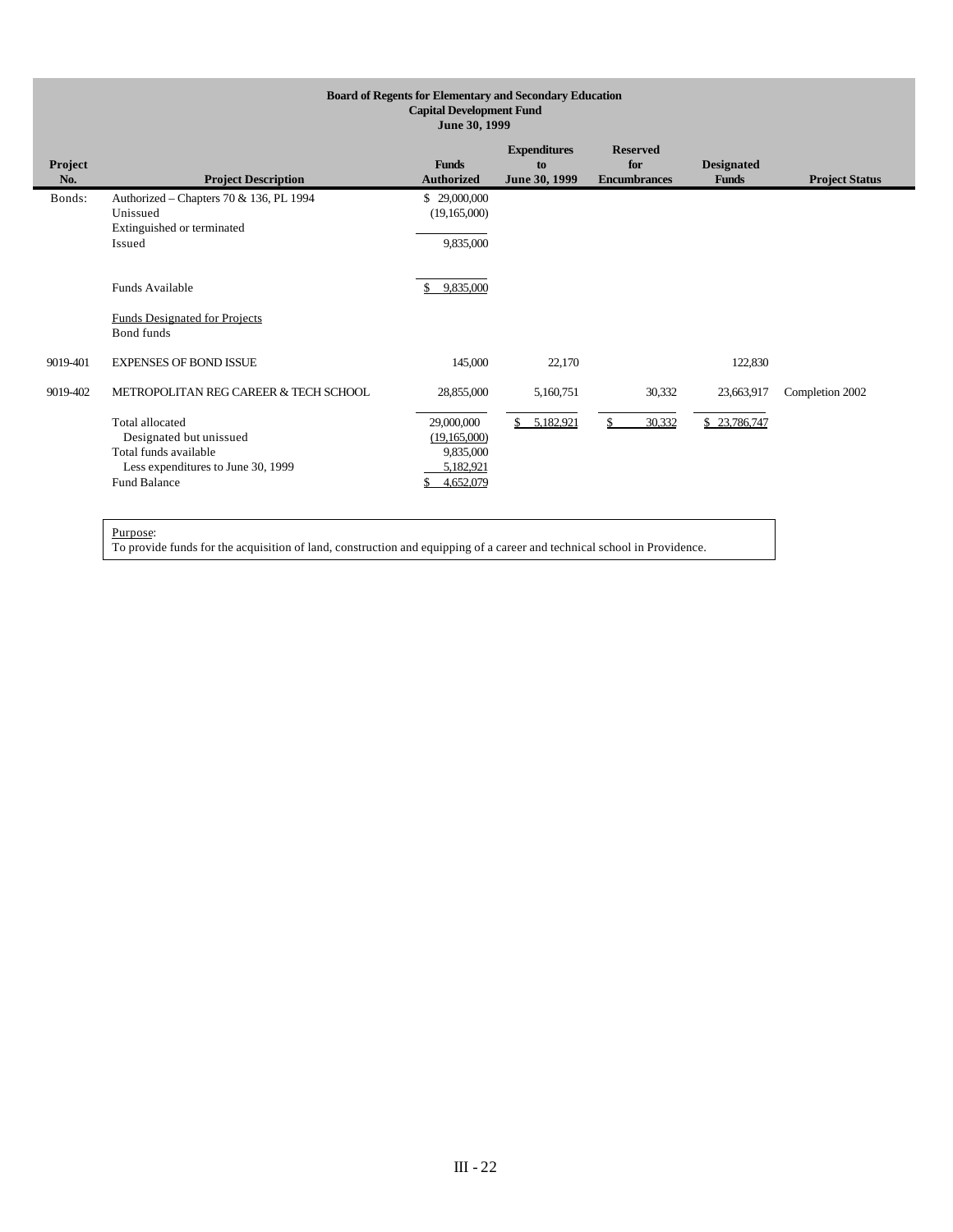**Board of Regents for Elementary and Secondary Education**
**Capital Development Fund**
**June 30, 1999**

| Project No. | Project Description | Funds Authorized | Expenditures to June 30, 1999 | Reserved for Encumbrances | Designated Funds | Project Status |
|---|---|---|---|---|---|---|
| Bonds: | Authorized – Chapters 70 & 136, PL 1994 | $ 29,000,000 | | | | |
| | Unissued | (19,165,000) | | | | |
| | Extinguished or terminated | | | | | |
| | Issued | 9,835,000 | | | | |
| | Funds Available | $ 9,835,000 | | | | |
| | Funds Designated for Projects | | | | | |
| | Bond funds | | | | | |
| 9019-401 | EXPENSES OF BOND ISSUE | 145,000 | 22,170 | | 122,830 | |
| 9019-402 | METROPOLITAN REG CAREER & TECH SCHOOL | 28,855,000 | 5,160,751 | 30,332 | 23,663,917 | Completion 2002 |
| | Total allocated | 29,000,000 | $ 5,182,921 | $ 30,332 | $ 23,786,747 | |
| | Designated but unissued | (19,165,000) | | | | |
| | Total funds available | 9,835,000 | | | | |
| | Less expenditures to June 30, 1999 | 5,182,921 | | | | |
| | Fund Balance | $ 4,652,079 | | | | |

Purpose:
To provide funds for the acquisition of land, construction and equipping of a career and technical school in Providence.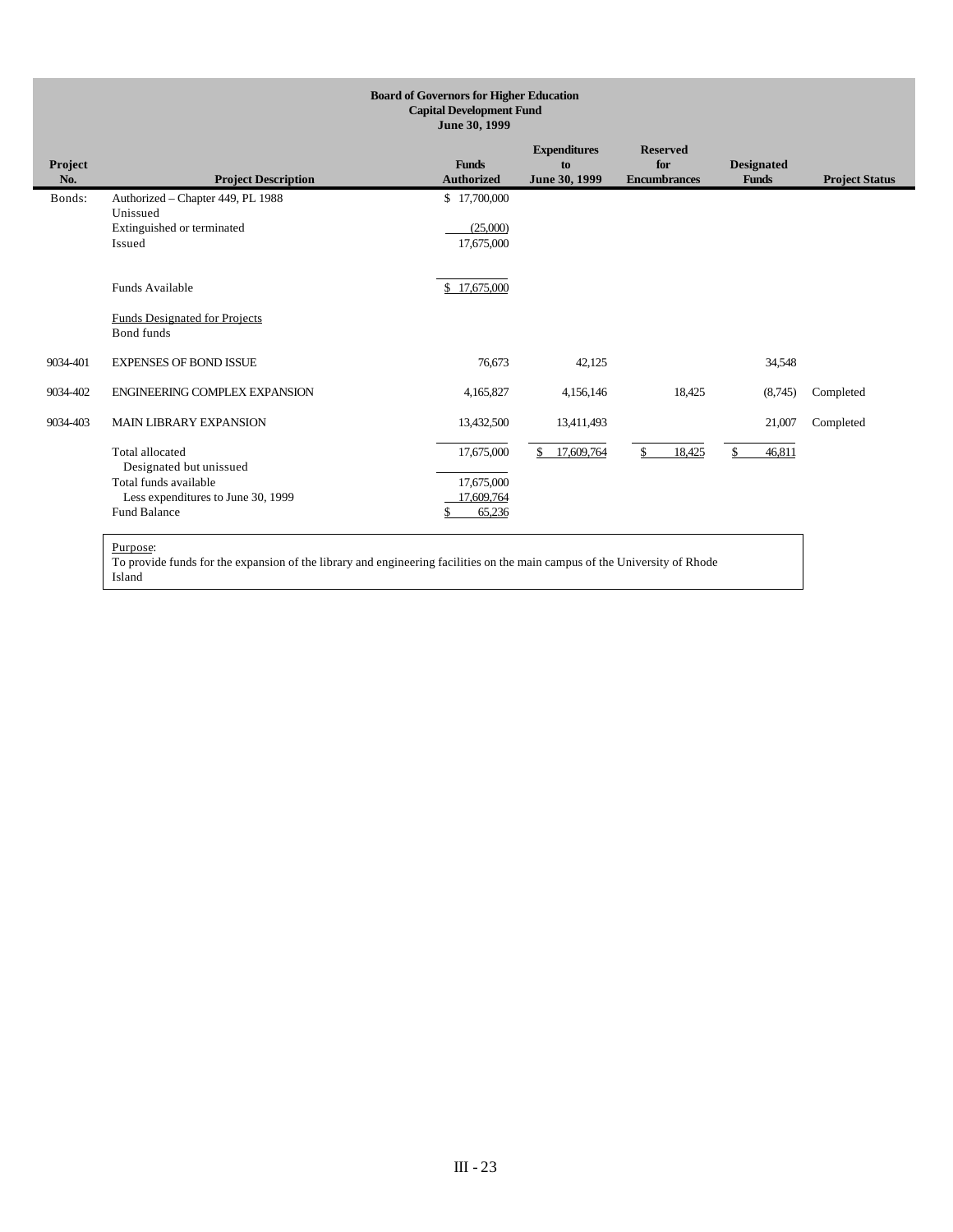**Board of Governors for Higher Education**
**Capital Development Fund**
**June 30, 1999**

| Project No. | Project Description | Funds Authorized | Expenditures to June 30, 1999 | Reserved for Encumbrances | Designated Funds | Project Status |
|---|---|---|---|---|---|---|
| Bonds: | Authorized – Chapter 449, PL 1988 | $ 17,700,000 | | | | |
| | Unissued | | | | | |
| | Extinguished or terminated | (25,000) | | | | |
| | Issued | 17,675,000 | | | | |
| | Funds Available | $ 17,675,000 | | | | |
| | Funds Designated for Projects | | | | | |
| | Bond funds | | | | | |
| 9034-401 | EXPENSES OF BOND ISSUE | 76,673 | 42,125 | | 34,548 | |
| 9034-402 | ENGINEERING COMPLEX EXPANSION | 4,165,827 | 4,156,146 | 18,425 | (8,745) | Completed |
| 9034-403 | MAIN LIBRARY EXPANSION | 13,432,500 | 13,411,493 | | 21,007 | Completed |
| | Total allocated | 17,675,000 | $ 17,609,764 | $ 18,425 | $ 46,811 | |
| | Designated but unissued | | | | | |
| | Total funds available | 17,675,000 | | | | |
| | Less expenditures to June 30, 1999 | 17,609,764 | | | | |
| | Fund Balance | $ 65,236 | | | | |

Purpose:
To provide funds for the expansion of the library and engineering facilities on the main campus of the University of Rhode Island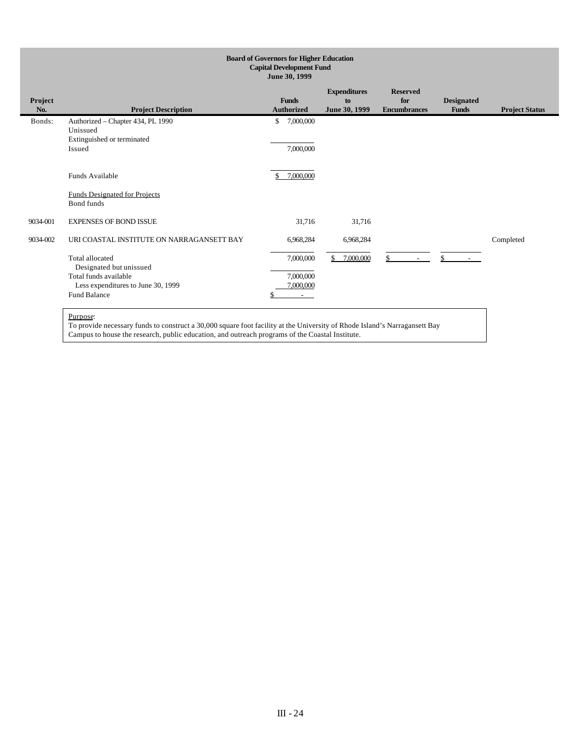**Board of Governors for Higher Education**
**Capital Development Fund**
**June 30, 1999**

| Project No. | Project Description | Funds Authorized | Expenditures to June 30, 1999 | Reserved for Encumbrances | Designated Funds | Project Status |
|---|---|---|---|---|---|---|
| Bonds: | Authorized – Chapter 434, PL 1990 | $ 7,000,000 | | | | |
| | Unissued | | | | | |
| | Extinguished or terminated | | | | | |
| | Issued | 7,000,000 | | | | |
| | Funds Available | $ 7,000,000 | | | | |
| | Funds Designated for Projects | | | | | |
| | Bond funds | | | | | |
| 9034-001 | EXPENSES OF BOND ISSUE | 31,716 | 31,716 | | | |
| 9034-002 | URI COASTAL INSTITUTE ON NARRAGANSETT BAY | 6,968,284 | 6,968,284 | | | Completed |
| | Total allocated | 7,000,000 | $ 7,000,000 | $ - | $ - | |
| | Designated but unissued | | | | | |
| | Total funds available | 7,000,000 | | | | |
| | Less expenditures to June 30, 1999 | 7,000,000 | | | | |
| | Fund Balance | $ - | | | | |

Purpose:
To provide necessary funds to construct a 30,000 square foot facility at the University of Rhode Island's Narragansett Bay Campus to house the research, public education, and outreach programs of the Coastal Institute.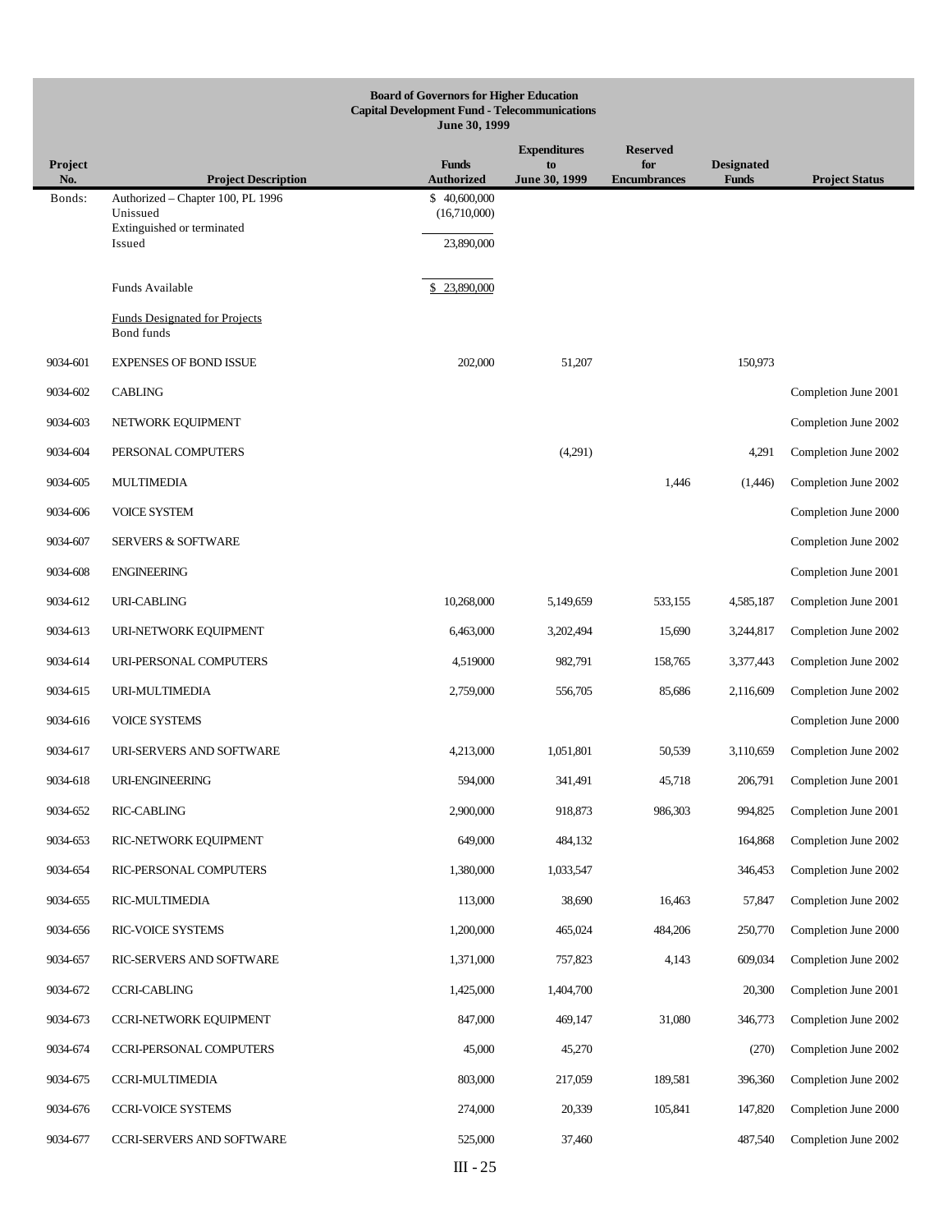**Board of Governors for Higher Education**
**Capital Development Fund - Telecommunications**
**June 30, 1999**

| Project No. | Project Description | Funds Authorized | Expenditures to June 30, 1999 | Reserved for Encumbrances | Designated Funds | Project Status |
|---|---|---|---|---|---|---|
| Bonds: | Authorized – Chapter 100, PL 1996 | $ 40,600,000 | | | | |
| | Unissued | (16,710,000) | | | | |
| | Extinguished or terminated | | | | | |
| | Issued | 23,890,000 | | | | |
| | Funds Available | $ 23,890,000 | | | | |
| | Funds Designated for Projects | | | | | |
| | Bond funds | | | | | |
| 9034-601 | EXPENSES OF BOND ISSUE | 202,000 | 51,207 | | 150,973 | |
| 9034-602 | CABLING | | | | | Completion June 2001 |
| 9034-603 | NETWORK EQUIPMENT | | | | | Completion June 2002 |
| 9034-604 | PERSONAL COMPUTERS | | (4,291) | | 4,291 | Completion June 2002 |
| 9034-605 | MULTIMEDIA | | | 1,446 | (1,446) | Completion June 2002 |
| 9034-606 | VOICE SYSTEM | | | | | Completion June 2000 |
| 9034-607 | SERVERS & SOFTWARE | | | | | Completion June 2002 |
| 9034-608 | ENGINEERING | | | | | Completion June 2001 |
| 9034-612 | URI-CABLING | 10,268,000 | 5,149,659 | 533,155 | 4,585,187 | Completion June 2001 |
| 9034-613 | URI-NETWORK EQUIPMENT | 6,463,000 | 3,202,494 | 15,690 | 3,244,817 | Completion June 2002 |
| 9034-614 | URI-PERSONAL COMPUTERS | 4,519000 | 982,791 | 158,765 | 3,377,443 | Completion June 2002 |
| 9034-615 | URI-MULTIMEDIA | 2,759,000 | 556,705 | 85,686 | 2,116,609 | Completion June 2002 |
| 9034-616 | VOICE SYSTEMS | | | | | Completion June 2000 |
| 9034-617 | URI-SERVERS AND SOFTWARE | 4,213,000 | 1,051,801 | 50,539 | 3,110,659 | Completion June 2002 |
| 9034-618 | URI-ENGINEERING | 594,000 | 341,491 | 45,718 | 206,791 | Completion June 2001 |
| 9034-652 | RIC-CABLING | 2,900,000 | 918,873 | 986,303 | 994,825 | Completion June 2001 |
| 9034-653 | RIC-NETWORK EQUIPMENT | 649,000 | 484,132 | | 164,868 | Completion June 2002 |
| 9034-654 | RIC-PERSONAL COMPUTERS | 1,380,000 | 1,033,547 | | 346,453 | Completion June 2002 |
| 9034-655 | RIC-MULTIMEDIA | 113,000 | 38,690 | 16,463 | 57,847 | Completion June 2002 |
| 9034-656 | RIC-VOICE SYSTEMS | 1,200,000 | 465,024 | 484,206 | 250,770 | Completion June 2000 |
| 9034-657 | RIC-SERVERS AND SOFTWARE | 1,371,000 | 757,823 | 4,143 | 609,034 | Completion June 2002 |
| 9034-672 | CCRI-CABLING | 1,425,000 | 1,404,700 | | 20,300 | Completion June 2001 |
| 9034-673 | CCRI-NETWORK EQUIPMENT | 847,000 | 469,147 | 31,080 | 346,773 | Completion June 2002 |
| 9034-674 | CCRI-PERSONAL COMPUTERS | 45,000 | 45,270 | | (270) | Completion June 2002 |
| 9034-675 | CCRI-MULTIMEDIA | 803,000 | 217,059 | 189,581 | 396,360 | Completion June 2002 |
| 9034-676 | CCRI-VOICE SYSTEMS | 274,000 | 20,339 | 105,841 | 147,820 | Completion June 2000 |
| 9034-677 | CCRI-SERVERS AND SOFTWARE | 525,000 | 37,460 | | 487,540 | Completion June 2002 |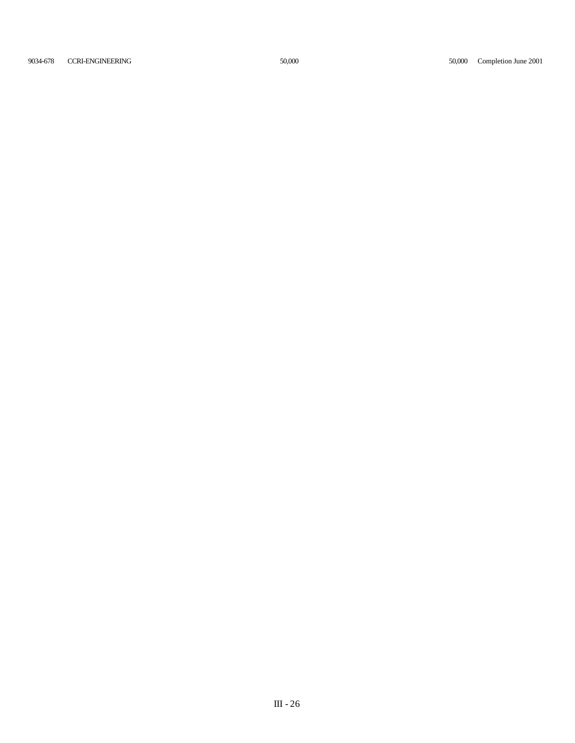| | | | | |
|---|---|---|---|---|
| 9034-678 | CCRI-ENGINEERING | 50,000 | 50,000 | Completion June 2001 |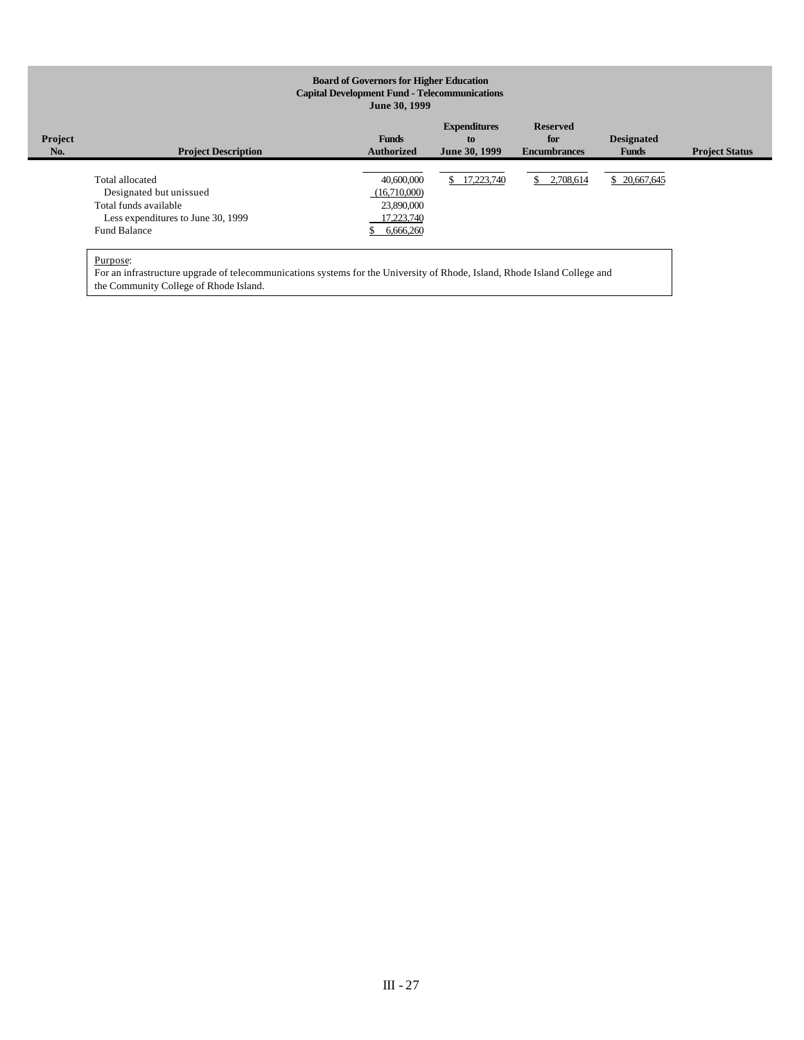**Board of Governors for Higher Education**
**Capital Development Fund - Telecommunications**
**June 30, 1999**

| Project No. | Project Description | Funds Authorized | Expenditures to June 30, 1999 | Reserved for Encumbrances | Designated Funds | Project Status |
|---|---|---|---|---|---|---|
| | Total allocated | 40,600,000 | $ 17,223,740 | $ 2,708,614 | $ 20,667,645 | |
| | Designated but unissued | (16,710,000) | | | | |
| | Total funds available | 23,890,000 | | | | |
| | Less expenditures to June 30, 1999 | 17,223,740 | | | | |
| | Fund Balance | $ 6,666,260 | | | | |

Purpose:
For an infrastructure upgrade of telecommunications systems for the University of Rhode, Island, Rhode Island College and the Community College of Rhode Island.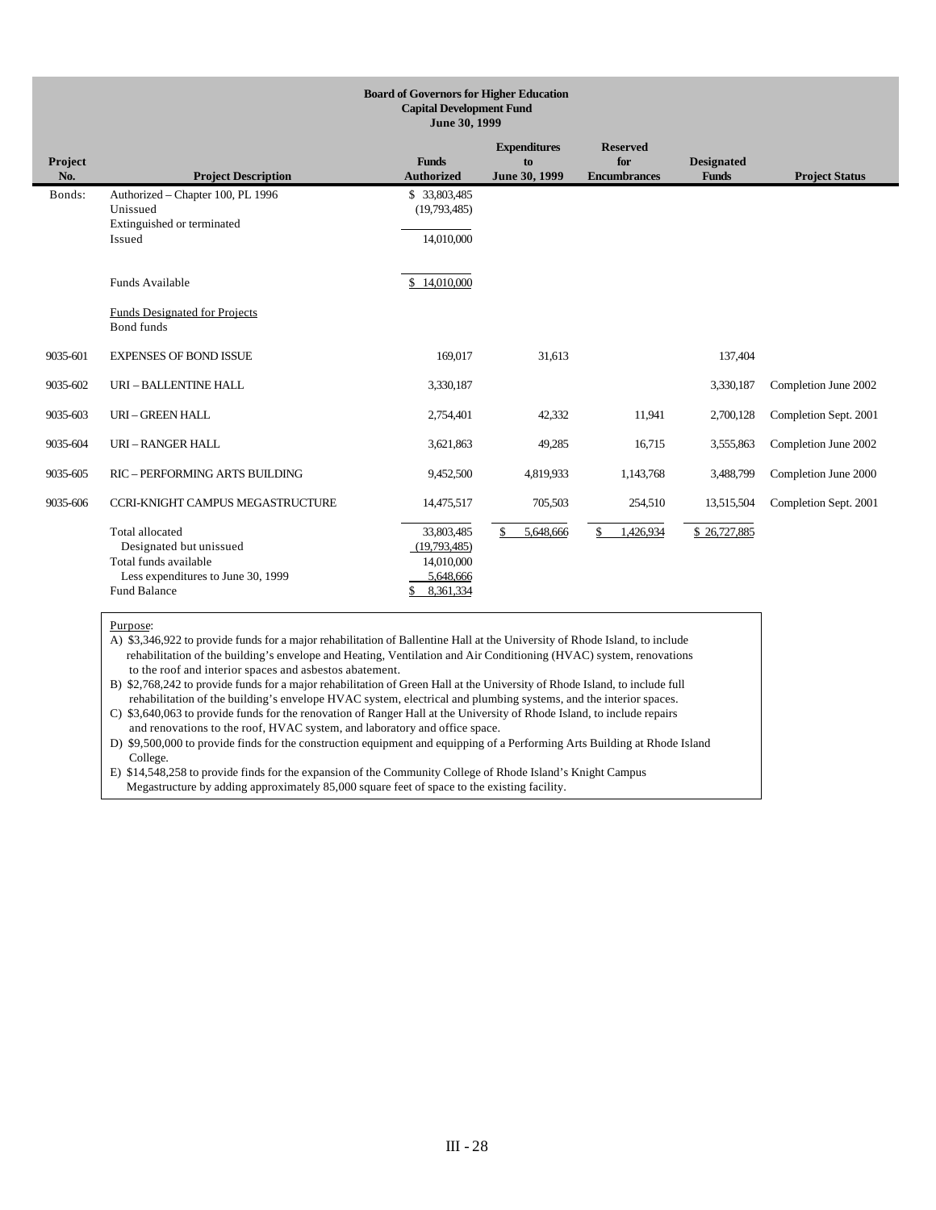**Board of Governors for Higher Education**
**Capital Development Fund**
**June 30, 1999**

| Project No. | Project Description | Funds Authorized | Expenditures to June 30, 1999 | Reserved for Encumbrances | Designated Funds | Project Status |
|---|---|---|---|---|---|---|
| Bonds: | Authorized – Chapter 100, PL 1996 | $ 33,803,485 | | | | |
| | Unissued | (19,793,485) | | | | |
| | Extinguished or terminated | | | | | |
| | Issued | 14,010,000 | | | | |
| | Funds Available | $ 14,010,000 | | | | |
| | Funds Designated for Projects | | | | | |
| | Bond funds | | | | | |
| 9035-601 | EXPENSES OF BOND ISSUE | 169,017 | 31,613 | | 137,404 | |
| 9035-602 | URI – BALLENTINE HALL | 3,330,187 | | | 3,330,187 | Completion June 2002 |
| 9035-603 | URI – GREEN HALL | 2,754,401 | 42,332 | 11,941 | 2,700,128 | Completion Sept. 2001 |
| 9035-604 | URI – RANGER HALL | 3,621,863 | 49,285 | 16,715 | 3,555,863 | Completion June 2002 |
| 9035-605 | RIC – PERFORMING ARTS BUILDING | 9,452,500 | 4,819,933 | 1,143,768 | 3,488,799 | Completion June 2000 |
| 9035-606 | CCRI-KNIGHT CAMPUS MEGASTRUCTURE | 14,475,517 | 705,503 | 254,510 | 13,515,504 | Completion Sept. 2001 |
| | Total allocated | 33,803,485 | $ 5,648,666 | $ 1,426,934 | $ 26,727,885 | |
| | Designated but unissued | (19,793,485) | | | | |
| | Total funds available | 14,010,000 | | | | |
| | Less expenditures to June 30, 1999 | 5,648,666 | | | | |
| | Fund Balance | $ 8,361,334 | | | | |

Purpose:

A) $3,346,922 to provide funds for a major rehabilitation of Ballentine Hall at the University of Rhode Island, to include rehabilitation of the building's envelope and Heating, Ventilation and Air Conditioning (HVAC) system, renovations to the roof and interior spaces and asbestos abatement.

B) $2,768,242 to provide funds for a major rehabilitation of Green Hall at the University of Rhode Island, to include full rehabilitation of the building's envelope HVAC system, electrical and plumbing systems, and the interior spaces.

C) $3,640,063 to provide funds for the renovation of Ranger Hall at the University of Rhode Island, to include repairs and renovations to the roof, HVAC system, and laboratory and office space.

D) $9,500,000 to provide finds for the construction equipment and equipping of a Performing Arts Building at Rhode Island College.

E) $14,548,258 to provide finds for the expansion of the Community College of Rhode Island's Knight Campus Megastructure by adding approximately 85,000 square feet of space to the existing facility.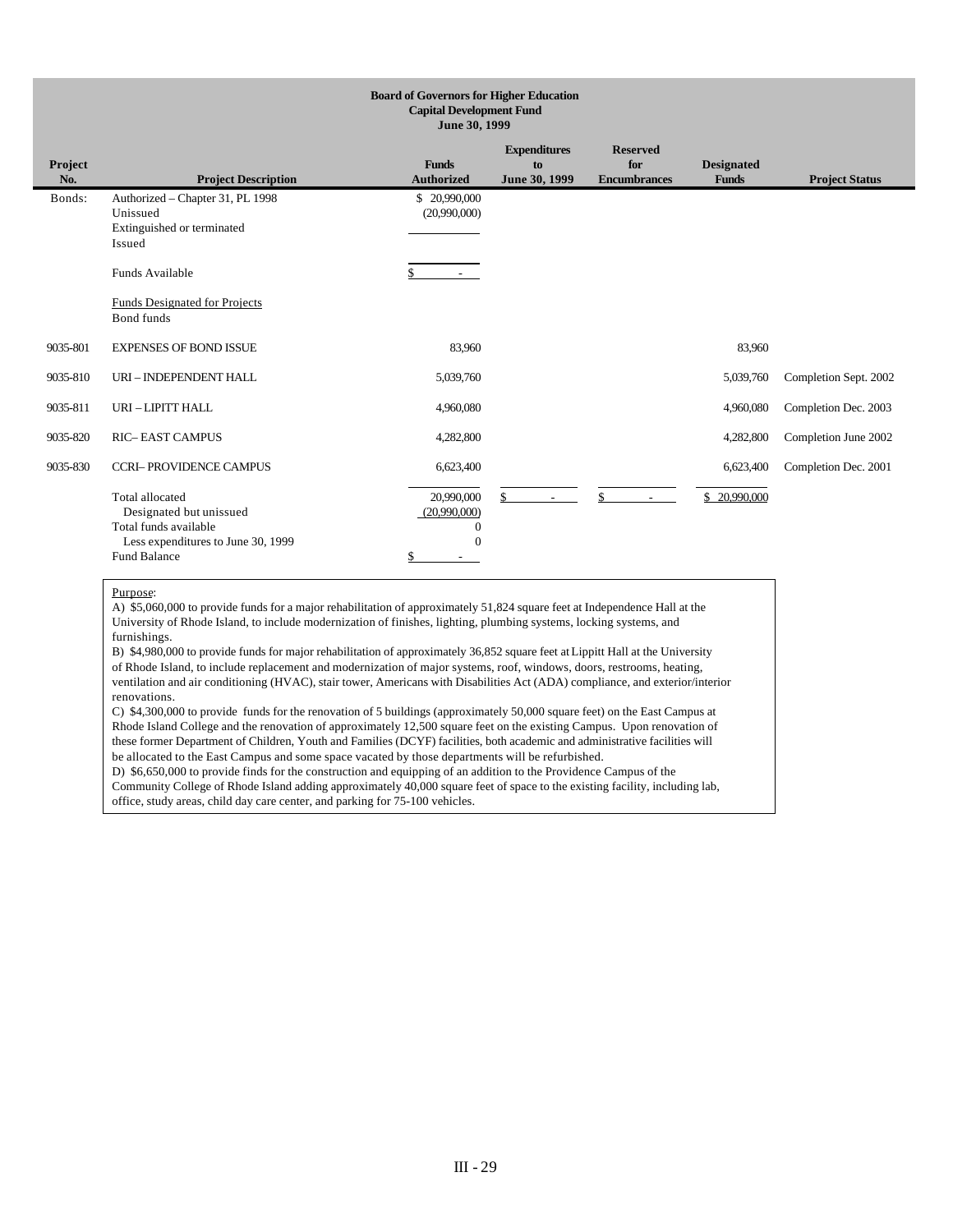**Board of Governors for Higher Education**
**Capital Development Fund**
**June 30, 1999**

| Project No. | Project Description | Funds Authorized | Expenditures to June 30, 1999 | Reserved for Encumbrances | Designated Funds | Project Status |
|---|---|---|---|---|---|---|
| Bonds: | Authorized – Chapter 31, PL 1998 | $ 20,990,000 | | | | |
| | Unissued | (20,990,000) | | | | |
| | Extinguished or terminated | | | | | |
| | Issued | | | | | |
| | Funds Available | $ - | | | | |
| | Funds Designated for Projects | | | | | |
| | Bond funds | | | | | |
| 9035-801 | EXPENSES OF BOND ISSUE | 83,960 | | | 83,960 | |
| 9035-810 | URI – INDEPENDENT HALL | 5,039,760 | | | 5,039,760 | Completion Sept. 2002 |
| 9035-811 | URI – LIPITT HALL | 4,960,080 | | | 4,960,080 | Completion Dec. 2003 |
| 9035-820 | RIC– EAST CAMPUS | 4,282,800 | | | 4,282,800 | Completion June 2002 |
| 9035-830 | CCRI– PROVIDENCE CAMPUS | 6,623,400 | | | 6,623,400 | Completion Dec. 2001 |
| | Total allocated | 20,990,000 | $ - | $ - | $ 20,990,000 | |
| | Designated but unissued | (20,990,000) | | | | |
| | Total funds available | 0 | | | | |
| | Less expenditures to June 30, 1999 | 0 | | | | |
| | Fund Balance | $ - | | | | |

Purpose:
A) $5,060,000 to provide funds for a major rehabilitation of approximately 51,824 square feet at Independence Hall at the University of Rhode Island, to include modernization of finishes, lighting, plumbing systems, locking systems, and furnishings.
B) $4,980,000 to provide funds for major rehabilitation of approximately 36,852 square feet at Lippitt Hall at the University of Rhode Island, to include replacement and modernization of major systems, roof, windows, doors, restrooms, heating, ventilation and air conditioning (HVAC), stair tower, Americans with Disabilities Act (ADA) compliance, and exterior/interior renovations.
C) $4,300,000 to provide funds for the renovation of 5 buildings (approximately 50,000 square feet) on the East Campus at Rhode Island College and the renovation of approximately 12,500 square feet on the existing Campus. Upon renovation of these former Department of Children, Youth and Families (DCYF) facilities, both academic and administrative facilities will be allocated to the East Campus and some space vacated by those departments will be refurbished.
D) $6,650,000 to provide finds for the construction and equipping of an addition to the Providence Campus of the Community College of Rhode Island adding approximately 40,000 square feet of space to the existing facility, including lab, office, study areas, child day care center, and parking for 75-100 vehicles.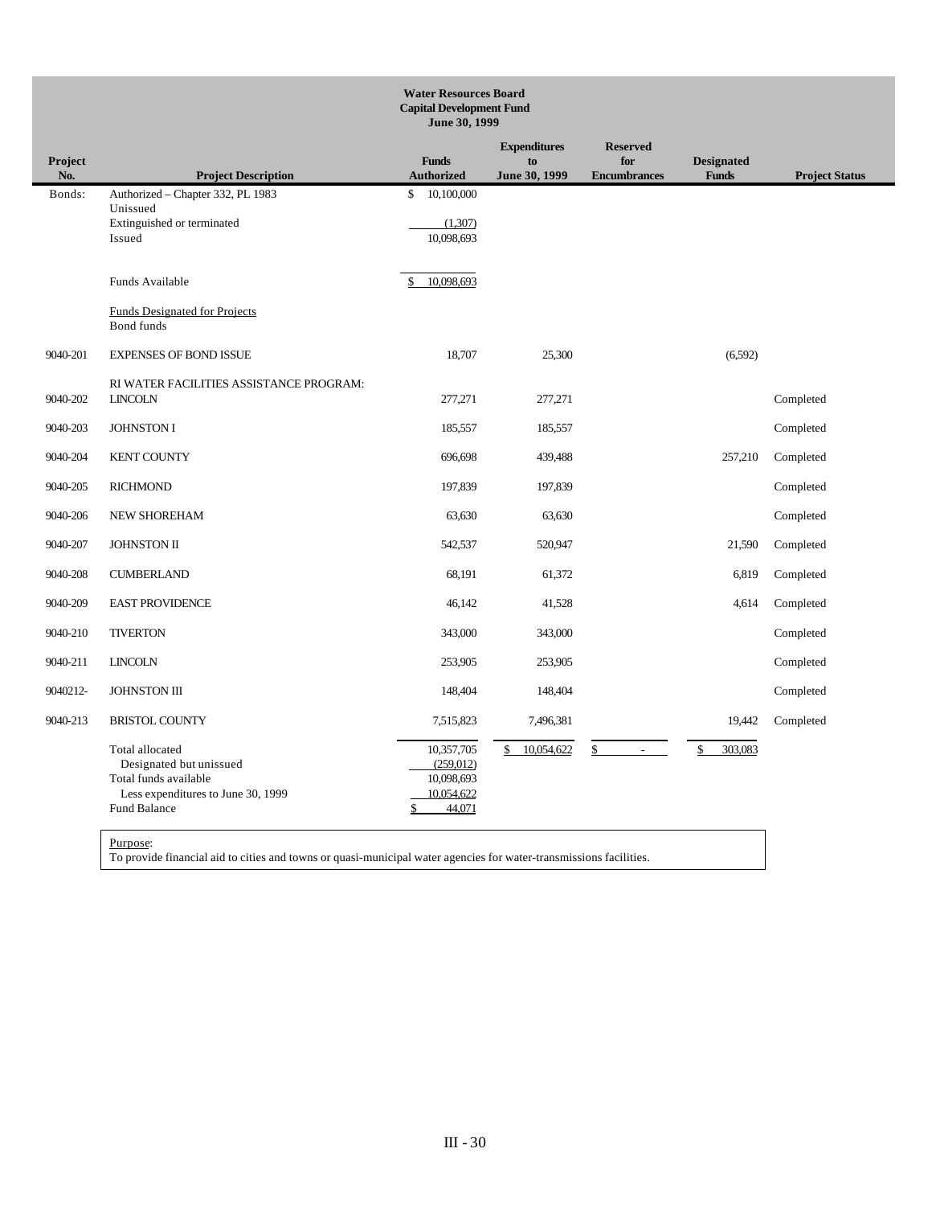**Water Resources Board**
**Capital Development Fund**
**June 30, 1999**

| Project No. | Project Description | Funds Authorized | Expenditures to June 30, 1999 | Reserved for Encumbrances | Designated Funds | Project Status |
|---|---|---|---|---|---|---|
| Bonds: | Authorized – Chapter 332, PL 1983 | $ 10,100,000 | | | | |
| | Unissued | | | | | |
| | Extinguished or terminated | (1,307) | | | | |
| | Issued | 10,098,693 | | | | |
| | Funds Available | $ 10,098,693 | | | | |
| | Funds Designated for Projects | | | | | |
| | Bond funds | | | | | |
| 9040-201 | EXPENSES OF BOND ISSUE | 18,707 | 25,300 | | (6,592) | |
| | RI WATER FACILITIES ASSISTANCE PROGRAM: | | | | | |
| 9040-202 | LINCOLN | 277,271 | 277,271 | | | Completed |
| 9040-203 | JOHNSTON I | 185,557 | 185,557 | | | Completed |
| 9040-204 | KENT COUNTY | 696,698 | 439,488 | | 257,210 | Completed |
| 9040-205 | RICHMOND | 197,839 | 197,839 | | | Completed |
| 9040-206 | NEW SHOREHAM | 63,630 | 63,630 | | | Completed |
| 9040-207 | JOHNSTON II | 542,537 | 520,947 | | 21,590 | Completed |
| 9040-208 | CUMBERLAND | 68,191 | 61,372 | | 6,819 | Completed |
| 9040-209 | EAST PROVIDENCE | 46,142 | 41,528 | | 4,614 | Completed |
| 9040-210 | TIVERTON | 343,000 | 343,000 | | | Completed |
| 9040-211 | LINCOLN | 253,905 | 253,905 | | | Completed |
| 9040212- | JOHNSTON III | 148,404 | 148,404 | | | Completed |
| 9040-213 | BRISTOL COUNTY | 7,515,823 | 7,496,381 | | 19,442 | Completed |
| | Total allocated | 10,357,705 | $ 10,054,622 | $ - | $ 303,083 | |
| | Designated but unissued | (259,012) | | | | |
| | Total funds available | 10,098,693 | | | | |
| | Less expenditures to June 30, 1999 | 10,054,622 | | | | |
| | Fund Balance | $ 44,071 | | | | |

Purpose:
To provide financial aid to cities and towns or quasi-municipal water agencies for water-transmissions facilities.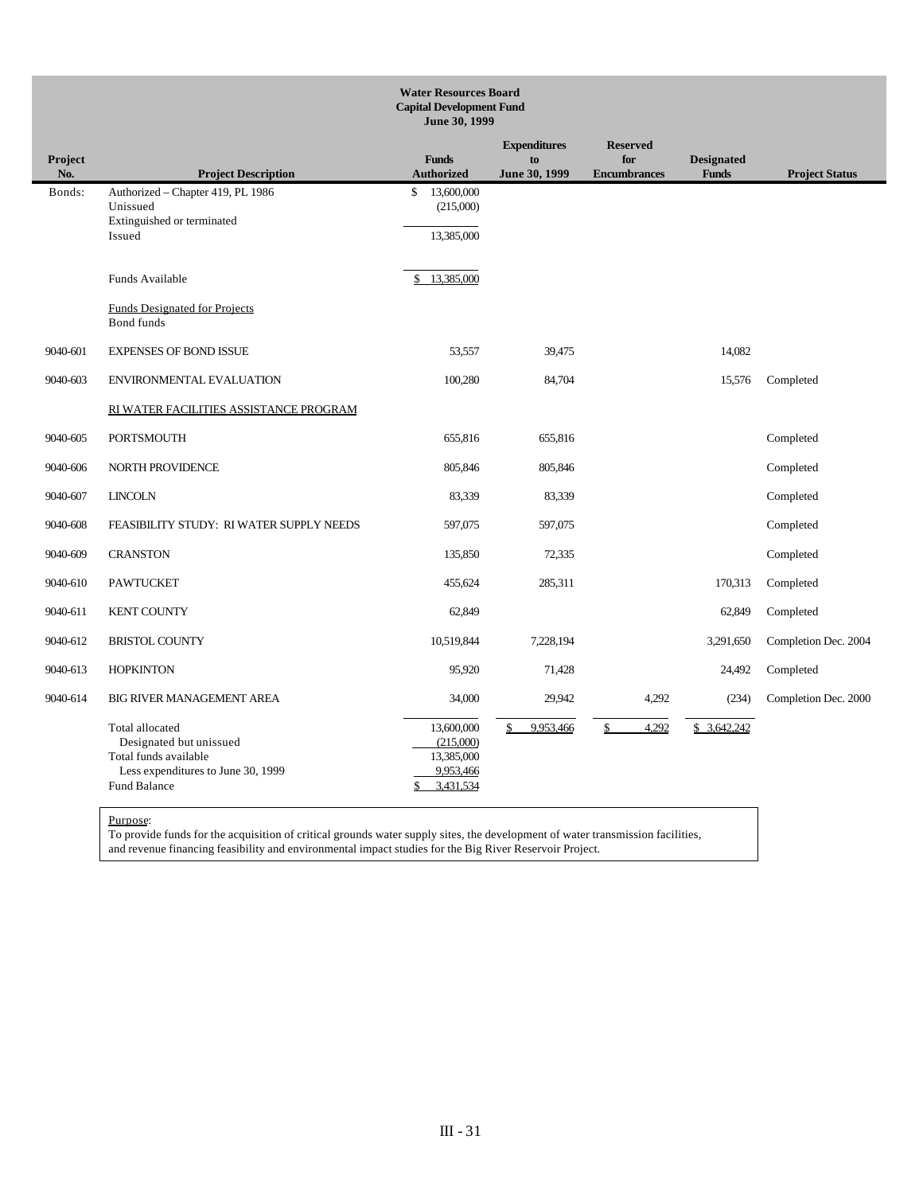**Water Resources Board**
**Capital Development Fund**
**June 30, 1999**

| Project No. | Project Description | Funds Authorized | Expenditures to June 30, 1999 | Reserved for Encumbrances | Designated Funds | Project Status |
|---|---|---|---|---|---|---|
| Bonds: | Authorized – Chapter 419, PL 1986 | $ 13,600,000 | | | | |
| | Unissued | (215,000) | | | | |
| | Extinguished or terminated | | | | | |
| | Issued | 13,385,000 | | | | |
| | Funds Available | $ 13,385,000 | | | | |
| | Funds Designated for Projects | | | | | |
| | Bond funds | | | | | |
| 9040-601 | EXPENSES OF BOND ISSUE | 53,557 | 39,475 | | 14,082 | |
| 9040-603 | ENVIRONMENTAL EVALUATION | 100,280 | 84,704 | | 15,576 | Completed |
| | RI WATER FACILITIES ASSISTANCE PROGRAM | | | | | |
| 9040-605 | PORTSMOUTH | 655,816 | 655,816 | | | Completed |
| 9040-606 | NORTH PROVIDENCE | 805,846 | 805,846 | | | Completed |
| 9040-607 | LINCOLN | 83,339 | 83,339 | | | Completed |
| 9040-608 | FEASIBILITY STUDY: RI WATER SUPPLY NEEDS | 597,075 | 597,075 | | | Completed |
| 9040-609 | CRANSTON | 135,850 | 72,335 | | | Completed |
| 9040-610 | PAWTUCKET | 455,624 | 285,311 | | 170,313 | Completed |
| 9040-611 | KENT COUNTY | 62,849 | | | 62,849 | Completed |
| 9040-612 | BRISTOL COUNTY | 10,519,844 | 7,228,194 | | 3,291,650 | Completion Dec. 2004 |
| 9040-613 | HOPKINTON | 95,920 | 71,428 | | 24,492 | Completed |
| 9040-614 | BIG RIVER MANAGEMENT AREA | 34,000 | 29,942 | 4,292 | (234) | Completion Dec. 2000 |
| | Total allocated | 13,600,000 | $ 9,953,466 | $ 4,292 | $ 3,642,242 | |
| | Designated but unissued | (215,000) | | | | |
| | Total funds available | 13,385,000 | | | | |
| | Less expenditures to June 30, 1999 | 9,953,466 | | | | |
| | Fund Balance | $ 3,431,534 | | | | |

Purpose:
To provide funds for the acquisition of critical grounds water supply sites, the development of water transmission facilities, and revenue financing feasibility and environmental impact studies for the Big River Reservoir Project.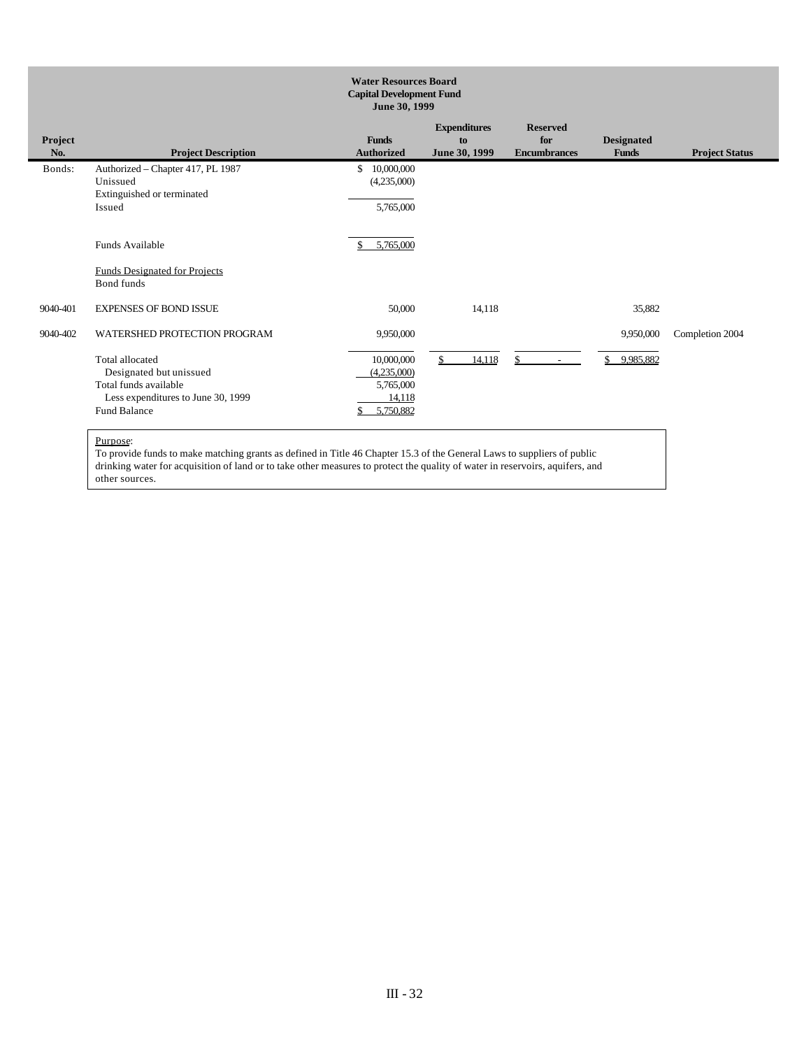# Water Resources Board
## Capital Development Fund
### June 30, 1999

| Project No. | Project Description | Funds Authorized | Expenditures to June 30, 1999 | Reserved for Encumbrances | Designated Funds | Project Status |
|---|---|---|---|---|---|---|
| Bonds: | Authorized – Chapter 417, PL 1987 | $ 10,000,000 | | | | |
| | Unissued | (4,235,000) | | | | |
| | Extinguished or terminated | | | | | |
| | Issued | 5,765,000 | | | | |
| | Funds Available | $ 5,765,000 | | | | |
| | Funds Designated for Projects | | | | | |
| | Bond funds | | | | | |
| 9040-401 | EXPENSES OF BOND ISSUE | 50,000 | 14,118 | | 35,882 | |
| 9040-402 | WATERSHED PROTECTION PROGRAM | 9,950,000 | | | 9,950,000 | Completion 2004 |
| | Total allocated | 10,000,000 | $ 14,118 | $ - | $ 9,985,882 | |
| | Designated but unissued | (4,235,000) | | | | |
| | Total funds available | 5,765,000 | | | | |
| | Less expenditures to June 30, 1999 | 14,118 | | | | |
| | Fund Balance | $ 5,750,882 | | | | |

Purpose:
To provide funds to make matching grants as defined in Title 46 Chapter 15.3 of the General Laws to suppliers of public drinking water for acquisition of land or to take other measures to protect the quality of water in reservoirs, aquifers, and other sources.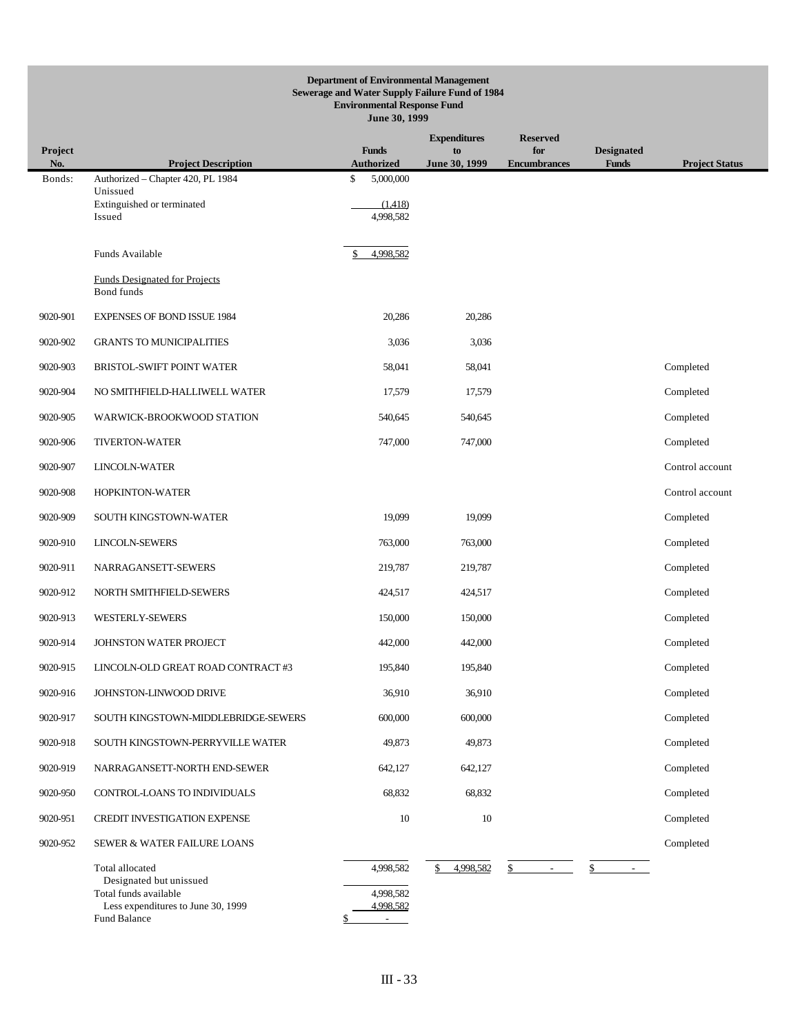**Department of Environmental Management**
**Sewerage and Water Supply Failure Fund of 1984**
**Environmental Response Fund**
**June 30, 1999**

| Project No. | Project Description | Funds Authorized | Expenditures to June 30, 1999 | Reserved for Encumbrances | Designated Funds | Project Status |
|---|---|---|---|---|---|---|
| Bonds: | Authorized – Chapter 420, PL 1984 | $ 5,000,000 | | | | |
| | Unissued | | | | | |
| | Extinguished or terminated | (1,418) | | | | |
| | Issued | 4,998,582 | | | | |
| | Funds Available | $ 4,998,582 | | | | |
| | Funds Designated for Projects | | | | | |
| | Bond funds | | | | | |
| 9020-901 | EXPENSES OF BOND ISSUE 1984 | 20,286 | 20,286 | | | |
| 9020-902 | GRANTS TO MUNICIPALITIES | 3,036 | 3,036 | | | |
| 9020-903 | BRISTOL-SWIFT POINT WATER | 58,041 | 58,041 | | | Completed |
| 9020-904 | NO SMITHFIELD-HALLIWELL WATER | 17,579 | 17,579 | | | Completed |
| 9020-905 | WARWICK-BROOKWOOD STATION | 540,645 | 540,645 | | | Completed |
| 9020-906 | TIVERTON-WATER | 747,000 | 747,000 | | | Completed |
| 9020-907 | LINCOLN-WATER | | | | | Control account |
| 9020-908 | HOPKINTON-WATER | | | | | Control account |
| 9020-909 | SOUTH KINGSTOWN-WATER | 19,099 | 19,099 | | | Completed |
| 9020-910 | LINCOLN-SEWERS | 763,000 | 763,000 | | | Completed |
| 9020-911 | NARRAGANSETT-SEWERS | 219,787 | 219,787 | | | Completed |
| 9020-912 | NORTH SMITHFIELD-SEWERS | 424,517 | 424,517 | | | Completed |
| 9020-913 | WESTERLY-SEWERS | 150,000 | 150,000 | | | Completed |
| 9020-914 | JOHNSTON WATER PROJECT | 442,000 | 442,000 | | | Completed |
| 9020-915 | LINCOLN-OLD GREAT ROAD CONTRACT #3 | 195,840 | 195,840 | | | Completed |
| 9020-916 | JOHNSTON-LINWOOD DRIVE | 36,910 | 36,910 | | | Completed |
| 9020-917 | SOUTH KINGSTOWN-MIDDLEBRIDGE-SEWERS | 600,000 | 600,000 | | | Completed |
| 9020-918 | SOUTH KINGSTOWN-PERRYVILLE WATER | 49,873 | 49,873 | | | Completed |
| 9020-919 | NARRAGANSETT-NORTH END-SEWER | 642,127 | 642,127 | | | Completed |
| 9020-950 | CONTROL-LOANS TO INDIVIDUALS | 68,832 | 68,832 | | | Completed |
| 9020-951 | CREDIT INVESTIGATION EXPENSE | 10 | 10 | | | Completed |
| 9020-952 | SEWER & WATER FAILURE LOANS | | | | | Completed |
| | Total allocated | 4,998,582 | $ 4,998,582 | $ - | $ - | |
| | Designated but unissued | | | | | |
| | Total funds available | 4,998,582 | | | | |
| | Less expenditures to June 30, 1999 | 4,998,582 | | | | |
| | Fund Balance | $ - | | | | |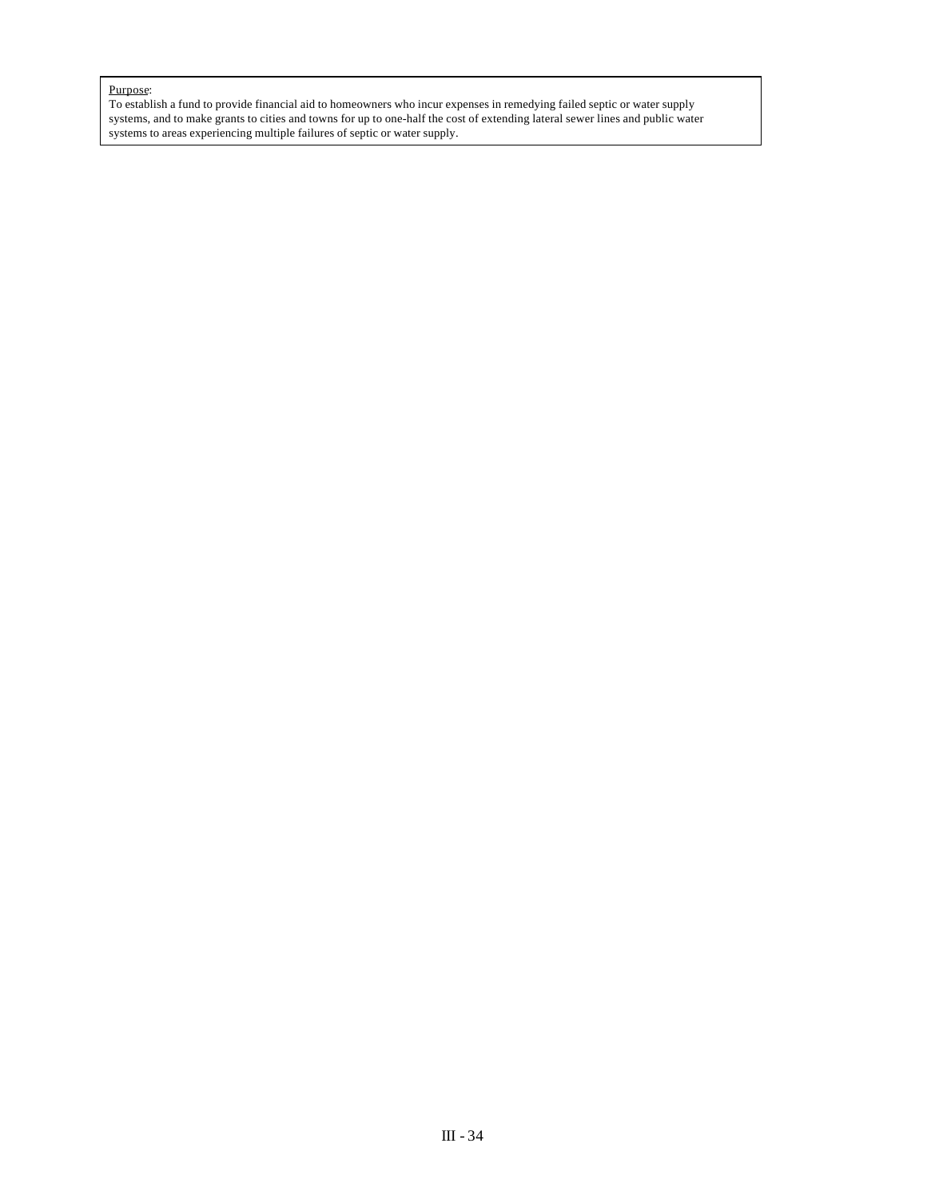Purpose:

To establish a fund to provide financial aid to homeowners who incur expenses in remedying failed septic or water supply systems, and to make grants to cities and towns for up to one-half the cost of extending lateral sewer lines and public water systems to areas experiencing multiple failures of septic or water supply.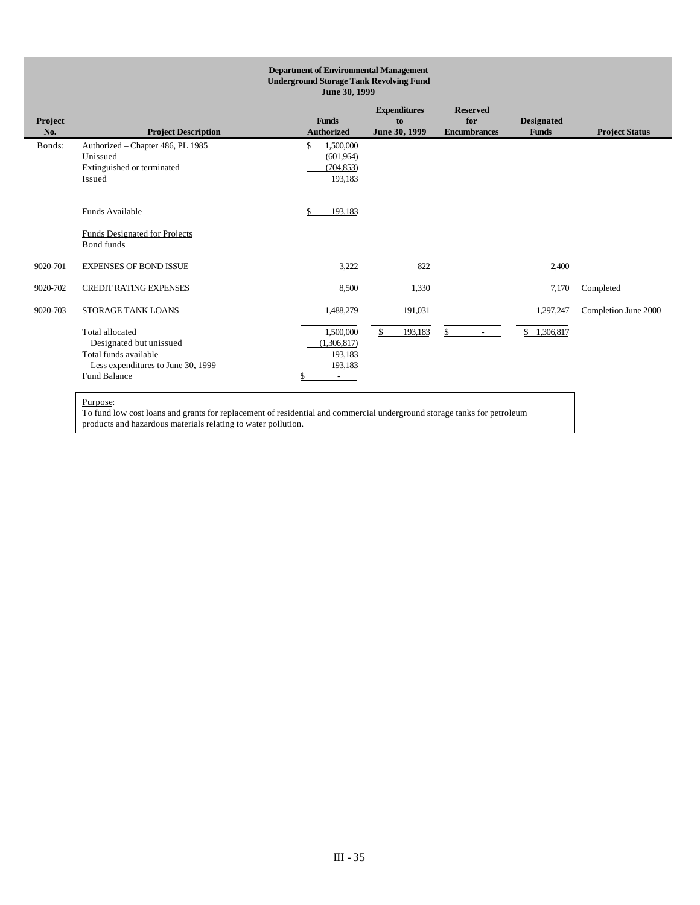**Department of Environmental Management**
**Underground Storage Tank Revolving Fund**
**June 30, 1999**

| Project No. | Project Description | Funds Authorized | Expenditures to June 30, 1999 | Reserved for Encumbrances | Designated Funds | Project Status |
|---|---|---|---|---|---|---|
| Bonds: | Authorized – Chapter 486, PL 1985 | $ 1,500,000 | | | | |
| | Unissued | (601,964) | | | | |
| | Extinguished or terminated | (704,853) | | | | |
| | Issued | 193,183 | | | | |
| | Funds Available | $ 193,183 | | | | |
| | Funds Designated for Projects | | | | | |
| | Bond funds | | | | | |
| 9020-701 | EXPENSES OF BOND ISSUE | 3,222 | 822 | | 2,400 | |
| 9020-702 | CREDIT RATING EXPENSES | 8,500 | 1,330 | | 7,170 | Completed |
| 9020-703 | STORAGE TANK LOANS | 1,488,279 | 191,031 | | 1,297,247 | Completion June 2000 |
| | Total allocated | 1,500,000 | $ 193,183 | $ - | $ 1,306,817 | |
| | Designated but unissued | (1,306,817) | | | | |
| | Total funds available | 193,183 | | | | |
| | Less expenditures to June 30, 1999 | 193,183 | | | | |
| | Fund Balance | $ - | | | | |

Purpose:
To fund low cost loans and grants for replacement of residential and commercial underground storage tanks for petroleum products and hazardous materials relating to water pollution.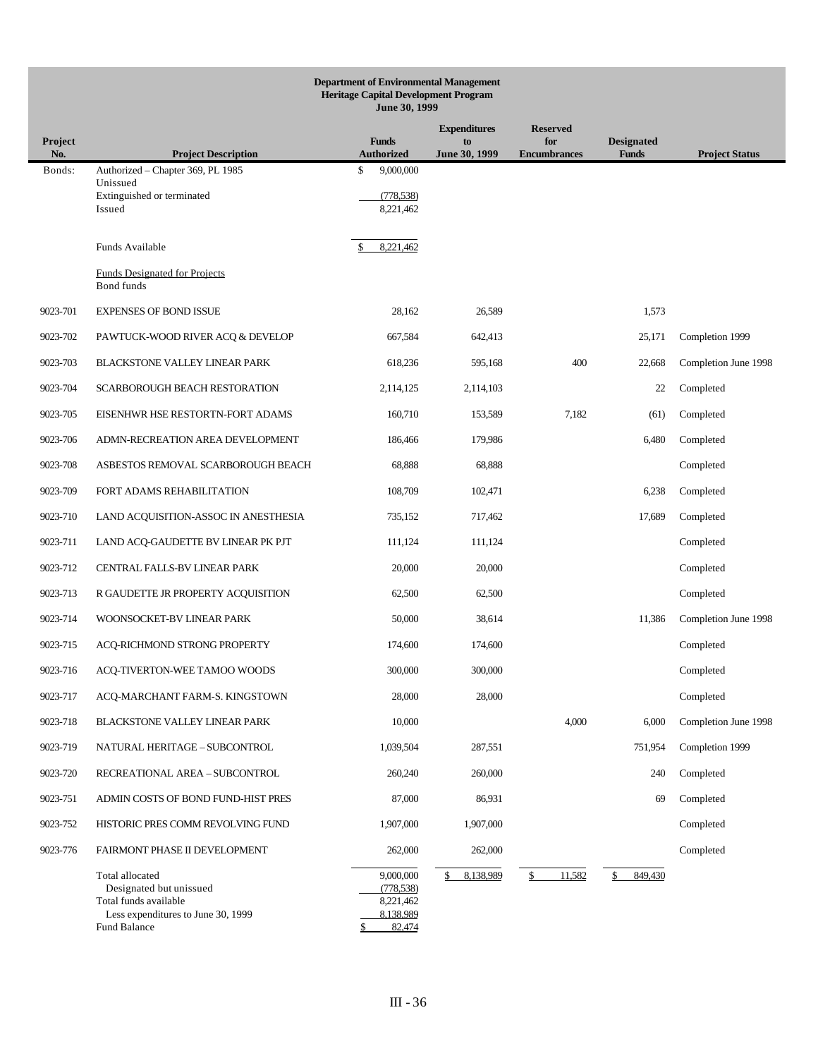**Department of Environmental Management**
**Heritage Capital Development Program**
**June 30, 1999**

| Project No. | Project Description | Funds Authorized | Expenditures to June 30, 1999 | Reserved for Encumbrances | Designated Funds | Project Status |
|---|---|---|---|---|---|---|
| Bonds: | Authorized – Chapter 369, PL 1985 | $ 9,000,000 | | | | |
| | Unissued | | | | | |
| | Extinguished or terminated | (778,538) | | | | |
| | Issued | 8,221,462 | | | | |
| | Funds Available | $ 8,221,462 | | | | |
| | Funds Designated for Projects | | | | | |
| | Bond funds | | | | | |
| 9023-701 | EXPENSES OF BOND ISSUE | 28,162 | 26,589 | | 1,573 | |
| 9023-702 | PAWTUCK-WOOD RIVER ACQ & DEVELOP | 667,584 | 642,413 | | 25,171 | Completion 1999 |
| 9023-703 | BLACKSTONE VALLEY LINEAR PARK | 618,236 | 595,168 | 400 | 22,668 | Completion June 1998 |
| 9023-704 | SCARBOROUGH BEACH RESTORATION | 2,114,125 | 2,114,103 | | 22 | Completed |
| 9023-705 | EISENHWR HSE RESTORTN-FORT ADAMS | 160,710 | 153,589 | 7,182 | (61) | Completed |
| 9023-706 | ADMN-RECREATION AREA DEVELOPMENT | 186,466 | 179,986 | | 6,480 | Completed |
| 9023-708 | ASBESTOS REMOVAL SCARBOROUGH BEACH | 68,888 | 68,888 | | | Completed |
| 9023-709 | FORT ADAMS REHABILITATION | 108,709 | 102,471 | | 6,238 | Completed |
| 9023-710 | LAND ACQUISITION-ASSOC IN ANESTHESIA | 735,152 | 717,462 | | 17,689 | Completed |
| 9023-711 | LAND ACQ-GAUDETTE BV LINEAR PK PJT | 111,124 | 111,124 | | | Completed |
| 9023-712 | CENTRAL FALLS-BV LINEAR PARK | 20,000 | 20,000 | | | Completed |
| 9023-713 | R GAUDETTE JR PROPERTY ACQUISITION | 62,500 | 62,500 | | | Completed |
| 9023-714 | WOONSOCKET-BV LINEAR PARK | 50,000 | 38,614 | | 11,386 | Completion June 1998 |
| 9023-715 | ACQ-RICHMOND STRONG PROPERTY | 174,600 | 174,600 | | | Completed |
| 9023-716 | ACQ-TIVERTON-WEE TAMOO WOODS | 300,000 | 300,000 | | | Completed |
| 9023-717 | ACQ-MARCHANT FARM-S. KINGSTOWN | 28,000 | 28,000 | | | Completed |
| 9023-718 | BLACKSTONE VALLEY LINEAR PARK | 10,000 | | 4,000 | 6,000 | Completion June 1998 |
| 9023-719 | NATURAL HERITAGE – SUBCONTROL | 1,039,504 | 287,551 | | 751,954 | Completion 1999 |
| 9023-720 | RECREATIONAL AREA – SUBCONTROL | 260,240 | 260,000 | | 240 | Completed |
| 9023-751 | ADMIN COSTS OF BOND FUND-HIST PRES | 87,000 | 86,931 | | 69 | Completed |
| 9023-752 | HISTORIC PRES COMM REVOLVING FUND | 1,907,000 | 1,907,000 | | | Completed |
| 9023-776 | FAIRMONT PHASE II DEVELOPMENT | 262,000 | 262,000 | | | Completed |
| | Total allocated | 9,000,000 | $ 8,138,989 | $ 11,582 | $ 849,430 | |
| | Designated but unissued | (778,538) | | | | |
| | Total funds available | 8,221,462 | | | | |
| | Less expenditures to June 30, 1999 | 8,138,989 | | | | |
| | Fund Balance | $ 82,474 | | | | |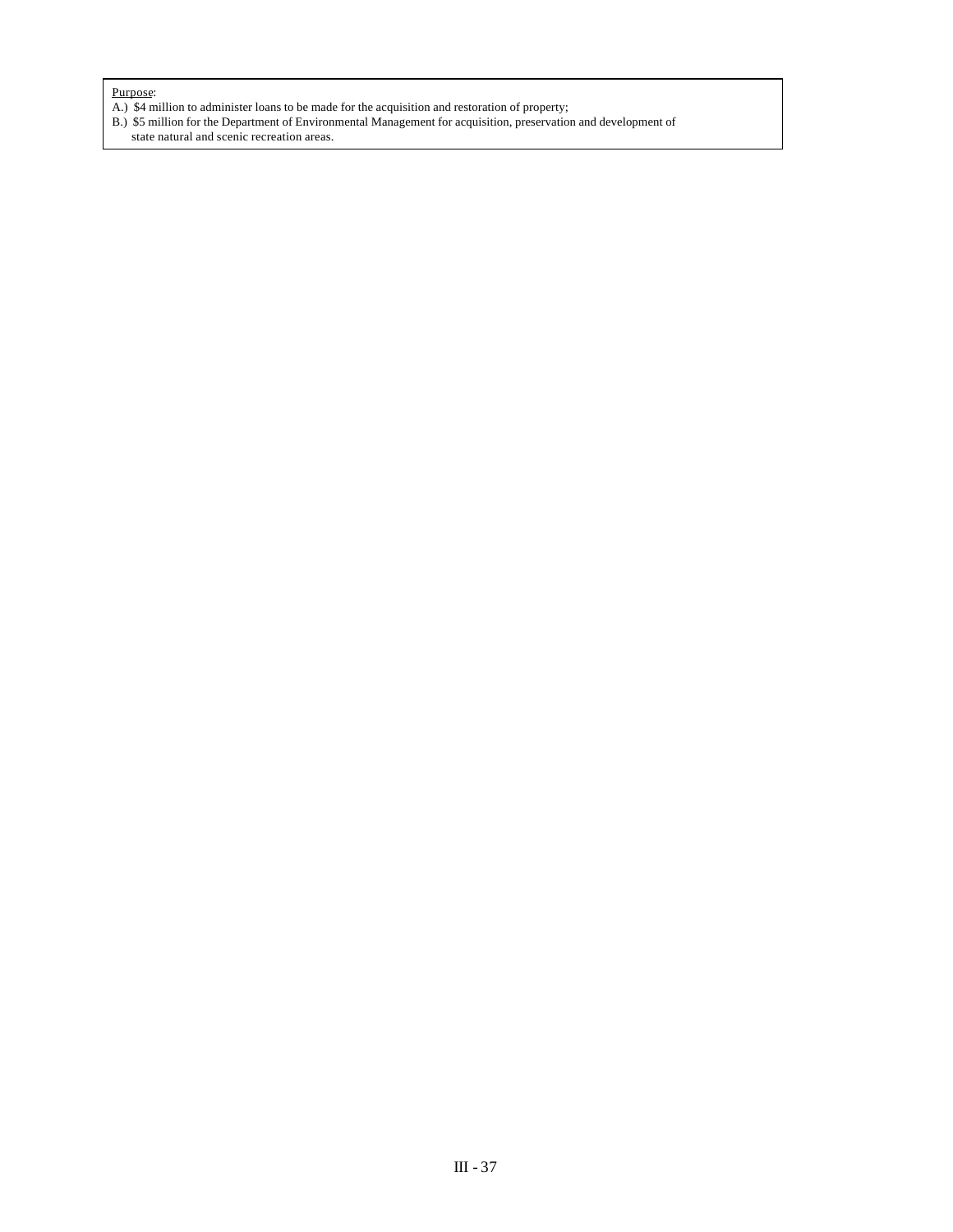<u>Purpose</u>:

A.) $4 million to administer loans to be made for the acquisition and restoration of property;

B.) $5 million for the Department of Environmental Management for acquisition, preservation and development of state natural and scenic recreation areas.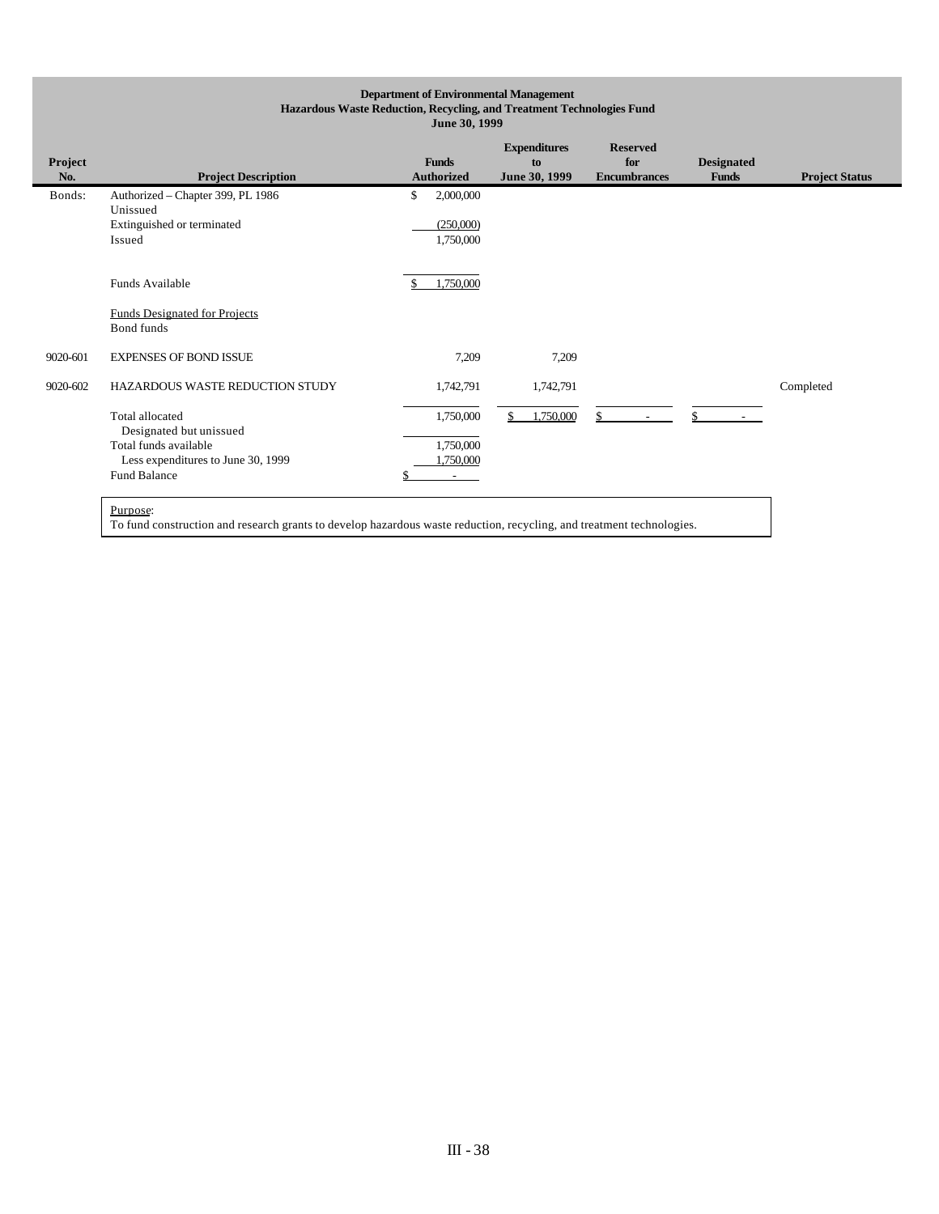**Department of Environmental Management**
**Hazardous Waste Reduction, Recycling, and Treatment Technologies Fund**
**June 30, 1999**

| Project No. | Project Description | Funds Authorized | Expenditures to June 30, 1999 | Reserved for Encumbrances | Designated Funds | Project Status |
|---|---|---|---|---|---|---|
| Bonds: | Authorized – Chapter 399, PL 1986 | $ 2,000,000 | | | | |
| | Unissued | | | | | |
| | Extinguished or terminated | (250,000) | | | | |
| | Issued | 1,750,000 | | | | |
| | Funds Available | $ 1,750,000 | | | | |
| | Funds Designated for Projects | | | | | |
| | Bond funds | | | | | |
| 9020-601 | EXPENSES OF BOND ISSUE | 7,209 | 7,209 | | | |
| 9020-602 | HAZARDOUS WASTE REDUCTION STUDY | 1,742,791 | 1,742,791 | | | Completed |
| | Total allocated | 1,750,000 | $ 1,750,000 | $ - | $ - | |
| | Designated but unissued | | | | | |
| | Total funds available | 1,750,000 | | | | |
| | Less expenditures to June 30, 1999 | 1,750,000 | | | | |
| | Fund Balance | $ - | | | | |

Purpose:
To fund construction and research grants to develop hazardous waste reduction, recycling, and treatment technologies.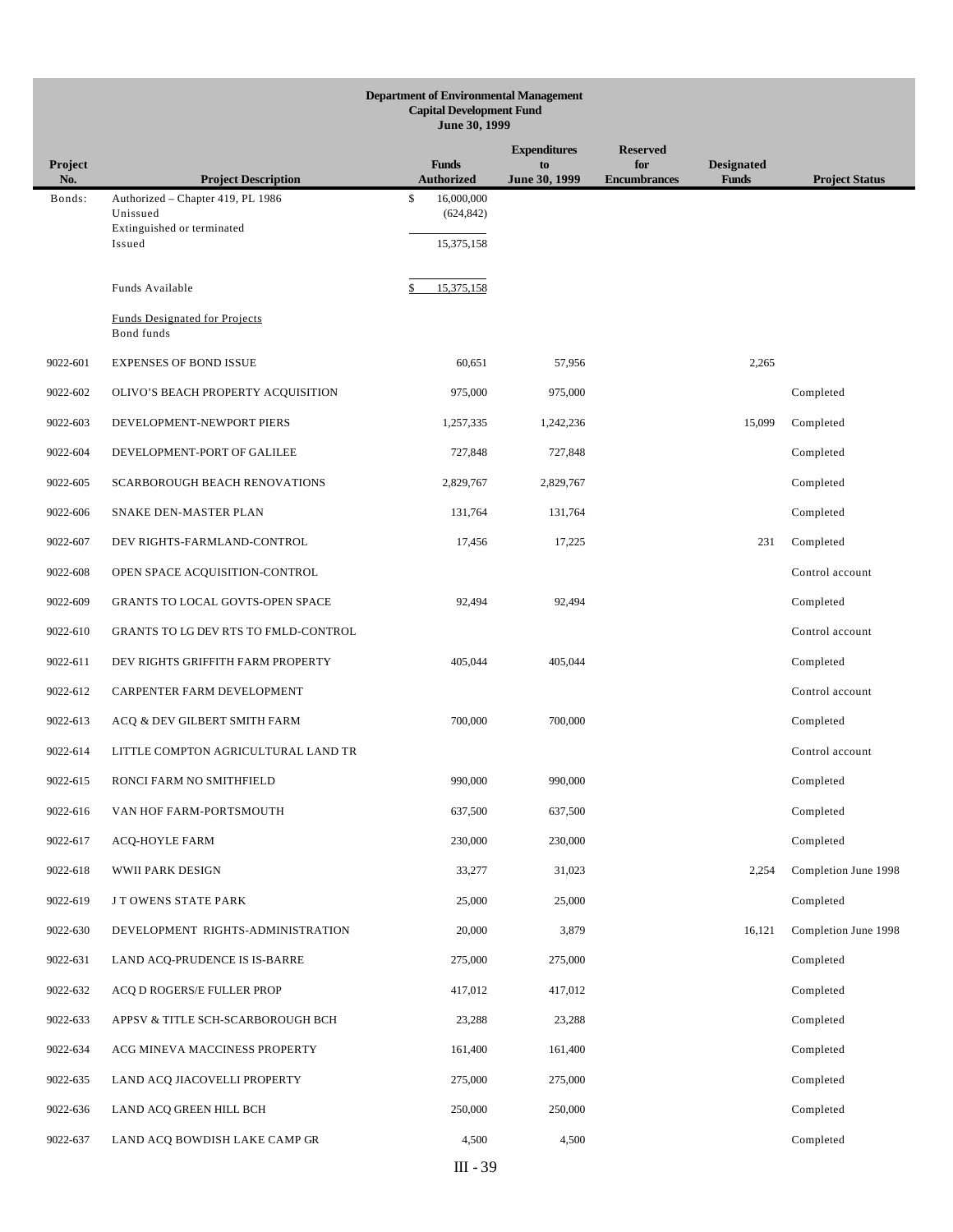**Department of Environmental Management**
**Capital Development Fund**
**June 30, 1999**

| Project No. | Project Description | Funds Authorized | Expenditures to June 30, 1999 | Reserved for Encumbrances | Designated Funds | Project Status |
|---|---|---|---|---|---|---|
| Bonds: | Authorized – Chapter 419, PL 1986 | $ 16,000,000 | | | | |
| | Unissued | (624,842) | | | | |
| | Extinguished or terminated | | | | | |
| | Issued | 15,375,158 | | | | |
| | Funds Available | $ 15,375,158 | | | | |
| | Funds Designated for Projects | | | | | |
| | Bond funds | | | | | |
| 9022-601 | EXPENSES OF BOND ISSUE | 60,651 | 57,956 | | 2,265 | |
| 9022-602 | OLIVO'S BEACH PROPERTY ACQUISITION | 975,000 | 975,000 | | | Completed |
| 9022-603 | DEVELOPMENT-NEWPORT PIERS | 1,257,335 | 1,242,236 | | 15,099 | Completed |
| 9022-604 | DEVELOPMENT-PORT OF GALILEE | 727,848 | 727,848 | | | Completed |
| 9022-605 | SCARBOROUGH BEACH RENOVATIONS | 2,829,767 | 2,829,767 | | | Completed |
| 9022-606 | SNAKE DEN-MASTER PLAN | 131,764 | 131,764 | | | Completed |
| 9022-607 | DEV RIGHTS-FARMLAND-CONTROL | 17,456 | 17,225 | | 231 | Completed |
| 9022-608 | OPEN SPACE ACQUISITION-CONTROL | | | | | Control account |
| 9022-609 | GRANTS TO LOCAL GOVTS-OPEN SPACE | 92,494 | 92,494 | | | Completed |
| 9022-610 | GRANTS TO LG DEV RTS TO FMLD-CONTROL | | | | | Control account |
| 9022-611 | DEV RIGHTS GRIFFITH FARM PROPERTY | 405,044 | 405,044 | | | Completed |
| 9022-612 | CARPENTER FARM DEVELOPMENT | | | | | Control account |
| 9022-613 | ACQ & DEV GILBERT SMITH FARM | 700,000 | 700,000 | | | Completed |
| 9022-614 | LITTLE COMPTON AGRICULTURAL LAND TR | | | | | Control account |
| 9022-615 | RONCI FARM NO SMITHFIELD | 990,000 | 990,000 | | | Completed |
| 9022-616 | VAN HOF FARM-PORTSMOUTH | 637,500 | 637,500 | | | Completed |
| 9022-617 | ACQ-HOYLE FARM | 230,000 | 230,000 | | | Completed |
| 9022-618 | WWII PARK DESIGN | 33,277 | 31,023 | | 2,254 | Completion June 1998 |
| 9022-619 | J T OWENS STATE PARK | 25,000 | 25,000 | | | Completed |
| 9022-630 | DEVELOPMENT RIGHTS-ADMINISTRATION | 20,000 | 3,879 | | 16,121 | Completion June 1998 |
| 9022-631 | LAND ACQ-PRUDENCE IS IS-BARRE | 275,000 | 275,000 | | | Completed |
| 9022-632 | ACQ D ROGERS/E FULLER PROP | 417,012 | 417,012 | | | Completed |
| 9022-633 | APPSV & TITLE SCH-SCARBOROUGH BCH | 23,288 | 23,288 | | | Completed |
| 9022-634 | ACG MINEVA MACCINESS PROPERTY | 161,400 | 161,400 | | | Completed |
| 9022-635 | LAND ACQ JIACOVELLI PROPERTY | 275,000 | 275,000 | | | Completed |
| 9022-636 | LAND ACQ GREEN HILL BCH | 250,000 | 250,000 | | | Completed |
| 9022-637 | LAND ACQ BOWDISH LAKE CAMP GR | 4,500 | 4,500 | | | Completed |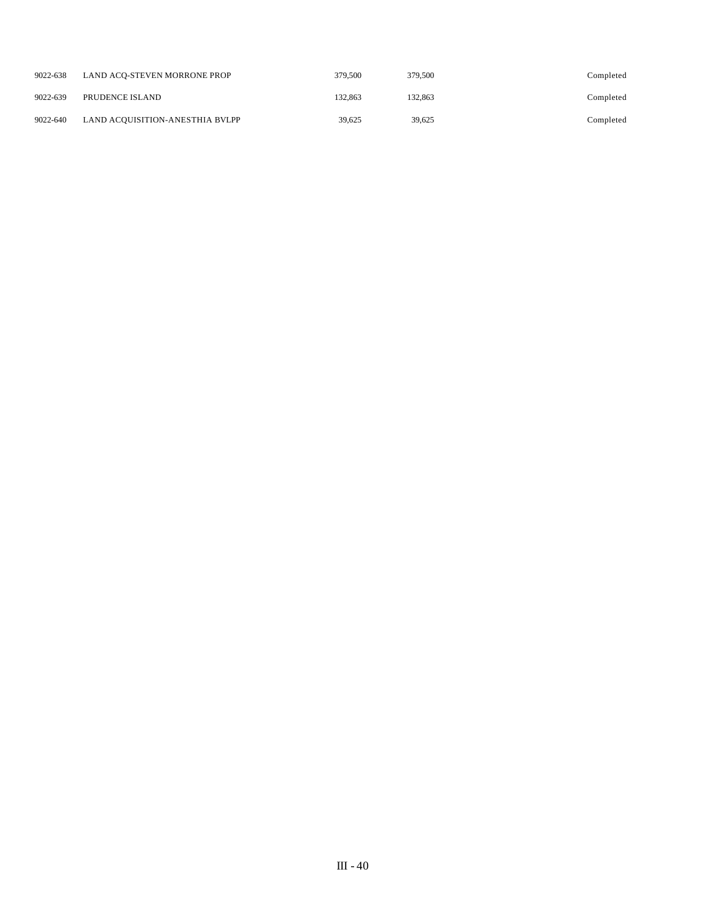| | | | | |
|---|---|---|---|---|
| 9022-638 | LAND ACQ-STEVEN MORRONE PROP | 379,500 | 379,500 | Completed |
| 9022-639 | PRUDENCE ISLAND | 132,863 | 132,863 | Completed |
| 9022-640 | LAND ACQUISITION-ANESTHIA BVLPP | 39,625 | 39,625 | Completed |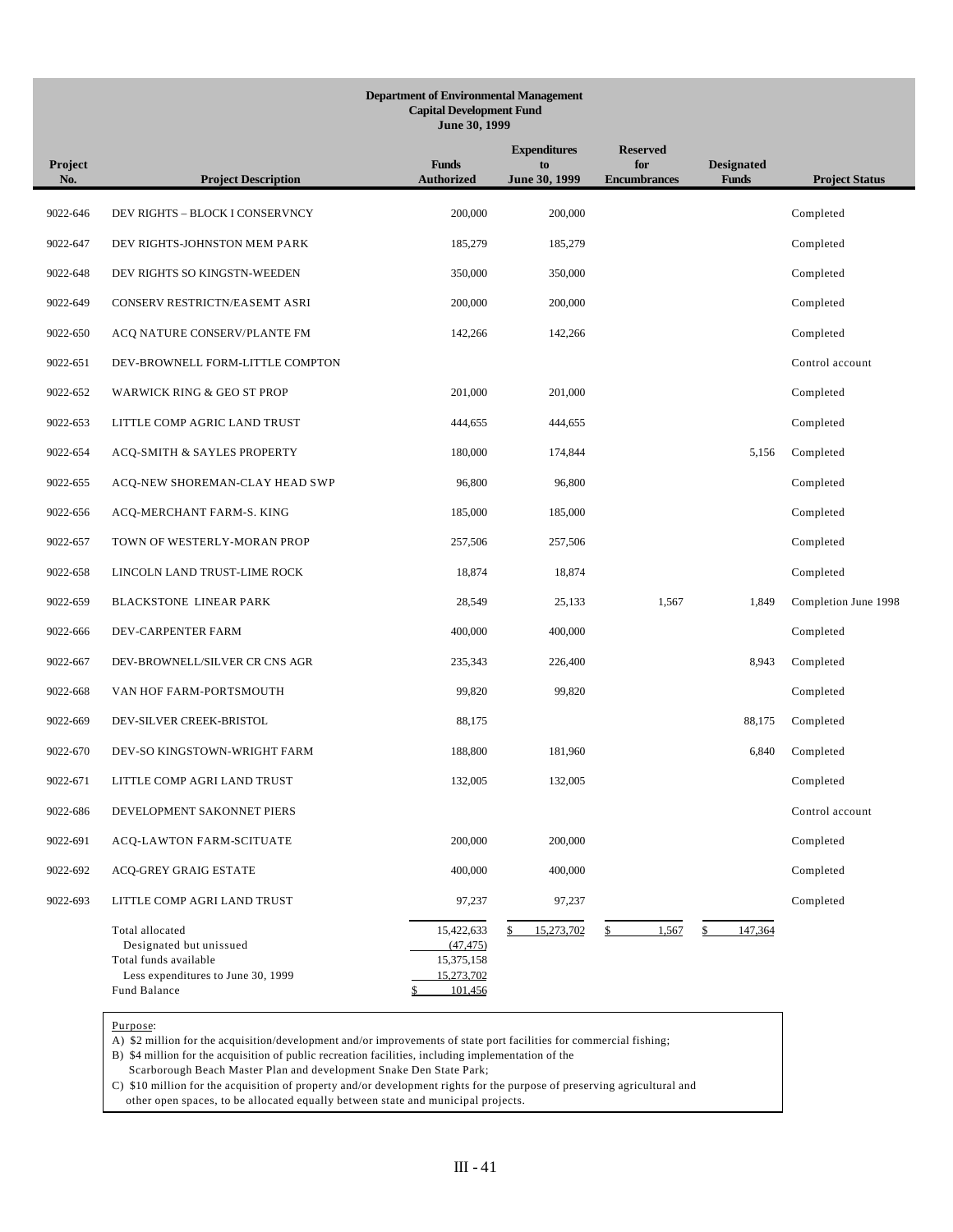**Department of Environmental Management**
**Capital Development Fund**
**June 30, 1999**

| Project No. | Project Description | Funds Authorized | Expenditures to June 30, 1999 | Reserved for Encumbrances | Designated Funds | Project Status |
|---|---|---|---|---|---|---|
| 9022-646 | DEV RIGHTS – BLOCK I CONSERVNCY | 200,000 | 200,000 | | | Completed |
| 9022-647 | DEV RIGHTS-JOHNSTON MEM PARK | 185,279 | 185,279 | | | Completed |
| 9022-648 | DEV RIGHTS SO KINGSTN-WEEDEN | 350,000 | 350,000 | | | Completed |
| 9022-649 | CONSERV RESTRICTN/EASEMT ASRI | 200,000 | 200,000 | | | Completed |
| 9022-650 | ACQ NATURE CONSERV/PLANTE FM | 142,266 | 142,266 | | | Completed |
| 9022-651 | DEV-BROWNELL FORM-LITTLE COMPTON | | | | | Control account |
| 9022-652 | WARWICK RING & GEO ST PROP | 201,000 | 201,000 | | | Completed |
| 9022-653 | LITTLE COMP AGRIC LAND TRUST | 444,655 | 444,655 | | | Completed |
| 9022-654 | ACQ-SMITH & SAYLES PROPERTY | 180,000 | 174,844 | | 5,156 | Completed |
| 9022-655 | ACQ-NEW SHOREMAN-CLAY HEAD SWP | 96,800 | 96,800 | | | Completed |
| 9022-656 | ACQ-MERCHANT FARM-S. KING | 185,000 | 185,000 | | | Completed |
| 9022-657 | TOWN OF WESTERLY-MORAN PROP | 257,506 | 257,506 | | | Completed |
| 9022-658 | LINCOLN LAND TRUST-LIME ROCK | 18,874 | 18,874 | | | Completed |
| 9022-659 | BLACKSTONE LINEAR PARK | 28,549 | 25,133 | 1,567 | 1,849 | Completion June 1998 |
| 9022-666 | DEV-CARPENTER FARM | 400,000 | 400,000 | | | Completed |
| 9022-667 | DEV-BROWNELL/SILVER CR CNS AGR | 235,343 | 226,400 | | 8,943 | Completed |
| 9022-668 | VAN HOF FARM-PORTSMOUTH | 99,820 | 99,820 | | | Completed |
| 9022-669 | DEV-SILVER CREEK-BRISTOL | 88,175 | | | 88,175 | Completed |
| 9022-670 | DEV-SO KINGSTOWN-WRIGHT FARM | 188,800 | 181,960 | | 6,840 | Completed |
| 9022-671 | LITTLE COMP AGRI LAND TRUST | 132,005 | 132,005 | | | Completed |
| 9022-686 | DEVELOPMENT SAKONNET PIERS | | | | | Control account |
| 9022-691 | ACQ-LAWTON FARM-SCITUATE | 200,000 | 200,000 | | | Completed |
| 9022-692 | ACQ-GREY GRAIG ESTATE | 400,000 | 400,000 | | | Completed |
| 9022-693 | LITTLE COMP AGRI LAND TRUST | 97,237 | 97,237 | | | Completed |
| | Total allocated | 15,422,633 | $ 15,273,702 | $ 1,567 | $ 147,364 | |
| | Designated but unissued | (47,475) | | | | |
| | Total funds available | 15,375,158 | | | | |
| | Less expenditures to June 30, 1999 | 15,273,702 | | | | |
| | Fund Balance | $ 101,456 | | | | |

Purpose:
A) $2 million for the acquisition/development and/or improvements of state port facilities for commercial fishing;
B) $4 million for the acquisition of public recreation facilities, including implementation of the Scarborough Beach Master Plan and development Snake Den State Park;
C) $10 million for the acquisition of property and/or development rights for the purpose of preserving agricultural and other open spaces, to be allocated equally between state and municipal projects.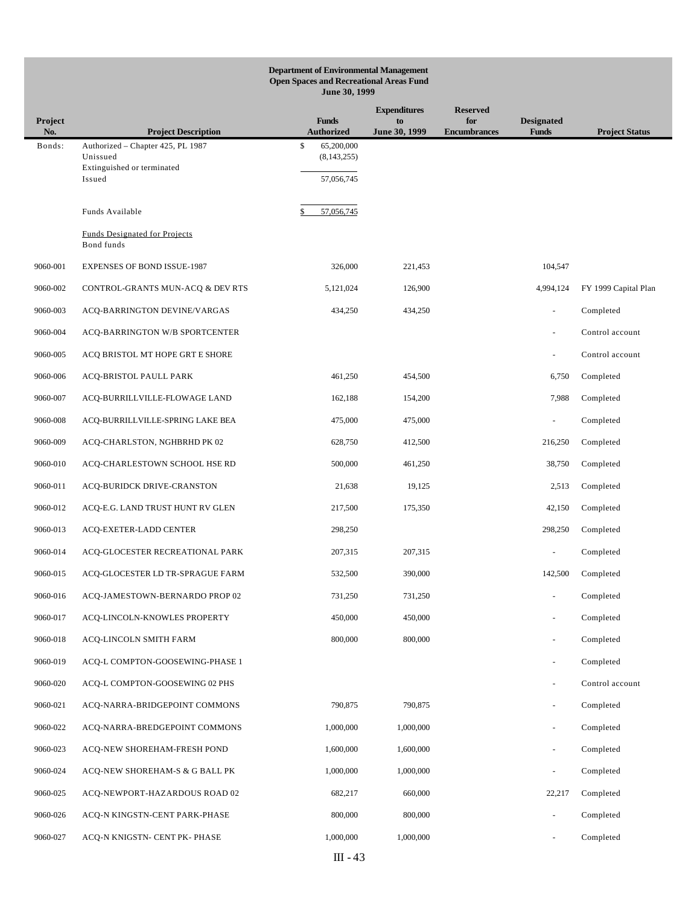**Department of Environmental Management**
**Open Spaces and Recreational Areas Fund**
**June 30, 1999**

| Project No. | Project Description | Funds Authorized | Expenditures to June 30, 1999 | Reserved for Encumbrances | Designated Funds | Project Status |
|---|---|---|---|---|---|---|
| Bonds: | Authorized – Chapter 425, PL 1987 | $ 65,200,000 | | | | |
| | Unissued | (8,143,255) | | | | |
| | Extinguished or terminated | | | | | |
| | Issued | 57,056,745 | | | | |
| | Funds Available | $ 57,056,745 | | | | |
| | Funds Designated for Projects | | | | | |
| | Bond funds | | | | | |
| 9060-001 | EXPENSES OF BOND ISSUE-1987 | 326,000 | 221,453 | | 104,547 | |
| 9060-002 | CONTROL-GRANTS MUN-ACQ & DEV RTS | 5,121,024 | 126,900 | | 4,994,124 | FY 1999 Capital Plan |
| 9060-003 | ACQ-BARRINGTON DEVINE/VARGAS | 434,250 | 434,250 | | - | Completed |
| 9060-004 | ACQ-BARRINGTON W/B SPORTCENTER | | | | - | Control account |
| 9060-005 | ACQ BRISTOL MT HOPE GRT E SHORE | | | | - | Control account |
| 9060-006 | ACQ-BRISTOL PAULL PARK | 461,250 | 454,500 | | 6,750 | Completed |
| 9060-007 | ACQ-BURRILLVILLE-FLOWAGE LAND | 162,188 | 154,200 | | 7,988 | Completed |
| 9060-008 | ACQ-BURRILLVILLE-SPRING LAKE BEA | 475,000 | 475,000 | | - | Completed |
| 9060-009 | ACQ-CHARLSTON, NGHBRHD PK 02 | 628,750 | 412,500 | | 216,250 | Completed |
| 9060-010 | ACQ-CHARLESTOWN SCHOOL HSE RD | 500,000 | 461,250 | | 38,750 | Completed |
| 9060-011 | ACQ-BURIDCK DRIVE-CRANSTON | 21,638 | 19,125 | | 2,513 | Completed |
| 9060-012 | ACQ-E.G. LAND TRUST HUNT RV GLEN | 217,500 | 175,350 | | 42,150 | Completed |
| 9060-013 | ACQ-EXETER-LADD CENTER | 298,250 | | | 298,250 | Completed |
| 9060-014 | ACQ-GLOCESTER RECREATIONAL PARK | 207,315 | 207,315 | | - | Completed |
| 9060-015 | ACQ-GLOCESTER LD TR-SPRAGUE FARM | 532,500 | 390,000 | | 142,500 | Completed |
| 9060-016 | ACQ-JAMESTOWN-BERNARDO PROP 02 | 731,250 | 731,250 | | - | Completed |
| 9060-017 | ACQ-LINCOLN-KNOWLES PROPERTY | 450,000 | 450,000 | | - | Completed |
| 9060-018 | ACQ-LINCOLN SMITH FARM | 800,000 | 800,000 | | - | Completed |
| 9060-019 | ACQ-L COMPTON-GOOSEWING-PHASE 1 | | | | - | Completed |
| 9060-020 | ACQ-L COMPTON-GOOSEWING 02 PHS | | | | - | Control account |
| 9060-021 | ACQ-NARRA-BRIDGEPOINT COMMONS | 790,875 | 790,875 | | - | Completed |
| 9060-022 | ACQ-NARRA-BREDGEPOINT COMMONS | 1,000,000 | 1,000,000 | | - | Completed |
| 9060-023 | ACQ-NEW SHOREHAM-FRESH POND | 1,600,000 | 1,600,000 | | - | Completed |
| 9060-024 | ACQ-NEW SHOREHAM-S & G BALL PK | 1,000,000 | 1,000,000 | | - | Completed |
| 9060-025 | ACQ-NEWPORT-HAZARDOUS ROAD 02 | 682,217 | 660,000 | | 22,217 | Completed |
| 9060-026 | ACQ-N KINGSTN-CENT PARK-PHASE | 800,000 | 800,000 | | - | Completed |
| 9060-027 | ACQ-N KNIGSTN- CENT PK- PHASE | 1,000,000 | 1,000,000 | | - | Completed |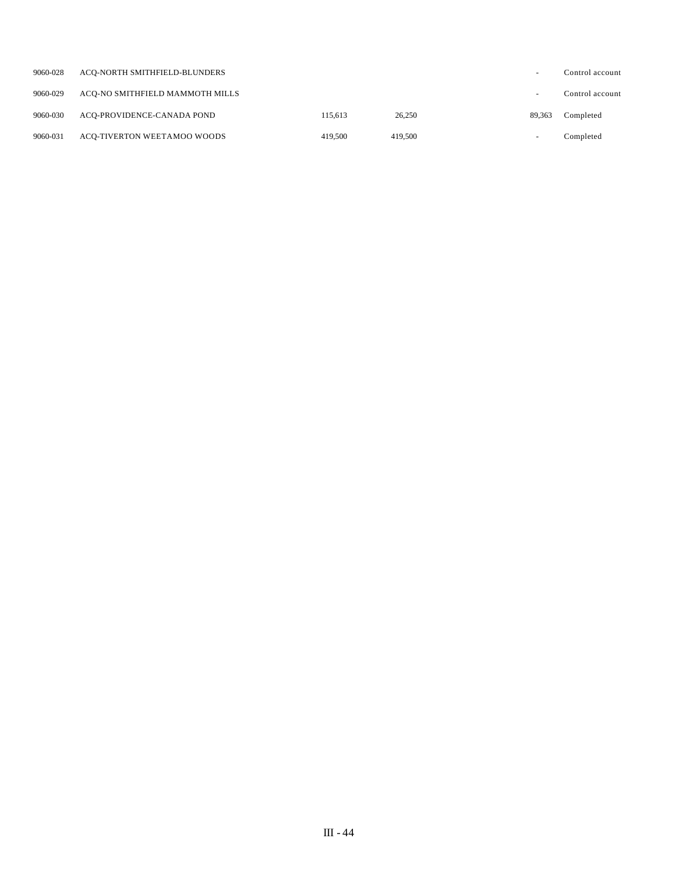| | | | | | | |
|---|---|---|---|---|---|---|
| 9060-028 | ACQ-NORTH SMITHFIELD-BLUNDERS | | | | - | Control account |
| 9060-029 | ACQ-NO SMITHFIELD MAMMOTH MILLS | | | | - | Control account |
| 9060-030 | ACQ-PROVIDENCE-CANADA POND | 115,613 | 26,250 | | 89,363 | Completed |
| 9060-031 | ACQ-TIVERTON WEETAMOO WOODS | 419,500 | 419,500 | | - | Completed |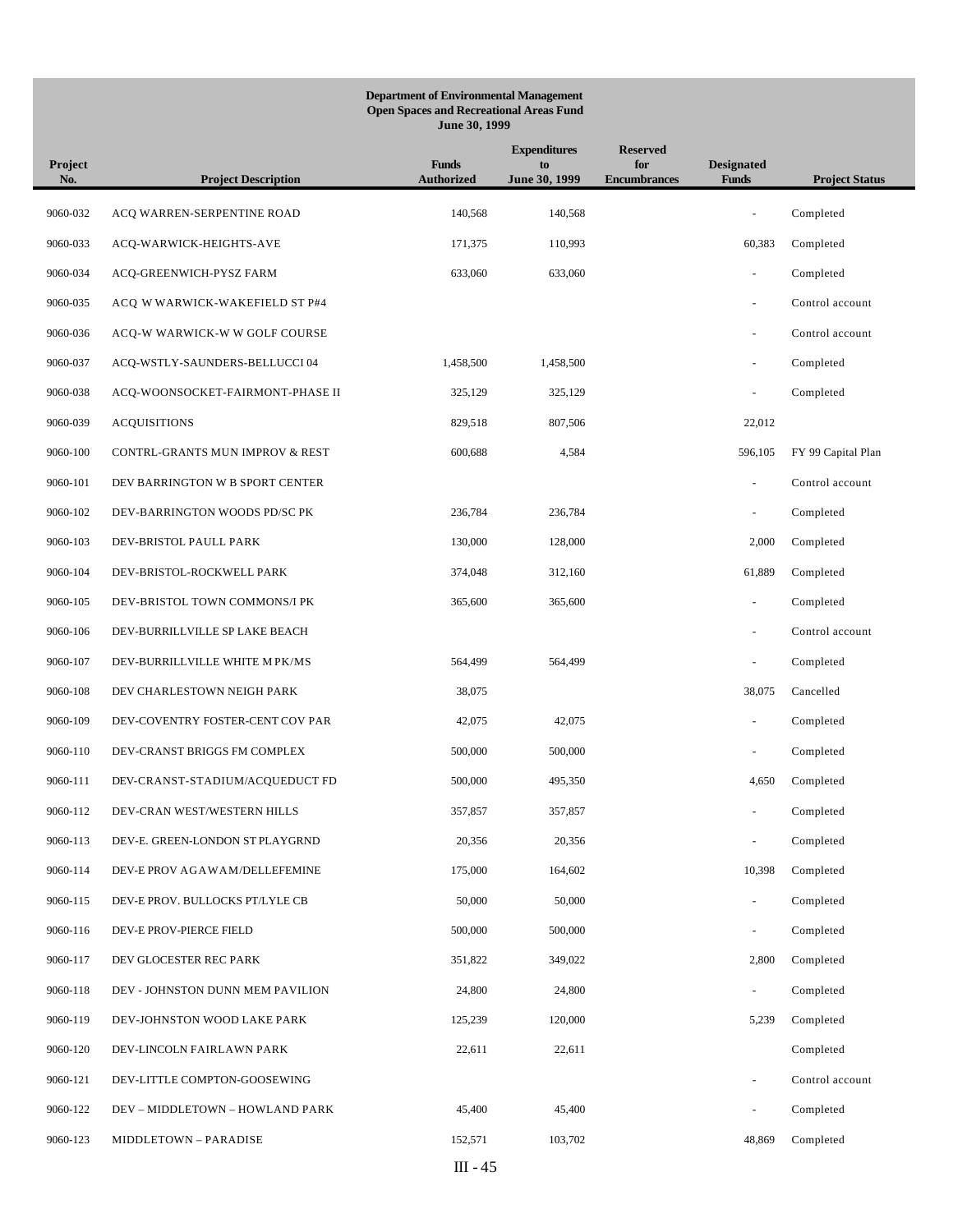**Department of Environmental Management**
**Open Spaces and Recreational Areas Fund**
**June 30, 1999**

| Project No. | Project Description | Funds Authorized | Expenditures to June 30, 1999 | Reserved for Encumbrances | Designated Funds | Project Status |
|---|---|---|---|---|---|---|
| 9060-032 | ACQ WARREN-SERPENTINE ROAD | 140,568 | 140,568 | | - | Completed |
| 9060-033 | ACQ-WARWICK-HEIGHTS-AVE | 171,375 | 110,993 | | 60,383 | Completed |
| 9060-034 | ACQ-GREENWICH-PYSZ FARM | 633,060 | 633,060 | | - | Completed |
| 9060-035 | ACQ W WARWICK-WAKEFIELD ST P#4 | | | | - | Control account |
| 9060-036 | ACQ-W WARWICK-W W GOLF COURSE | | | | - | Control account |
| 9060-037 | ACQ-WSTLY-SAUNDERS-BELLUCCI 04 | 1,458,500 | 1,458,500 | | - | Completed |
| 9060-038 | ACQ-WOONSOCKET-FAIRMONT-PHASE II | 325,129 | 325,129 | | - | Completed |
| 9060-039 | ACQUISITIONS | 829,518 | 807,506 | | 22,012 | |
| 9060-100 | CONTRL-GRANTS MUN IMPROV & REST | 600,688 | 4,584 | | 596,105 | FY 99 Capital Plan |
| 9060-101 | DEV BARRINGTON W B SPORT CENTER | | | | - | Control account |
| 9060-102 | DEV-BARRINGTON WOODS PD/SC PK | 236,784 | 236,784 | | - | Completed |
| 9060-103 | DEV-BRISTOL PAULL PARK | 130,000 | 128,000 | | 2,000 | Completed |
| 9060-104 | DEV-BRISTOL-ROCKWELL PARK | 374,048 | 312,160 | | 61,889 | Completed |
| 9060-105 | DEV-BRISTOL TOWN COMMONS/I PK | 365,600 | 365,600 | | - | Completed |
| 9060-106 | DEV-BURRILLVILLE SP LAKE BEACH | | | | - | Control account |
| 9060-107 | DEV-BURRILLVILLE WHITE M PK/MS | 564,499 | 564,499 | | - | Completed |
| 9060-108 | DEV CHARLESTOWN NEIGH PARK | 38,075 | | | 38,075 | Cancelled |
| 9060-109 | DEV-COVENTRY FOSTER-CENT COV PAR | 42,075 | 42,075 | | - | Completed |
| 9060-110 | DEV-CRANST BRIGGS FM COMPLEX | 500,000 | 500,000 | | - | Completed |
| 9060-111 | DEV-CRANST-STADIUM/ACQUEDUCT FD | 500,000 | 495,350 | | 4,650 | Completed |
| 9060-112 | DEV-CRAN WEST/WESTERN HILLS | 357,857 | 357,857 | | - | Completed |
| 9060-113 | DEV-E. GREEN-LONDON ST PLAYGRND | 20,356 | 20,356 | | - | Completed |
| 9060-114 | DEV-E PROV AGAWAM/DELLEFEMINE | 175,000 | 164,602 | | 10,398 | Completed |
| 9060-115 | DEV-E PROV. BULLOCKS PT/LYLE CB | 50,000 | 50,000 | | - | Completed |
| 9060-116 | DEV-E PROV-PIERCE FIELD | 500,000 | 500,000 | | - | Completed |
| 9060-117 | DEV GLOCESTER REC PARK | 351,822 | 349,022 | | 2,800 | Completed |
| 9060-118 | DEV - JOHNSTON DUNN MEM PAVILION | 24,800 | 24,800 | | - | Completed |
| 9060-119 | DEV-JOHNSTON WOOD LAKE PARK | 125,239 | 120,000 | | 5,239 | Completed |
| 9060-120 | DEV-LINCOLN FAIRLAWN PARK | 22,611 | 22,611 | | | Completed |
| 9060-121 | DEV-LITTLE COMPTON-GOOSEWING | | | | - | Control account |
| 9060-122 | DEV – MIDDLETOWN – HOWLAND PARK | 45,400 | 45,400 | | - | Completed |
| 9060-123 | MIDDLETOWN – PARADISE | 152,571 | 103,702 | | 48,869 | Completed |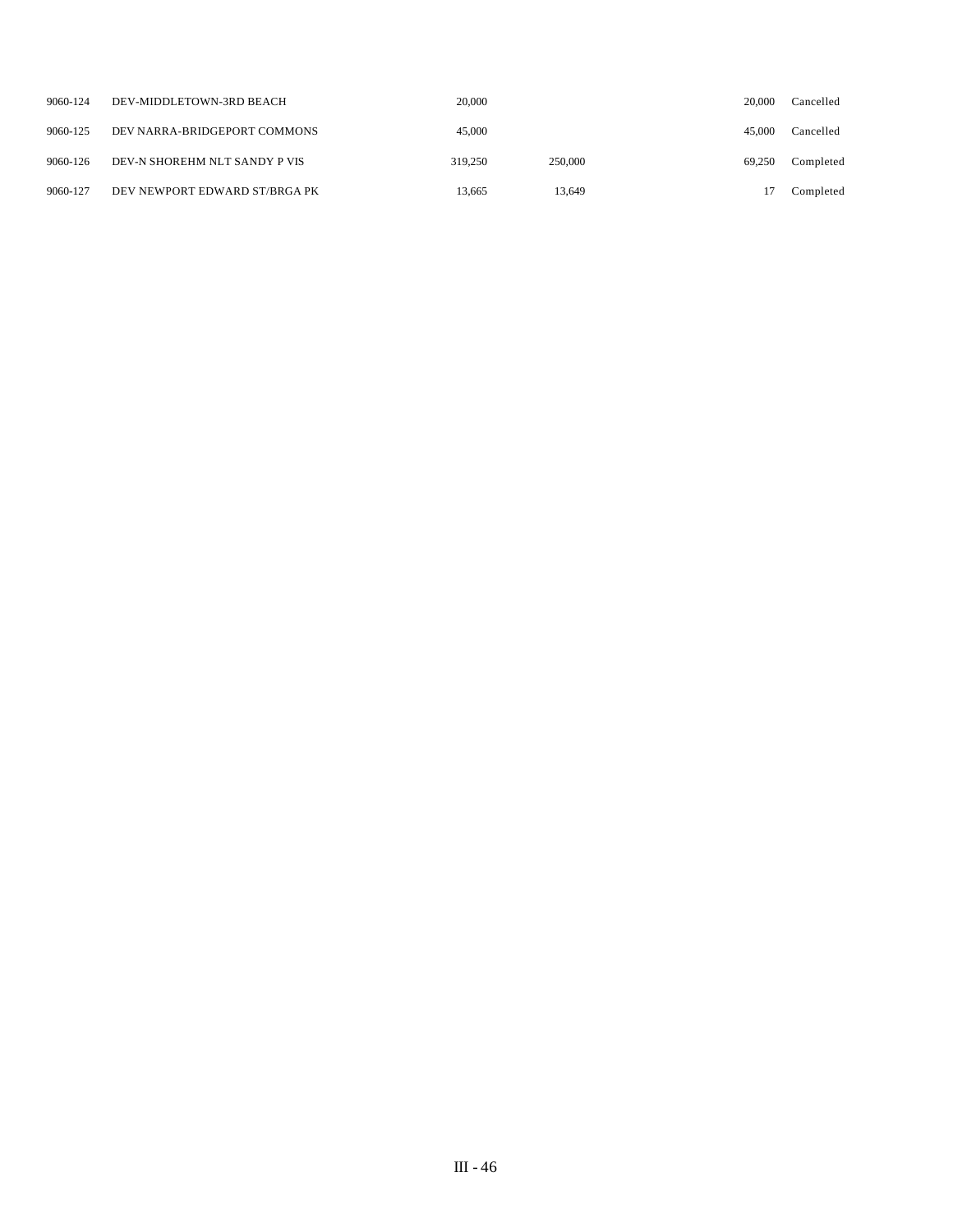| | | | | | |
|---|---|---|---|---|---|
| 9060-124 | DEV-MIDDLETOWN-3RD BEACH | 20,000 | | 20,000 | Cancelled |
| 9060-125 | DEV NARRA-BRIDGEPORT COMMONS | 45,000 | | 45,000 | Cancelled |
| 9060-126 | DEV-N SHOREHM NLT SANDY P VIS | 319,250 | 250,000 | 69,250 | Completed |
| 9060-127 | DEV NEWPORT EDWARD ST/BRGA PK | 13,665 | 13,649 | 17 | Completed |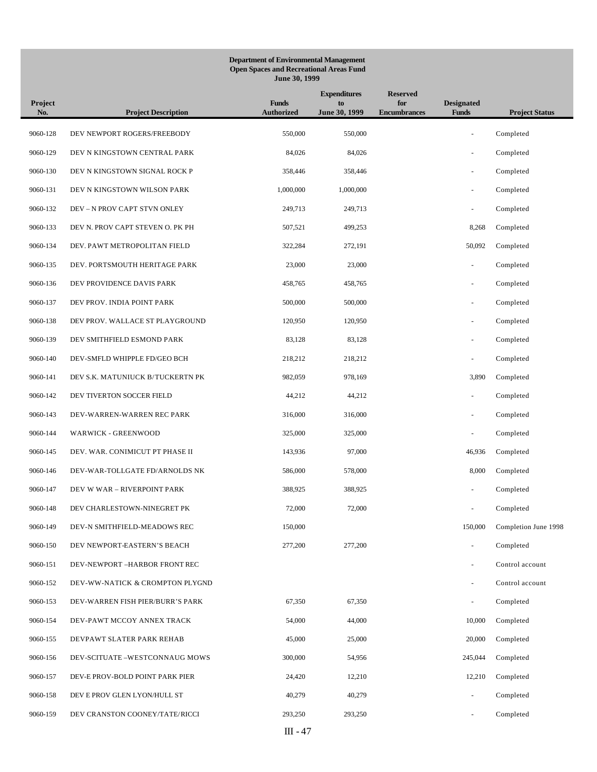**Department of Environmental Management**
**Open Spaces and Recreational Areas Fund**
**June 30, 1999**

| Project No. | Project Description | Funds Authorized | Expenditures to June 30, 1999 | Reserved for Encumbrances | Designated Funds | Project Status |
|---|---|---|---|---|---|---|
| 9060-128 | DEV NEWPORT ROGERS/FREEBODY | 550,000 | 550,000 | | - | Completed |
| 9060-129 | DEV N KINGSTOWN CENTRAL PARK | 84,026 | 84,026 | | - | Completed |
| 9060-130 | DEV N KINGSTOWN SIGNAL ROCK P | 358,446 | 358,446 | | - | Completed |
| 9060-131 | DEV N KINGSTOWN WILSON PARK | 1,000,000 | 1,000,000 | | - | Completed |
| 9060-132 | DEV – N PROV CAPT STVN ONLEY | 249,713 | 249,713 | | - | Completed |
| 9060-133 | DEV N. PROV CAPT STEVEN O. PK PH | 507,521 | 499,253 | | 8,268 | Completed |
| 9060-134 | DEV. PAWT METROPOLITAN FIELD | 322,284 | 272,191 | | 50,092 | Completed |
| 9060-135 | DEV. PORTSMOUTH HERITAGE PARK | 23,000 | 23,000 | | - | Completed |
| 9060-136 | DEV PROVIDENCE DAVIS PARK | 458,765 | 458,765 | | - | Completed |
| 9060-137 | DEV PROV. INDIA POINT PARK | 500,000 | 500,000 | | - | Completed |
| 9060-138 | DEV PROV. WALLACE ST PLAYGROUND | 120,950 | 120,950 | | - | Completed |
| 9060-139 | DEV SMITHFIELD ESMOND PARK | 83,128 | 83,128 | | - | Completed |
| 9060-140 | DEV-SMFLD WHIPPLE FD/GEO BCH | 218,212 | 218,212 | | - | Completed |
| 9060-141 | DEV S.K. MATUNIUCK B/TUCKERTN PK | 982,059 | 978,169 | | 3,890 | Completed |
| 9060-142 | DEV TIVERTON SOCCER FIELD | 44,212 | 44,212 | | - | Completed |
| 9060-143 | DEV-WARREN-WARREN REC PARK | 316,000 | 316,000 | | - | Completed |
| 9060-144 | WARWICK - GREENWOOD | 325,000 | 325,000 | | - | Completed |
| 9060-145 | DEV. WAR. CONIMICUT PT PHASE II | 143,936 | 97,000 | | 46,936 | Completed |
| 9060-146 | DEV-WAR-TOLLGATE FD/ARNOLDS NK | 586,000 | 578,000 | | 8,000 | Completed |
| 9060-147 | DEV W WAR – RIVERPOINT PARK | 388,925 | 388,925 | | - | Completed |
| 9060-148 | DEV CHARLESTOWN-NINEGRET PK | 72,000 | 72,000 | | - | Completed |
| 9060-149 | DEV-N SMITHFIELD-MEADOWS REC | 150,000 | | | 150,000 | Completion June 1998 |
| 9060-150 | DEV NEWPORT-EASTERN'S BEACH | 277,200 | 277,200 | | - | Completed |
| 9060-151 | DEV-NEWPORT –HARBOR FRONT REC | | | | - | Control account |
| 9060-152 | DEV-WW-NATICK & CROMPTON PLYGND | | | | - | Control account |
| 9060-153 | DEV-WARREN FISH PIER/BURR'S PARK | 67,350 | 67,350 | | - | Completed |
| 9060-154 | DEV-PAWT MCCOY ANNEX TRACK | 54,000 | 44,000 | | 10,000 | Completed |
| 9060-155 | DEVPAWT SLATER PARK REHAB | 45,000 | 25,000 | | 20,000 | Completed |
| 9060-156 | DEV-SCITUATE –WESTCONNAUG MOWS | 300,000 | 54,956 | | 245,044 | Completed |
| 9060-157 | DEV-E PROV-BOLD POINT PARK PIER | 24,420 | 12,210 | | 12,210 | Completed |
| 9060-158 | DEV E PROV GLEN LYON/HULL ST | 40,279 | 40,279 | | - | Completed |
| 9060-159 | DEV CRANSTON COONEY/TATE/RICCI | 293,250 | 293,250 | | - | Completed |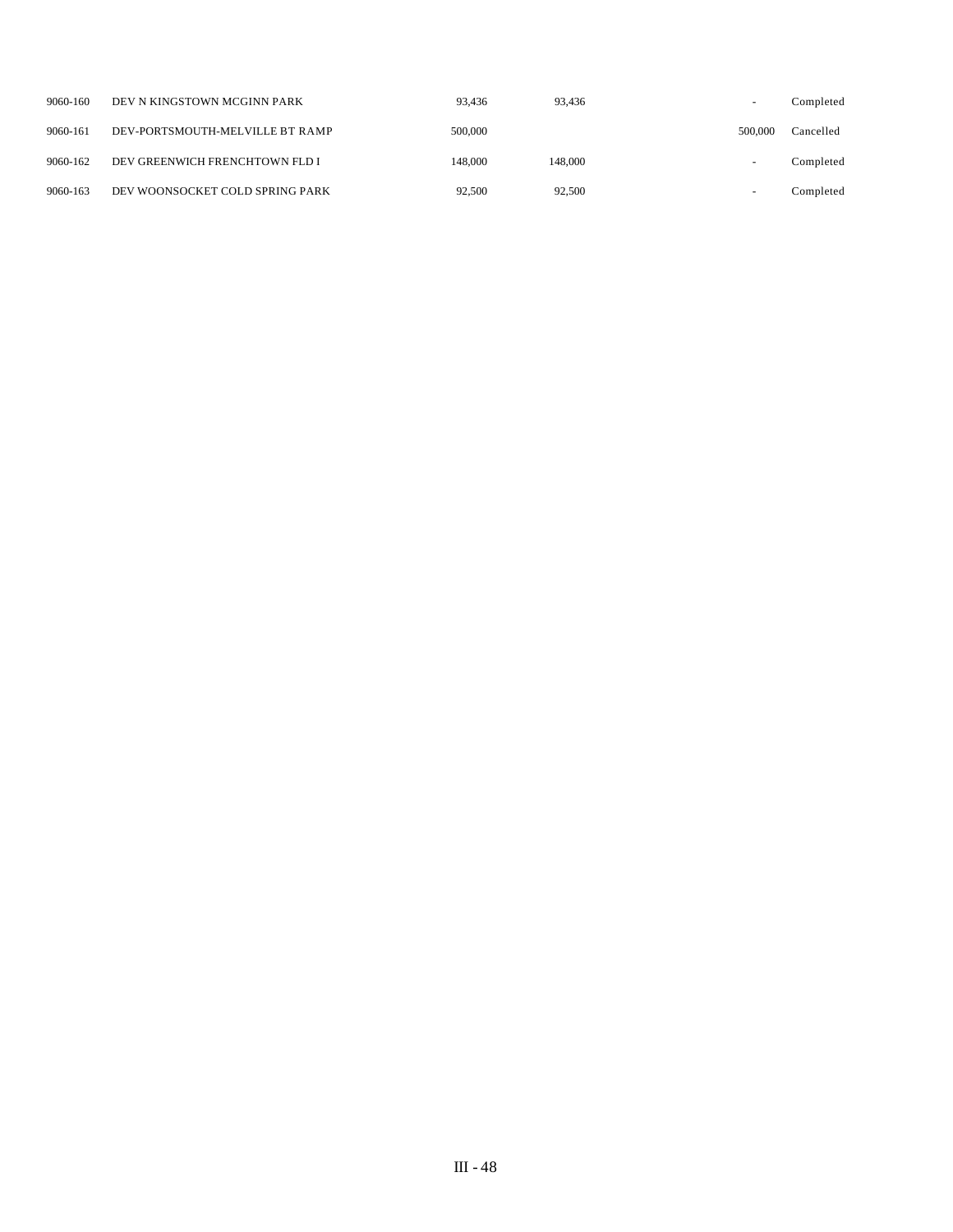| | | | | | |
|---|---|---|---|---|---|
| 9060-160 | DEV N KINGSTOWN MCGINN PARK | 93,436 | 93,436 | - | Completed |
| 9060-161 | DEV-PORTSMOUTH-MELVILLE BT RAMP | 500,000 | | 500,000 | Cancelled |
| 9060-162 | DEV GREENWICH FRENCHTOWN FLD I | 148,000 | 148,000 | - | Completed |
| 9060-163 | DEV WOONSOCKET COLD SPRING PARK | 92,500 | 92,500 | - | Completed |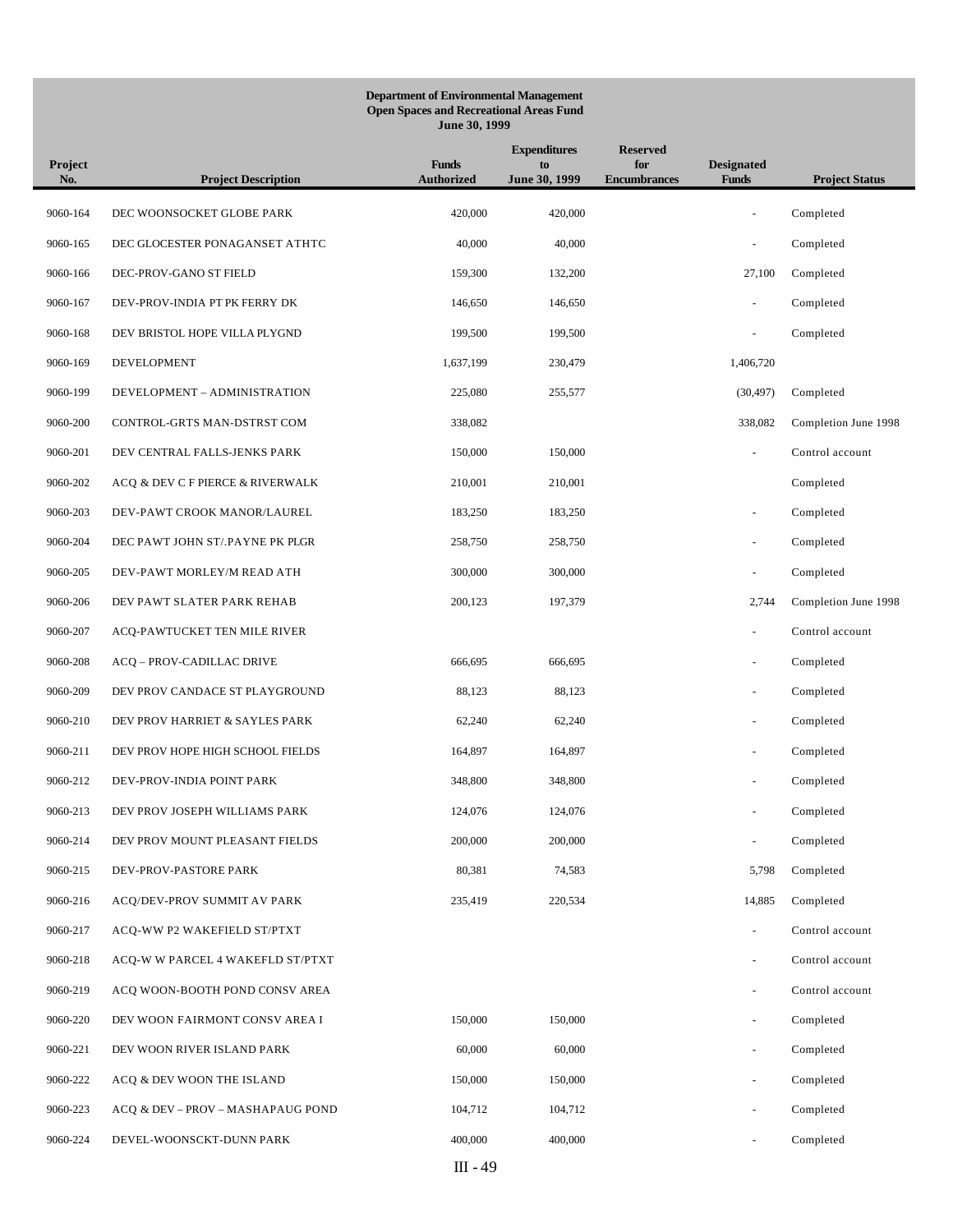**Department of Environmental Management**
**Open Spaces and Recreational Areas Fund**
**June 30, 1999**

| Project No. | Project Description | Funds Authorized | Expenditures to June 30, 1999 | Reserved for Encumbrances | Designated Funds | Project Status |
|---|---|---|---|---|---|---|
| 9060-164 | DEC WOONSOCKET GLOBE PARK | 420,000 | 420,000 | | - | Completed |
| 9060-165 | DEC GLOCESTER PONAGANSET ATHTC | 40,000 | 40,000 | | - | Completed |
| 9060-166 | DEC-PROV-GANO ST FIELD | 159,300 | 132,200 | | 27,100 | Completed |
| 9060-167 | DEV-PROV-INDIA PT PK FERRY DK | 146,650 | 146,650 | | - | Completed |
| 9060-168 | DEV BRISTOL HOPE VILLA PLYGND | 199,500 | 199,500 | | - | Completed |
| 9060-169 | DEVELOPMENT | 1,637,199 | 230,479 | | 1,406,720 | |
| 9060-199 | DEVELOPMENT – ADMINISTRATION | 225,080 | 255,577 | | (30,497) | Completed |
| 9060-200 | CONTROL-GRTS MAN-DSTRST COM | 338,082 | | | 338,082 | Completion June 1998 |
| 9060-201 | DEV CENTRAL FALLS-JENKS PARK | 150,000 | 150,000 | | - | Control account |
| 9060-202 | ACQ & DEV C F PIERCE & RIVERWALK | 210,001 | 210,001 | | | Completed |
| 9060-203 | DEV-PAWT CROOK MANOR/LAUREL | 183,250 | 183,250 | | - | Completed |
| 9060-204 | DEC PAWT JOHN ST/.PAYNE PK PLGR | 258,750 | 258,750 | | - | Completed |
| 9060-205 | DEV-PAWT MORLEY/M READ ATH | 300,000 | 300,000 | | - | Completed |
| 9060-206 | DEV PAWT SLATER PARK REHAB | 200,123 | 197,379 | | 2,744 | Completion June 1998 |
| 9060-207 | ACQ-PAWTUCKET TEN MILE RIVER | | | | - | Control account |
| 9060-208 | ACQ – PROV-CADILLAC DRIVE | 666,695 | 666,695 | | - | Completed |
| 9060-209 | DEV PROV CANDACE ST PLAYGROUND | 88,123 | 88,123 | | - | Completed |
| 9060-210 | DEV PROV HARRIET & SAYLES PARK | 62,240 | 62,240 | | - | Completed |
| 9060-211 | DEV PROV HOPE HIGH SCHOOL FIELDS | 164,897 | 164,897 | | - | Completed |
| 9060-212 | DEV-PROV-INDIA POINT PARK | 348,800 | 348,800 | | - | Completed |
| 9060-213 | DEV PROV JOSEPH WILLIAMS PARK | 124,076 | 124,076 | | - | Completed |
| 9060-214 | DEV PROV MOUNT PLEASANT FIELDS | 200,000 | 200,000 | | - | Completed |
| 9060-215 | DEV-PROV-PASTORE PARK | 80,381 | 74,583 | | 5,798 | Completed |
| 9060-216 | ACQ/DEV-PROV SUMMIT AV PARK | 235,419 | 220,534 | | 14,885 | Completed |
| 9060-217 | ACQ-WW P2 WAKEFIELD ST/PTXT | | | | - | Control account |
| 9060-218 | ACQ-W W PARCEL 4 WAKEFLD ST/PTXT | | | | - | Control account |
| 9060-219 | ACQ WOON-BOOTH POND CONSV AREA | | | | - | Control account |
| 9060-220 | DEV WOON FAIRMONT CONSV AREA I | 150,000 | 150,000 | | - | Completed |
| 9060-221 | DEV WOON RIVER ISLAND PARK | 60,000 | 60,000 | | - | Completed |
| 9060-222 | ACQ & DEV WOON THE ISLAND | 150,000 | 150,000 | | - | Completed |
| 9060-223 | ACQ & DEV – PROV – MASHAPAUG POND | 104,712 | 104,712 | | - | Completed |
| 9060-224 | DEVEL-WOONSCKT-DUNN PARK | 400,000 | 400,000 | | - | Completed |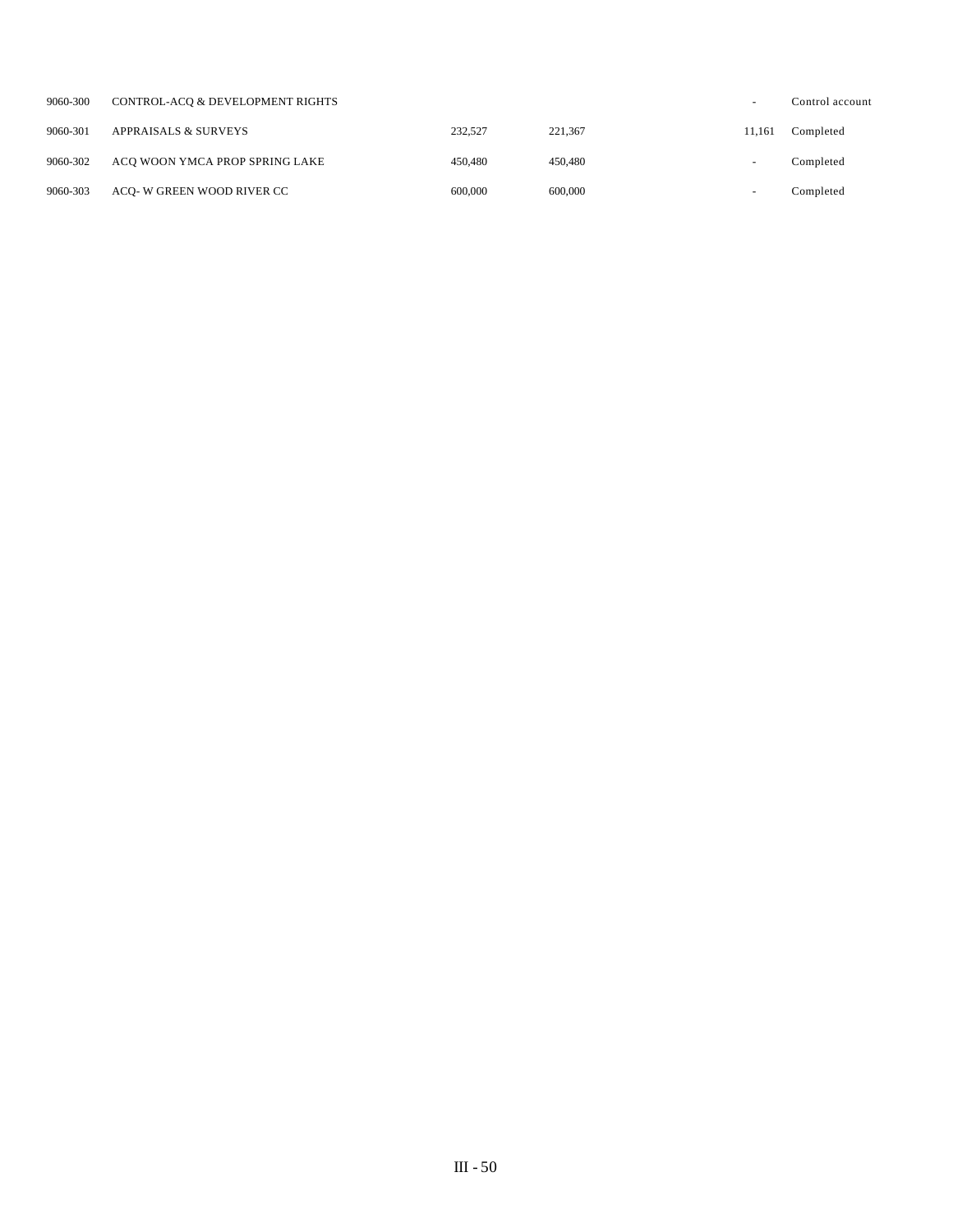| | | | | | |
|---|---|---|---|---|---|
| 9060-300 | CONTROL-ACQ & DEVELOPMENT RIGHTS | | | - | Control account |
| 9060-301 | APPRAISALS & SURVEYS | 232,527 | 221,367 | 11,161 | Completed |
| 9060-302 | ACQ WOON YMCA PROP SPRING LAKE | 450,480 | 450,480 | - | Completed |
| 9060-303 | ACQ- W GREEN WOOD RIVER CC | 600,000 | 600,000 | - | Completed |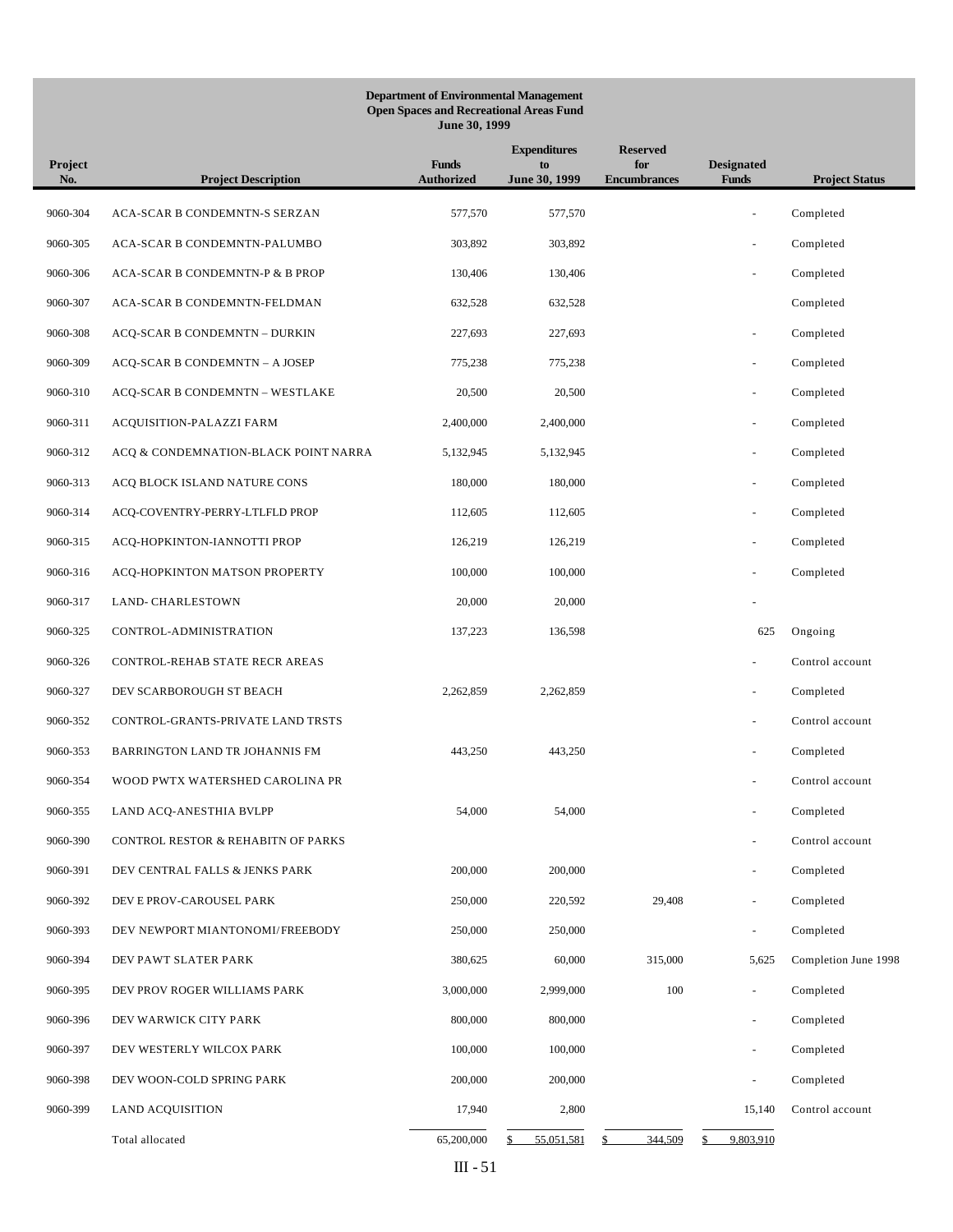**Department of Environmental Management**
**Open Spaces and Recreational Areas Fund**
**June 30, 1999**

| Project No. | Project Description | Funds Authorized | Expenditures to June 30, 1999 | Reserved for Encumbrances | Designated Funds | Project Status |
|---|---|---|---|---|---|---|
| 9060-304 | ACA-SCAR B CONDEMNTN-S SERZAN | 577,570 | 577,570 | | - | Completed |
| 9060-305 | ACA-SCAR B CONDEMNTN-PALUMBO | 303,892 | 303,892 | | - | Completed |
| 9060-306 | ACA-SCAR B CONDEMNTN-P & B PROP | 130,406 | 130,406 | | - | Completed |
| 9060-307 | ACA-SCAR B CONDEMNTN-FELDMAN | 632,528 | 632,528 | | | Completed |
| 9060-308 | ACQ-SCAR B CONDEMNTN – DURKIN | 227,693 | 227,693 | | - | Completed |
| 9060-309 | ACQ-SCAR B CONDEMNTN – A JOSEP | 775,238 | 775,238 | | - | Completed |
| 9060-310 | ACQ-SCAR B CONDEMNTN – WESTLAKE | 20,500 | 20,500 | | - | Completed |
| 9060-311 | ACQUISITION-PALAZZI FARM | 2,400,000 | 2,400,000 | | - | Completed |
| 9060-312 | ACQ & CONDEMNATION-BLACK POINT NARRA | 5,132,945 | 5,132,945 | | - | Completed |
| 9060-313 | ACQ BLOCK ISLAND NATURE CONS | 180,000 | 180,000 | | - | Completed |
| 9060-314 | ACQ-COVENTRY-PERRY-LTLFLD PROP | 112,605 | 112,605 | | - | Completed |
| 9060-315 | ACQ-HOPKINTON-IANNOTTI PROP | 126,219 | 126,219 | | - | Completed |
| 9060-316 | ACQ-HOPKINTON MATSON PROPERTY | 100,000 | 100,000 | | - | Completed |
| 9060-317 | LAND- CHARLESTOWN | 20,000 | 20,000 | | - | |
| 9060-325 | CONTROL-ADMINISTRATION | 137,223 | 136,598 | | 625 | Ongoing |
| 9060-326 | CONTROL-REHAB STATE RECR AREAS | | | | - | Control account |
| 9060-327 | DEV SCARBOROUGH ST BEACH | 2,262,859 | 2,262,859 | | - | Completed |
| 9060-352 | CONTROL-GRANTS-PRIVATE LAND TRSTS | | | | - | Control account |
| 9060-353 | BARRINGTON LAND TR JOHANNIS FM | 443,250 | 443,250 | | - | Completed |
| 9060-354 | WOOD PWTX WATERSHED CAROLINA PR | | | | - | Control account |
| 9060-355 | LAND ACQ-ANESTHIA BVLPP | 54,000 | 54,000 | | - | Completed |
| 9060-390 | CONTROL RESTOR & REHABITN OF PARKS | | | | - | Control account |
| 9060-391 | DEV CENTRAL FALLS & JENKS PARK | 200,000 | 200,000 | | - | Completed |
| 9060-392 | DEV E PROV-CAROUSEL PARK | 250,000 | 220,592 | 29,408 | - | Completed |
| 9060-393 | DEV NEWPORT MIANTONOMI/FREEBODY | 250,000 | 250,000 | | - | Completed |
| 9060-394 | DEV PAWT SLATER PARK | 380,625 | 60,000 | 315,000 | 5,625 | Completion June 1998 |
| 9060-395 | DEV PROV ROGER WILLIAMS PARK | 3,000,000 | 2,999,000 | 100 | - | Completed |
| 9060-396 | DEV WARWICK CITY PARK | 800,000 | 800,000 | | - | Completed |
| 9060-397 | DEV WESTERLY WILCOX PARK | 100,000 | 100,000 | | - | Completed |
| 9060-398 | DEV WOON-COLD SPRING PARK | 200,000 | 200,000 | | - | Completed |
| 9060-399 | LAND ACQUISITION | 17,940 | 2,800 | | 15,140 | Control account |
| | Total allocated | 65,200,000 | $ 55,051,581 | $ 344,509 | $ 9,803,910 | |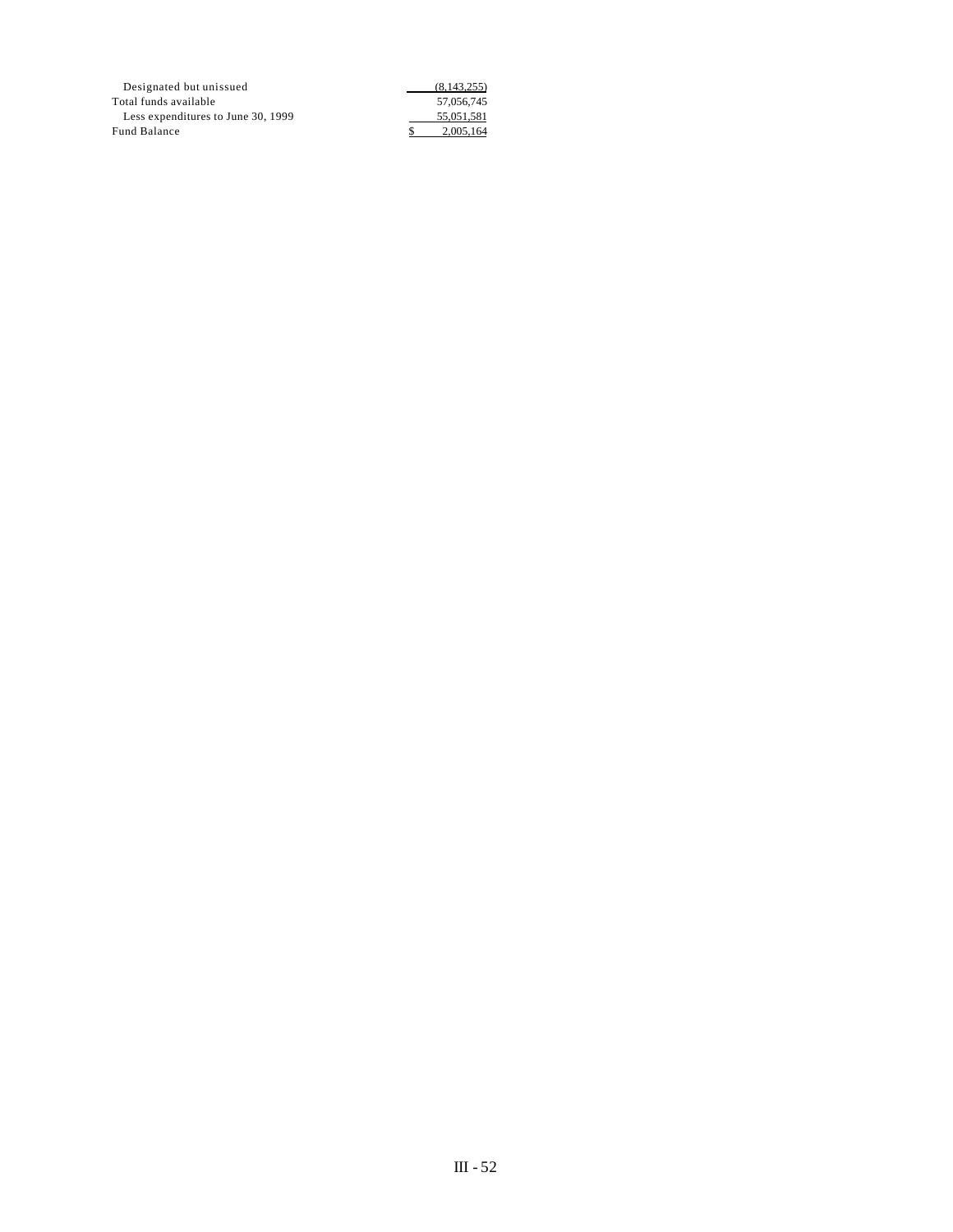| | |
|---|---|
| Designated but unissued | (8,143,255) |
| Total funds available | 57,056,745 |
| Less expenditures to June 30, 1999 | 55,051,581 |
| Fund Balance | $ 2,005,164 |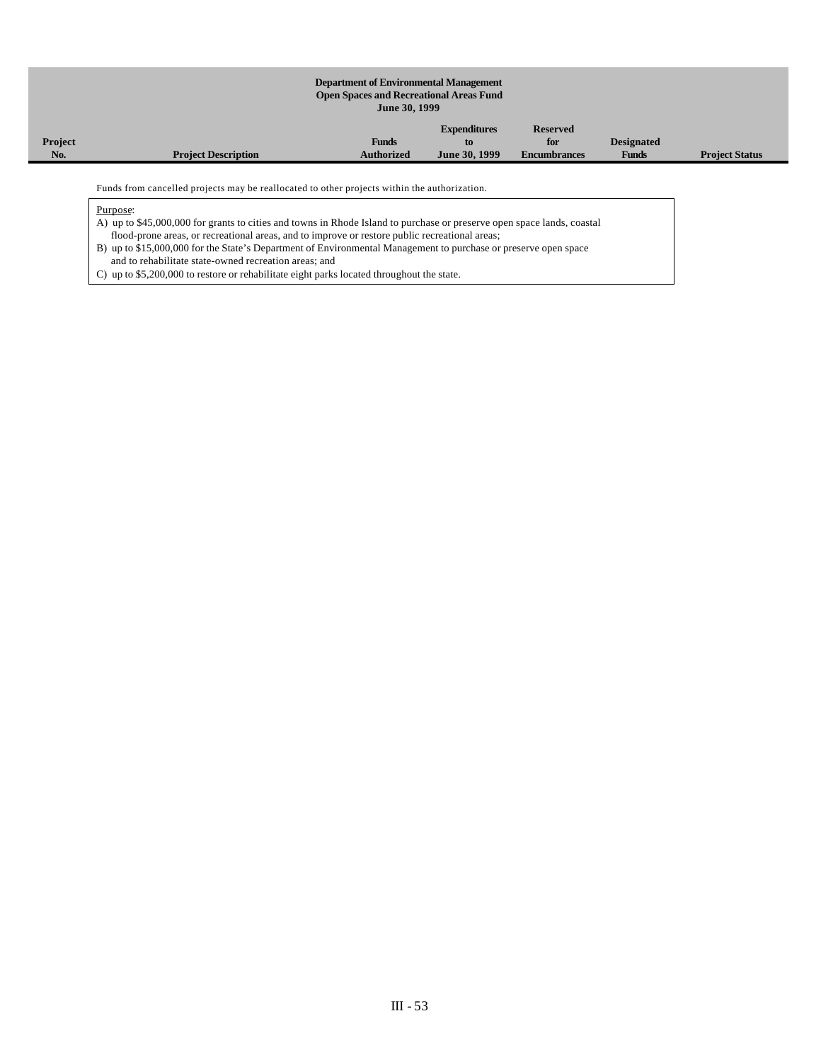**Department of Environmental Management**
**Open Spaces and Recreational Areas Fund**
**June 30, 1999**

| Project No. | Project Description | Funds Authorized | Expenditures to June 30, 1999 | Reserved for Encumbrances | Designated Funds | Project Status |
|---|---|---|---|---|---|---|

Funds from cancelled projects may be reallocated to other projects within the authorization.

Purpose:
A) up to $45,000,000 for grants to cities and towns in Rhode Island to purchase or preserve open space lands, coastal flood-prone areas, or recreational areas, and to improve or restore public recreational areas;
B) up to $15,000,000 for the State's Department of Environmental Management to purchase or preserve open space and to rehabilitate state-owned recreation areas; and
C) up to $5,200,000 to restore or rehabilitate eight parks located throughout the state.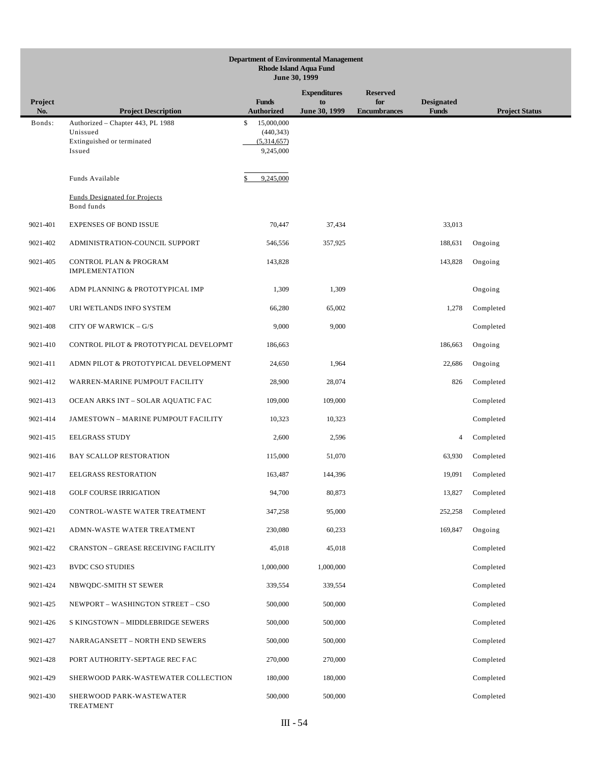**Department of Environmental Management**
**Rhode Island Aqua Fund**
**June 30, 1999**

| Project No. | Project Description | Funds Authorized | Expenditures to June 30, 1999 | Reserved for Encumbrances | Designated Funds | Project Status |
|---|---|---|---|---|---|---|
| Bonds: | Authorized – Chapter 443, PL 1988 | $ 15,000,000 | | | | |
| | Unissued | (440,343) | | | | |
| | Extinguished or terminated | (5,314,657) | | | | |
| | Issued | 9,245,000 | | | | |
| | Funds Available | $ 9,245,000 | | | | |
| | Funds Designated for Projects | | | | | |
| | Bond funds | | | | | |
| 9021-401 | EXPENSES OF BOND ISSUE | 70,447 | 37,434 | | 33,013 | |
| 9021-402 | ADMINISTRATION-COUNCIL SUPPORT | 546,556 | 357,925 | | 188,631 | Ongoing |
| 9021-405 | CONTROL PLAN & PROGRAM IMPLEMENTATION | 143,828 | | | 143,828 | Ongoing |
| 9021-406 | ADM PLANNING & PROTOTYPICAL IMP | 1,309 | 1,309 | | | Ongoing |
| 9021-407 | URI WETLANDS INFO SYSTEM | 66,280 | 65,002 | | 1,278 | Completed |
| 9021-408 | CITY OF WARWICK – G/S | 9,000 | 9,000 | | | Completed |
| 9021-410 | CONTROL PILOT & PROTOTYPICAL DEVELOPMT | 186,663 | | | 186,663 | Ongoing |
| 9021-411 | ADMN PILOT & PROTOTYPICAL DEVELOPMENT | 24,650 | 1,964 | | 22,686 | Ongoing |
| 9021-412 | WARREN-MARINE PUMPOUT FACILITY | 28,900 | 28,074 | | 826 | Completed |
| 9021-413 | OCEAN ARKS INT – SOLAR AQUATIC FAC | 109,000 | 109,000 | | | Completed |
| 9021-414 | JAMESTOWN – MARINE PUMPOUT FACILITY | 10,323 | 10,323 | | | Completed |
| 9021-415 | EELGRASS STUDY | 2,600 | 2,596 | | 4 | Completed |
| 9021-416 | BAY SCALLOP RESTORATION | 115,000 | 51,070 | | 63,930 | Completed |
| 9021-417 | EELGRASS RESTORATION | 163,487 | 144,396 | | 19,091 | Completed |
| 9021-418 | GOLF COURSE IRRIGATION | 94,700 | 80,873 | | 13,827 | Completed |
| 9021-420 | CONTROL-WASTE WATER TREATMENT | 347,258 | 95,000 | | 252,258 | Completed |
| 9021-421 | ADMN-WASTE WATER TREATMENT | 230,080 | 60,233 | | 169,847 | Ongoing |
| 9021-422 | CRANSTON – GREASE RECEIVING FACILITY | 45,018 | 45,018 | | | Completed |
| 9021-423 | BVDC CSO STUDIES | 1,000,000 | 1,000,000 | | | Completed |
| 9021-424 | NBWQDC-SMITH ST SEWER | 339,554 | 339,554 | | | Completed |
| 9021-425 | NEWPORT – WASHINGTON STREET – CSO | 500,000 | 500,000 | | | Completed |
| 9021-426 | S KINGSTOWN – MIDDLEBRIDGE SEWERS | 500,000 | 500,000 | | | Completed |
| 9021-427 | NARRAGANSETT – NORTH END SEWERS | 500,000 | 500,000 | | | Completed |
| 9021-428 | PORT AUTHORITY-SEPTAGE REC FAC | 270,000 | 270,000 | | | Completed |
| 9021-429 | SHERWOOD PARK-WASTEWATER COLLECTION | 180,000 | 180,000 | | | Completed |
| 9021-430 | SHERWOOD PARK-WASTEWATER TREATMENT | 500,000 | 500,000 | | | Completed |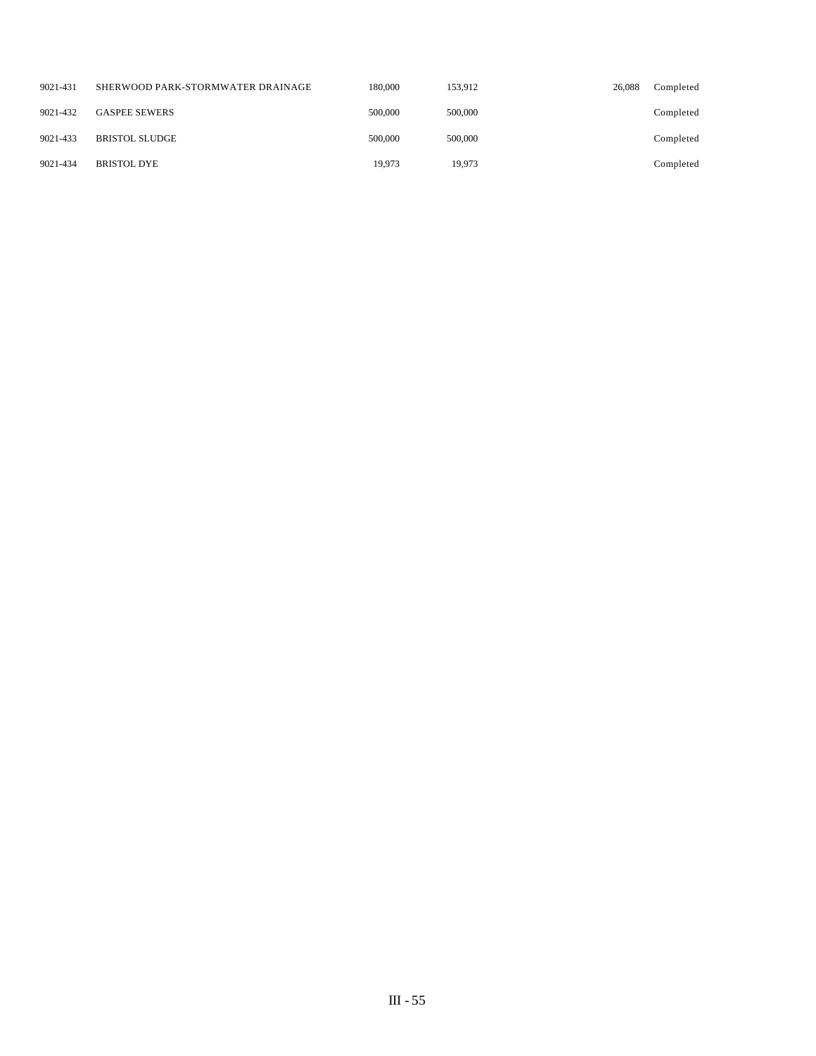| | | | | | |
|---|---|---|---|---|---|
| 9021-431 | SHERWOOD PARK-STORMWATER DRAINAGE | 180,000 | 153,912 | 26,088 | Completed |
| 9021-432 | GASPEE SEWERS | 500,000 | 500,000 | | Completed |
| 9021-433 | BRISTOL SLUDGE | 500,000 | 500,000 | | Completed |
| 9021-434 | BRISTOL DYE | 19,973 | 19,973 | | Completed |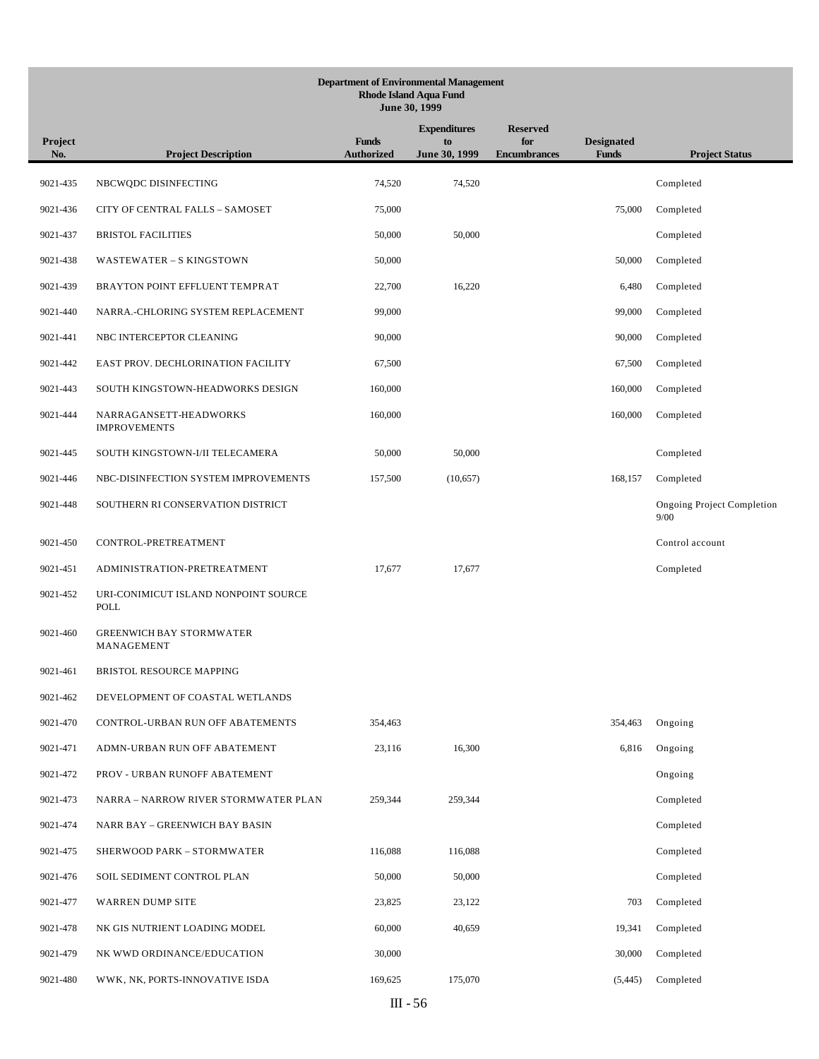**Department of Environmental Management**
**Rhode Island Aqua Fund**
**June 30, 1999**

| Project No. | Project Description | Funds Authorized | Expenditures to June 30, 1999 | Reserved for Encumbrances | Designated Funds | Project Status |
|---|---|---|---|---|---|---|
| 9021-435 | NBCWQDC DISINFECTING | 74,520 | 74,520 | | | Completed |
| 9021-436 | CITY OF CENTRAL FALLS – SAMOSET | 75,000 | | | 75,000 | Completed |
| 9021-437 | BRISTOL FACILITIES | 50,000 | 50,000 | | | Completed |
| 9021-438 | WASTEWATER – S KINGSTOWN | 50,000 | | | 50,000 | Completed |
| 9021-439 | BRAYTON POINT EFFLUENT TEMPRAT | 22,700 | 16,220 | | 6,480 | Completed |
| 9021-440 | NARRA.-CHLORING SYSTEM REPLACEMENT | 99,000 | | | 99,000 | Completed |
| 9021-441 | NBC INTERCEPTOR CLEANING | 90,000 | | | 90,000 | Completed |
| 9021-442 | EAST PROV. DECHLORINATION FACILITY | 67,500 | | | 67,500 | Completed |
| 9021-443 | SOUTH KINGSTOWN-HEADWORKS DESIGN | 160,000 | | | 160,000 | Completed |
| 9021-444 | NARRAGANSETT-HEADWORKS IMPROVEMENTS | 160,000 | | | 160,000 | Completed |
| 9021-445 | SOUTH KINGSTOWN-I/II TELECAMERA | 50,000 | 50,000 | | | Completed |
| 9021-446 | NBC-DISINFECTION SYSTEM IMPROVEMENTS | 157,500 | (10,657) | | 168,157 | Completed |
| 9021-448 | SOUTHERN RI CONSERVATION DISTRICT | | | | | Ongoing Project Completion 9/00 |
| 9021-450 | CONTROL-PRETREATMENT | | | | | Control account |
| 9021-451 | ADMINISTRATION-PRETREATMENT | 17,677 | 17,677 | | | Completed |
| 9021-452 | URI-CONIMICUT ISLAND NONPOINT SOURCE POLL | | | | | |
| 9021-460 | GREENWICH BAY STORMWATER MANAGEMENT | | | | | |
| 9021-461 | BRISTOL RESOURCE MAPPING | | | | | |
| 9021-462 | DEVELOPMENT OF COASTAL WETLANDS | | | | | |
| 9021-470 | CONTROL-URBAN RUN OFF ABATEMENTS | 354,463 | | | 354,463 | Ongoing |
| 9021-471 | ADMN-URBAN RUN OFF ABATEMENT | 23,116 | 16,300 | | 6,816 | Ongoing |
| 9021-472 | PROV - URBAN RUNOFF ABATEMENT | | | | | Ongoing |
| 9021-473 | NARRA – NARROW RIVER STORMWATER PLAN | 259,344 | 259,344 | | | Completed |
| 9021-474 | NARR BAY – GREENWICH BAY BASIN | | | | | Completed |
| 9021-475 | SHERWOOD PARK – STORMWATER | 116,088 | 116,088 | | | Completed |
| 9021-476 | SOIL SEDIMENT CONTROL PLAN | 50,000 | 50,000 | | | Completed |
| 9021-477 | WARREN DUMP SITE | 23,825 | 23,122 | | 703 | Completed |
| 9021-478 | NK GIS NUTRIENT LOADING MODEL | 60,000 | 40,659 | | 19,341 | Completed |
| 9021-479 | NK WWD ORDINANCE/EDUCATION | 30,000 | | | 30,000 | Completed |
| 9021-480 | WWK, NK, PORTS-INNOVATIVE ISDA | 169,625 | 175,070 | | (5,445) | Completed |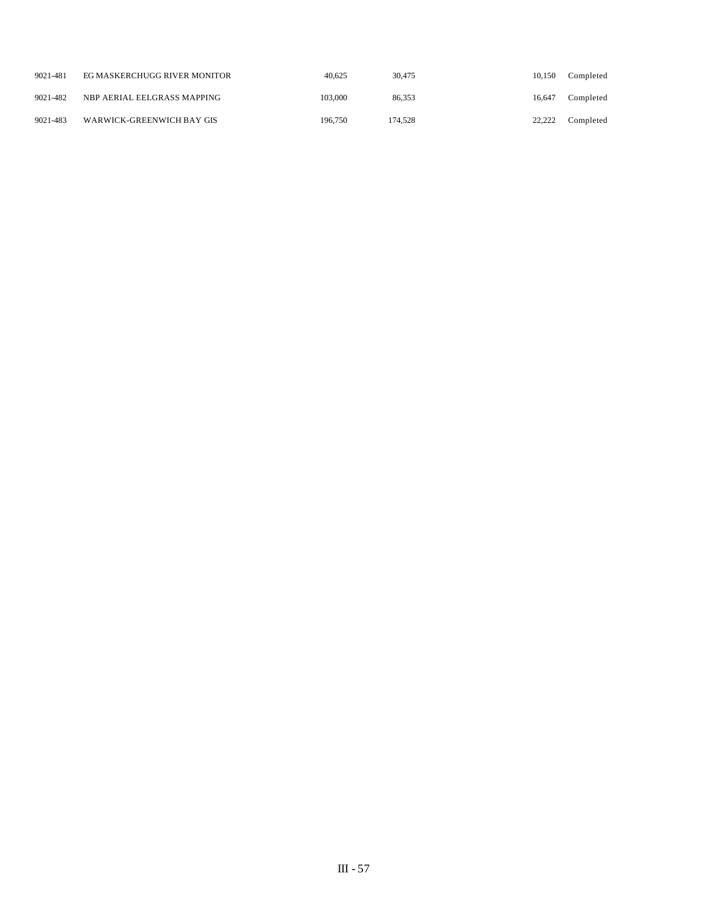| | | | | | | |
|---|---|---|---|---|---|---|
| 9021-481 | EG MASKERCHUGG RIVER MONITOR | 40,625 | 30,475 | | 10,150 | Completed |
| 9021-482 | NBP AERIAL EELGRASS MAPPING | 103,000 | 86,353 | | 16,647 | Completed |
| 9021-483 | WARWICK-GREENWICH BAY GIS | 196,750 | 174,528 | | 22,222 | Completed |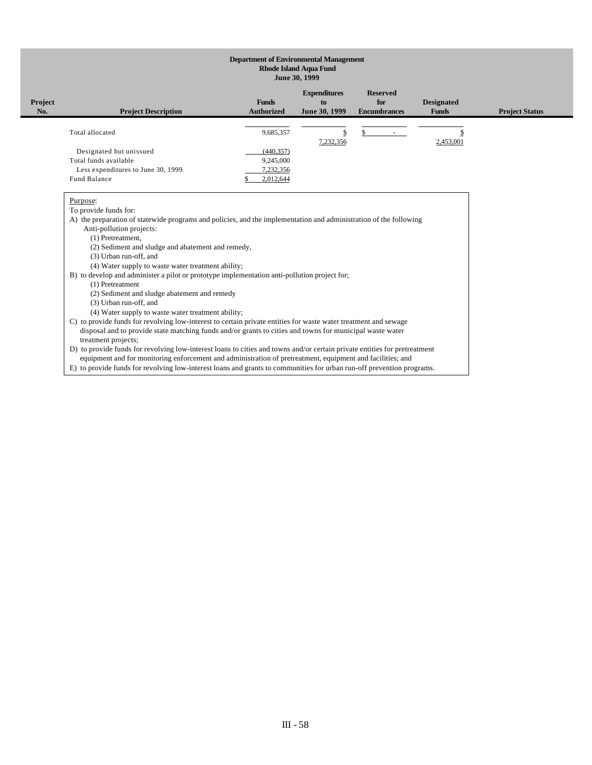**Department of Environmental Management**
**Rhode Island Aqua Fund**
**June 30, 1999**

| Project No. | Project Description | Funds Authorized | Expenditures to June 30, 1999 | Reserved for Encumbrances | Designated Funds | Project Status |
|---|---|---|---|---|---|---|
| | Total allocated | 9,685,357 | $ 7,232,356 | $ - | $ 2,453,001 | |
| | Designated but unissued | (440,357) | | | | |
| | Total funds available | 9,245,000 | | | | |
| | Less expenditures to June 30, 1999 | 7,232,356 | | | | |
| | Fund Balance | $ 2,012,644 | | | | |

Purpose:
To provide funds for:
A) the preparation of statewide programs and policies, and the implementation and administration of the following Anti-pollution projects:
   (1) Pretreatment,
   (2) Sediment and sludge and abatement and remedy,
   (3) Urban run-off, and
   (4) Water supply to waste water treatment ability;
B) to develop and administer a pilot or prototype implementation anti-pollution project for;
   (1) Pretreatment
   (2) Sediment and sludge abatement and remedy
   (3) Urban run-off, and
   (4) Water supply to waste water treatment ability;
C) to provide funds for revolving low-interest to certain private entities for waste water treatment and sewage disposal and to provide state matching funds and/or grants to cities and towns for municipal waste water treatment projects;
D) to provide funds for revolving low-interest loans to cities and towns and/or certain private entities for pretreatment equipment and for monitoring enforcement and administration of pretreatment, equipment and facilities; and
E) to provide funds for revolving low-interest loans and grants to communities for urban run-off prevention programs.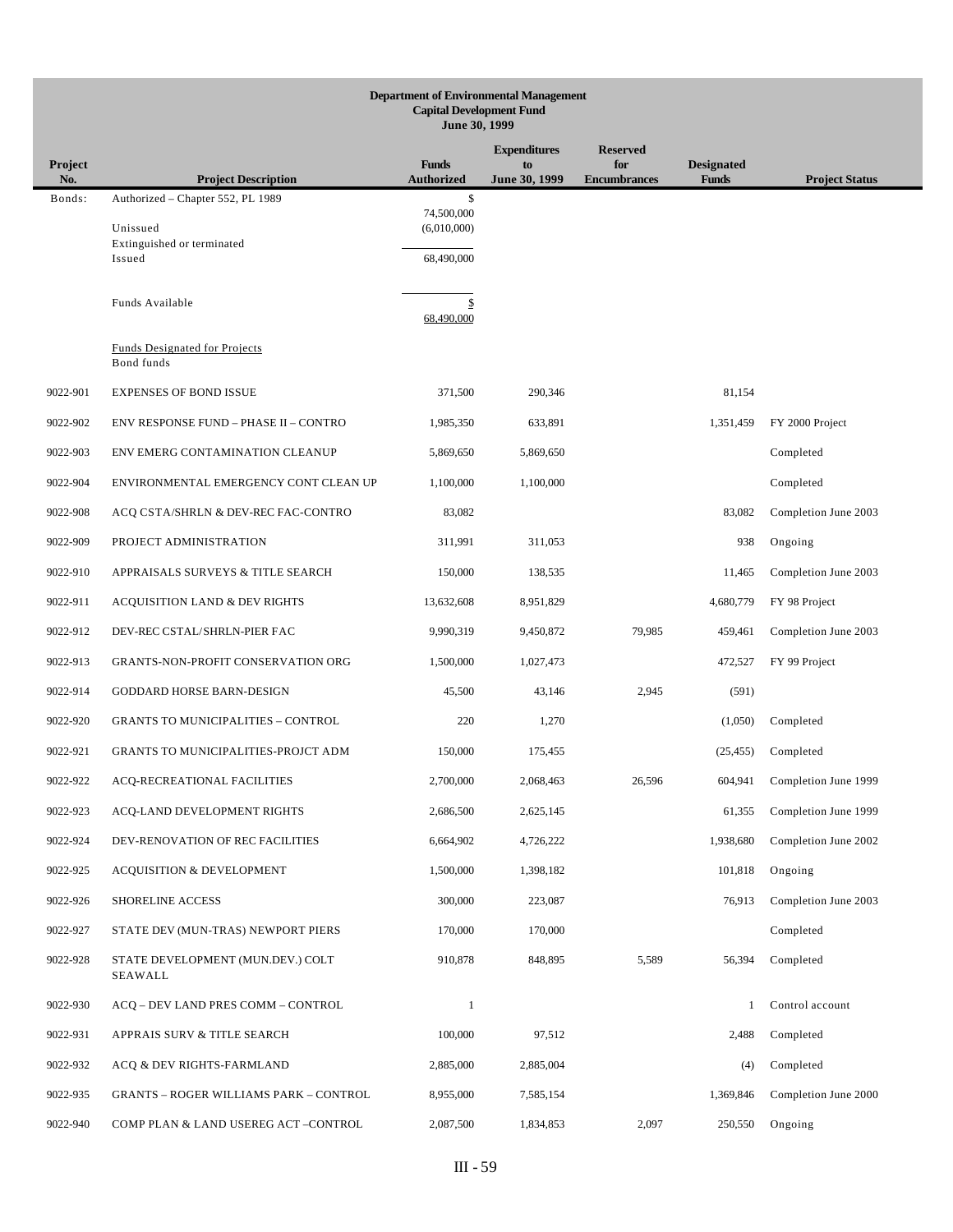**Department of Environmental Management**
**Capital Development Fund**
**June 30, 1999**

| Project No. | Project Description | Funds Authorized | Expenditures to June 30, 1999 | Reserved for Encumbrances | Designated Funds | Project Status |
|---|---|---|---|---|---|---|
| Bonds: | Authorized – Chapter 552, PL 1989 | $ 74,500,000 | | | | |
| | Unissued | (6,010,000) | | | | |
| | Extinguished or terminated | | | | | |
| | Issued | 68,490,000 | | | | |
| | Funds Available | $ 68,490,000 | | | | |
| | Funds Designated for Projects | | | | | |
| | Bond funds | | | | | |
| 9022-901 | EXPENSES OF BOND ISSUE | 371,500 | 290,346 | | 81,154 | |
| 9022-902 | ENV RESPONSE FUND – PHASE II – CONTRO | 1,985,350 | 633,891 | | 1,351,459 | FY 2000 Project |
| 9022-903 | ENV EMERG CONTAMINATION CLEANUP | 5,869,650 | 5,869,650 | | | Completed |
| 9022-904 | ENVIRONMENTAL EMERGENCY CONT CLEAN UP | 1,100,000 | 1,100,000 | | | Completed |
| 9022-908 | ACQ CSTA/SHRLN & DEV-REC FAC-CONTRO | 83,082 | | | 83,082 | Completion June 2003 |
| 9022-909 | PROJECT ADMINISTRATION | 311,991 | 311,053 | | 938 | Ongoing |
| 9022-910 | APPRAISALS SURVEYS & TITLE SEARCH | 150,000 | 138,535 | | 11,465 | Completion June 2003 |
| 9022-911 | ACQUISITION LAND & DEV RIGHTS | 13,632,608 | 8,951,829 | | 4,680,779 | FY 98 Project |
| 9022-912 | DEV-REC CSTAL/SHRLN-PIER FAC | 9,990,319 | 9,450,872 | 79,985 | 459,461 | Completion June 2003 |
| 9022-913 | GRANTS-NON-PROFIT CONSERVATION ORG | 1,500,000 | 1,027,473 | | 472,527 | FY 99 Project |
| 9022-914 | GODDARD HORSE BARN-DESIGN | 45,500 | 43,146 | 2,945 | (591) | |
| 9022-920 | GRANTS TO MUNICIPALITIES – CONTROL | 220 | 1,270 | | (1,050) | Completed |
| 9022-921 | GRANTS TO MUNICIPALITIES-PROJCT ADM | 150,000 | 175,455 | | (25,455) | Completed |
| 9022-922 | ACQ-RECREATIONAL FACILITIES | 2,700,000 | 2,068,463 | 26,596 | 604,941 | Completion June 1999 |
| 9022-923 | ACQ-LAND DEVELOPMENT RIGHTS | 2,686,500 | 2,625,145 | | 61,355 | Completion June 1999 |
| 9022-924 | DEV-RENOVATION OF REC FACILITIES | 6,664,902 | 4,726,222 | | 1,938,680 | Completion June 2002 |
| 9022-925 | ACQUISITION & DEVELOPMENT | 1,500,000 | 1,398,182 | | 101,818 | Ongoing |
| 9022-926 | SHORELINE ACCESS | 300,000 | 223,087 | | 76,913 | Completion June 2003 |
| 9022-927 | STATE DEV (MUN-TRAS) NEWPORT PIERS | 170,000 | 170,000 | | | Completed |
| 9022-928 | STATE DEVELOPMENT (MUN.DEV.) COLT SEAWALL | 910,878 | 848,895 | 5,589 | 56,394 | Completed |
| 9022-930 | ACQ – DEV LAND PRES COMM – CONTROL | 1 | | | 1 | Control account |
| 9022-931 | APPRAIS SURV & TITLE SEARCH | 100,000 | 97,512 | | 2,488 | Completed |
| 9022-932 | ACQ & DEV RIGHTS-FARMLAND | 2,885,000 | 2,885,004 | | (4) | Completed |
| 9022-935 | GRANTS – ROGER WILLIAMS PARK – CONTROL | 8,955,000 | 7,585,154 | | 1,369,846 | Completion June 2000 |
| 9022-940 | COMP PLAN & LAND USEREG ACT –CONTROL | 2,087,500 | 1,834,853 | 2,097 | 250,550 | Ongoing |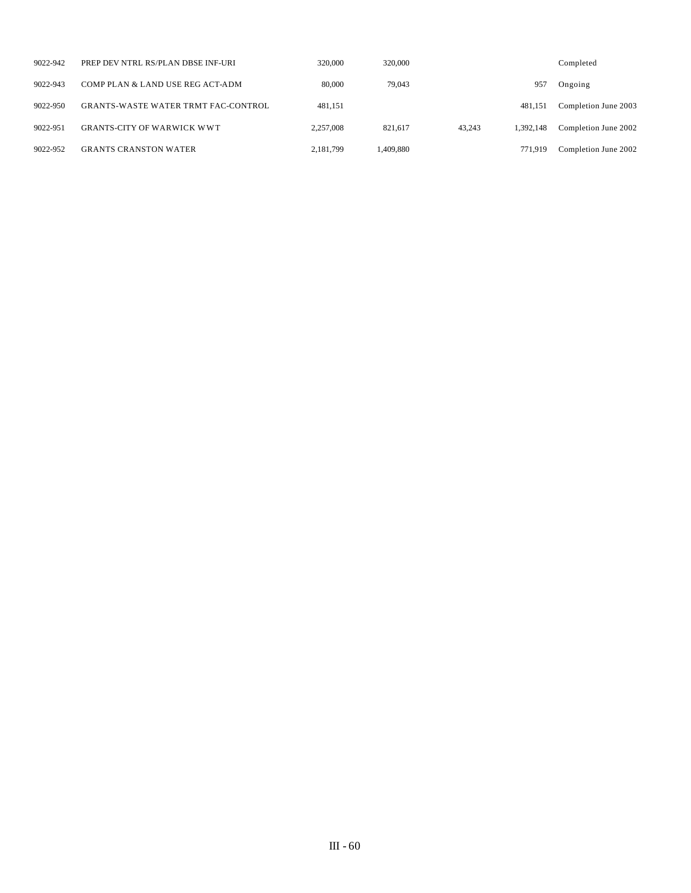| | | | | | | |
|---|---|---|---|---|---|---|
| 9022-942 | PREP DEV NTRL RS/PLAN DBSE INF-URI | 320,000 | 320,000 | | | Completed |
| 9022-943 | COMP PLAN & LAND USE REG ACT-ADM | 80,000 | 79,043 | | 957 | Ongoing |
| 9022-950 | GRANTS-WASTE WATER TRMT FAC-CONTROL | 481,151 | | | 481,151 | Completion June 2003 |
| 9022-951 | GRANTS-CITY OF WARWICK WWT | 2,257,008 | 821,617 | 43,243 | 1,392,148 | Completion June 2002 |
| 9022-952 | GRANTS CRANSTON WATER | 2,181,799 | 1,409,880 | | 771,919 | Completion June 2002 |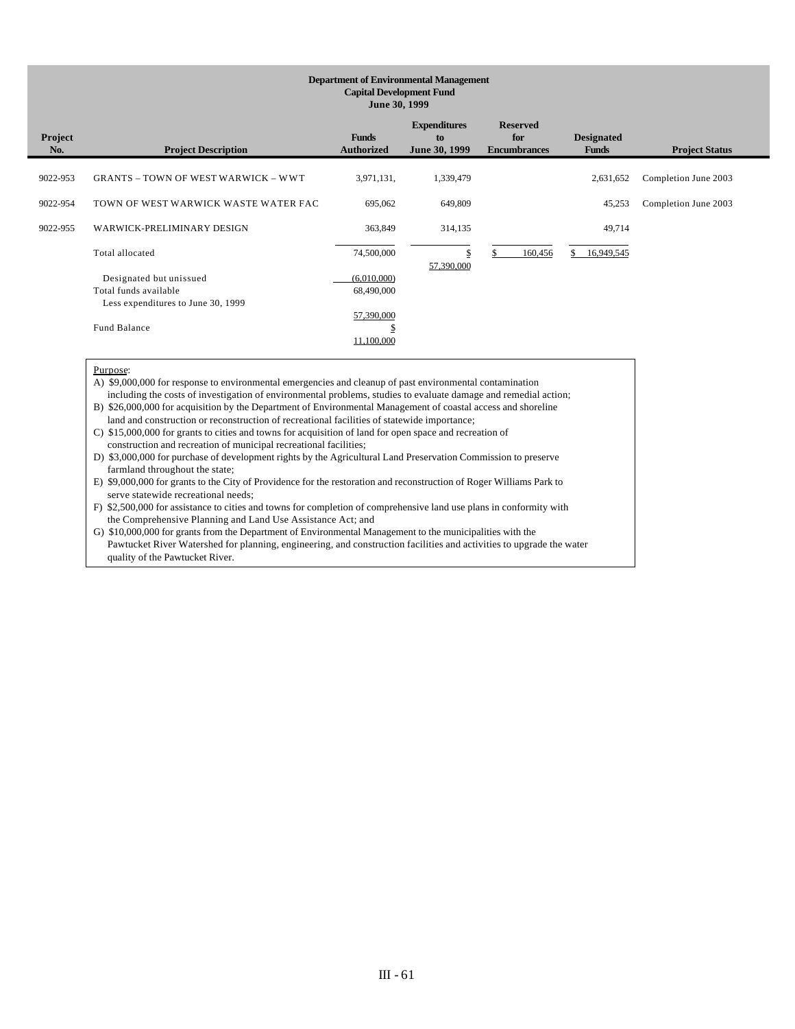**Department of Environmental Management**
**Capital Development Fund**
**June 30, 1999**

| Project No. | Project Description | Funds Authorized | Expenditures to June 30, 1999 | Reserved for Encumbrances | Designated Funds | Project Status |
|---|---|---|---|---|---|---|
| 9022-953 | GRANTS – TOWN OF WEST WARWICK – WWT | 3,971,131, | 1,339,479 | | 2,631,652 | Completion June 2003 |
| 9022-954 | TOWN OF WEST WARWICK WASTE WATER FAC | 695,062 | 649,809 | | 45,253 | Completion June 2003 |
| 9022-955 | WARWICK-PRELIMINARY DESIGN | 363,849 | 314,135 | | 49,714 | |
| | Total allocated | 74,500,000 | $ 57,390,000 | $ 160,456 | $ 16,949,545 | |
| | Designated but unissued | (6,010,000) | | | | |
| | Total funds available | 68,490,000 | | | | |
| | Less expenditures to June 30, 1999 | 57,390,000 | | | | |
| | Fund Balance | $ 11,100,000 | | | | |

Purpose:

A) $9,000,000 for response to environmental emergencies and cleanup of past environmental contamination including the costs of investigation of environmental problems, studies to evaluate damage and remedial action;

B) $26,000,000 for acquisition by the Department of Environmental Management of coastal access and shoreline land and construction or reconstruction of recreational facilities of statewide importance;

C) $15,000,000 for grants to cities and towns for acquisition of land for open space and recreation of construction and recreation of municipal recreational facilities;

D) $3,000,000 for purchase of development rights by the Agricultural Land Preservation Commission to preserve farmland throughout the state;

E) $9,000,000 for grants to the City of Providence for the restoration and reconstruction of Roger Williams Park to serve statewide recreational needs;

F) $2,500,000 for assistance to cities and towns for completion of comprehensive land use plans in conformity with the Comprehensive Planning and Land Use Assistance Act; and

G) $10,000,000 for grants from the Department of Environmental Management to the municipalities with the Pawtucket River Watershed for planning, engineering, and construction facilities and activities to upgrade the water quality of the Pawtucket River.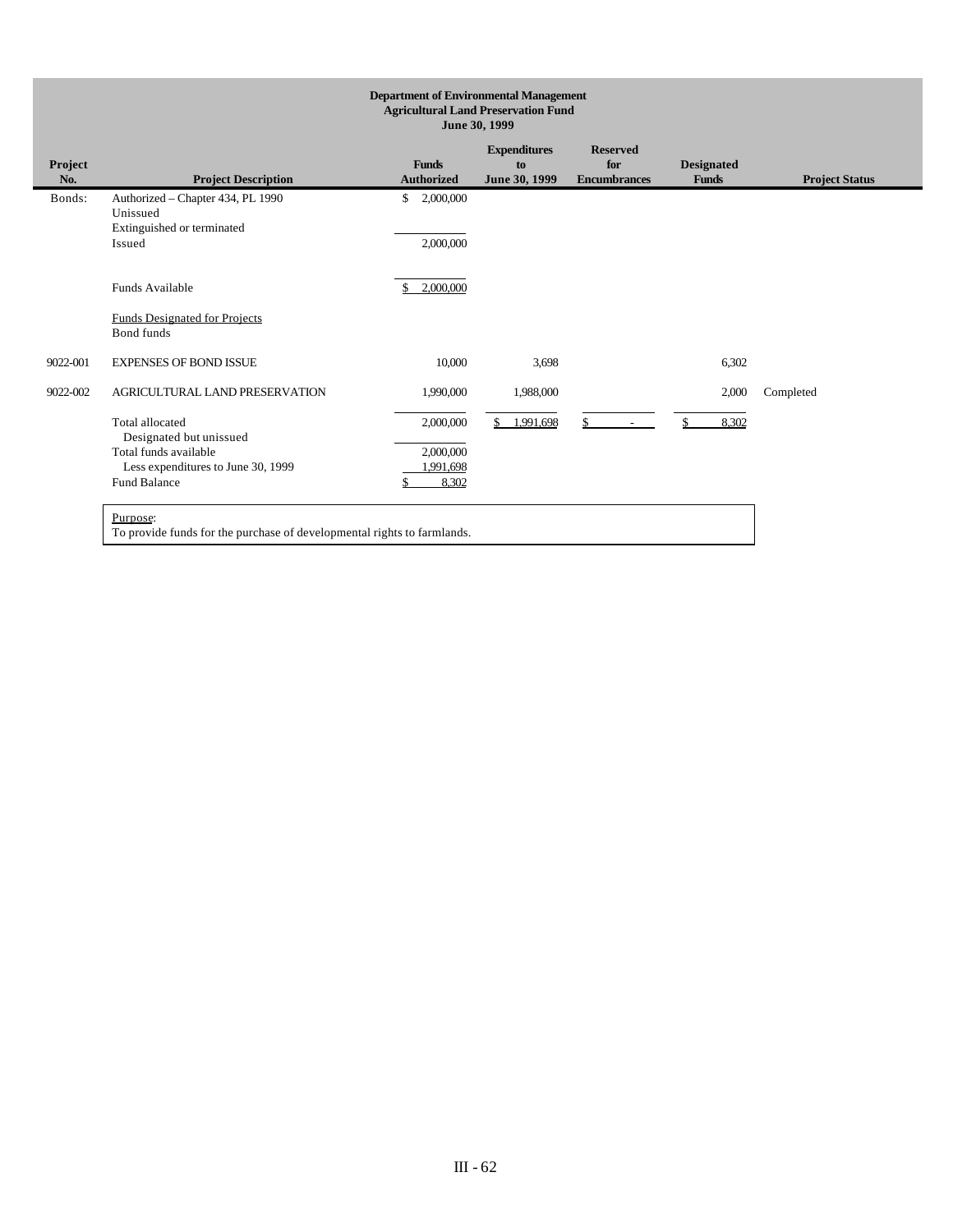**Department of Environmental Management**
**Agricultural Land Preservation Fund**
**June 30, 1999**

| Project No. | Project Description | Funds Authorized | Expenditures to June 30, 1999 | Reserved for Encumbrances | Designated Funds | Project Status |
|---|---|---|---|---|---|---|
| Bonds: | Authorized – Chapter 434, PL 1990 | $ 2,000,000 | | | | |
| | Unissued | | | | | |
| | Extinguished or terminated | | | | | |
| | Issued | 2,000,000 | | | | |
| | | | | | | |
| | Funds Available | $ 2,000,000 | | | | |
| | | | | | | |
| | Funds Designated for Projects | | | | | |
| | Bond funds | | | | | |
| 9022-001 | EXPENSES OF BOND ISSUE | 10,000 | 3,698 | | 6,302 | |
| 9022-002 | AGRICULTURAL LAND PRESERVATION | 1,990,000 | 1,988,000 | | 2,000 | Completed |
| | Total allocated | 2,000,000 | $ 1,991,698 | $ - | $ 8,302 | |
| | Designated but unissued | | | | | |
| | Total funds available | 2,000,000 | | | | |
| | Less expenditures to June 30, 1999 | 1,991,698 | | | | |
| | Fund Balance | $ 8,302 | | | | |

Purpose:
To provide funds for the purchase of developmental rights to farmlands.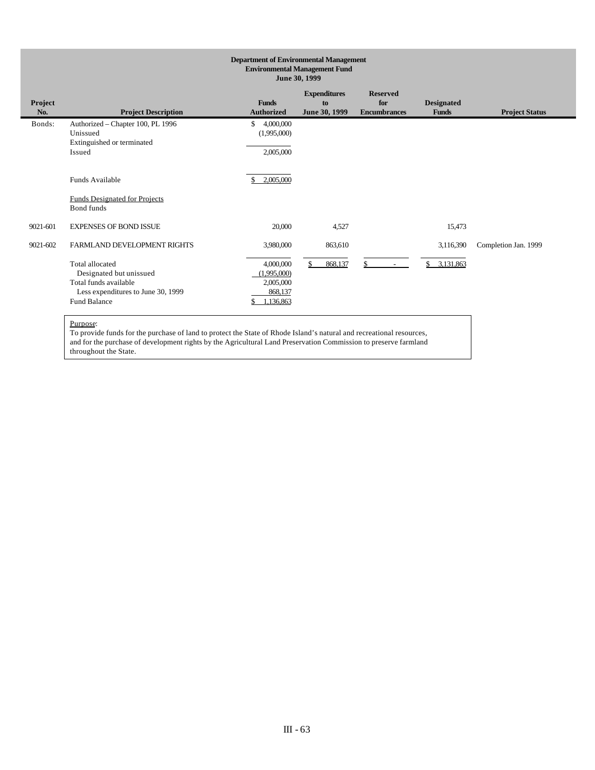**Department of Environmental Management**
**Environmental Management Fund**
**June 30, 1999**

| Project No. | Project Description | Funds Authorized | Expenditures to June 30, 1999 | Reserved for Encumbrances | Designated Funds | Project Status |
|---|---|---|---|---|---|---|
| Bonds: | Authorized – Chapter 100, PL 1996 | $ 4,000,000 | | | | |
| | Unissued | (1,995,000) | | | | |
| | Extinguished or terminated | | | | | |
| | Issued | 2,005,000 | | | | |
| | Funds Available | $ 2,005,000 | | | | |
| | Funds Designated for Projects | | | | | |
| | Bond funds | | | | | |
| 9021-601 | EXPENSES OF BOND ISSUE | 20,000 | 4,527 | | 15,473 | |
| 9021-602 | FARMLAND DEVELOPMENT RIGHTS | 3,980,000 | 863,610 | | 3,116,390 | Completion Jan. 1999 |
| | Total allocated | 4,000,000 | $ 868,137 | $ - | $ 3,131,863 | |
| | Designated but unissued | (1,995,000) | | | | |
| | Total funds available | 2,005,000 | | | | |
| | Less expenditures to June 30, 1999 | 868,137 | | | | |
| | Fund Balance | $ 1,136,863 | | | | |

Purpose:
To provide funds for the purchase of land to protect the State of Rhode Island's natural and recreational resources, and for the purchase of development rights by the Agricultural Land Preservation Commission to preserve farmland throughout the State.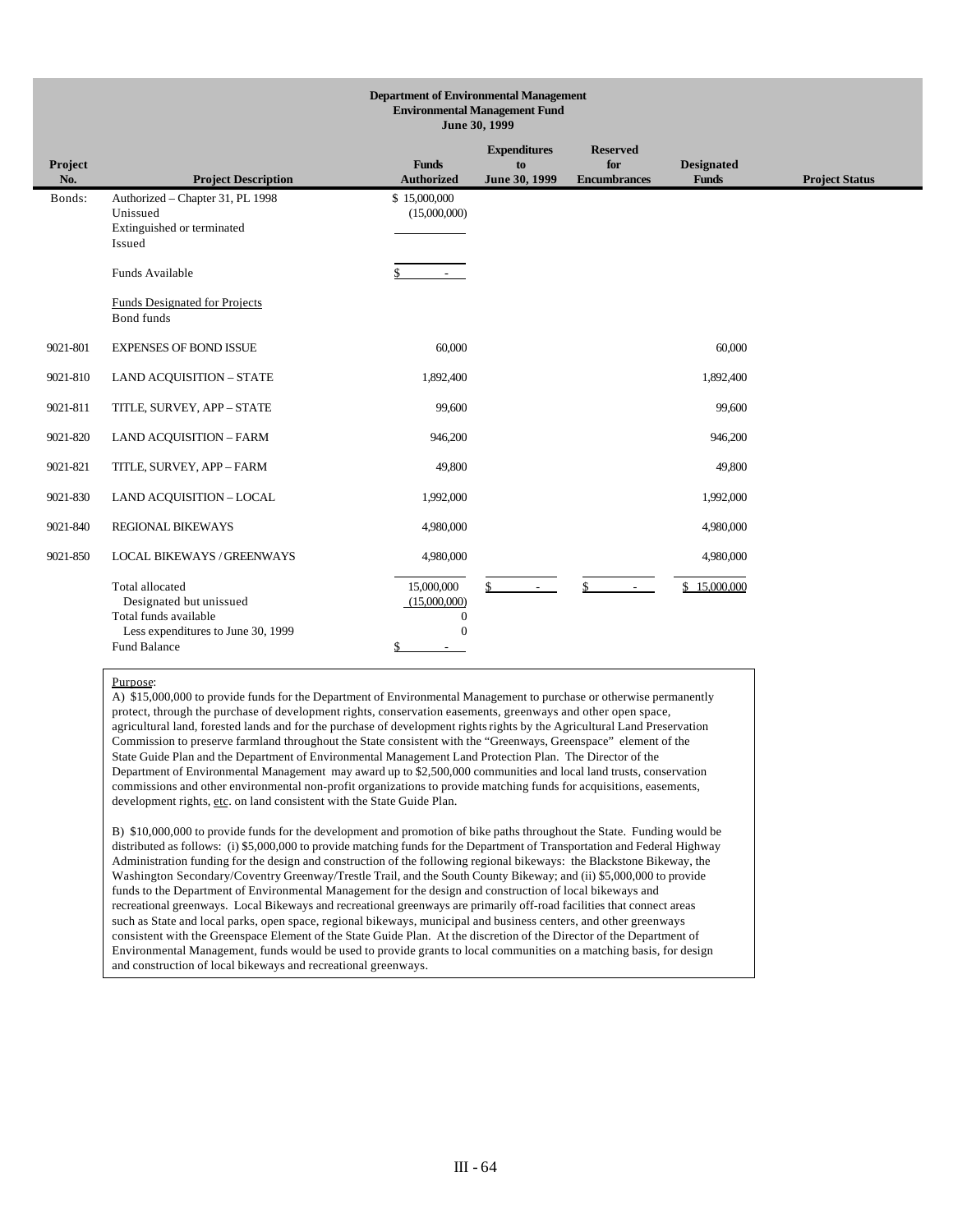**Department of Environmental Management**
**Environmental Management Fund**
**June 30, 1999**

| Project No. | Project Description | Funds Authorized | Expenditures to June 30, 1999 | Reserved for Encumbrances | Designated Funds | Project Status |
|---|---|---|---|---|---|---|
| Bonds: | Authorized – Chapter 31, PL 1998 | $ 15,000,000 | | | | |
| | Unissued | (15,000,000) | | | | |
| | Extinguished or terminated | | | | | |
| | Issued | | | | | |
| | Funds Available | $ - | | | | |
| | Funds Designated for Projects | | | | | |
| | Bond funds | | | | | |
| 9021-801 | EXPENSES OF BOND ISSUE | 60,000 | | | 60,000 | |
| 9021-810 | LAND ACQUISITION – STATE | 1,892,400 | | | 1,892,400 | |
| 9021-811 | TITLE, SURVEY, APP – STATE | 99,600 | | | 99,600 | |
| 9021-820 | LAND ACQUISITION – FARM | 946,200 | | | 946,200 | |
| 9021-821 | TITLE, SURVEY, APP – FARM | 49,800 | | | 49,800 | |
| 9021-830 | LAND ACQUISITION – LOCAL | 1,992,000 | | | 1,992,000 | |
| 9021-840 | REGIONAL BIKEWAYS | 4,980,000 | | | 4,980,000 | |
| 9021-850 | LOCAL BIKEWAYS / GREENWAYS | 4,980,000 | | | 4,980,000 | |
| | Total allocated | 15,000,000 | $ - | $ - | $ 15,000,000 | |
| | Designated but unissued | (15,000,000) | | | | |
| | Total funds available | 0 | | | | |
| | Less expenditures to June 30, 1999 | 0 | | | | |
| | Fund Balance | $ - | | | | |

Purpose:

A) $15,000,000 to provide funds for the Department of Environmental Management to purchase or otherwise permanently protect, through the purchase of development rights, conservation easements, greenways and other open space, agricultural land, forested lands and for the purchase of development rights rights by the Agricultural Land Preservation Commission to preserve farmland throughout the State consistent with the "Greenways, Greenspace" element of the State Guide Plan and the Department of Environmental Management Land Protection Plan. The Director of the Department of Environmental Management may award up to $2,500,000 communities and local land trusts, conservation commissions and other environmental non-profit organizations to provide matching funds for acquisitions, easements, development rights, etc. on land consistent with the State Guide Plan.

B) $10,000,000 to provide funds for the development and promotion of bike paths throughout the State. Funding would be distributed as follows: (i) $5,000,000 to provide matching funds for the Department of Transportation and Federal Highway Administration funding for the design and construction of the following regional bikeways: the Blackstone Bikeway, the Washington Secondary/Coventry Greenway/Trestle Trail, and the South County Bikeway; and (ii) $5,000,000 to provide funds to the Department of Environmental Management for the design and construction of local bikeways and recreational greenways. Local Bikeways and recreational greenways are primarily off-road facilities that connect areas such as State and local parks, open space, regional bikeways, municipal and business centers, and other greenways consistent with the Greenspace Element of the State Guide Plan. At the discretion of the Director of the Department of Environmental Management, funds would be used to provide grants to local communities on a matching basis, for design and construction of local bikeways and recreational greenways.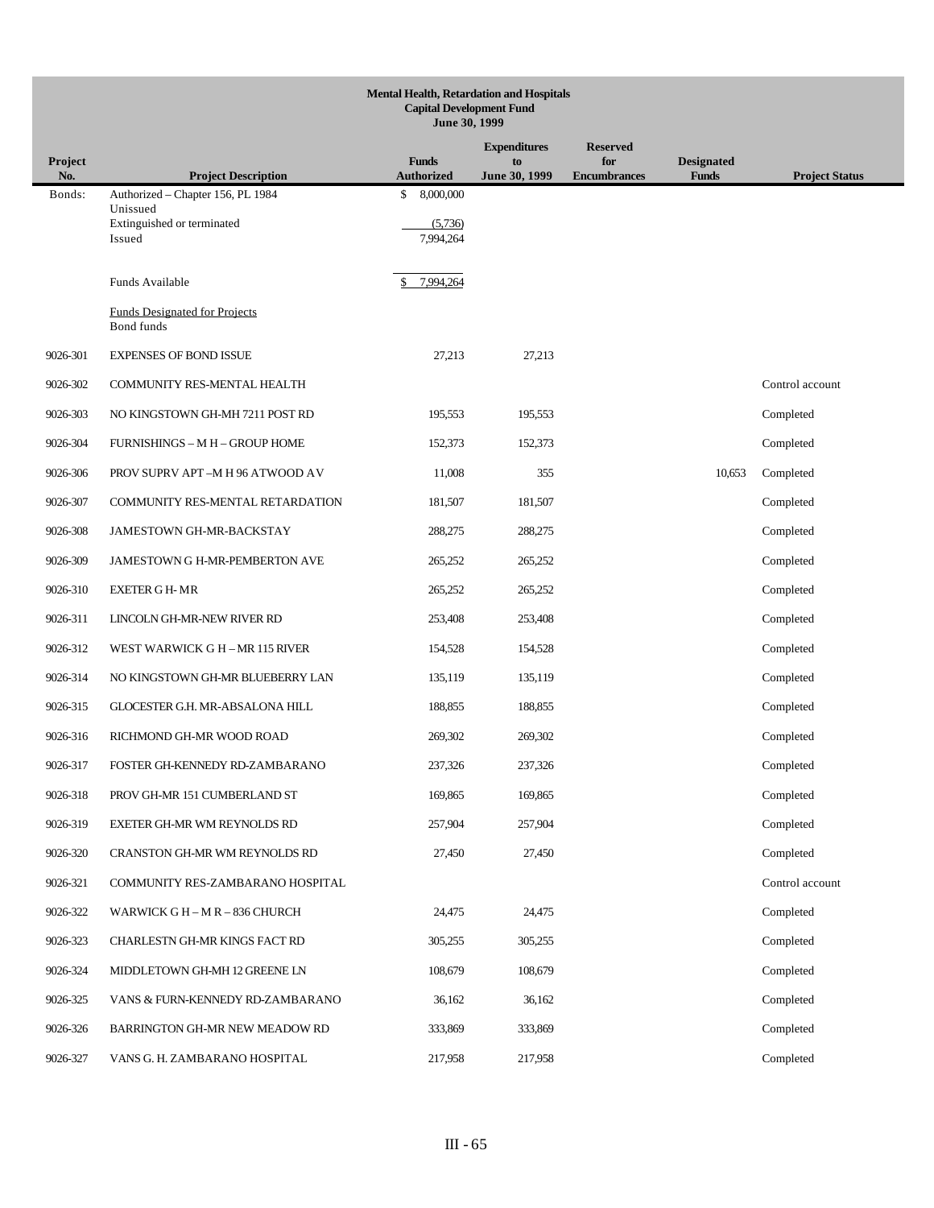**Mental Health, Retardation and Hospitals**
**Capital Development Fund**
**June 30, 1999**

| Project No. | Project Description | Funds Authorized | Expenditures to June 30, 1999 | Reserved for Encumbrances | Designated Funds | Project Status |
|---|---|---|---|---|---|---|
| Bonds: | Authorized – Chapter 156, PL 1984 | $ 8,000,000 | | | | |
| | Unissued | | | | | |
| | Extinguished or terminated | (5,736) | | | | |
| | Issued | 7,994,264 | | | | |
| | Funds Available | $ 7,994,264 | | | | |
| | Funds Designated for Projects | | | | | |
| | Bond funds | | | | | |
| 9026-301 | EXPENSES OF BOND ISSUE | 27,213 | 27,213 | | | |
| 9026-302 | COMMUNITY RES-MENTAL HEALTH | | | | | Control account |
| 9026-303 | NO KINGSTOWN GH-MH 7211 POST RD | 195,553 | 195,553 | | | Completed |
| 9026-304 | FURNISHINGS – M H – GROUP HOME | 152,373 | 152,373 | | | Completed |
| 9026-306 | PROV SUPRV APT –M H 96 ATWOOD AV | 11,008 | 355 | | 10,653 | Completed |
| 9026-307 | COMMUNITY RES-MENTAL RETARDATION | 181,507 | 181,507 | | | Completed |
| 9026-308 | JAMESTOWN GH-MR-BACKSTAY | 288,275 | 288,275 | | | Completed |
| 9026-309 | JAMESTOWN G H-MR-PEMBERTON AVE | 265,252 | 265,252 | | | Completed |
| 9026-310 | EXETER G H- MR | 265,252 | 265,252 | | | Completed |
| 9026-311 | LINCOLN GH-MR-NEW RIVER RD | 253,408 | 253,408 | | | Completed |
| 9026-312 | WEST WARWICK G H – MR 115 RIVER | 154,528 | 154,528 | | | Completed |
| 9026-314 | NO KINGSTOWN GH-MR BLUEBERRY LAN | 135,119 | 135,119 | | | Completed |
| 9026-315 | GLOCESTER G.H. MR-ABSALONA HILL | 188,855 | 188,855 | | | Completed |
| 9026-316 | RICHMOND GH-MR WOOD ROAD | 269,302 | 269,302 | | | Completed |
| 9026-317 | FOSTER GH-KENNEDY RD-ZAMBARANO | 237,326 | 237,326 | | | Completed |
| 9026-318 | PROV GH-MR 151 CUMBERLAND ST | 169,865 | 169,865 | | | Completed |
| 9026-319 | EXETER GH-MR WM REYNOLDS RD | 257,904 | 257,904 | | | Completed |
| 9026-320 | CRANSTON GH-MR WM REYNOLDS RD | 27,450 | 27,450 | | | Completed |
| 9026-321 | COMMUNITY RES-ZAMBARANO HOSPITAL | | | | | Control account |
| 9026-322 | WARWICK G H – M R – 836 CHURCH | 24,475 | 24,475 | | | Completed |
| 9026-323 | CHARLESTN GH-MR KINGS FACT RD | 305,255 | 305,255 | | | Completed |
| 9026-324 | MIDDLETOWN GH-MH 12 GREENE LN | 108,679 | 108,679 | | | Completed |
| 9026-325 | VANS & FURN-KENNEDY RD-ZAMBARANO | 36,162 | 36,162 | | | Completed |
| 9026-326 | BARRINGTON GH-MR NEW MEADOW RD | 333,869 | 333,869 | | | Completed |
| 9026-327 | VANS G. H. ZAMBARANO HOSPITAL | 217,958 | 217,958 | | | Completed |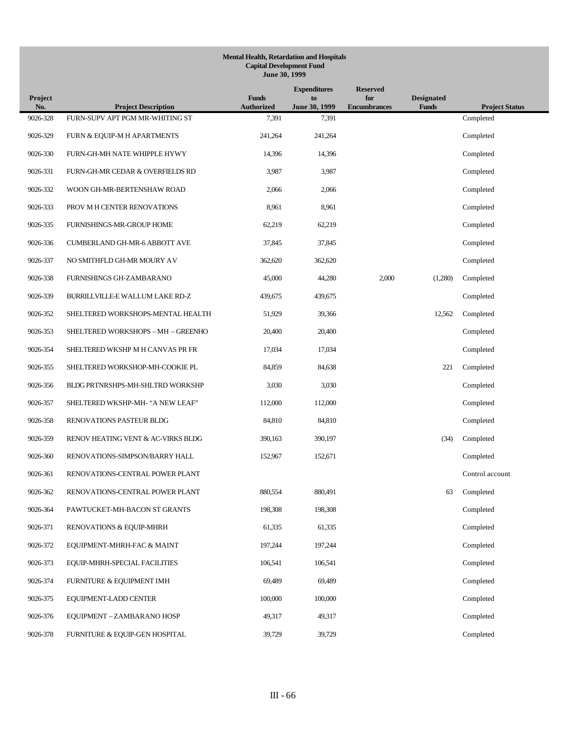**Mental Health, Retardation and Hospitals**
**Capital Development Fund**
**June 30, 1999**

| Project No. | Project Description | Funds Authorized | Expenditures to June 30, 1999 | Reserved for Encumbrances | Designated Funds | Project Status |
|---|---|---|---|---|---|---|
| 9026-328 | FURN-SUPV APT PGM MR-WHITING ST | 7,391 | 7,391 | | | Completed |
| 9026-329 | FURN & EQUIP-M H APARTMENTS | 241,264 | 241,264 | | | Completed |
| 9026-330 | FURN-GH-MH NATE WHIPPLE HYWY | 14,396 | 14,396 | | | Completed |
| 9026-331 | FURN-GH-MR CEDAR & OVERFIELDS RD | 3,987 | 3,987 | | | Completed |
| 9026-332 | WOON GH-MR-BERTENSHAW ROAD | 2,066 | 2,066 | | | Completed |
| 9026-333 | PROV M H CENTER RENOVATIONS | 8,961 | 8,961 | | | Completed |
| 9026-335 | FURNISHINGS-MR-GROUP HOME | 62,219 | 62,219 | | | Completed |
| 9026-336 | CUMBERLAND GH-MR-6 ABBOTT AVE | 37,845 | 37,845 | | | Completed |
| 9026-337 | NO SMITHFLD GH-MR MOURY AV | 362,620 | 362,620 | | | Completed |
| 9026-338 | FURNISHINGS GH-ZAMBARANO | 45,000 | 44,280 | 2,000 | (1,280) | Completed |
| 9026-339 | BURRILLVILLE-E WALLUM LAKE RD-Z | 439,675 | 439,675 | | | Completed |
| 9026-352 | SHELTERED WORKSHOPS-MENTAL HEALTH | 51,929 | 39,366 | | 12,562 | Completed |
| 9026-353 | SHELTERED WORKSHOPS – MH – GREENHO | 20,400 | 20,400 | | | Completed |
| 9026-354 | SHELTERED WKSHP M H CANVAS PR FR | 17,034 | 17,034 | | | Completed |
| 9026-355 | SHELTERED WORKSHOP-MH-COOKIE PL | 84,859 | 84,638 | | 221 | Completed |
| 9026-356 | BLDG PRTNRSHPS-MH-SHLTRD WORKSHP | 3,030 | 3,030 | | | Completed |
| 9026-357 | SHELTERED WKSHP-MH- "A NEW LEAF" | 112,000 | 112,000 | | | Completed |
| 9026-358 | RENOVATIONS PASTEUR BLDG | 84,810 | 84,810 | | | Completed |
| 9026-359 | RENOV HEATING VENT & AC-VIRKS BLDG | 390,163 | 390,197 | | (34) | Completed |
| 9026-360 | RENOVATIONS-SIMPSON/BARRY HALL | 152,967 | 152,671 | | | Completed |
| 9026-361 | RENOVATIONS-CENTRAL POWER PLANT | | | | | Control account |
| 9026-362 | RENOVATIONS-CENTRAL POWER PLANT | 880,554 | 880,491 | | 63 | Completed |
| 9026-364 | PAWTUCKET-MH-BACON ST GRANTS | 198,308 | 198,308 | | | Completed |
| 9026-371 | RENOVATIONS & EQUIP-MHRH | 61,335 | 61,335 | | | Completed |
| 9026-372 | EQUIPMENT-MHRH-FAC & MAINT | 197,244 | 197,244 | | | Completed |
| 9026-373 | EQUIP-MHRH-SPECIAL FACILITIES | 106,541 | 106,541 | | | Completed |
| 9026-374 | FURNITURE & EQUIPMENT IMH | 69,489 | 69,489 | | | Completed |
| 9026-375 | EQUIPMENT-LADD CENTER | 100,000 | 100,000 | | | Completed |
| 9026-376 | EQUIPMENT – ZAMBARANO HOSP | 49,317 | 49,317 | | | Completed |
| 9026-378 | FURNITURE & EQUIP-GEN HOSPITAL | 39,729 | 39,729 | | | Completed |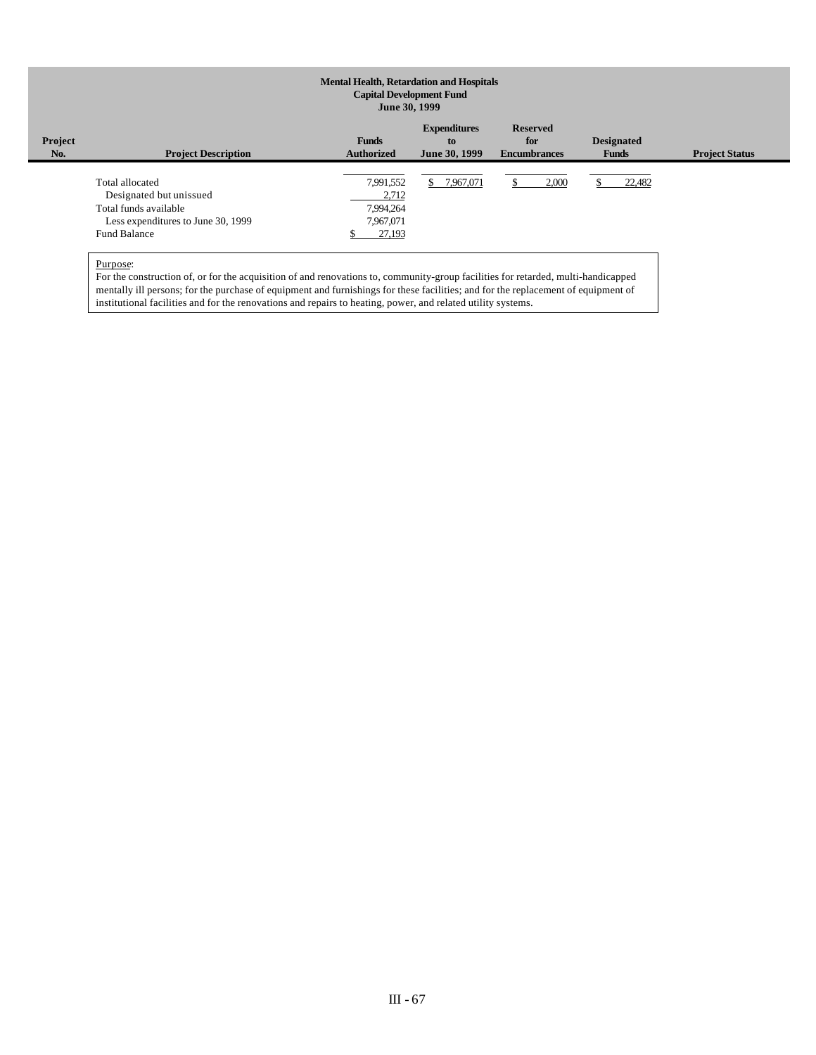**Mental Health, Retardation and Hospitals**
**Capital Development Fund**
**June 30, 1999**

| Project No. | Project Description | Funds Authorized | Expenditures to June 30, 1999 | Reserved for Encumbrances | Designated Funds | Project Status |
|---|---|---|---|---|---|---|
| | Total allocated | 7,991,552 | $ 7,967,071 | $ 2,000 | $ 22,482 | |
| | Designated but unissued | 2,712 | | | | |
| | Total funds available | 7,994,264 | | | | |
| | Less expenditures to June 30, 1999 | 7,967,071 | | | | |
| | Fund Balance | $ 27,193 | | | | |

Purpose:
For the construction of, or for the acquisition of and renovations to, community-group facilities for retarded, multi-handicapped mentally ill persons; for the purchase of equipment and furnishings for these facilities; and for the replacement of equipment of institutional facilities and for the renovations and repairs to heating, power, and related utility systems.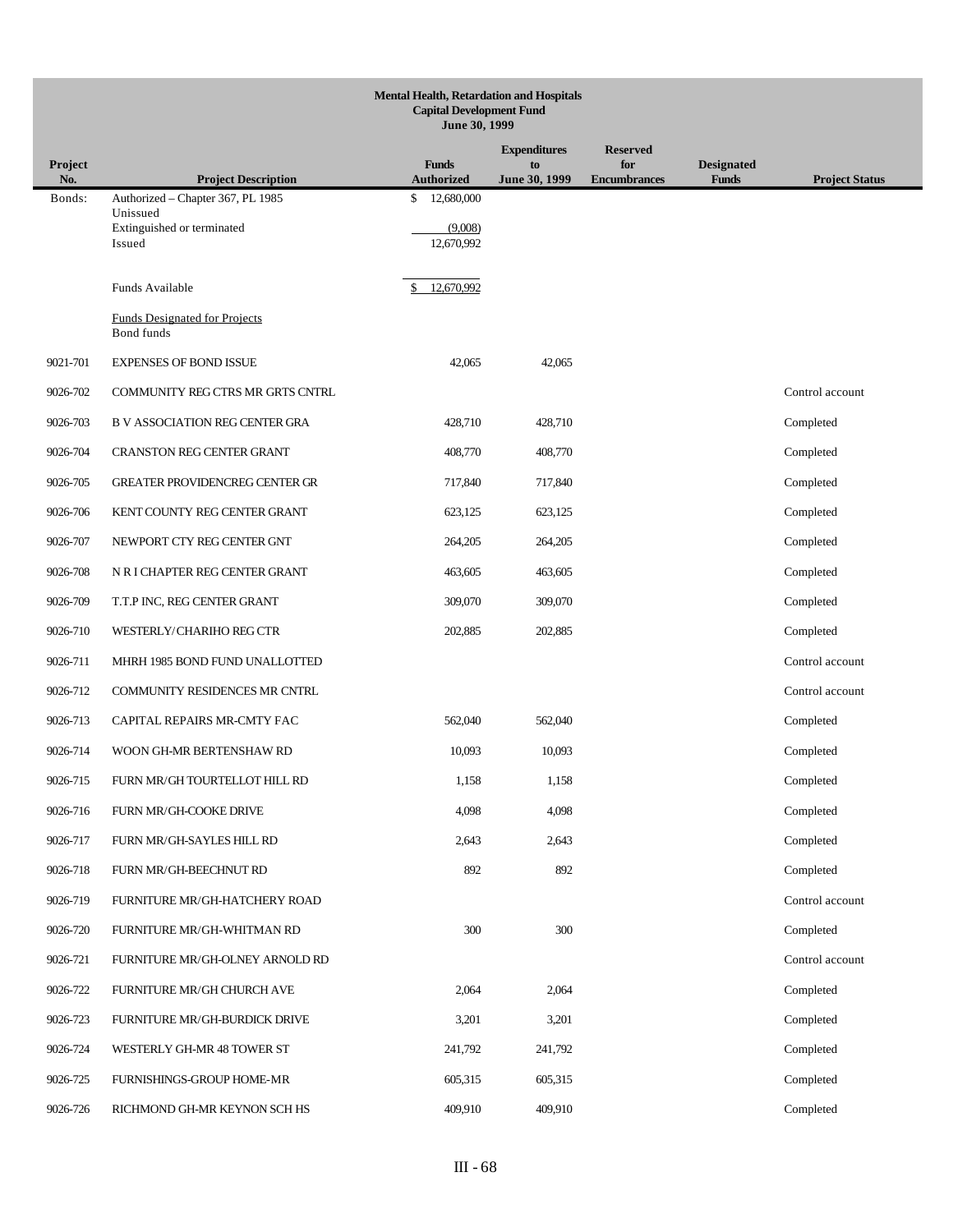**Mental Health, Retardation and Hospitals**
**Capital Development Fund**
**June 30, 1999**

| Project No. | Project Description | Funds Authorized | Expenditures to June 30, 1999 | Reserved for Encumbrances | Designated Funds | Project Status |
|---|---|---|---|---|---|---|
| Bonds: | Authorized – Chapter 367, PL 1985 | $ 12,680,000 | | | | |
| | Unissued | | | | | |
| | Extinguished or terminated | (9,008) | | | | |
| | Issued | 12,670,992 | | | | |
| | Funds Available | $ 12,670,992 | | | | |
| | Funds Designated for Projects | | | | | |
| | Bond funds | | | | | |
| 9021-701 | EXPENSES OF BOND ISSUE | 42,065 | 42,065 | | | |
| 9026-702 | COMMUNITY REG CTRS MR GRTS CNTRL | | | | | Control account |
| 9026-703 | B V ASSOCIATION REG CENTER GRA | 428,710 | 428,710 | | | Completed |
| 9026-704 | CRANSTON REG CENTER GRANT | 408,770 | 408,770 | | | Completed |
| 9026-705 | GREATER PROVIDENCREG CENTER GR | 717,840 | 717,840 | | | Completed |
| 9026-706 | KENT COUNTY REG CENTER GRANT | 623,125 | 623,125 | | | Completed |
| 9026-707 | NEWPORT CTY REG CENTER GNT | 264,205 | 264,205 | | | Completed |
| 9026-708 | N R I CHAPTER REG CENTER GRANT | 463,605 | 463,605 | | | Completed |
| 9026-709 | T.T.P INC, REG CENTER GRANT | 309,070 | 309,070 | | | Completed |
| 9026-710 | WESTERLY/CHARIHO REG CTR | 202,885 | 202,885 | | | Completed |
| 9026-711 | MHRH 1985 BOND FUND UNALLOTTED | | | | | Control account |
| 9026-712 | COMMUNITY RESIDENCES MR CNTRL | | | | | Control account |
| 9026-713 | CAPITAL REPAIRS MR-CMTY FAC | 562,040 | 562,040 | | | Completed |
| 9026-714 | WOON GH-MR BERTENSHAW RD | 10,093 | 10,093 | | | Completed |
| 9026-715 | FURN MR/GH TOURTELLOT HILL RD | 1,158 | 1,158 | | | Completed |
| 9026-716 | FURN MR/GH-COOKE DRIVE | 4,098 | 4,098 | | | Completed |
| 9026-717 | FURN MR/GH-SAYLES HILL RD | 2,643 | 2,643 | | | Completed |
| 9026-718 | FURN MR/GH-BEECHNUT RD | 892 | 892 | | | Completed |
| 9026-719 | FURNITURE MR/GH-HATCHERY ROAD | | | | | Control account |
| 9026-720 | FURNITURE MR/GH-WHITMAN RD | 300 | 300 | | | Completed |
| 9026-721 | FURNITURE MR/GH-OLNEY ARNOLD RD | | | | | Control account |
| 9026-722 | FURNITURE MR/GH CHURCH AVE | 2,064 | 2,064 | | | Completed |
| 9026-723 | FURNITURE MR/GH-BURDICK DRIVE | 3,201 | 3,201 | | | Completed |
| 9026-724 | WESTERLY GH-MR 48 TOWER ST | 241,792 | 241,792 | | | Completed |
| 9026-725 | FURNISHINGS-GROUP HOME-MR | 605,315 | 605,315 | | | Completed |
| 9026-726 | RICHMOND GH-MR KEYNON SCH HS | 409,910 | 409,910 | | | Completed |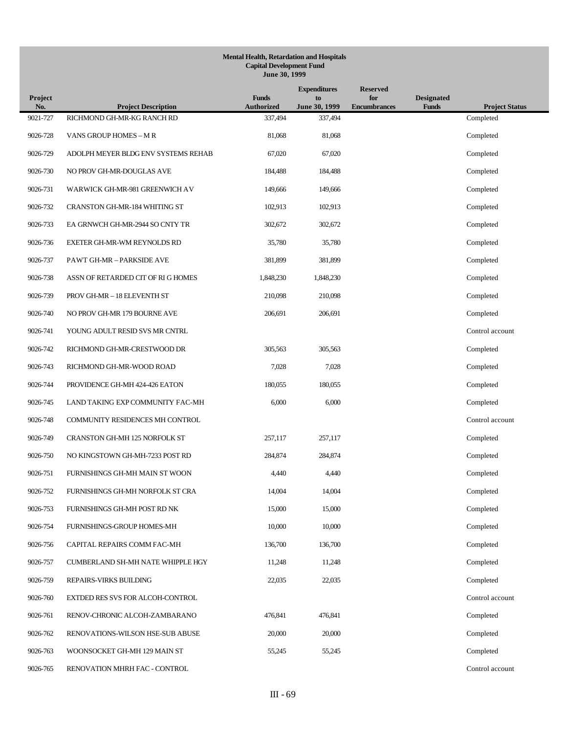**Mental Health, Retardation and Hospitals**
**Capital Development Fund**
**June 30, 1999**

| Project No. | Project Description | Funds Authorized | Expenditures to June 30, 1999 | Reserved for Encumbrances | Designated Funds | Project Status |
|---|---|---|---|---|---|---|
| 9021-727 | RICHMOND GH-MR-KG RANCH RD | 337,494 | 337,494 | | | Completed |
| 9026-728 | VANS GROUP HOMES – M R | 81,068 | 81,068 | | | Completed |
| 9026-729 | ADOLPH MEYER BLDG ENV SYSTEMS REHAB | 67,020 | 67,020 | | | Completed |
| 9026-730 | NO PROV GH-MR-DOUGLAS AVE | 184,488 | 184,488 | | | Completed |
| 9026-731 | WARWICK GH-MR-981 GREENWICH AV | 149,666 | 149,666 | | | Completed |
| 9026-732 | CRANSTON GH-MR-184 WHITING ST | 102,913 | 102,913 | | | Completed |
| 9026-733 | EA GRNWCH GH-MR-2944 SO CNTY TR | 302,672 | 302,672 | | | Completed |
| 9026-736 | EXETER GH-MR-WM REYNOLDS RD | 35,780 | 35,780 | | | Completed |
| 9026-737 | PAWT GH-MR – PARKSIDE AVE | 381,899 | 381,899 | | | Completed |
| 9026-738 | ASSN OF RETARDED CIT OF RI G HOMES | 1,848,230 | 1,848,230 | | | Completed |
| 9026-739 | PROV GH-MR – 18 ELEVENTH ST | 210,098 | 210,098 | | | Completed |
| 9026-740 | NO PROV GH-MR 179 BOURNE AVE | 206,691 | 206,691 | | | Completed |
| 9026-741 | YOUNG ADULT RESID SVS MR CNTRL | | | | | Control account |
| 9026-742 | RICHMOND GH-MR-CRESTWOOD DR | 305,563 | 305,563 | | | Completed |
| 9026-743 | RICHMOND GH-MR-WOOD ROAD | 7,028 | 7,028 | | | Completed |
| 9026-744 | PROVIDENCE GH-MH 424-426 EATON | 180,055 | 180,055 | | | Completed |
| 9026-745 | LAND TAKING EXP COMMUNITY FAC-MH | 6,000 | 6,000 | | | Completed |
| 9026-748 | COMMUNITY RESIDENCES MH CONTROL | | | | | Control account |
| 9026-749 | CRANSTON GH-MH 125 NORFOLK ST | 257,117 | 257,117 | | | Completed |
| 9026-750 | NO KINGSTOWN GH-MH-7233 POST RD | 284,874 | 284,874 | | | Completed |
| 9026-751 | FURNISHINGS GH-MH MAIN ST WOON | 4,440 | 4,440 | | | Completed |
| 9026-752 | FURNISHINGS GH-MH NORFOLK ST CRA | 14,004 | 14,004 | | | Completed |
| 9026-753 | FURNISHINGS GH-MH POST RD NK | 15,000 | 15,000 | | | Completed |
| 9026-754 | FURNISHINGS-GROUP HOMES-MH | 10,000 | 10,000 | | | Completed |
| 9026-756 | CAPITAL REPAIRS COMM FAC-MH | 136,700 | 136,700 | | | Completed |
| 9026-757 | CUMBERLAND SH-MH NATE WHIPPLE HGY | 11,248 | 11,248 | | | Completed |
| 9026-759 | REPAIRS-VIRKS BUILDING | 22,035 | 22,035 | | | Completed |
| 9026-760 | EXTDED RES SVS FOR ALCOH-CONTROL | | | | | Control account |
| 9026-761 | RENOV-CHRONIC ALCOH-ZAMBARANO | 476,841 | 476,841 | | | Completed |
| 9026-762 | RENOVATIONS-WILSON HSE-SUB ABUSE | 20,000 | 20,000 | | | Completed |
| 9026-763 | WOONSOCKET GH-MH 129 MAIN ST | 55,245 | 55,245 | | | Completed |
| 9026-765 | RENOVATION MHRH FAC - CONTROL | | | | | Control account |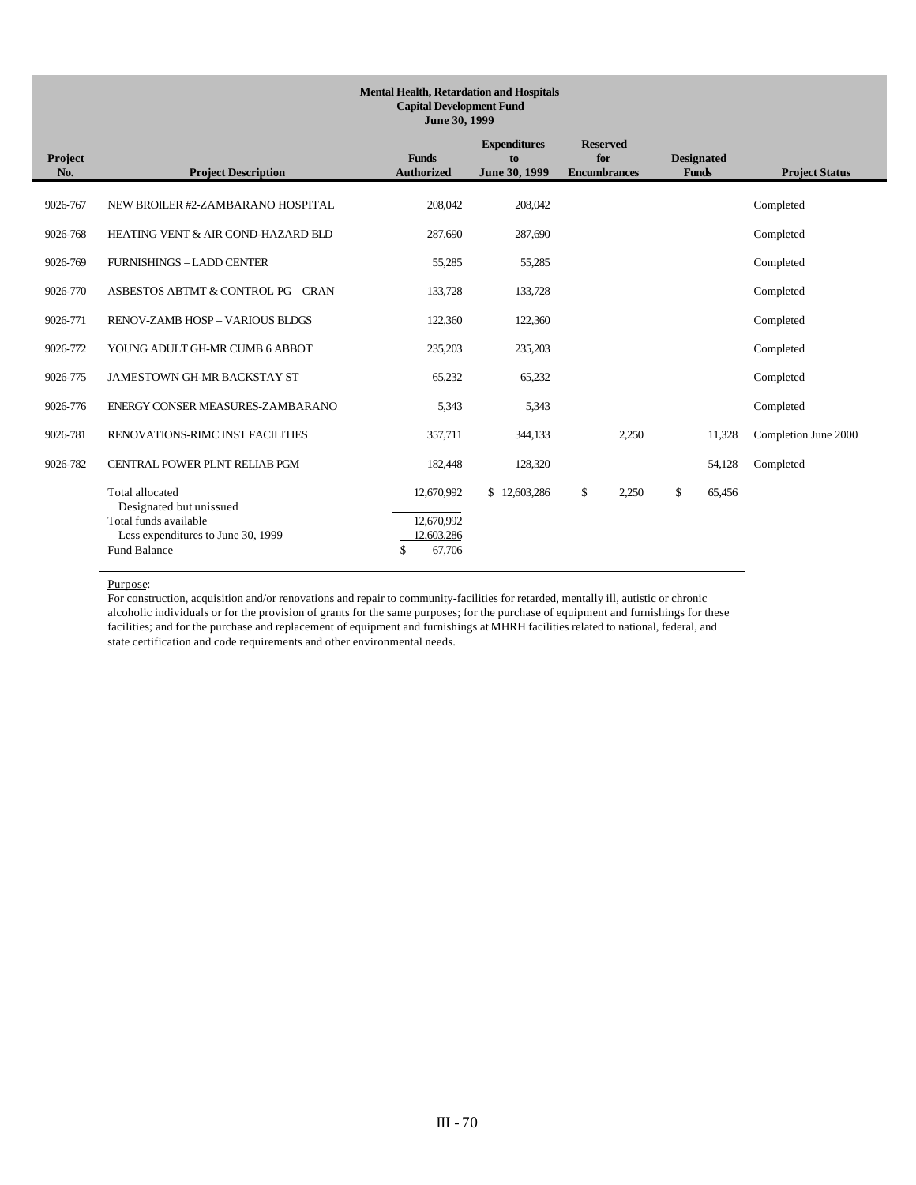**Mental Health, Retardation and Hospitals**
**Capital Development Fund**
**June 30, 1999**

| Project No. | Project Description | Funds Authorized | Expenditures to June 30, 1999 | Reserved for Encumbrances | Designated Funds | Project Status |
|---|---|---|---|---|---|---|
| 9026-767 | NEW BROILER #2-ZAMBARANO HOSPITAL | 208,042 | 208,042 | | | Completed |
| 9026-768 | HEATING VENT & AIR COND-HAZARD BLD | 287,690 | 287,690 | | | Completed |
| 9026-769 | FURNISHINGS – LADD CENTER | 55,285 | 55,285 | | | Completed |
| 9026-770 | ASBESTOS ABTMT & CONTROL PG – CRAN | 133,728 | 133,728 | | | Completed |
| 9026-771 | RENOV-ZAMB HOSP – VARIOUS BLDGS | 122,360 | 122,360 | | | Completed |
| 9026-772 | YOUNG ADULT GH-MR CUMB 6 ABBOT | 235,203 | 235,203 | | | Completed |
| 9026-775 | JAMESTOWN GH-MR BACKSTAY ST | 65,232 | 65,232 | | | Completed |
| 9026-776 | ENERGY CONSER MEASURES-ZAMBARANO | 5,343 | 5,343 | | | Completed |
| 9026-781 | RENOVATIONS-RIMC INST FACILITIES | 357,711 | 344,133 | 2,250 | 11,328 | Completion June 2000 |
| 9026-782 | CENTRAL POWER PLNT RELIAB PGM | 182,448 | 128,320 | | 54,128 | Completed |
| | Total allocated | 12,670,992 | $ 12,603,286 | $ 2,250 | $ 65,456 | |
| | Designated but unissued | | | | | |
| | Total funds available | 12,670,992 | | | | |
| | Less expenditures to June 30, 1999 | 12,603,286 | | | | |
| | Fund Balance | $ 67,706 | | | | |

Purpose:
For construction, acquisition and/or renovations and repair to community-facilities for retarded, mentally ill, autistic or chronic alcoholic individuals or for the provision of grants for the same purposes; for the purchase of equipment and furnishings for these facilities; and for the purchase and replacement of equipment and furnishings at MHRH facilities related to national, federal, and state certification and code requirements and other environmental needs.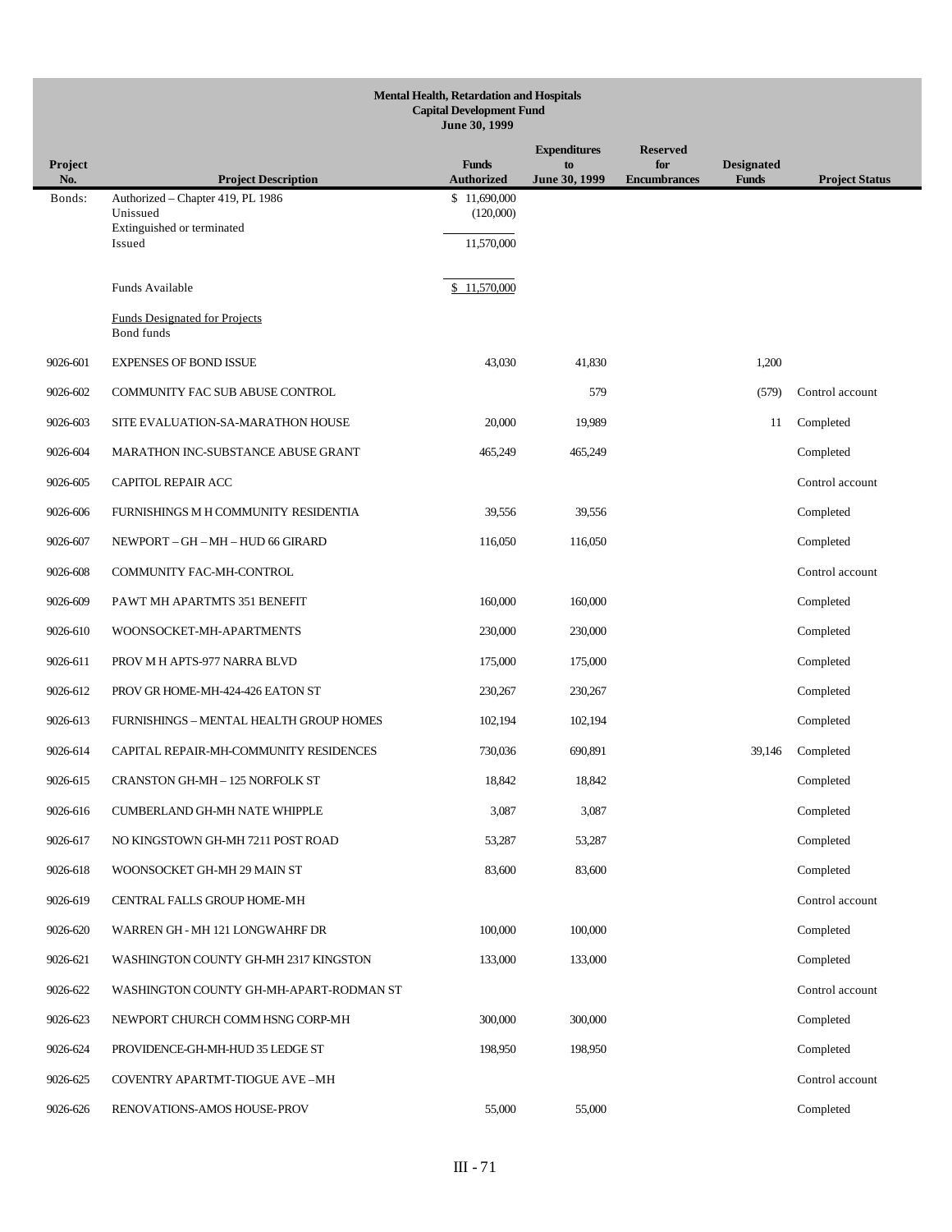**Mental Health, Retardation and Hospitals**
**Capital Development Fund**
**June 30, 1999**

| Project No. | Project Description | Funds Authorized | Expenditures to June 30, 1999 | Reserved for Encumbrances | Designated Funds | Project Status |
|---|---|---|---|---|---|---|
| Bonds: | Authorized – Chapter 419, PL 1986 | $ 11,690,000 | | | | |
| | Unissued | (120,000) | | | | |
| | Extinguished or terminated | | | | | |
| | Issued | 11,570,000 | | | | |
| | Funds Available | $ 11,570,000 | | | | |
| | Funds Designated for Projects | | | | | |
| | Bond funds | | | | | |
| 9026-601 | EXPENSES OF BOND ISSUE | 43,030 | 41,830 | | 1,200 | |
| 9026-602 | COMMUNITY FAC SUB ABUSE CONTROL | | 579 | | (579) | Control account |
| 9026-603 | SITE EVALUATION-SA-MARATHON HOUSE | 20,000 | 19,989 | | 11 | Completed |
| 9026-604 | MARATHON INC-SUBSTANCE ABUSE GRANT | 465,249 | 465,249 | | | Completed |
| 9026-605 | CAPITOL REPAIR ACC | | | | | Control account |
| 9026-606 | FURNISHINGS M H COMMUNITY RESIDENTIA | 39,556 | 39,556 | | | Completed |
| 9026-607 | NEWPORT – GH – MH – HUD 66 GIRARD | 116,050 | 116,050 | | | Completed |
| 9026-608 | COMMUNITY FAC-MH-CONTROL | | | | | Control account |
| 9026-609 | PAWT MH APARTMTS 351 BENEFIT | 160,000 | 160,000 | | | Completed |
| 9026-610 | WOONSOCKET-MH-APARTMENTS | 230,000 | 230,000 | | | Completed |
| 9026-611 | PROV M H APTS-977 NARRA BLVD | 175,000 | 175,000 | | | Completed |
| 9026-612 | PROV GR HOME-MH-424-426 EATON ST | 230,267 | 230,267 | | | Completed |
| 9026-613 | FURNISHINGS – MENTAL HEALTH GROUP HOMES | 102,194 | 102,194 | | | Completed |
| 9026-614 | CAPITAL REPAIR-MH-COMMUNITY RESIDENCES | 730,036 | 690,891 | | 39,146 | Completed |
| 9026-615 | CRANSTON GH-MH – 125 NORFOLK ST | 18,842 | 18,842 | | | Completed |
| 9026-616 | CUMBERLAND GH-MH NATE WHIPPLE | 3,087 | 3,087 | | | Completed |
| 9026-617 | NO KINGSTOWN GH-MH 7211 POST ROAD | 53,287 | 53,287 | | | Completed |
| 9026-618 | WOONSOCKET GH-MH 29 MAIN ST | 83,600 | 83,600 | | | Completed |
| 9026-619 | CENTRAL FALLS GROUP HOME-MH | | | | | Control account |
| 9026-620 | WARREN GH - MH 121 LONGWAHRF DR | 100,000 | 100,000 | | | Completed |
| 9026-621 | WASHINGTON COUNTY GH-MH 2317 KINGSTON | 133,000 | 133,000 | | | Completed |
| 9026-622 | WASHINGTON COUNTY GH-MH-APART-RODMAN ST | | | | | Control account |
| 9026-623 | NEWPORT CHURCH COMM HSNG CORP-MH | 300,000 | 300,000 | | | Completed |
| 9026-624 | PROVIDENCE-GH-MH-HUD 35 LEDGE ST | 198,950 | 198,950 | | | Completed |
| 9026-625 | COVENTRY APARTMT-TIOGUE AVE –MH | | | | | Control account |
| 9026-626 | RENOVATIONS-AMOS HOUSE-PROV | 55,000 | 55,000 | | | Completed |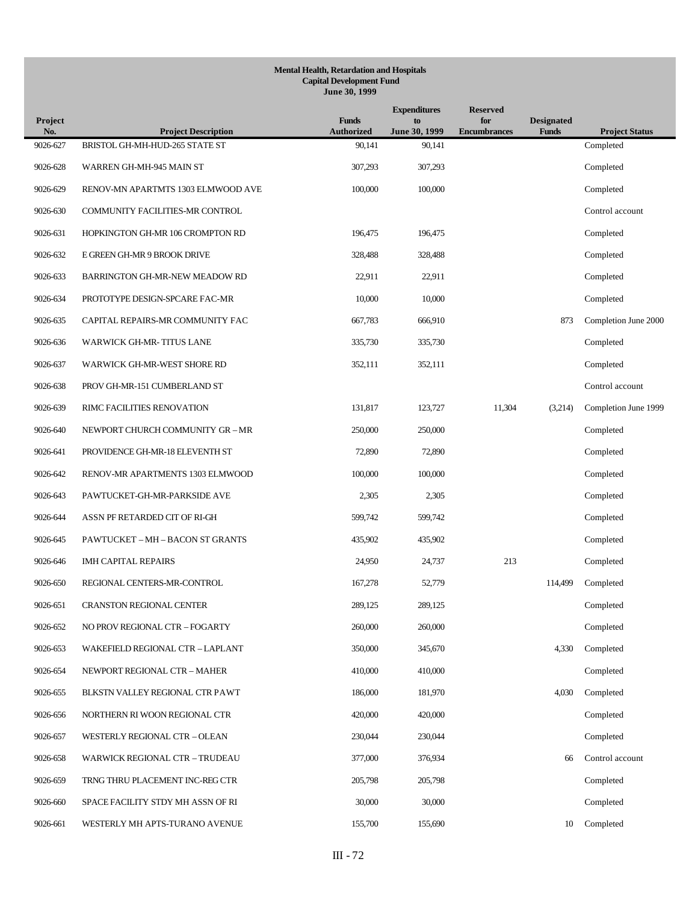**Mental Health, Retardation and Hospitals**
**Capital Development Fund**
**June 30, 1999**

| Project No. | Project Description | Funds Authorized | Expenditures to June 30, 1999 | Reserved for Encumbrances | Designated Funds | Project Status |
|---|---|---|---|---|---|---|
| 9026-627 | BRISTOL GH-MH-HUD-265 STATE ST | 90,141 | 90,141 | | | Completed |
| 9026-628 | WARREN GH-MH-945 MAIN ST | 307,293 | 307,293 | | | Completed |
| 9026-629 | RENOV-MN APARTMTS 1303 ELMWOOD AVE | 100,000 | 100,000 | | | Completed |
| 9026-630 | COMMUNITY FACILITIES-MR CONTROL | | | | | Control account |
| 9026-631 | HOPKINGTON GH-MR 106 CROMPTON RD | 196,475 | 196,475 | | | Completed |
| 9026-632 | E GREEN GH-MR 9 BROOK DRIVE | 328,488 | 328,488 | | | Completed |
| 9026-633 | BARRINGTON GH-MR-NEW MEADOW RD | 22,911 | 22,911 | | | Completed |
| 9026-634 | PROTOTYPE DESIGN-SPCARE FAC-MR | 10,000 | 10,000 | | | Completed |
| 9026-635 | CAPITAL REPAIRS-MR COMMUNITY FAC | 667,783 | 666,910 | | 873 | Completion June 2000 |
| 9026-636 | WARWICK GH-MR- TITUS LANE | 335,730 | 335,730 | | | Completed |
| 9026-637 | WARWICK GH-MR-WEST SHORE RD | 352,111 | 352,111 | | | Completed |
| 9026-638 | PROV GH-MR-151 CUMBERLAND ST | | | | | Control account |
| 9026-639 | RIMC FACILITIES RENOVATION | 131,817 | 123,727 | 11,304 | (3,214) | Completion June 1999 |
| 9026-640 | NEWPORT CHURCH COMMUNITY GR – MR | 250,000 | 250,000 | | | Completed |
| 9026-641 | PROVIDENCE GH-MR-18 ELEVENTH ST | 72,890 | 72,890 | | | Completed |
| 9026-642 | RENOV-MR APARTMENTS 1303 ELMWOOD | 100,000 | 100,000 | | | Completed |
| 9026-643 | PAWTUCKET-GH-MR-PARKSIDE AVE | 2,305 | 2,305 | | | Completed |
| 9026-644 | ASSN PF RETARDED CIT OF RI-GH | 599,742 | 599,742 | | | Completed |
| 9026-645 | PAWTUCKET – MH – BACON ST GRANTS | 435,902 | 435,902 | | | Completed |
| 9026-646 | IMH CAPITAL REPAIRS | 24,950 | 24,737 | 213 | | Completed |
| 9026-650 | REGIONAL CENTERS-MR-CONTROL | 167,278 | 52,779 | | 114,499 | Completed |
| 9026-651 | CRANSTON REGIONAL CENTER | 289,125 | 289,125 | | | Completed |
| 9026-652 | NO PROV REGIONAL CTR – FOGARTY | 260,000 | 260,000 | | | Completed |
| 9026-653 | WAKEFIELD REGIONAL CTR – LAPLANT | 350,000 | 345,670 | | 4,330 | Completed |
| 9026-654 | NEWPORT REGIONAL CTR – MAHER | 410,000 | 410,000 | | | Completed |
| 9026-655 | BLKSTN VALLEY REGIONAL CTR PAWT | 186,000 | 181,970 | | 4,030 | Completed |
| 9026-656 | NORTHERN RI WOON REGIONAL CTR | 420,000 | 420,000 | | | Completed |
| 9026-657 | WESTERLY REGIONAL CTR – OLEAN | 230,044 | 230,044 | | | Completed |
| 9026-658 | WARWICK REGIONAL CTR – TRUDEAU | 377,000 | 376,934 | | 66 | Control account |
| 9026-659 | TRNG THRU PLACEMENT INC-REG CTR | 205,798 | 205,798 | | | Completed |
| 9026-660 | SPACE FACILITY STDY MH ASSN OF RI | 30,000 | 30,000 | | | Completed |
| 9026-661 | WESTERLY MH APTS-TURANO AVENUE | 155,700 | 155,690 | | 10 | Completed |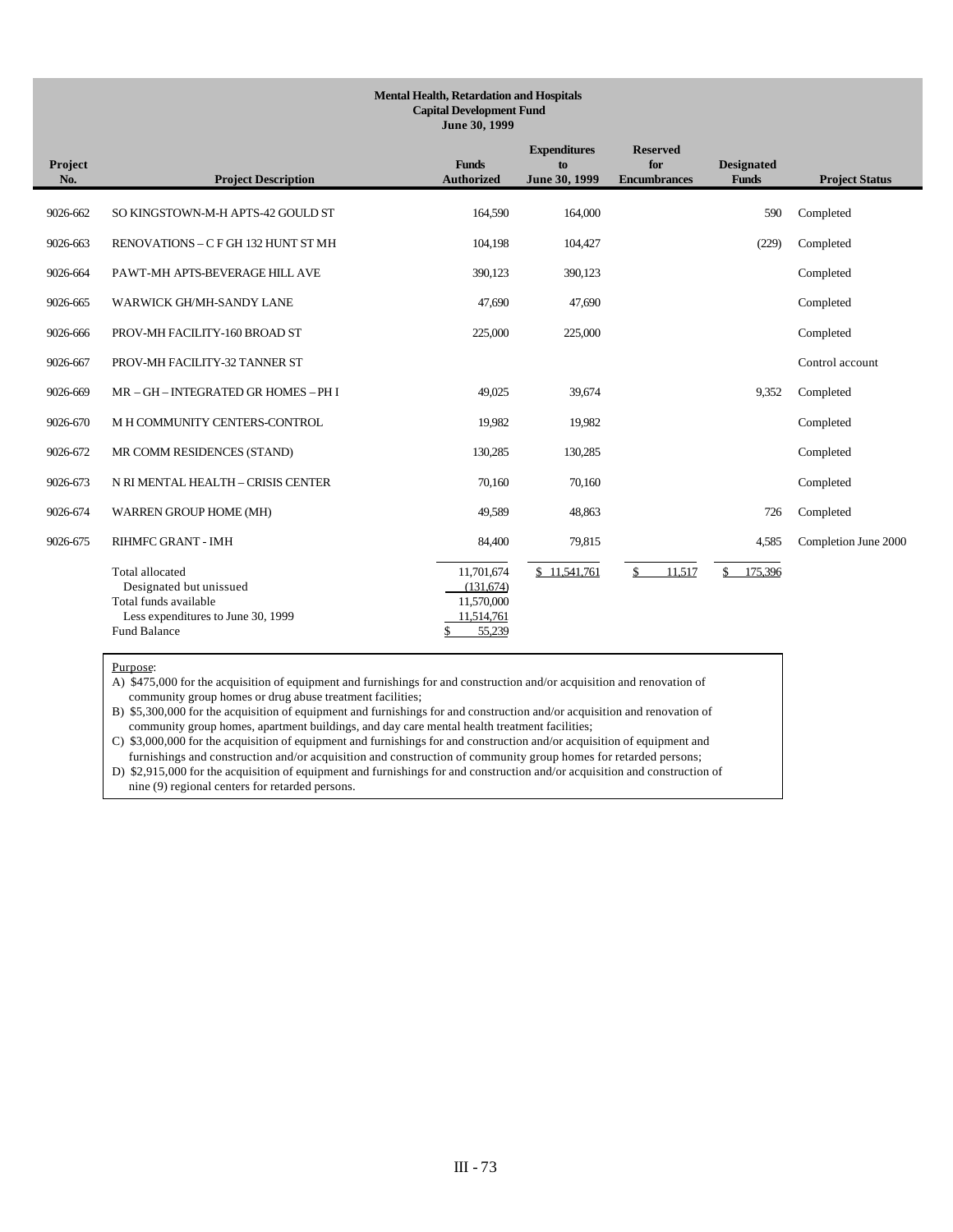**Mental Health, Retardation and Hospitals**
**Capital Development Fund**
**June 30, 1999**

| Project No. | Project Description | Funds Authorized | Expenditures to June 30, 1999 | Reserved for Encumbrances | Designated Funds | Project Status |
|---|---|---|---|---|---|---|
| 9026-662 | SO KINGSTOWN-M-H APTS-42 GOULD ST | 164,590 | 164,000 | | 590 | Completed |
| 9026-663 | RENOVATIONS – C F GH 132 HUNT ST MH | 104,198 | 104,427 | | (229) | Completed |
| 9026-664 | PAWT-MH APTS-BEVERAGE HILL AVE | 390,123 | 390,123 | | | Completed |
| 9026-665 | WARWICK GH/MH-SANDY LANE | 47,690 | 47,690 | | | Completed |
| 9026-666 | PROV-MH FACILITY-160 BROAD ST | 225,000 | 225,000 | | | Completed |
| 9026-667 | PROV-MH FACILITY-32 TANNER ST | | | | | Control account |
| 9026-669 | MR – GH – INTEGRATED GR HOMES – PH I | 49,025 | 39,674 | | 9,352 | Completed |
| 9026-670 | M H COMMUNITY CENTERS-CONTROL | 19,982 | 19,982 | | | Completed |
| 9026-672 | MR COMM RESIDENCES (STAND) | 130,285 | 130,285 | | | Completed |
| 9026-673 | N RI MENTAL HEALTH – CRISIS CENTER | 70,160 | 70,160 | | | Completed |
| 9026-674 | WARREN GROUP HOME (MH) | 49,589 | 48,863 | | 726 | Completed |
| 9026-675 | RIHMFC GRANT - IMH | 84,400 | 79,815 | | 4,585 | Completion June 2000 |
| | Total allocated | 11,701,674 | $ 11,541,761 | $ 11,517 | $ 175,396 | |
| | Designated but unissued | (131,674) | | | | |
| | Total funds available | 11,570,000 | | | | |
| | Less expenditures to June 30, 1999 | 11,514,761 | | | | |
| | Fund Balance | $ 55,239 | | | | |

Purpose:

A) $475,000 for the acquisition of equipment and furnishings for and construction and/or acquisition and renovation of community group homes or drug abuse treatment facilities;

B) $5,300,000 for the acquisition of equipment and furnishings for and construction and/or acquisition and renovation of community group homes, apartment buildings, and day care mental health treatment facilities;

C) $3,000,000 for the acquisition of equipment and furnishings for and construction and/or acquisition of equipment and furnishings and construction and/or acquisition and construction of community group homes for retarded persons;

D) $2,915,000 for the acquisition of equipment and furnishings for and construction and/or acquisition and construction of nine (9) regional centers for retarded persons.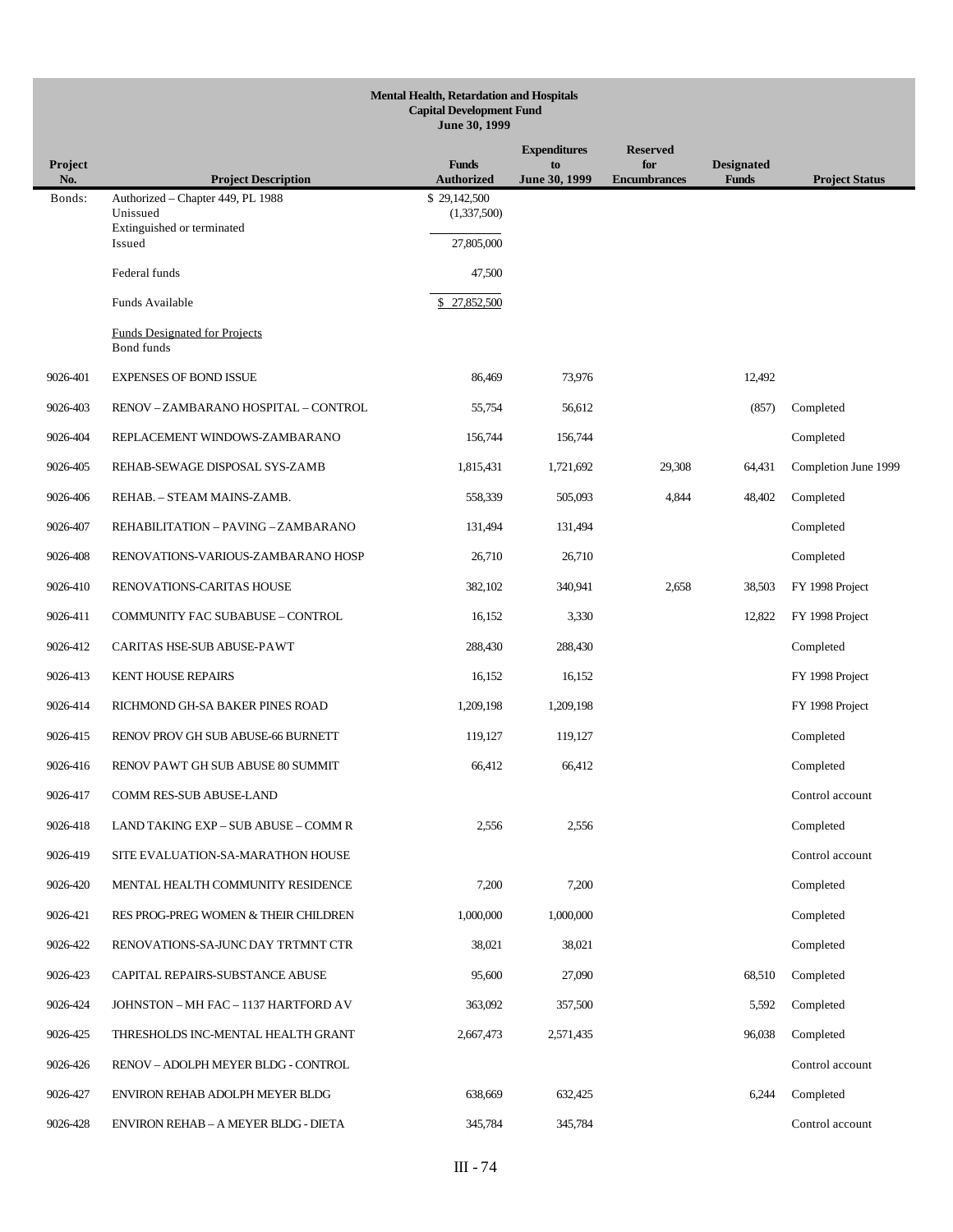**Mental Health, Retardation and Hospitals**
**Capital Development Fund**
**June 30, 1999**

| Project No. | Project Description | Funds Authorized | Expenditures to June 30, 1999 | Reserved for Encumbrances | Designated Funds | Project Status |
|---|---|---|---|---|---|---|
| Bonds: | Authorized – Chapter 449, PL 1988 | $ 29,142,500 | | | | |
| | Unissued | (1,337,500) | | | | |
| | Extinguished or terminated | | | | | |
| | Issued | 27,805,000 | | | | |
| | Federal funds | 47,500 | | | | |
| | Funds Available | $ 27,852,500 | | | | |
| | Funds Designated for Projects | | | | | |
| | Bond funds | | | | | |
| 9026-401 | EXPENSES OF BOND ISSUE | 86,469 | 73,976 | | 12,492 | |
| 9026-403 | RENOV – ZAMBARANO HOSPITAL – CONTROL | 55,754 | 56,612 | | (857) | Completed |
| 9026-404 | REPLACEMENT WINDOWS-ZAMBARANO | 156,744 | 156,744 | | | Completed |
| 9026-405 | REHAB-SEWAGE DISPOSAL SYS-ZAMB | 1,815,431 | 1,721,692 | 29,308 | 64,431 | Completion June 1999 |
| 9026-406 | REHAB. – STEAM MAINS-ZAMB. | 558,339 | 505,093 | 4,844 | 48,402 | Completed |
| 9026-407 | REHABILITATION – PAVING – ZAMBARANO | 131,494 | 131,494 | | | Completed |
| 9026-408 | RENOVATIONS-VARIOUS-ZAMBARANO HOSP | 26,710 | 26,710 | | | Completed |
| 9026-410 | RENOVATIONS-CARITAS HOUSE | 382,102 | 340,941 | 2,658 | 38,503 | FY 1998 Project |
| 9026-411 | COMMUNITY FAC SUBABUSE – CONTROL | 16,152 | 3,330 | | 12,822 | FY 1998 Project |
| 9026-412 | CARITAS HSE-SUB ABUSE-PAWT | 288,430 | 288,430 | | | Completed |
| 9026-413 | KENT HOUSE REPAIRS | 16,152 | 16,152 | | | FY 1998 Project |
| 9026-414 | RICHMOND GH-SA BAKER PINES ROAD | 1,209,198 | 1,209,198 | | | FY 1998 Project |
| 9026-415 | RENOV PROV GH SUB ABUSE-66 BURNETT | 119,127 | 119,127 | | | Completed |
| 9026-416 | RENOV PAWT GH SUB ABUSE 80 SUMMIT | 66,412 | 66,412 | | | Completed |
| 9026-417 | COMM RES-SUB ABUSE-LAND | | | | | Control account |
| 9026-418 | LAND TAKING EXP – SUB ABUSE – COMM R | 2,556 | 2,556 | | | Completed |
| 9026-419 | SITE EVALUATION-SA-MARATHON HOUSE | | | | | Control account |
| 9026-420 | MENTAL HEALTH COMMUNITY RESIDENCE | 7,200 | 7,200 | | | Completed |
| 9026-421 | RES PROG-PREG WOMEN & THEIR CHILDREN | 1,000,000 | 1,000,000 | | | Completed |
| 9026-422 | RENOVATIONS-SA-JUNC DAY TRTMNT CTR | 38,021 | 38,021 | | | Completed |
| 9026-423 | CAPITAL REPAIRS-SUBSTANCE ABUSE | 95,600 | 27,090 | | 68,510 | Completed |
| 9026-424 | JOHNSTON – MH FAC – 1137 HARTFORD AV | 363,092 | 357,500 | | 5,592 | Completed |
| 9026-425 | THRESHOLDS INC-MENTAL HEALTH GRANT | 2,667,473 | 2,571,435 | | 96,038 | Completed |
| 9026-426 | RENOV – ADOLPH MEYER BLDG - CONTROL | | | | | Control account |
| 9026-427 | ENVIRON REHAB ADOLPH MEYER BLDG | 638,669 | 632,425 | | 6,244 | Completed |
| 9026-428 | ENVIRON REHAB – A MEYER BLDG - DIETA | 345,784 | 345,784 | | | Control account |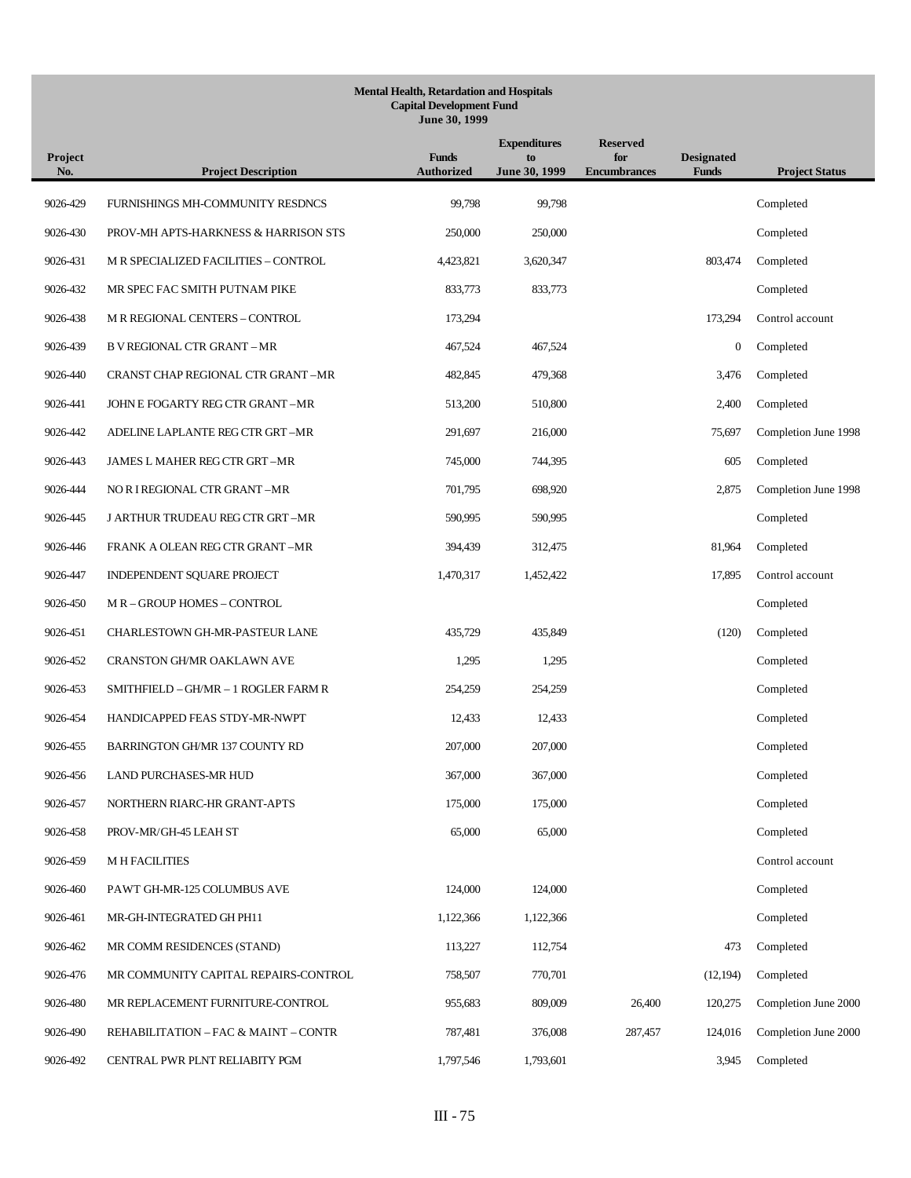**Mental Health, Retardation and Hospitals**
**Capital Development Fund**
**June 30, 1999**

| Project No. | Project Description | Funds Authorized | Expenditures to June 30, 1999 | Reserved for Encumbrances | Designated Funds | Project Status |
|---|---|---|---|---|---|---|
| 9026-429 | FURNISHINGS MH-COMMUNITY RESDNCS | 99,798 | 99,798 | | | Completed |
| 9026-430 | PROV-MH APTS-HARKNESS & HARRISON STS | 250,000 | 250,000 | | | Completed |
| 9026-431 | M R SPECIALIZED FACILITIES – CONTROL | 4,423,821 | 3,620,347 | | 803,474 | Completed |
| 9026-432 | MR SPEC FAC SMITH PUTNAM PIKE | 833,773 | 833,773 | | | Completed |
| 9026-438 | M R REGIONAL CENTERS – CONTROL | 173,294 | | | 173,294 | Control account |
| 9026-439 | B V REGIONAL CTR GRANT – MR | 467,524 | 467,524 | | 0 | Completed |
| 9026-440 | CRANST CHAP REGIONAL CTR GRANT –MR | 482,845 | 479,368 | | 3,476 | Completed |
| 9026-441 | JOHN E FOGARTY REG CTR GRANT –MR | 513,200 | 510,800 | | 2,400 | Completed |
| 9026-442 | ADELINE LAPLANTE REG CTR GRT –MR | 291,697 | 216,000 | | 75,697 | Completion June 1998 |
| 9026-443 | JAMES L MAHER REG CTR GRT –MR | 745,000 | 744,395 | | 605 | Completed |
| 9026-444 | NO R I REGIONAL CTR GRANT –MR | 701,795 | 698,920 | | 2,875 | Completion June 1998 |
| 9026-445 | J ARTHUR TRUDEAU REG CTR GRT –MR | 590,995 | 590,995 | | | Completed |
| 9026-446 | FRANK A OLEAN REG CTR GRANT –MR | 394,439 | 312,475 | | 81,964 | Completed |
| 9026-447 | INDEPENDENT SQUARE PROJECT | 1,470,317 | 1,452,422 | | 17,895 | Control account |
| 9026-450 | M R – GROUP HOMES – CONTROL | | | | | Completed |
| 9026-451 | CHARLESTOWN GH-MR-PASTEUR LANE | 435,729 | 435,849 | | (120) | Completed |
| 9026-452 | CRANSTON GH/MR OAKLAWN AVE | 1,295 | 1,295 | | | Completed |
| 9026-453 | SMITHFIELD – GH/MR – 1 ROGLER FARM R | 254,259 | 254,259 | | | Completed |
| 9026-454 | HANDICAPPED FEAS STDY-MR-NWPT | 12,433 | 12,433 | | | Completed |
| 9026-455 | BARRINGTON GH/MR 137 COUNTY RD | 207,000 | 207,000 | | | Completed |
| 9026-456 | LAND PURCHASES-MR HUD | 367,000 | 367,000 | | | Completed |
| 9026-457 | NORTHERN RIARC-HR GRANT-APTS | 175,000 | 175,000 | | | Completed |
| 9026-458 | PROV-MR/GH-45 LEAH ST | 65,000 | 65,000 | | | Completed |
| 9026-459 | M H FACILITIES | | | | | Control account |
| 9026-460 | PAWT GH-MR-125 COLUMBUS AVE | 124,000 | 124,000 | | | Completed |
| 9026-461 | MR-GH-INTEGRATED GH PH11 | 1,122,366 | 1,122,366 | | | Completed |
| 9026-462 | MR COMM RESIDENCES (STAND) | 113,227 | 112,754 | | 473 | Completed |
| 9026-476 | MR COMMUNITY CAPITAL REPAIRS-CONTROL | 758,507 | 770,701 | | (12,194) | Completed |
| 9026-480 | MR REPLACEMENT FURNITURE-CONTROL | 955,683 | 809,009 | 26,400 | 120,275 | Completion June 2000 |
| 9026-490 | REHABILITATION – FAC & MAINT – CONTR | 787,481 | 376,008 | 287,457 | 124,016 | Completion June 2000 |
| 9026-492 | CENTRAL PWR PLNT RELIABITY PGM | 1,797,546 | 1,793,601 | | 3,945 | Completed |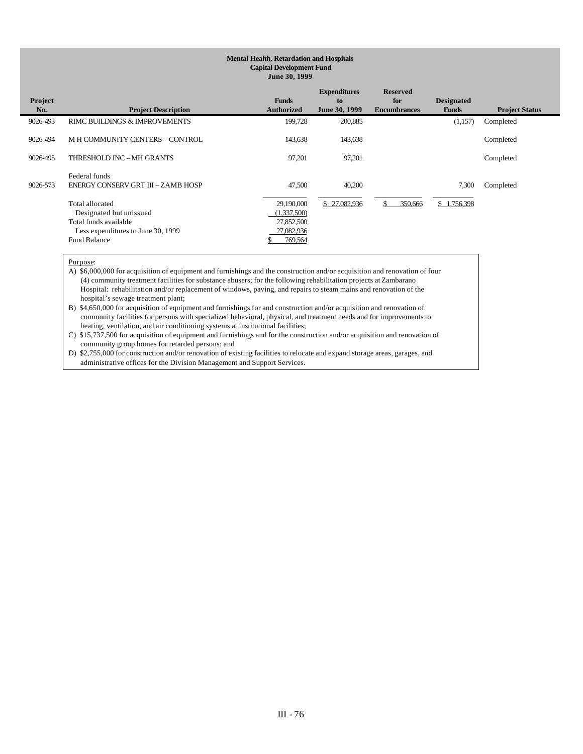**Mental Health, Retardation and Hospitals**
**Capital Development Fund**
**June 30, 1999**

| Project No. | Project Description | Funds Authorized | Expenditures to June 30, 1999 | Reserved for Encumbrances | Designated Funds | Project Status |
|---|---|---|---|---|---|---|
| 9026-493 | RIMC BUILDINGS & IMPROVEMENTS | 199,728 | 200,885 | | (1,157) | Completed |
| 9026-494 | M H COMMUNITY CENTERS – CONTROL | 143,638 | 143,638 | | | Completed |
| 9026-495 | THRESHOLD INC – MH GRANTS | 97,201 | 97,201 | | | Completed |
| | Federal funds | | | | | |
| 9026-573 | ENERGY CONSERV GRT III – ZAMB HOSP | 47,500 | 40,200 | | 7,300 | Completed |
| | Total allocated | 29,190,000 | $ 27,082,936 | $ 350,666 | $ 1,756,398 | |
| | Designated but unissued | (1,337,500) | | | | |
| | Total funds available | 27,852,500 | | | | |
| | Less expenditures to June 30, 1999 | 27,082,936 | | | | |
| | Fund Balance | $ 769,564 | | | | |

Purpose:

A) $6,000,000 for acquisition of equipment and furnishings and the construction and/or acquisition and renovation of four (4) community treatment facilities for substance abusers; for the following rehabilitation projects at Zambarano Hospital: rehabilitation and/or replacement of windows, paving, and repairs to steam mains and renovation of the hospital's sewage treatment plant;

B) $4,650,000 for acquisition of equipment and furnishings for and construction and/or acquisition and renovation of community facilities for persons with specialized behavioral, physical, and treatment needs and for improvements to heating, ventilation, and air conditioning systems at institutional facilities;

C) $15,737,500 for acquisition of equipment and furnishings and for the construction and/or acquisition and renovation of community group homes for retarded persons; and

D) $2,755,000 for construction and/or renovation of existing facilities to relocate and expand storage areas, garages, and administrative offices for the Division Management and Support Services.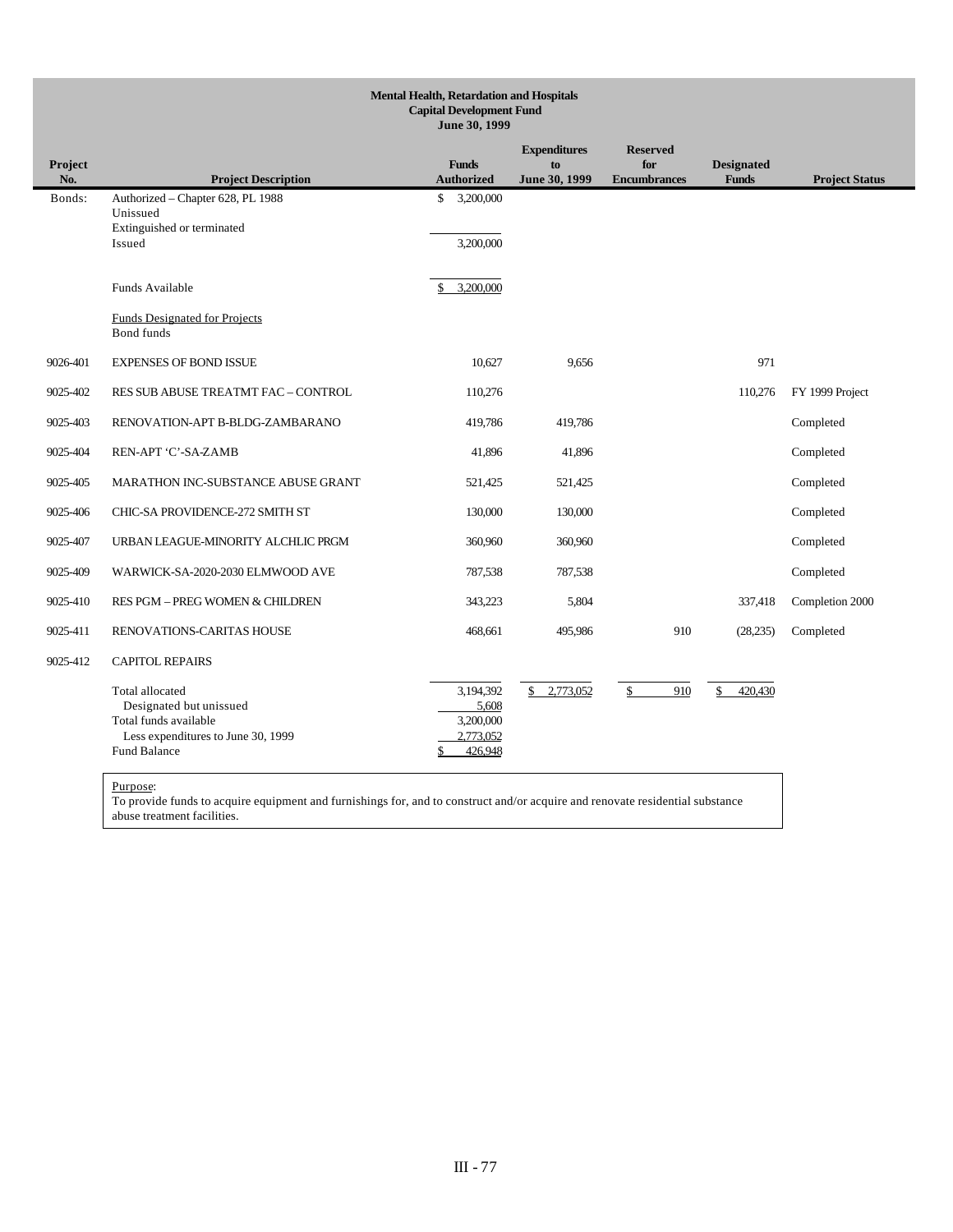**Mental Health, Retardation and Hospitals**
**Capital Development Fund**
**June 30, 1999**

| Project No. | Project Description | Funds Authorized | Expenditures to June 30, 1999 | Reserved for Encumbrances | Designated Funds | Project Status |
|---|---|---|---|---|---|---|
| Bonds: | Authorized – Chapter 628, PL 1988 | $ 3,200,000 | | | | |
| | Unissued | | | | | |
| | Extinguished or terminated | | | | | |
| | Issued | 3,200,000 | | | | |
| | Funds Available | $ 3,200,000 | | | | |
| | Funds Designated for Projects | | | | | |
| | Bond funds | | | | | |
| 9026-401 | EXPENSES OF BOND ISSUE | 10,627 | 9,656 | | 971 | |
| 9025-402 | RES SUB ABUSE TREATMT FAC – CONTROL | 110,276 | | | 110,276 | FY 1999 Project |
| 9025-403 | RENOVATION-APT B-BLDG-ZAMBARANO | 419,786 | 419,786 | | | Completed |
| 9025-404 | REN-APT 'C'-SA-ZAMB | 41,896 | 41,896 | | | Completed |
| 9025-405 | MARATHON INC-SUBSTANCE ABUSE GRANT | 521,425 | 521,425 | | | Completed |
| 9025-406 | CHIC-SA PROVIDENCE-272 SMITH ST | 130,000 | 130,000 | | | Completed |
| 9025-407 | URBAN LEAGUE-MINORITY ALCHLIC PRGM | 360,960 | 360,960 | | | Completed |
| 9025-409 | WARWICK-SA-2020-2030 ELMWOOD AVE | 787,538 | 787,538 | | | Completed |
| 9025-410 | RES PGM – PREG WOMEN & CHILDREN | 343,223 | 5,804 | | 337,418 | Completion 2000 |
| 9025-411 | RENOVATIONS-CARITAS HOUSE | 468,661 | 495,986 | 910 | (28,235) | Completed |
| 9025-412 | CAPITOL REPAIRS | | | | | |
| | Total allocated | 3,194,392 | $ 2,773,052 | $ 910 | $ 420,430 | |
| | Designated but unissued | 5,608 | | | | |
| | Total funds available | 3,200,000 | | | | |
| | Less expenditures to June 30, 1999 | 2,773,052 | | | | |
| | Fund Balance | $ 426,948 | | | | |

Purpose:
To provide funds to acquire equipment and furnishings for, and to construct and/or acquire and renovate residential substance abuse treatment facilities.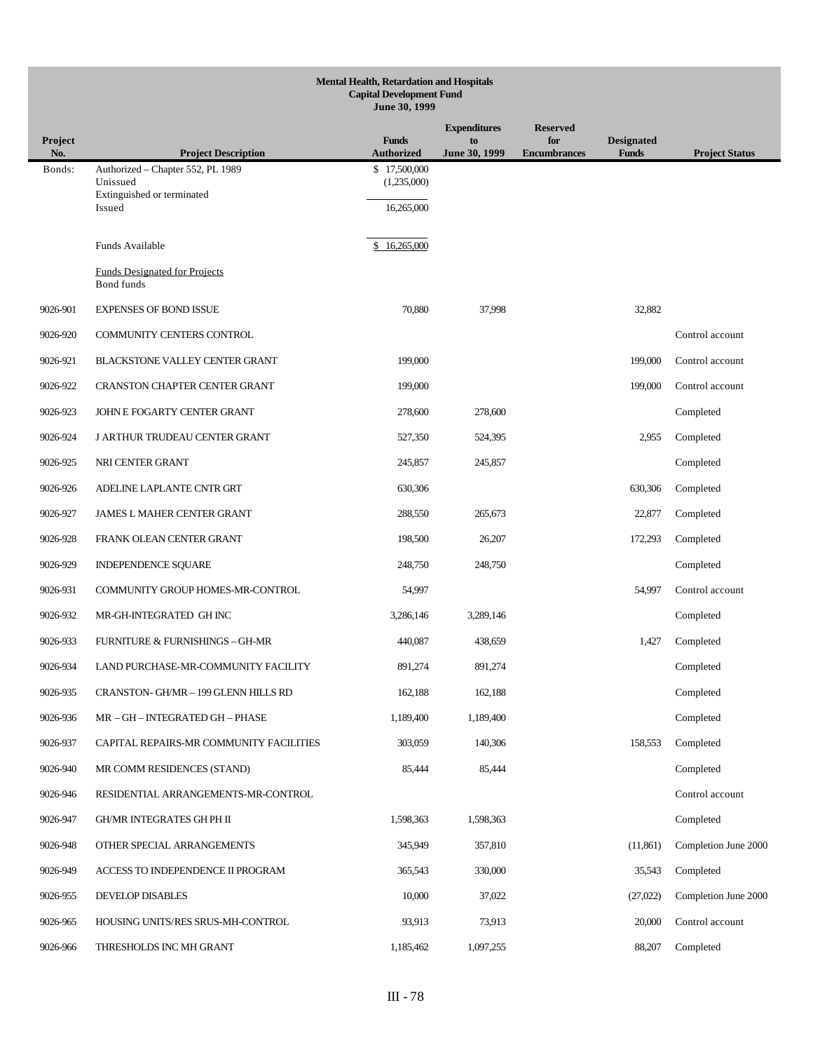**Mental Health, Retardation and Hospitals**
**Capital Development Fund**
**June 30, 1999**

| Project No. | Project Description | Funds Authorized | Expenditures to June 30, 1999 | Reserved for Encumbrances | Designated Funds | Project Status |
|---|---|---|---|---|---|---|
| Bonds: | Authorized – Chapter 552, PL 1989 | $ 17,500,000 | | | | |
| | Unissued | (1,235,000) | | | | |
| | Extinguished or terminated | | | | | |
| | Issued | 16,265,000 | | | | |
| | Funds Available | $ 16,265,000 | | | | |
| | Funds Designated for Projects | | | | | |
| | Bond funds | | | | | |
| 9026-901 | EXPENSES OF BOND ISSUE | 70,880 | 37,998 | | 32,882 | |
| 9026-920 | COMMUNITY CENTERS CONTROL | | | | | Control account |
| 9026-921 | BLACKSTONE VALLEY CENTER GRANT | 199,000 | | | 199,000 | Control account |
| 9026-922 | CRANSTON CHAPTER CENTER GRANT | 199,000 | | | 199,000 | Control account |
| 9026-923 | JOHN E FOGARTY CENTER GRANT | 278,600 | 278,600 | | | Completed |
| 9026-924 | J ARTHUR TRUDEAU CENTER GRANT | 527,350 | 524,395 | | 2,955 | Completed |
| 9026-925 | NRI CENTER GRANT | 245,857 | 245,857 | | | Completed |
| 9026-926 | ADELINE LAPLANTE CNTR GRT | 630,306 | | | 630,306 | Completed |
| 9026-927 | JAMES L MAHER CENTER GRANT | 288,550 | 265,673 | | 22,877 | Completed |
| 9026-928 | FRANK OLEAN CENTER GRANT | 198,500 | 26,207 | | 172,293 | Completed |
| 9026-929 | INDEPENDENCE SQUARE | 248,750 | 248,750 | | | Completed |
| 9026-931 | COMMUNITY GROUP HOMES-MR-CONTROL | 54,997 | | | 54,997 | Control account |
| 9026-932 | MR-GH-INTEGRATED GH INC | 3,286,146 | 3,289,146 | | | Completed |
| 9026-933 | FURNITURE & FURNISHINGS – GH-MR | 440,087 | 438,659 | | 1,427 | Completed |
| 9026-934 | LAND PURCHASE-MR-COMMUNITY FACILITY | 891,274 | 891,274 | | | Completed |
| 9026-935 | CRANSTON- GH/MR – 199 GLENN HILLS RD | 162,188 | 162,188 | | | Completed |
| 9026-936 | MR – GH – INTEGRATED GH – PHASE | 1,189,400 | 1,189,400 | | | Completed |
| 9026-937 | CAPITAL REPAIRS-MR COMMUNITY FACILITIES | 303,059 | 140,306 | | 158,553 | Completed |
| 9026-940 | MR COMM RESIDENCES (STAND) | 85,444 | 85,444 | | | Completed |
| 9026-946 | RESIDENTIAL ARRANGEMENTS-MR-CONTROL | | | | | Control account |
| 9026-947 | GH/MR INTEGRATES GH PH II | 1,598,363 | 1,598,363 | | | Completed |
| 9026-948 | OTHER SPECIAL ARRANGEMENTS | 345,949 | 357,810 | | (11,861) | Completion June 2000 |
| 9026-949 | ACCESS TO INDEPENDENCE II PROGRAM | 365,543 | 330,000 | | 35,543 | Completed |
| 9026-955 | DEVELOP DISABLES | 10,000 | 37,022 | | (27,022) | Completion June 2000 |
| 9026-965 | HOUSING UNITS/RES SRUS-MH-CONTROL | 93,913 | 73,913 | | 20,000 | Control account |
| 9026-966 | THRESHOLDS INC MH GRANT | 1,185,462 | 1,097,255 | | 88,207 | Completed |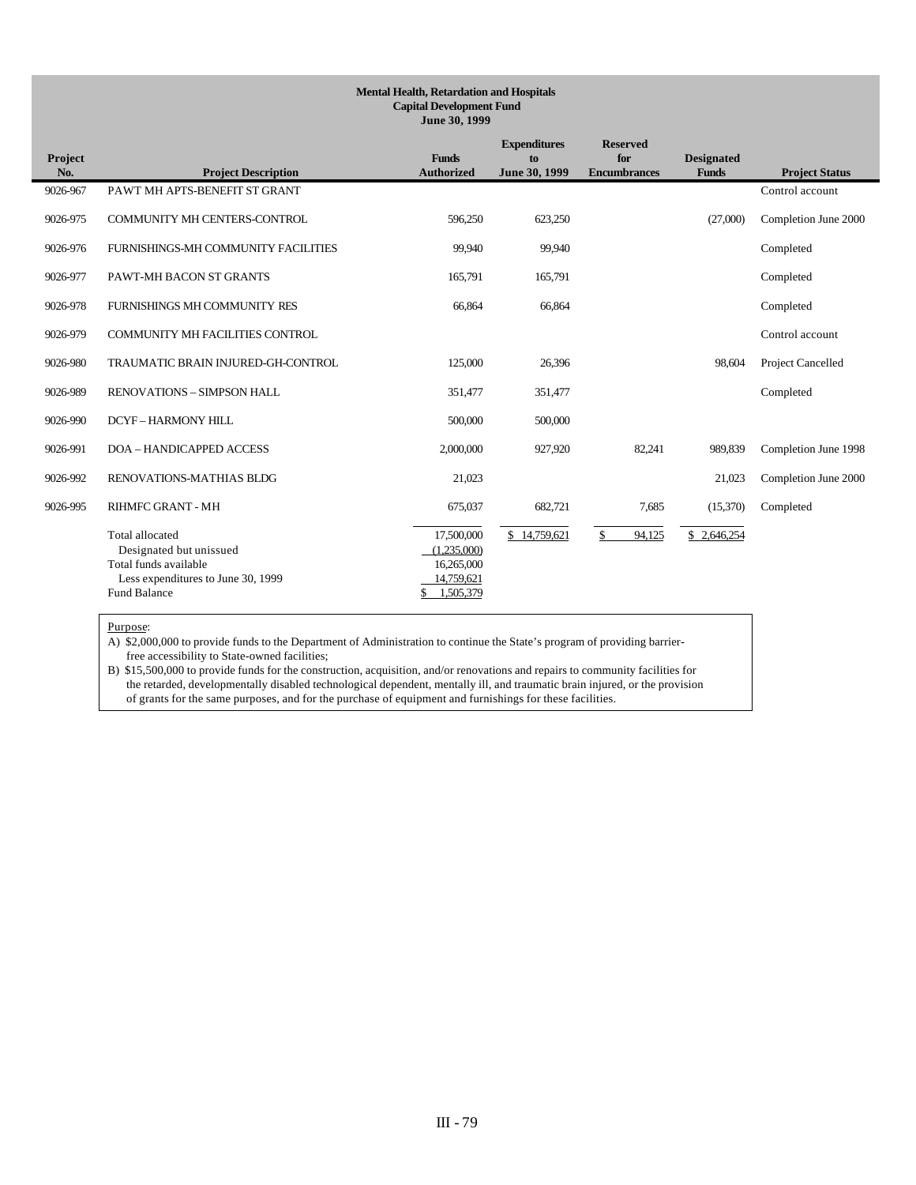**Mental Health, Retardation and Hospitals**
**Capital Development Fund**
**June 30, 1999**

| Project No. | Project Description | Funds Authorized | Expenditures to June 30, 1999 | Reserved for Encumbrances | Designated Funds | Project Status |
|---|---|---|---|---|---|---|
| 9026-967 | PAWT MH APTS-BENEFIT ST GRANT | | | | | Control account |
| 9026-975 | COMMUNITY MH CENTERS-CONTROL | 596,250 | 623,250 | | (27,000) | Completion June 2000 |
| 9026-976 | FURNISHINGS-MH COMMUNITY FACILITIES | 99,940 | 99,940 | | | Completed |
| 9026-977 | PAWT-MH BACON ST GRANTS | 165,791 | 165,791 | | | Completed |
| 9026-978 | FURNISHINGS MH COMMUNITY RES | 66,864 | 66,864 | | | Completed |
| 9026-979 | COMMUNITY MH FACILITIES CONTROL | | | | | Control account |
| 9026-980 | TRAUMATIC BRAIN INJURED-GH-CONTROL | 125,000 | 26,396 | | 98,604 | Project Cancelled |
| 9026-989 | RENOVATIONS – SIMPSON HALL | 351,477 | 351,477 | | | Completed |
| 9026-990 | DCYF – HARMONY HILL | 500,000 | 500,000 | | | |
| 9026-991 | DOA – HANDICAPPED ACCESS | 2,000,000 | 927,920 | 82,241 | 989,839 | Completion June 1998 |
| 9026-992 | RENOVATIONS-MATHIAS BLDG | 21,023 | | | 21,023 | Completion June 2000 |
| 9026-995 | RIHMFC GRANT - MH | 675,037 | 682,721 | 7,685 | (15,370) | Completed |
| | Total allocated | 17,500,000 | $ 14,759,621 | $ 94,125 | $ 2,646,254 | |
| | Designated but unissued | (1,235,000) | | | | |
| | Total funds available | 16,265,000 | | | | |
| | Less expenditures to June 30, 1999 | 14,759,621 | | | | |
| | Fund Balance | $ 1,505,379 | | | | |

Purpose:

A) $2,000,000 to provide funds to the Department of Administration to continue the State's program of providing barrier-free accessibility to State-owned facilities;

B) $15,500,000 to provide funds for the construction, acquisition, and/or renovations and repairs to community facilities for the retarded, developmentally disabled technological dependent, mentally ill, and traumatic brain injured, or the provision of grants for the same purposes, and for the purchase of equipment and furnishings for these facilities.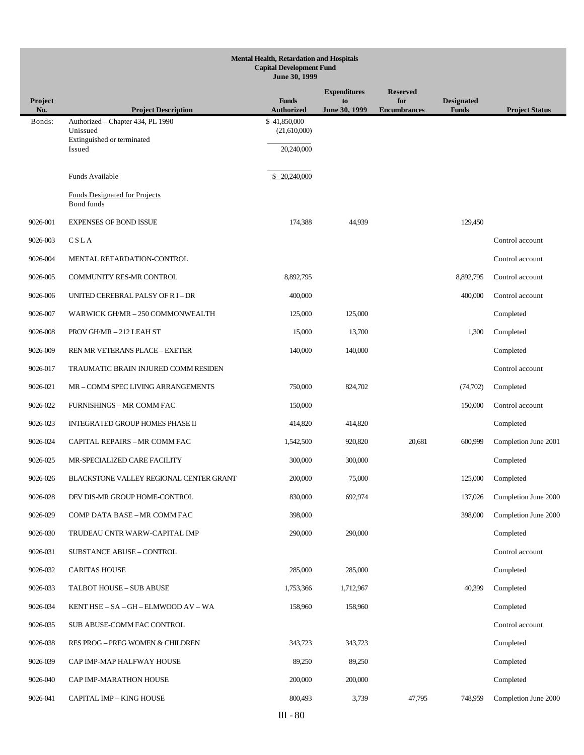**Mental Health, Retardation and Hospitals**
**Capital Development Fund**
**June 30, 1999**

| Project No. | Project Description | Funds Authorized | Expenditures to June 30, 1999 | Reserved for Encumbrances | Designated Funds | Project Status |
|---|---|---|---|---|---|---|
| Bonds: | Authorized – Chapter 434, PL 1990 | $ 41,850,000 | | | | |
| | Unissued | (21,610,000) | | | | |
| | Extinguished or terminated | | | | | |
| | Issued | 20,240,000 | | | | |
| | Funds Available | $ 20,240,000 | | | | |
| | Funds Designated for Projects | | | | | |
| | Bond funds | | | | | |
| 9026-001 | EXPENSES OF BOND ISSUE | 174,388 | 44,939 | | 129,450 | |
| 9026-003 | C S L A | | | | | Control account |
| 9026-004 | MENTAL RETARDATION-CONTROL | | | | | Control account |
| 9026-005 | COMMUNITY RES-MR CONTROL | 8,892,795 | | | 8,892,795 | Control account |
| 9026-006 | UNITED CEREBRAL PALSY OF R I – DR | 400,000 | | | 400,000 | Control account |
| 9026-007 | WARWICK GH/MR – 250 COMMONWEALTH | 125,000 | 125,000 | | | Completed |
| 9026-008 | PROV GH/MR – 212 LEAH ST | 15,000 | 13,700 | | 1,300 | Completed |
| 9026-009 | REN MR VETERANS PLACE – EXETER | 140,000 | 140,000 | | | Completed |
| 9026-017 | TRAUMATIC BRAIN INJURED COMM RESIDEN | | | | | Control account |
| 9026-021 | MR – COMM SPEC LIVING ARRANGEMENTS | 750,000 | 824,702 | | (74,702) | Completed |
| 9026-022 | FURNISHINGS – MR COMM FAC | 150,000 | | | 150,000 | Control account |
| 9026-023 | INTEGRATED GROUP HOMES PHASE II | 414,820 | 414,820 | | | Completed |
| 9026-024 | CAPITAL REPAIRS – MR COMM FAC | 1,542,500 | 920,820 | 20,681 | 600,999 | Completion June 2001 |
| 9026-025 | MR-SPECIALIZED CARE FACILITY | 300,000 | 300,000 | | | Completed |
| 9026-026 | BLACKSTONE VALLEY REGIONAL CENTER GRANT | 200,000 | 75,000 | | 125,000 | Completed |
| 9026-028 | DEV DIS-MR GROUP HOME-CONTROL | 830,000 | 692,974 | | 137,026 | Completion June 2000 |
| 9026-029 | COMP DATA BASE – MR COMM FAC | 398,000 | | | 398,000 | Completion June 2000 |
| 9026-030 | TRUDEAU CNTR WARW-CAPITAL IMP | 290,000 | 290,000 | | | Completed |
| 9026-031 | SUBSTANCE ABUSE – CONTROL | | | | | Control account |
| 9026-032 | CARITAS HOUSE | 285,000 | 285,000 | | | Completed |
| 9026-033 | TALBOT HOUSE – SUB ABUSE | 1,753,366 | 1,712,967 | | 40,399 | Completed |
| 9026-034 | KENT HSE – SA – GH – ELMWOOD AV – WA | 158,960 | 158,960 | | | Completed |
| 9026-035 | SUB ABUSE-COMM FAC CONTROL | | | | | Control account |
| 9026-038 | RES PROG – PREG WOMEN & CHILDREN | 343,723 | 343,723 | | | Completed |
| 9026-039 | CAP IMP-MAP HALFWAY HOUSE | 89,250 | 89,250 | | | Completed |
| 9026-040 | CAP IMP-MARATHON HOUSE | 200,000 | 200,000 | | | Completed |
| 9026-041 | CAPITAL IMP – KING HOUSE | 800,493 | 3,739 | 47,795 | 748,959 | Completion June 2000 |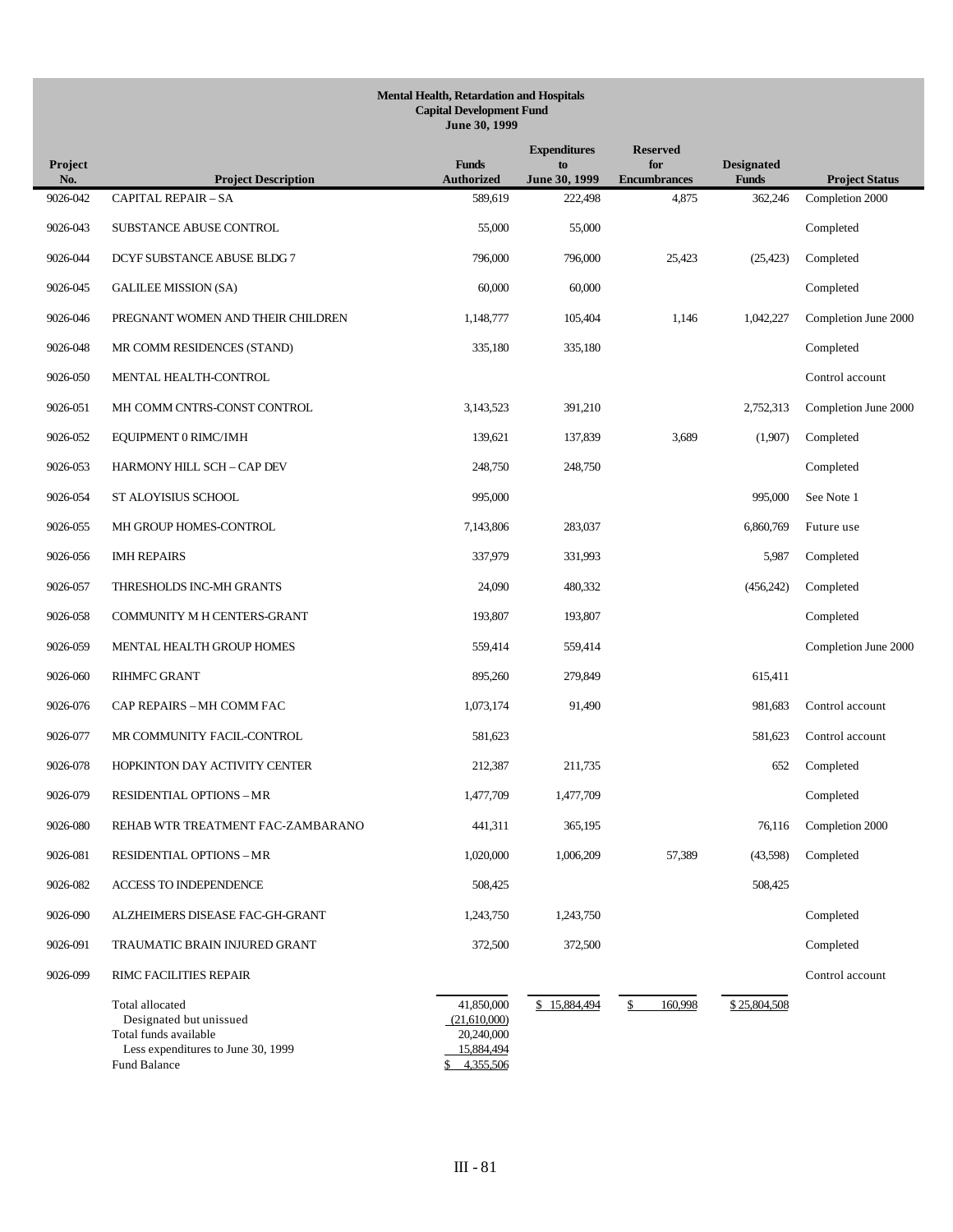**Mental Health, Retardation and Hospitals**
**Capital Development Fund**
**June 30, 1999**

| Project No. | Project Description | Funds Authorized | Expenditures to June 30, 1999 | Reserved for Encumbrances | Designated Funds | Project Status |
|---|---|---|---|---|---|---|
| 9026-042 | CAPITAL REPAIR – SA | 589,619 | 222,498 | 4,875 | 362,246 | Completion 2000 |
| 9026-043 | SUBSTANCE ABUSE CONTROL | 55,000 | 55,000 | | | Completed |
| 9026-044 | DCYF SUBSTANCE ABUSE BLDG 7 | 796,000 | 796,000 | 25,423 | (25,423) | Completed |
| 9026-045 | GALILEE MISSION (SA) | 60,000 | 60,000 | | | Completed |
| 9026-046 | PREGNANT WOMEN AND THEIR CHILDREN | 1,148,777 | 105,404 | 1,146 | 1,042,227 | Completion June 2000 |
| 9026-048 | MR COMM RESIDENCES (STAND) | 335,180 | 335,180 | | | Completed |
| 9026-050 | MENTAL HEALTH-CONTROL | | | | | Control account |
| 9026-051 | MH COMM CNTRS-CONST CONTROL | 3,143,523 | 391,210 | | 2,752,313 | Completion June 2000 |
| 9026-052 | EQUIPMENT 0 RIMC/IMH | 139,621 | 137,839 | 3,689 | (1,907) | Completed |
| 9026-053 | HARMONY HILL SCH – CAP DEV | 248,750 | 248,750 | | | Completed |
| 9026-054 | ST ALOYISIUS SCHOOL | 995,000 | | | 995,000 | See Note 1 |
| 9026-055 | MH GROUP HOMES-CONTROL | 7,143,806 | 283,037 | | 6,860,769 | Future use |
| 9026-056 | IMH REPAIRS | 337,979 | 331,993 | | 5,987 | Completed |
| 9026-057 | THRESHOLDS INC-MH GRANTS | 24,090 | 480,332 | | (456,242) | Completed |
| 9026-058 | COMMUNITY M H CENTERS-GRANT | 193,807 | 193,807 | | | Completed |
| 9026-059 | MENTAL HEALTH GROUP HOMES | 559,414 | 559,414 | | | Completion June 2000 |
| 9026-060 | RIHMFC GRANT | 895,260 | 279,849 | | 615,411 | |
| 9026-076 | CAP REPAIRS – MH COMM FAC | 1,073,174 | 91,490 | | 981,683 | Control account |
| 9026-077 | MR COMMUNITY FACIL-CONTROL | 581,623 | | | 581,623 | Control account |
| 9026-078 | HOPKINTON DAY ACTIVITY CENTER | 212,387 | 211,735 | | 652 | Completed |
| 9026-079 | RESIDENTIAL OPTIONS – MR | 1,477,709 | 1,477,709 | | | Completed |
| 9026-080 | REHAB WTR TREATMENT FAC-ZAMBARANO | 441,311 | 365,195 | | 76,116 | Completion 2000 |
| 9026-081 | RESIDENTIAL OPTIONS – MR | 1,020,000 | 1,006,209 | 57,389 | (43,598) | Completed |
| 9026-082 | ACCESS TO INDEPENDENCE | 508,425 | | | 508,425 | |
| 9026-090 | ALZHEIMERS DISEASE FAC-GH-GRANT | 1,243,750 | 1,243,750 | | | Completed |
| 9026-091 | TRAUMATIC BRAIN INJURED GRANT | 372,500 | 372,500 | | | Completed |
| 9026-099 | RIMC FACILITIES REPAIR | | | | | Control account |
| | Total allocated | 41,850,000 | $ 15,884,494 | $ 160,998 | $ 25,804,508 | |
| | Designated but unissued | (21,610,000) | | | | |
| | Total funds available | 20,240,000 | | | | |
| | Less expenditures to June 30, 1999 | 15,884,494 | | | | |
| | Fund Balance | $ 4,355,506 | | | | |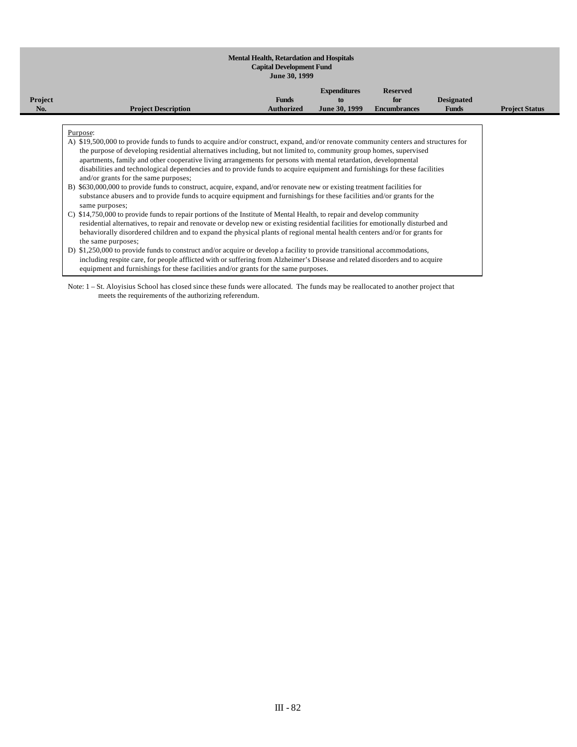**Mental Health, Retardation and Hospitals**
**Capital Development Fund**
**June 30, 1999**

| Project No. | Project Description | Funds Authorized | Expenditures to June 30, 1999 | Reserved for Encumbrances | Designated Funds | Project Status |
|---|---|---|---|---|---|---|

Purpose:

A) $19,500,000 to provide funds to funds to acquire and/or construct, expand, and/or renovate community centers and structures for the purpose of developing residential alternatives including, but not limited to, community group homes, supervised apartments, family and other cooperative living arrangements for persons with mental retardation, developmental disabilities and technological dependencies and to provide funds to acquire equipment and furnishings for these facilities and/or grants for the same purposes;

B) $630,000,000 to provide funds to construct, acquire, expand, and/or renovate new or existing treatment facilities for substance abusers and to provide funds to acquire equipment and furnishings for these facilities and/or grants for the same purposes;

C) $14,750,000 to provide funds to repair portions of the Institute of Mental Health, to repair and develop community residential alternatives, to repair and renovate or develop new or existing residential facilities for emotionally disturbed and behaviorally disordered children and to expand the physical plants of regional mental health centers and/or for grants for the same purposes;

D) $1,250,000 to provide funds to construct and/or acquire or develop a facility to provide transitional accommodations, including respite care, for people afflicted with or suffering from Alzheimer's Disease and related disorders and to acquire equipment and furnishings for these facilities and/or grants for the same purposes.

Note: 1 – St. Aloyisius School has closed since these funds were allocated. The funds may be reallocated to another project that meets the requirements of the authorizing referendum.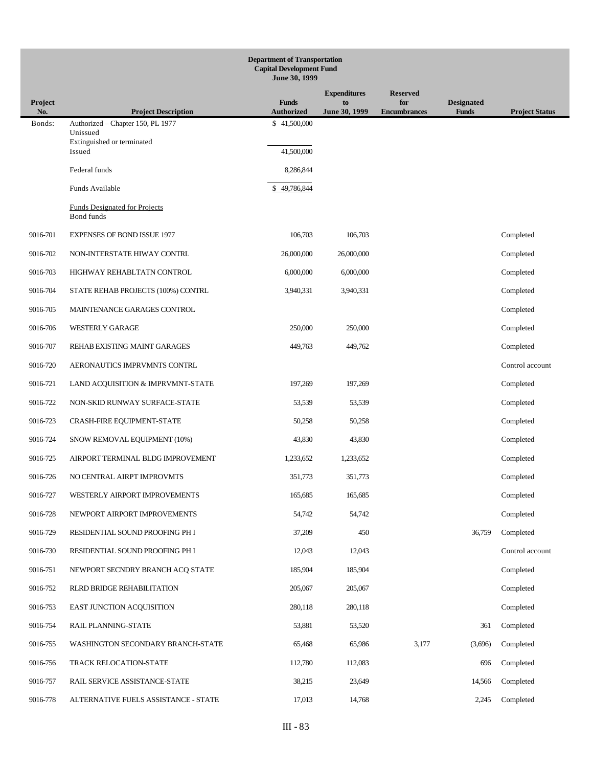**Department of Transportation**
**Capital Development Fund**
**June 30, 1999**

| Project No. | Project Description | Funds Authorized | Expenditures to June 30, 1999 | Reserved for Encumbrances | Designated Funds | Project Status |
|---|---|---|---|---|---|---|
| Bonds: | Authorized – Chapter 150, PL 1977 | $ 41,500,000 | | | | |
| | Unissued | | | | | |
| | Extinguished or terminated | | | | | |
| | Issued | 41,500,000 | | | | |
| | Federal funds | 8,286,844 | | | | |
| | Funds Available | $ 49,786,844 | | | | |
| | Funds Designated for Projects | | | | | |
| | Bond funds | | | | | |
| 9016-701 | EXPENSES OF BOND ISSUE 1977 | 106,703 | 106,703 | | | Completed |
| 9016-702 | NON-INTERSTATE HIWAY CONTRL | 26,000,000 | 26,000,000 | | | Completed |
| 9016-703 | HIGHWAY REHABLTATN CONTROL | 6,000,000 | 6,000,000 | | | Completed |
| 9016-704 | STATE REHAB PROJECTS (100%) CONTRL | 3,940,331 | 3,940,331 | | | Completed |
| 9016-705 | MAINTENANCE GARAGES CONTROL | | | | | Completed |
| 9016-706 | WESTERLY GARAGE | 250,000 | 250,000 | | | Completed |
| 9016-707 | REHAB EXISTING MAINT GARAGES | 449,763 | 449,762 | | | Completed |
| 9016-720 | AERONAUTICS IMPRVMNTS CONTRL | | | | | Control account |
| 9016-721 | LAND ACQUISITION & IMPRVMNT-STATE | 197,269 | 197,269 | | | Completed |
| 9016-722 | NON-SKID RUNWAY SURFACE-STATE | 53,539 | 53,539 | | | Completed |
| 9016-723 | CRASH-FIRE EQUIPMENT-STATE | 50,258 | 50,258 | | | Completed |
| 9016-724 | SNOW REMOVAL EQUIPMENT (10%) | 43,830 | 43,830 | | | Completed |
| 9016-725 | AIRPORT TERMINAL BLDG IMPROVEMENT | 1,233,652 | 1,233,652 | | | Completed |
| 9016-726 | NO CENTRAL AIRPT IMPROVMTS | 351,773 | 351,773 | | | Completed |
| 9016-727 | WESTERLY AIRPORT IMPROVEMENTS | 165,685 | 165,685 | | | Completed |
| 9016-728 | NEWPORT AIRPORT IMPROVEMENTS | 54,742 | 54,742 | | | Completed |
| 9016-729 | RESIDENTIAL SOUND PROOFING PH I | 37,209 | 450 | | 36,759 | Completed |
| 9016-730 | RESIDENTIAL SOUND PROOFING PH I | 12,043 | 12,043 | | | Control account |
| 9016-751 | NEWPORT SECNDRY BRANCH ACQ STATE | 185,904 | 185,904 | | | Completed |
| 9016-752 | RLRD BRIDGE REHABILITATION | 205,067 | 205,067 | | | Completed |
| 9016-753 | EAST JUNCTION ACQUISITION | 280,118 | 280,118 | | | Completed |
| 9016-754 | RAIL PLANNING-STATE | 53,881 | 53,520 | | 361 | Completed |
| 9016-755 | WASHINGTON SECONDARY BRANCH-STATE | 65,468 | 65,986 | 3,177 | (3,696) | Completed |
| 9016-756 | TRACK RELOCATION-STATE | 112,780 | 112,083 | | 696 | Completed |
| 9016-757 | RAIL SERVICE ASSISTANCE-STATE | 38,215 | 23,649 | | 14,566 | Completed |
| 9016-778 | ALTERNATIVE FUELS ASSISTANCE - STATE | 17,013 | 14,768 | | 2,245 | Completed |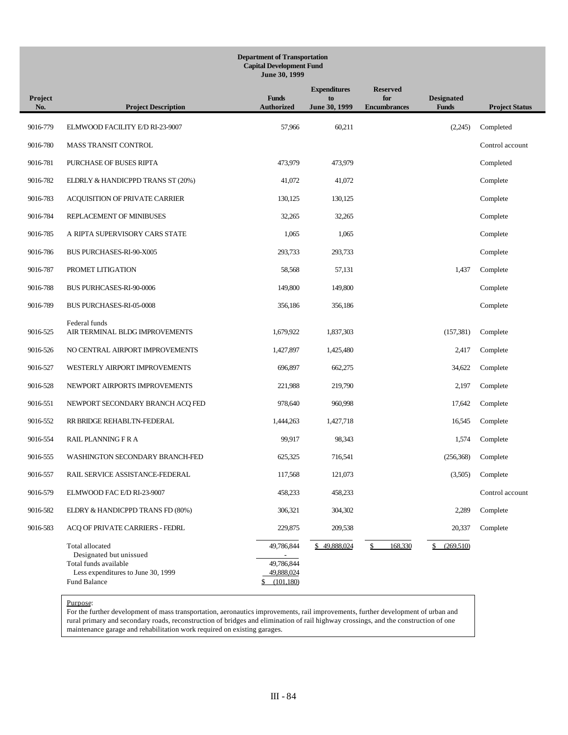**Department of Transportation**
**Capital Development Fund**
**June 30, 1999**

| Project No. | Project Description | Funds Authorized | Expenditures to June 30, 1999 | Reserved for Encumbrances | Designated Funds | Project Status |
|---|---|---|---|---|---|---|
| 9016-779 | ELMWOOD FACILITY E/D RI-23-9007 | 57,966 | 60,211 | | (2,245) | Completed |
| 9016-780 | MASS TRANSIT CONTROL | | | | | Control account |
| 9016-781 | PURCHASE OF BUSES RIPTA | 473,979 | 473,979 | | | Completed |
| 9016-782 | ELDRLY & HANDICPPD TRANS ST (20%) | 41,072 | 41,072 | | | Complete |
| 9016-783 | ACQUISITION OF PRIVATE CARRIER | 130,125 | 130,125 | | | Complete |
| 9016-784 | REPLACEMENT OF MINIBUSES | 32,265 | 32,265 | | | Complete |
| 9016-785 | A RIPTA SUPERVISORY CARS STATE | 1,065 | 1,065 | | | Complete |
| 9016-786 | BUS PURCHASES-RI-90-X005 | 293,733 | 293,733 | | | Complete |
| 9016-787 | PROMET LITIGATION | 58,568 | 57,131 | | 1,437 | Complete |
| 9016-788 | BUS PURHCASES-RI-90-0006 | 149,800 | 149,800 | | | Complete |
| 9016-789 | BUS PURCHASES-RI-05-0008 | 356,186 | 356,186 | | | Complete |
| | Federal funds | | | | | |
| 9016-525 | AIR TERMINAL BLDG IMPROVEMENTS | 1,679,922 | 1,837,303 | | (157,381) | Complete |
| 9016-526 | NO CENTRAL AIRPORT IMPROVEMENTS | 1,427,897 | 1,425,480 | | 2,417 | Complete |
| 9016-527 | WESTERLY AIRPORT IMPROVEMENTS | 696,897 | 662,275 | | 34,622 | Complete |
| 9016-528 | NEWPORT AIRPORTS IMPROVEMENTS | 221,988 | 219,790 | | 2,197 | Complete |
| 9016-551 | NEWPORT SECONDARY BRANCH ACQ FED | 978,640 | 960,998 | | 17,642 | Complete |
| 9016-552 | RR BRIDGE REHABLTN-FEDERAL | 1,444,263 | 1,427,718 | | 16,545 | Complete |
| 9016-554 | RAIL PLANNING F R A | 99,917 | 98,343 | | 1,574 | Complete |
| 9016-555 | WASHINGTON SECONDARY BRANCH-FED | 625,325 | 716,541 | | (256,368) | Complete |
| 9016-557 | RAIL SERVICE ASSISTANCE-FEDERAL | 117,568 | 121,073 | | (3,505) | Complete |
| 9016-579 | ELMWOOD FAC E/D RI-23-9007 | 458,233 | 458,233 | | | Control account |
| 9016-582 | ELDRY & HANDICPPD TRANS FD (80%) | 306,321 | 304,302 | | 2,289 | Complete |
| 9016-583 | ACQ OF PRIVATE CARRIERS - FEDRL | 229,875 | 209,538 | | 20,337 | Complete |
| | Total allocated | 49,786,844 | $ 49,888,024 | $ 168,330 | $ (269,510) | |
| | Designated but unissued | - | | | | |
| | Total funds available | 49,786,844 | | | | |
| | Less expenditures to June 30, 1999 | 49,888,024 | | | | |
| | Fund Balance | $ (101,180) | | | | |

Purpose:
For the further development of mass transportation, aeronautics improvements, rail improvements, further development of urban and rural primary and secondary roads, reconstruction of bridges and elimination of rail highway crossings, and the construction of one maintenance garage and rehabilitation work required on existing garages.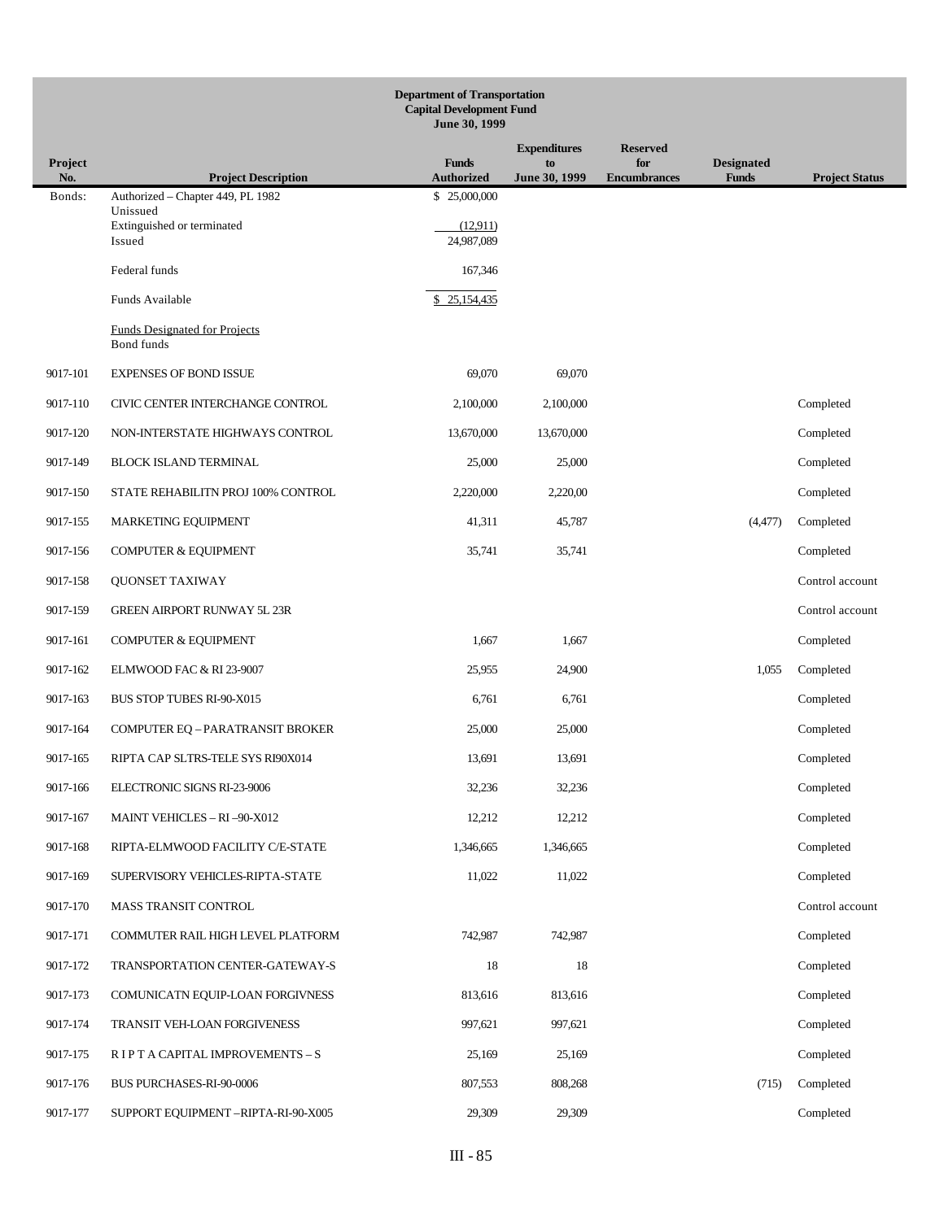**Department of Transportation**
**Capital Development Fund**
**June 30, 1999**

| Project No. | Project Description | Funds Authorized | Expenditures to June 30, 1999 | Reserved for Encumbrances | Designated Funds | Project Status |
|---|---|---|---|---|---|---|
| Bonds: | Authorized – Chapter 449, PL 1982 | $ 25,000,000 | | | | |
| | Unissued | | | | | |
| | Extinguished or terminated | (12,911) | | | | |
| | Issued | 24,987,089 | | | | |
| | Federal funds | 167,346 | | | | |
| | Funds Available | $ 25,154,435 | | | | |
| | Funds Designated for Projects | | | | | |
| | Bond funds | | | | | |
| 9017-101 | EXPENSES OF BOND ISSUE | 69,070 | 69,070 | | | |
| 9017-110 | CIVIC CENTER INTERCHANGE CONTROL | 2,100,000 | 2,100,000 | | | Completed |
| 9017-120 | NON-INTERSTATE HIGHWAYS CONTROL | 13,670,000 | 13,670,000 | | | Completed |
| 9017-149 | BLOCK ISLAND TERMINAL | 25,000 | 25,000 | | | Completed |
| 9017-150 | STATE REHABILITN PROJ 100% CONTROL | 2,220,000 | 2,220,00 | | | Completed |
| 9017-155 | MARKETING EQUIPMENT | 41,311 | 45,787 | | (4,477) | Completed |
| 9017-156 | COMPUTER & EQUIPMENT | 35,741 | 35,741 | | | Completed |
| 9017-158 | QUONSET TAXIWAY | | | | | Control account |
| 9017-159 | GREEN AIRPORT RUNWAY 5L 23R | | | | | Control account |
| 9017-161 | COMPUTER & EQUIPMENT | 1,667 | 1,667 | | | Completed |
| 9017-162 | ELMWOOD FAC & RI 23-9007 | 25,955 | 24,900 | | 1,055 | Completed |
| 9017-163 | BUS STOP TUBES RI-90-X015 | 6,761 | 6,761 | | | Completed |
| 9017-164 | COMPUTER EQ – PARATRANSIT BROKER | 25,000 | 25,000 | | | Completed |
| 9017-165 | RIPTA CAP SLTRS-TELE SYS RI90X014 | 13,691 | 13,691 | | | Completed |
| 9017-166 | ELECTRONIC SIGNS RI-23-9006 | 32,236 | 32,236 | | | Completed |
| 9017-167 | MAINT VEHICLES – RI –90-X012 | 12,212 | 12,212 | | | Completed |
| 9017-168 | RIPTA-ELMWOOD FACILITY C/E-STATE | 1,346,665 | 1,346,665 | | | Completed |
| 9017-169 | SUPERVISORY VEHICLES-RIPTA-STATE | 11,022 | 11,022 | | | Completed |
| 9017-170 | MASS TRANSIT CONTROL | | | | | Control account |
| 9017-171 | COMMUTER RAIL HIGH LEVEL PLATFORM | 742,987 | 742,987 | | | Completed |
| 9017-172 | TRANSPORTATION CENTER-GATEWAY-S | 18 | 18 | | | Completed |
| 9017-173 | COMUNICATN EQUIP-LOAN FORGIVNESS | 813,616 | 813,616 | | | Completed |
| 9017-174 | TRANSIT VEH-LOAN FORGIVENESS | 997,621 | 997,621 | | | Completed |
| 9017-175 | R I P T A CAPITAL IMPROVEMENTS – S | 25,169 | 25,169 | | | Completed |
| 9017-176 | BUS PURCHASES-RI-90-0006 | 807,553 | 808,268 | | (715) | Completed |
| 9017-177 | SUPPORT EQUIPMENT –RIPTA-RI-90-X005 | 29,309 | 29,309 | | | Completed |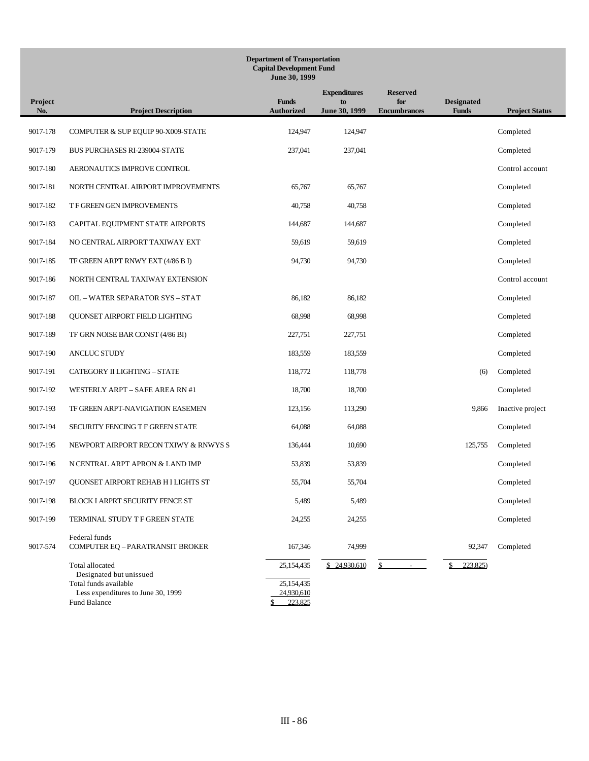**Department of Transportation**
**Capital Development Fund**
**June 30, 1999**

| Project No. | Project Description | Funds Authorized | Expenditures to June 30, 1999 | Reserved for Encumbrances | Designated Funds | Project Status |
|---|---|---|---|---|---|---|
| 9017-178 | COMPUTER & SUP EQUIP 90-X009-STATE | 124,947 | 124,947 | | | Completed |
| 9017-179 | BUS PURCHASES RI-239004-STATE | 237,041 | 237,041 | | | Completed |
| 9017-180 | AERONAUTICS IMPROVE CONTROL | | | | | Control account |
| 9017-181 | NORTH CENTRAL AIRPORT IMPROVEMENTS | 65,767 | 65,767 | | | Completed |
| 9017-182 | T F GREEN GEN IMPROVEMENTS | 40,758 | 40,758 | | | Completed |
| 9017-183 | CAPITAL EQUIPMENT STATE AIRPORTS | 144,687 | 144,687 | | | Completed |
| 9017-184 | NO CENTRAL AIRPORT TAXIWAY EXT | 59,619 | 59,619 | | | Completed |
| 9017-185 | TF GREEN ARPT RNWY EXT (4/86 B I) | 94,730 | 94,730 | | | Completed |
| 9017-186 | NORTH CENTRAL TAXIWAY EXTENSION | | | | | Control account |
| 9017-187 | OIL – WATER SEPARATOR SYS – STAT | 86,182 | 86,182 | | | Completed |
| 9017-188 | QUONSET AIRPORT FIELD LIGHTING | 68,998 | 68,998 | | | Completed |
| 9017-189 | TF GRN NOISE BAR CONST (4/86 BI) | 227,751 | 227,751 | | | Completed |
| 9017-190 | ANCLUC STUDY | 183,559 | 183,559 | | | Completed |
| 9017-191 | CATEGORY II LIGHTING – STATE | 118,772 | 118,778 | | (6) | Completed |
| 9017-192 | WESTERLY ARPT – SAFE AREA RN #1 | 18,700 | 18,700 | | | Completed |
| 9017-193 | TF GREEN ARPT-NAVIGATION EASEMEN | 123,156 | 113,290 | | 9,866 | Inactive project |
| 9017-194 | SECURITY FENCING T F GREEN STATE | 64,088 | 64,088 | | | Completed |
| 9017-195 | NEWPORT AIRPORT RECON TXIWY & RNWYS S | 136,444 | 10,690 | | 125,755 | Completed |
| 9017-196 | N CENTRAL ARPT APRON & LAND IMP | 53,839 | 53,839 | | | Completed |
| 9017-197 | QUONSET AIRPORT REHAB H I LIGHTS ST | 55,704 | 55,704 | | | Completed |
| 9017-198 | BLOCK I ARPRT SECURITY FENCE ST | 5,489 | 5,489 | | | Completed |
| 9017-199 | TERMINAL STUDY T F GREEN STATE | 24,255 | 24,255 | | | Completed |
| | Federal funds | | | | | |
| 9017-574 | COMPUTER EQ – PARATRANSIT BROKER | 167,346 | 74,999 | | 92,347 | Completed |
| | Total allocated | 25,154,435 | $ 24,930,610 | $ - | $ 223,825) | |
| | Designated but unissued | | | | | |
| | Total funds available | 25,154,435 | | | | |
| | Less expenditures to June 30, 1999 | 24,930,610 | | | | |
| | Fund Balance | $ 223,825 | | | | |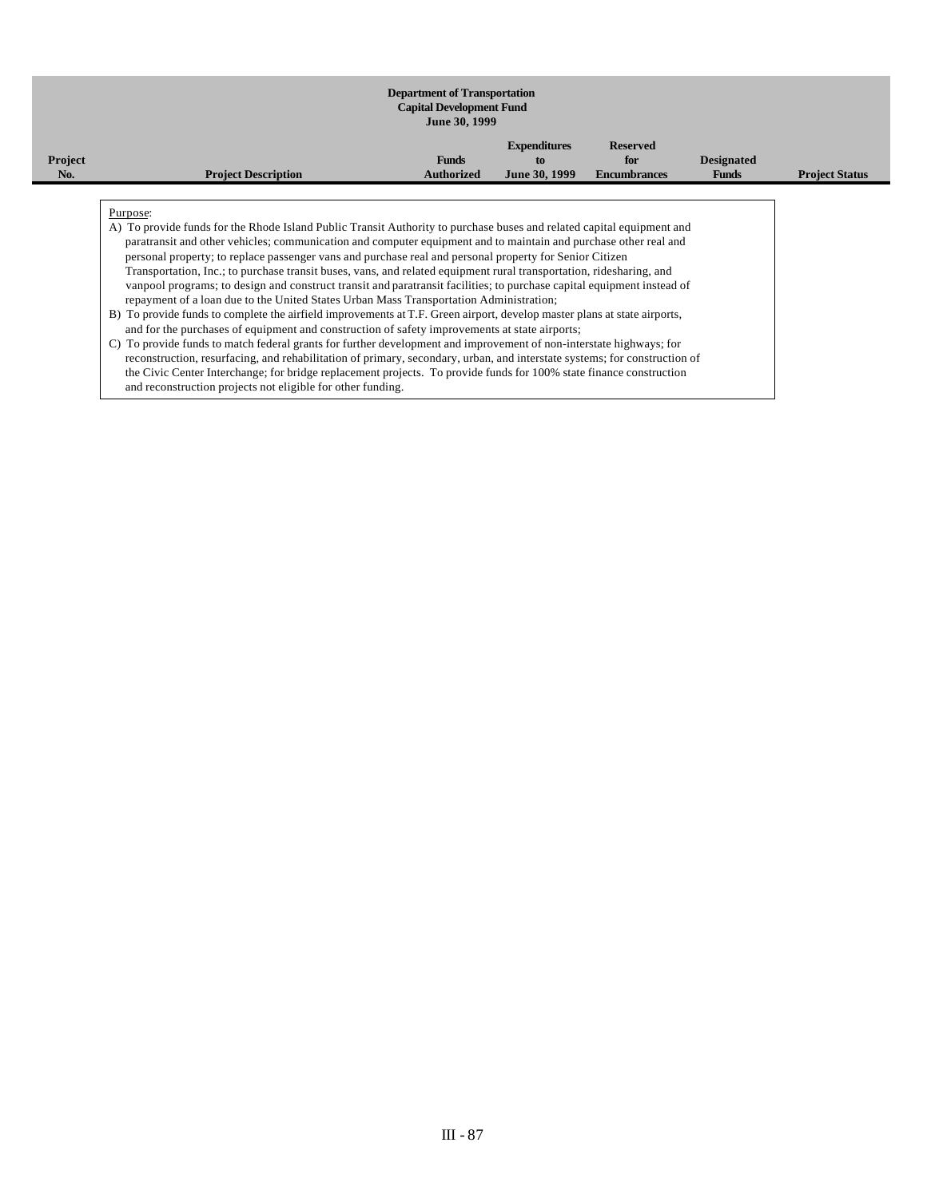**Department of Transportation**
**Capital Development Fund**
**June 30, 1999**

| Project No. | Project Description | Funds Authorized | Expenditures to June 30, 1999 | Reserved for Encumbrances | Designated Funds | Project Status |
|---|---|---|---|---|---|---|

Purpose:

A) To provide funds for the Rhode Island Public Transit Authority to purchase buses and related capital equipment and paratransit and other vehicles; communication and computer equipment and to maintain and purchase other real and personal property; to replace passenger vans and purchase real and personal property for Senior Citizen Transportation, Inc.; to purchase transit buses, vans, and related equipment rural transportation, ridesharing, and vanpool programs; to design and construct transit and paratransit facilities; to purchase capital equipment instead of repayment of a loan due to the United States Urban Mass Transportation Administration;

B) To provide funds to complete the airfield improvements at T.F. Green airport, develop master plans at state airports, and for the purchases of equipment and construction of safety improvements at state airports;

C) To provide funds to match federal grants for further development and improvement of non-interstate highways; for reconstruction, resurfacing, and rehabilitation of primary, secondary, urban, and interstate systems; for construction of the Civic Center Interchange; for bridge replacement projects. To provide funds for 100% state finance construction and reconstruction projects not eligible for other funding.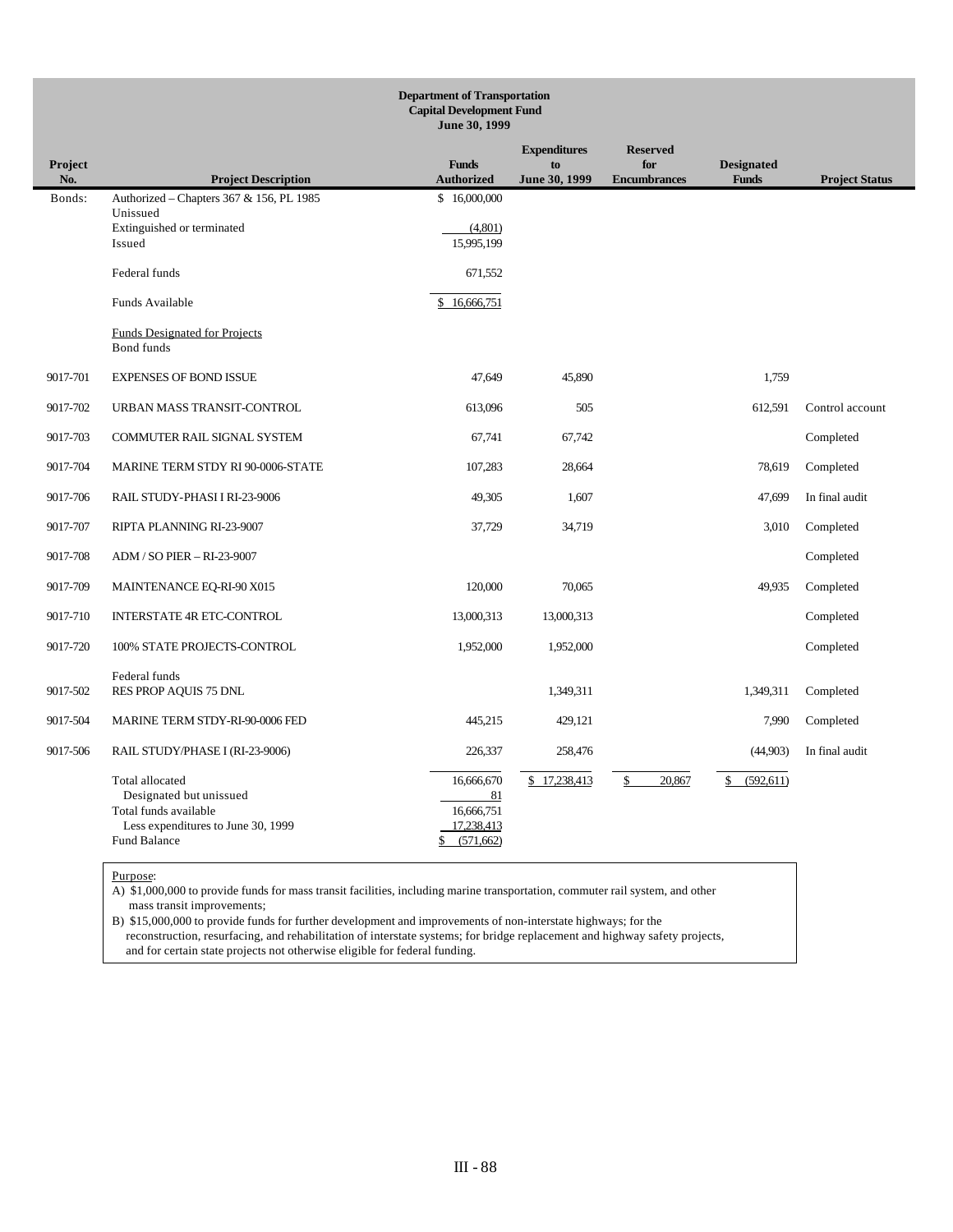**Department of Transportation**
**Capital Development Fund**
**June 30, 1999**

| Project No. | Project Description | Funds Authorized | Expenditures to June 30, 1999 | Reserved for Encumbrances | Designated Funds | Project Status |
|---|---|---|---|---|---|---|
| Bonds: | Authorized – Chapters 367 & 156, PL 1985 | $ 16,000,000 | | | | |
| | Unissued | | | | | |
| | Extinguished or terminated | (4,801) | | | | |
| | Issued | 15,995,199 | | | | |
| | Federal funds | 671,552 | | | | |
| | Funds Available | $ 16,666,751 | | | | |
| | Funds Designated for Projects | | | | | |
| | Bond funds | | | | | |
| 9017-701 | EXPENSES OF BOND ISSUE | 47,649 | 45,890 | | 1,759 | |
| 9017-702 | URBAN MASS TRANSIT-CONTROL | 613,096 | 505 | | 612,591 | Control account |
| 9017-703 | COMMUTER RAIL SIGNAL SYSTEM | 67,741 | 67,742 | | | Completed |
| 9017-704 | MARINE TERM STDY RI 90-0006-STATE | 107,283 | 28,664 | | 78,619 | Completed |
| 9017-706 | RAIL STUDY-PHASI I RI-23-9006 | 49,305 | 1,607 | | 47,699 | In final audit |
| 9017-707 | RIPTA PLANNING RI-23-9007 | 37,729 | 34,719 | | 3,010 | Completed |
| 9017-708 | ADM / SO PIER – RI-23-9007 | | | | | Completed |
| 9017-709 | MAINTENANCE EQ-RI-90 X015 | 120,000 | 70,065 | | 49,935 | Completed |
| 9017-710 | INTERSTATE 4R ETC-CONTROL | 13,000,313 | 13,000,313 | | | Completed |
| 9017-720 | 100% STATE PROJECTS-CONTROL | 1,952,000 | 1,952,000 | | | Completed |
| | Federal funds | | | | | |
| 9017-502 | RES PROP AQUIS 75 DNL | | 1,349,311 | | 1,349,311 | Completed |
| 9017-504 | MARINE TERM STDY-RI-90-0006 FED | 445,215 | 429,121 | | 7,990 | Completed |
| 9017-506 | RAIL STUDY/PHASE I (RI-23-9006) | 226,337 | 258,476 | | (44,903) | In final audit |
| | Total allocated | 16,666,670 | $ 17,238,413 | $ 20,867 | $ (592,611) | |
| | Designated but unissued | 81 | | | | |
| | Total funds available | 16,666,751 | | | | |
| | Less expenditures to June 30, 1999 | 17,238,413 | | | | |
| | Fund Balance | $ (571,662) | | | | |

Purpose:

A) $1,000,000 to provide funds for mass transit facilities, including marine transportation, commuter rail system, and other mass transit improvements;

B) $15,000,000 to provide funds for further development and improvements of non-interstate highways; for the reconstruction, resurfacing, and rehabilitation of interstate systems; for bridge replacement and highway safety projects, and for certain state projects not otherwise eligible for federal funding.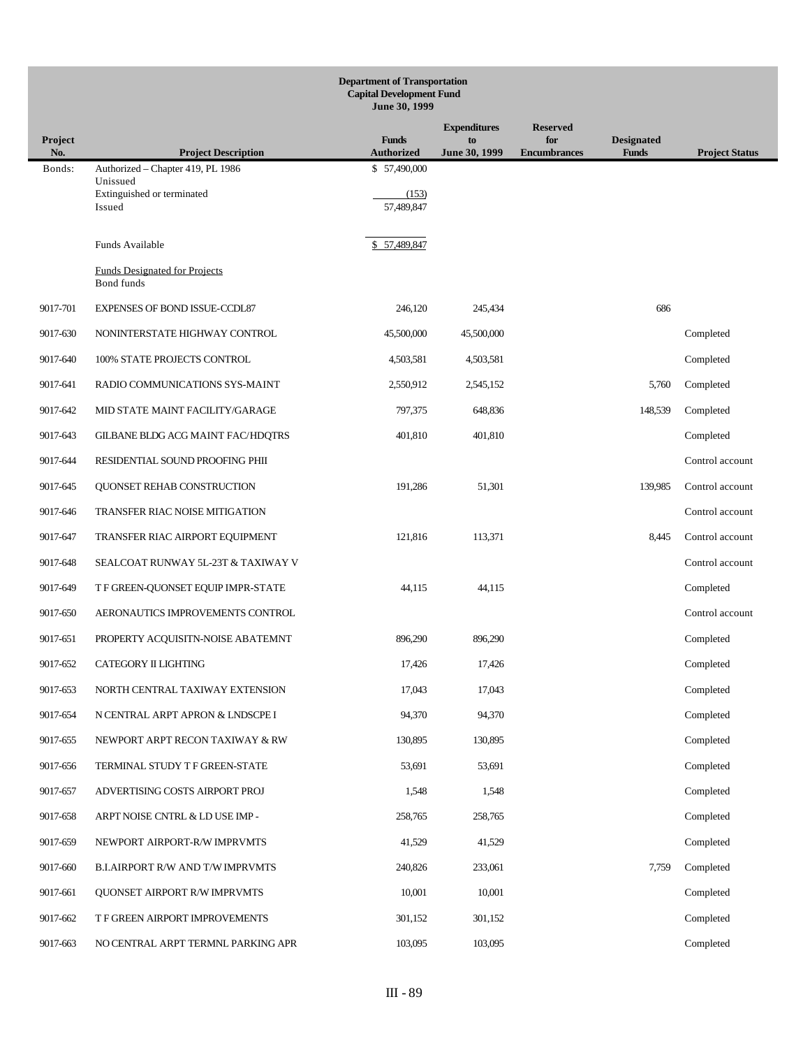**Department of Transportation**
**Capital Development Fund**
**June 30, 1999**

| Project No. | Project Description | Funds Authorized | Expenditures to June 30, 1999 | Reserved for Encumbrances | Designated Funds | Project Status |
|---|---|---|---|---|---|---|
| Bonds: | Authorized – Chapter 419, PL 1986 | $ 57,490,000 | | | | |
| | Unissued | | | | | |
| | Extinguished or terminated | (153) | | | | |
| | Issued | 57,489,847 | | | | |
| | Funds Available | $ 57,489,847 | | | | |
| | Funds Designated for Projects | | | | | |
| | Bond funds | | | | | |
| 9017-701 | EXPENSES OF BOND ISSUE-CCDL87 | 246,120 | 245,434 | | 686 | |
| 9017-630 | NONINTERSTATE HIGHWAY CONTROL | 45,500,000 | 45,500,000 | | | Completed |
| 9017-640 | 100% STATE PROJECTS CONTROL | 4,503,581 | 4,503,581 | | | Completed |
| 9017-641 | RADIO COMMUNICATIONS SYS-MAINT | 2,550,912 | 2,545,152 | | 5,760 | Completed |
| 9017-642 | MID STATE MAINT FACILITY/GARAGE | 797,375 | 648,836 | | 148,539 | Completed |
| 9017-643 | GILBANE BLDG ACG MAINT FAC/HDQTRS | 401,810 | 401,810 | | | Completed |
| 9017-644 | RESIDENTIAL SOUND PROOFING PHII | | | | | Control account |
| 9017-645 | QUONSET REHAB CONSTRUCTION | 191,286 | 51,301 | | 139,985 | Control account |
| 9017-646 | TRANSFER RIAC NOISE MITIGATION | | | | | Control account |
| 9017-647 | TRANSFER RIAC AIRPORT EQUIPMENT | 121,816 | 113,371 | | 8,445 | Control account |
| 9017-648 | SEALCOAT RUNWAY 5L-23T & TAXIWAY V | | | | | Control account |
| 9017-649 | T F GREEN-QUONSET EQUIP IMPR-STATE | 44,115 | 44,115 | | | Completed |
| 9017-650 | AERONAUTICS IMPROVEMENTS CONTROL | | | | | Control account |
| 9017-651 | PROPERTY ACQUISITN-NOISE ABATEMNT | 896,290 | 896,290 | | | Completed |
| 9017-652 | CATEGORY II LIGHTING | 17,426 | 17,426 | | | Completed |
| 9017-653 | NORTH CENTRAL TAXIWAY EXTENSION | 17,043 | 17,043 | | | Completed |
| 9017-654 | N CENTRAL ARPT APRON & LNDSCPE I | 94,370 | 94,370 | | | Completed |
| 9017-655 | NEWPORT ARPT RECON TAXIWAY & RW | 130,895 | 130,895 | | | Completed |
| 9017-656 | TERMINAL STUDY T F GREEN-STATE | 53,691 | 53,691 | | | Completed |
| 9017-657 | ADVERTISING COSTS AIRPORT PROJ | 1,548 | 1,548 | | | Completed |
| 9017-658 | ARPT NOISE CNTRL & LD USE IMP - | 258,765 | 258,765 | | | Completed |
| 9017-659 | NEWPORT AIRPORT-R/W IMPRVMTS | 41,529 | 41,529 | | | Completed |
| 9017-660 | B.I.AIRPORT R/W AND T/W IMPRVMTS | 240,826 | 233,061 | | 7,759 | Completed |
| 9017-661 | QUONSET AIRPORT R/W IMPRVMTS | 10,001 | 10,001 | | | Completed |
| 9017-662 | T F GREEN AIRPORT IMPROVEMENTS | 301,152 | 301,152 | | | Completed |
| 9017-663 | NO CENTRAL ARPT TERMNL PARKING APR | 103,095 | 103,095 | | | Completed |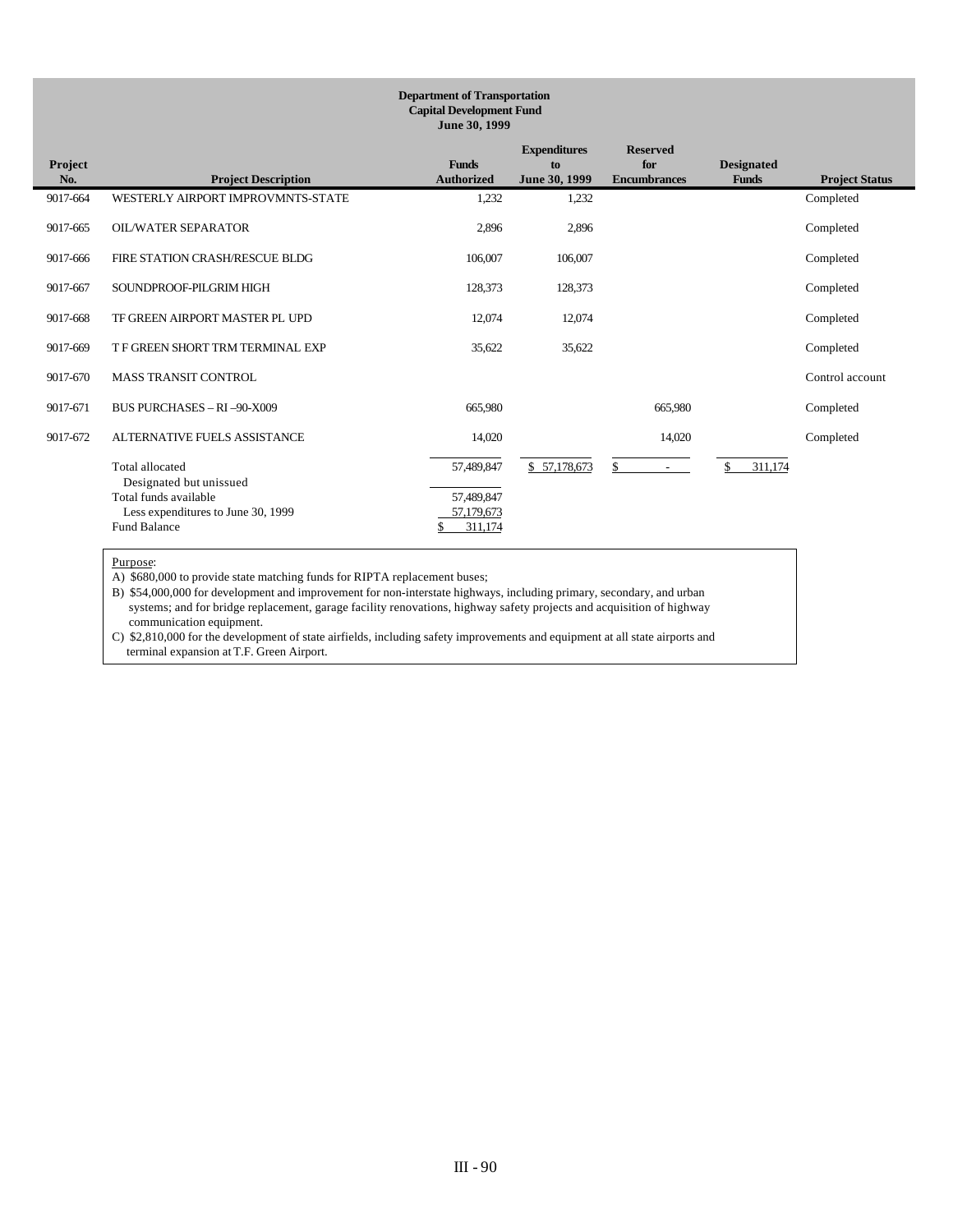**Department of Transportation**
**Capital Development Fund**
**June 30, 1999**

| Project No. | Project Description | Funds Authorized | Expenditures to June 30, 1999 | Reserved for Encumbrances | Designated Funds | Project Status |
|---|---|---|---|---|---|---|
| 9017-664 | WESTERLY AIRPORT IMPROVMNTS-STATE | 1,232 | 1,232 | | | Completed |
| 9017-665 | OIL/WATER SEPARATOR | 2,896 | 2,896 | | | Completed |
| 9017-666 | FIRE STATION CRASH/RESCUE BLDG | 106,007 | 106,007 | | | Completed |
| 9017-667 | SOUNDPROOF-PILGRIM HIGH | 128,373 | 128,373 | | | Completed |
| 9017-668 | TF GREEN AIRPORT MASTER PL UPD | 12,074 | 12,074 | | | Completed |
| 9017-669 | T F GREEN SHORT TRM TERMINAL EXP | 35,622 | 35,622 | | | Completed |
| 9017-670 | MASS TRANSIT CONTROL | | | | | Control account |
| 9017-671 | BUS PURCHASES – RI –90-X009 | 665,980 | | 665,980 | | Completed |
| 9017-672 | ALTERNATIVE FUELS ASSISTANCE | 14,020 | | 14,020 | | Completed |
| | Total allocated | 57,489,847 | $ 57,178,673 | $ - | $ 311,174 | |
| | Designated but unissued | | | | | |
| | Total funds available | 57,489,847 | | | | |
| | Less expenditures to June 30, 1999 | 57,179,673 | | | | |
| | Fund Balance | $ 311,174 | | | | |

Purpose:

A) $680,000 to provide state matching funds for RIPTA replacement buses;

B) $54,000,000 for development and improvement for non-interstate highways, including primary, secondary, and urban systems; and for bridge replacement, garage facility renovations, highway safety projects and acquisition of highway communication equipment.

C) $2,810,000 for the development of state airfields, including safety improvements and equipment at all state airports and terminal expansion at T.F. Green Airport.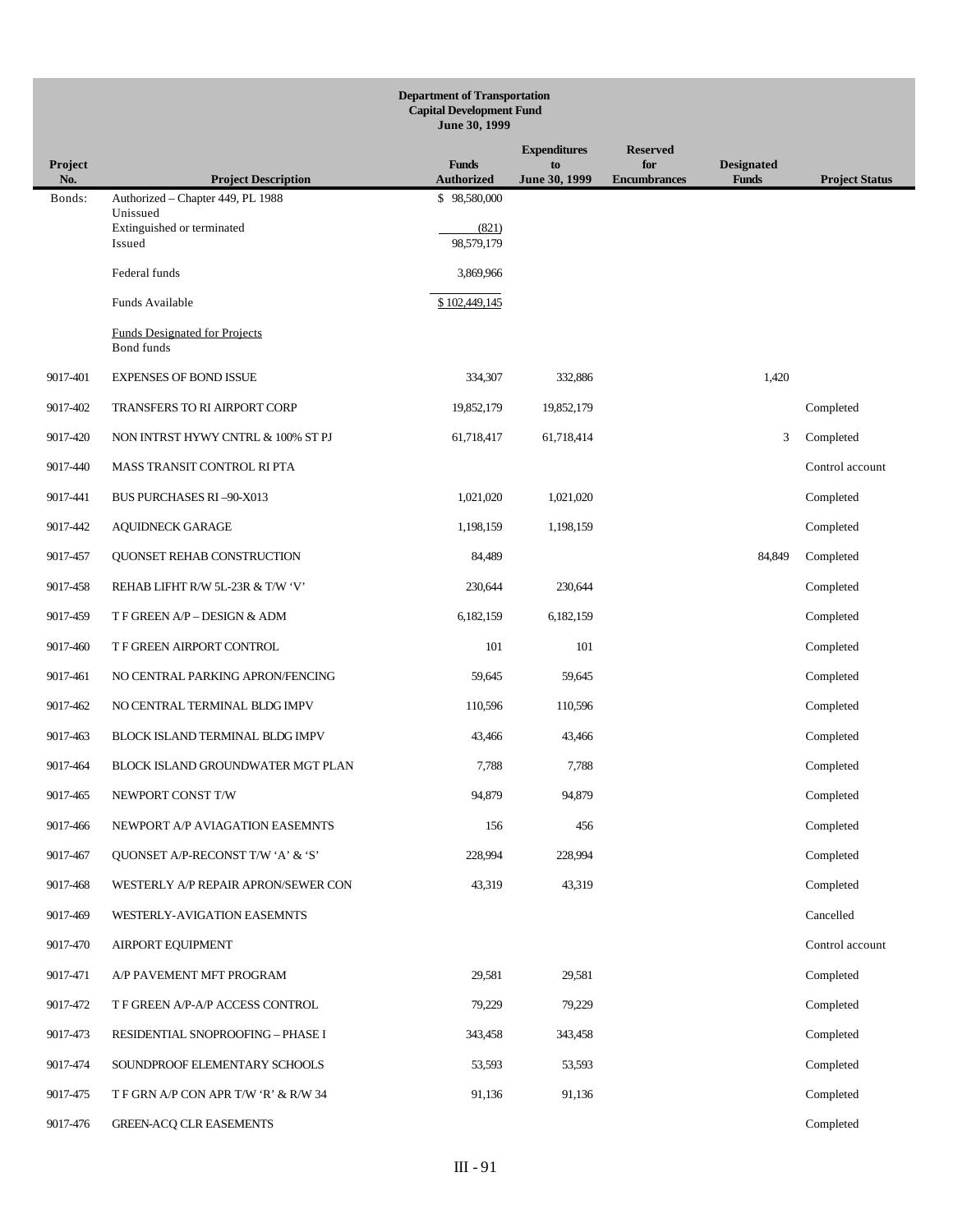**Department of Transportation**
**Capital Development Fund**
**June 30, 1999**

| Project No. | Project Description | Funds Authorized | Expenditures to June 30, 1999 | Reserved for Encumbrances | Designated Funds | Project Status |
|---|---|---|---|---|---|---|
| Bonds: | Authorized – Chapter 449, PL 1988 | $ 98,580,000 | | | | |
| | Unissued | | | | | |
| | Extinguished or terminated | (821) | | | | |
| | Issued | 98,579,179 | | | | |
| | Federal funds | 3,869,966 | | | | |
| | Funds Available | $ 102,449,145 | | | | |
| | Funds Designated for Projects | | | | | |
| | Bond funds | | | | | |
| 9017-401 | EXPENSES OF BOND ISSUE | 334,307 | 332,886 | | 1,420 | |
| 9017-402 | TRANSFERS TO RI AIRPORT CORP | 19,852,179 | 19,852,179 | | | Completed |
| 9017-420 | NON INTRST HYWY CNTRL & 100% ST PJ | 61,718,417 | 61,718,414 | | 3 | Completed |
| 9017-440 | MASS TRANSIT CONTROL RI PTA | | | | | Control account |
| 9017-441 | BUS PURCHASES RI –90-X013 | 1,021,020 | 1,021,020 | | | Completed |
| 9017-442 | AQUIDNECK GARAGE | 1,198,159 | 1,198,159 | | | Completed |
| 9017-457 | QUONSET REHAB CONSTRUCTION | 84,489 | | | 84,849 | Completed |
| 9017-458 | REHAB LIFHT R/W 5L-23R & T/W 'V' | 230,644 | 230,644 | | | Completed |
| 9017-459 | T F GREEN A/P – DESIGN & ADM | 6,182,159 | 6,182,159 | | | Completed |
| 9017-460 | T F GREEN AIRPORT CONTROL | 101 | 101 | | | Completed |
| 9017-461 | NO CENTRAL PARKING APRON/FENCING | 59,645 | 59,645 | | | Completed |
| 9017-462 | NO CENTRAL TERMINAL BLDG IMPV | 110,596 | 110,596 | | | Completed |
| 9017-463 | BLOCK ISLAND TERMINAL BLDG IMPV | 43,466 | 43,466 | | | Completed |
| 9017-464 | BLOCK ISLAND GROUNDWATER MGT PLAN | 7,788 | 7,788 | | | Completed |
| 9017-465 | NEWPORT CONST T/W | 94,879 | 94,879 | | | Completed |
| 9017-466 | NEWPORT A/P AVIAGATION EASEMNTS | 156 | 456 | | | Completed |
| 9017-467 | QUONSET A/P-RECONST T/W 'A' & 'S' | 228,994 | 228,994 | | | Completed |
| 9017-468 | WESTERLY A/P REPAIR APRON/SEWER CON | 43,319 | 43,319 | | | Completed |
| 9017-469 | WESTERLY-AVIGATION EASEMNTS | | | | | Cancelled |
| 9017-470 | AIRPORT EQUIPMENT | | | | | Control account |
| 9017-471 | A/P PAVEMENT MFT PROGRAM | 29,581 | 29,581 | | | Completed |
| 9017-472 | T F GREEN A/P-A/P ACCESS CONTROL | 79,229 | 79,229 | | | Completed |
| 9017-473 | RESIDENTIAL SNOPROOFING – PHASE I | 343,458 | 343,458 | | | Completed |
| 9017-474 | SOUNDPROOF ELEMENTARY SCHOOLS | 53,593 | 53,593 | | | Completed |
| 9017-475 | T F GRN A/P CON APR T/W 'R' & R/W 34 | 91,136 | 91,136 | | | Completed |
| 9017-476 | GREEN-ACQ CLR EASEMENTS | | | | | Completed |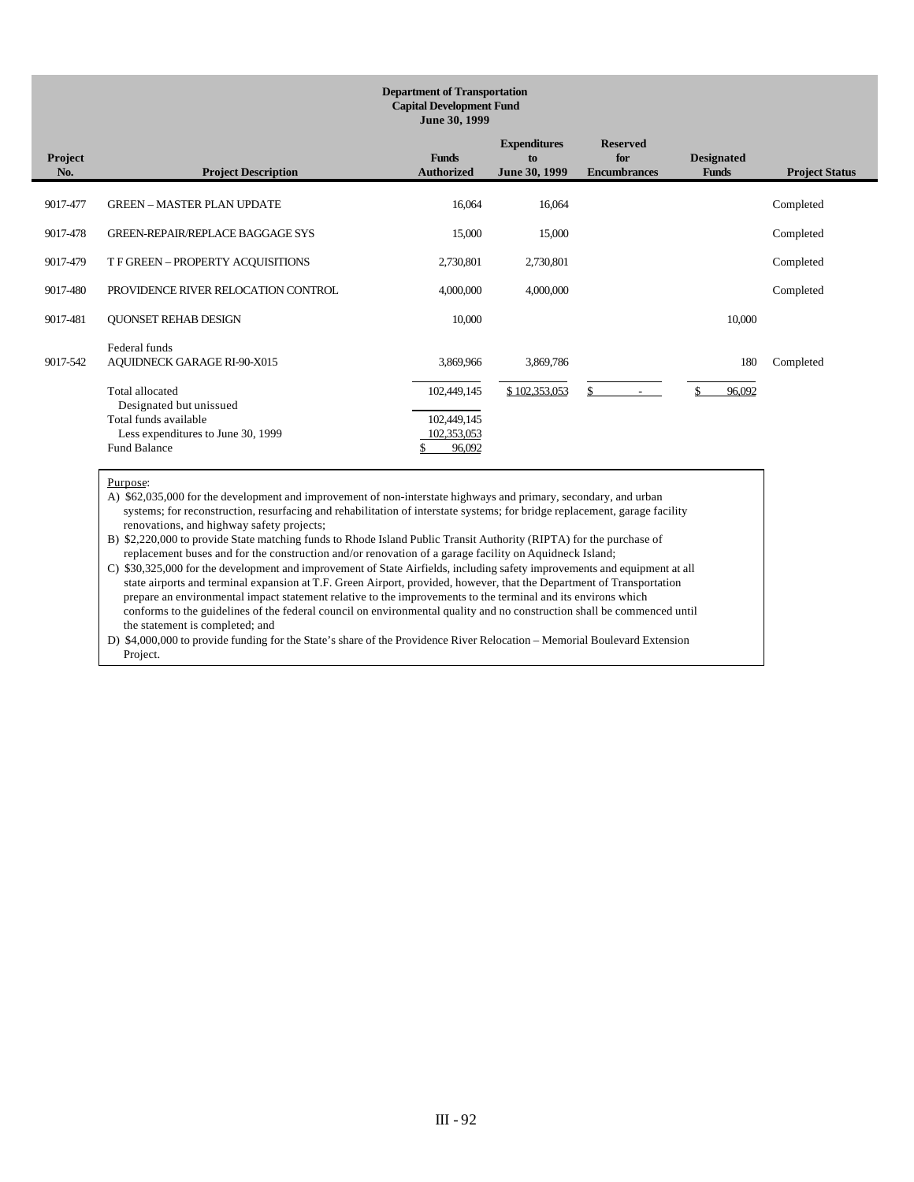**Department of Transportation**
**Capital Development Fund**
**June 30, 1999**

| Project No. | Project Description | Funds Authorized | Expenditures to June 30, 1999 | Reserved for Encumbrances | Designated Funds | Project Status |
|---|---|---|---|---|---|---|
| 9017-477 | GREEN – MASTER PLAN UPDATE | 16,064 | 16,064 | | | Completed |
| 9017-478 | GREEN-REPAIR/REPLACE BAGGAGE SYS | 15,000 | 15,000 | | | Completed |
| 9017-479 | T F GREEN – PROPERTY ACQUISITIONS | 2,730,801 | 2,730,801 | | | Completed |
| 9017-480 | PROVIDENCE RIVER RELOCATION CONTROL | 4,000,000 | 4,000,000 | | | Completed |
| 9017-481 | QUONSET REHAB DESIGN | 10,000 | | | 10,000 | |
| | Federal funds | | | | | |
| 9017-542 | AQUIDNECK GARAGE RI-90-X015 | 3,869,966 | 3,869,786 | | 180 | Completed |
| | Total allocated | 102,449,145 | $ 102,353,053 | $ - | $ 96,092 | |
| | Designated but unissued | | | | | |
| | Total funds available | 102,449,145 | | | | |
| | Less expenditures to June 30, 1999 | 102,353,053 | | | | |
| | Fund Balance | $ 96,092 | | | | |

Purpose:

A) $62,035,000 for the development and improvement of non-interstate highways and primary, secondary, and urban systems; for reconstruction, resurfacing and rehabilitation of interstate systems; for bridge replacement, garage facility renovations, and highway safety projects;

B) $2,220,000 to provide State matching funds to Rhode Island Public Transit Authority (RIPTA) for the purchase of replacement buses and for the construction and/or renovation of a garage facility on Aquidneck Island;

C) $30,325,000 for the development and improvement of State Airfields, including safety improvements and equipment at all state airports and terminal expansion at T.F. Green Airport, provided, however, that the Department of Transportation prepare an environmental impact statement relative to the improvements to the terminal and its environs which conforms to the guidelines of the federal council on environmental quality and no construction shall be commenced until the statement is completed; and

D) $4,000,000 to provide funding for the State's share of the Providence River Relocation – Memorial Boulevard Extension Project.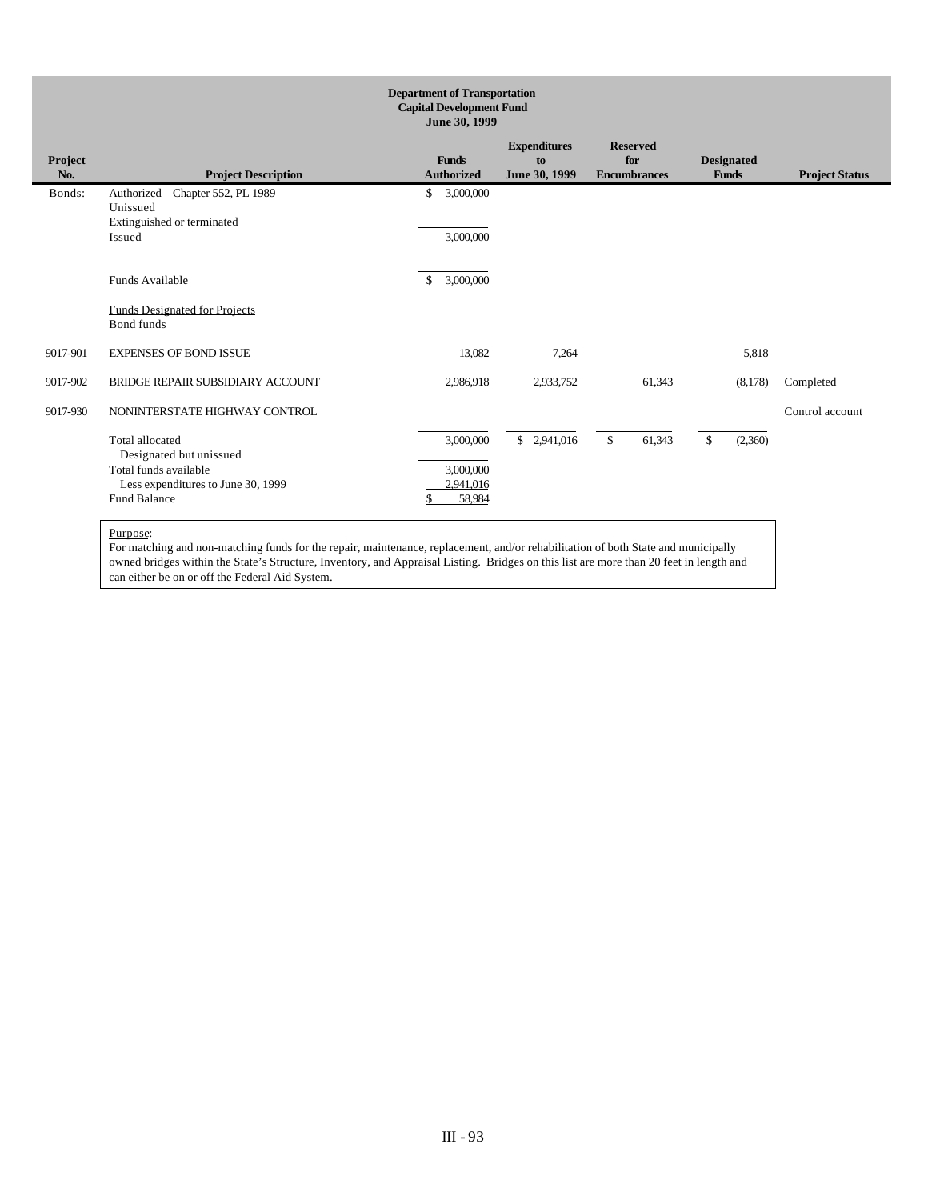**Department of Transportation**
**Capital Development Fund**
**June 30, 1999**

| Project No. | Project Description | Funds Authorized | Expenditures to June 30, 1999 | Reserved for Encumbrances | Designated Funds | Project Status |
|---|---|---|---|---|---|---|
| Bonds: | Authorized – Chapter 552, PL 1989 | $ 3,000,000 | | | | |
| | Unissued | | | | | |
| | Extinguished or terminated | | | | | |
| | Issued | 3,000,000 | | | | |
| | Funds Available | $ 3,000,000 | | | | |
| | Funds Designated for Projects | | | | | |
| | Bond funds | | | | | |
| 9017-901 | EXPENSES OF BOND ISSUE | 13,082 | 7,264 | | 5,818 | |
| 9017-902 | BRIDGE REPAIR SUBSIDIARY ACCOUNT | 2,986,918 | 2,933,752 | 61,343 | (8,178) | Completed |
| 9017-930 | NONINTERSTATE HIGHWAY CONTROL | | | | | Control account |
| | Total allocated | 3,000,000 | $ 2,941,016 | $ 61,343 | $ (2,360) | |
| | Designated but unissued | | | | | |
| | Total funds available | 3,000,000 | | | | |
| | Less expenditures to June 30, 1999 | 2,941,016 | | | | |
| | Fund Balance | $ 58,984 | | | | |

Purpose:
For matching and non-matching funds for the repair, maintenance, replacement, and/or rehabilitation of both State and municipally owned bridges within the State's Structure, Inventory, and Appraisal Listing. Bridges on this list are more than 20 feet in length and can either be on or off the Federal Aid System.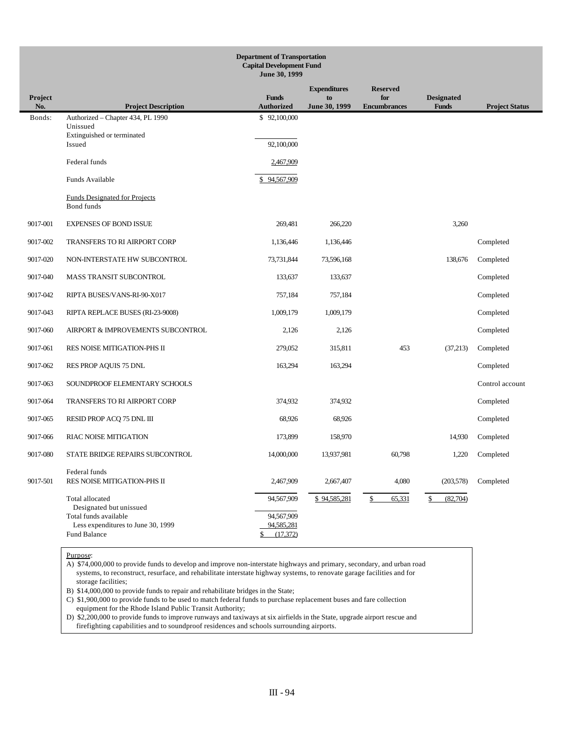**Department of Transportation**
**Capital Development Fund**
**June 30, 1999**

| Project No. | Project Description | Funds Authorized | Expenditures to June 30, 1999 | Reserved for Encumbrances | Designated Funds | Project Status |
|---|---|---|---|---|---|---|
| Bonds: | Authorized – Chapter 434, PL 1990 | $ 92,100,000 | | | | |
| | Unissued | | | | | |
| | Extinguished or terminated | | | | | |
| | Issued | 92,100,000 | | | | |
| | Federal funds | 2,467,909 | | | | |
| | Funds Available | $ 94,567,909 | | | | |
| | Funds Designated for Projects | | | | | |
| | Bond funds | | | | | |
| 9017-001 | EXPENSES OF BOND ISSUE | 269,481 | 266,220 | | 3,260 | |
| 9017-002 | TRANSFERS TO RI AIRPORT CORP | 1,136,446 | 1,136,446 | | | Completed |
| 9017-020 | NON-INTERSTATE HW SUBCONTROL | 73,731,844 | 73,596,168 | | 138,676 | Completed |
| 9017-040 | MASS TRANSIT SUBCONTROL | 133,637 | 133,637 | | | Completed |
| 9017-042 | RIPTA BUSES/VANS-RI-90-X017 | 757,184 | 757,184 | | | Completed |
| 9017-043 | RIPTA REPLACE BUSES (RI-23-9008) | 1,009,179 | 1,009,179 | | | Completed |
| 9017-060 | AIRPORT & IMPROVEMENTS SUBCONTROL | 2,126 | 2,126 | | | Completed |
| 9017-061 | RES NOISE MITIGATION-PHS II | 279,052 | 315,811 | 453 | (37,213) | Completed |
| 9017-062 | RES PROP AQUIS 75 DNL | 163,294 | 163,294 | | | Completed |
| 9017-063 | SOUNDPROOF ELEMENTARY SCHOOLS | | | | | Control account |
| 9017-064 | TRANSFERS TO RI AIRPORT CORP | 374,932 | 374,932 | | | Completed |
| 9017-065 | RESID PROP ACQ 75 DNL III | 68,926 | 68,926 | | | Completed |
| 9017-066 | RIAC NOISE MITIGATION | 173,899 | 158,970 | | 14,930 | Completed |
| 9017-080 | STATE BRIDGE REPAIRS SUBCONTROL | 14,000,000 | 13,937,981 | 60,798 | 1,220 | Completed |
| | Federal funds | | | | | |
| 9017-501 | RES NOISE MITIGATION-PHS II | 2,467,909 | 2,667,407 | 4,080 | (203,578) | Completed |
| | Total allocated | 94,567,909 | $ 94,585,281 | $ 65,331 | $ (82,704) | |
| | Designated but unissued | | | | | |
| | Total funds available | 94,567,909 | | | | |
| | Less expenditures to June 30, 1999 | 94,585,281 | | | | |
| | Fund Balance | $ (17,372) | | | | |

Purpose:

A) $74,000,000 to provide funds to develop and improve non-interstate highways and primary, secondary, and urban road systems, to reconstruct, resurface, and rehabilitate interstate highway systems, to renovate garage facilities and for storage facilities;

B) $14,000,000 to provide funds to repair and rehabilitate bridges in the State;

C) $1,900,000 to provide funds to be used to match federal funds to purchase replacement buses and fare collection equipment for the Rhode Island Public Transit Authority;

D) $2,200,000 to provide funds to improve runways and taxiways at six airfields in the State, upgrade airport rescue and firefighting capabilities and to soundproof residences and schools surrounding airports.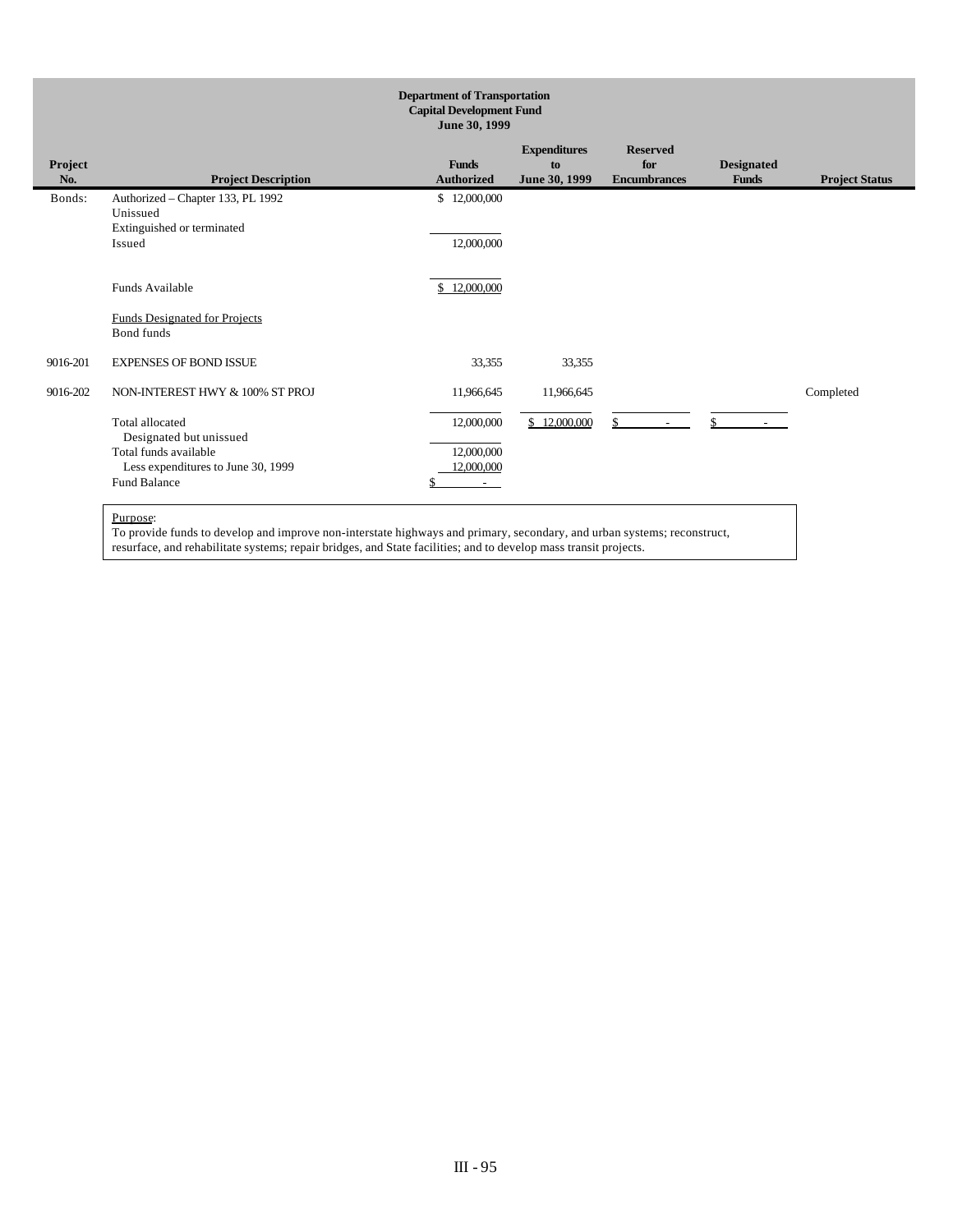**Department of Transportation**
**Capital Development Fund**
**June 30, 1999**

| Project No. | Project Description | Funds Authorized | Expenditures to June 30, 1999 | Reserved for Encumbrances | Designated Funds | Project Status |
|---|---|---|---|---|---|---|
| Bonds: | Authorized – Chapter 133, PL 1992 | $ 12,000,000 | | | | |
| | Unissued | | | | | |
| | Extinguished or terminated | | | | | |
| | Issued | 12,000,000 | | | | |
| | Funds Available | $ 12,000,000 | | | | |
| | Funds Designated for Projects | | | | | |
| | Bond funds | | | | | |
| 9016-201 | EXPENSES OF BOND ISSUE | 33,355 | 33,355 | | | |
| 9016-202 | NON-INTEREST HWY & 100% ST PROJ | 11,966,645 | 11,966,645 | | | Completed |
| | Total allocated | 12,000,000 | $ 12,000,000 | $ - | $ - | |
| | Designated but unissued | | | | | |
| | Total funds available | 12,000,000 | | | | |
| | Less expenditures to June 30, 1999 | 12,000,000 | | | | |
| | Fund Balance | $ - | | | | |

Purpose:
To provide funds to develop and improve non-interstate highways and primary, secondary, and urban systems; reconstruct, resurface, and rehabilitate systems; repair bridges, and State facilities; and to develop mass transit projects.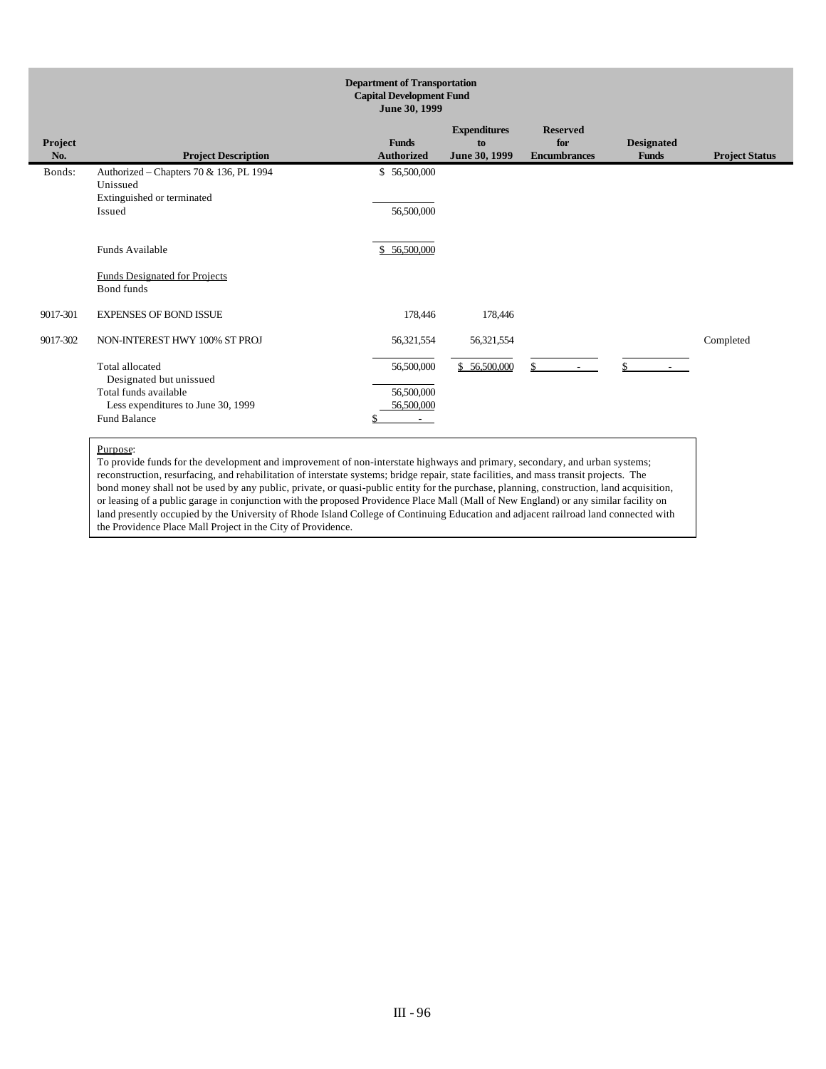**Department of Transportation**
**Capital Development Fund**
**June 30, 1999**

| Project No. | Project Description | Funds Authorized | Expenditures to June 30, 1999 | Reserved for Encumbrances | Designated Funds | Project Status |
|---|---|---|---|---|---|---|
| Bonds: | Authorized – Chapters 70 & 136, PL 1994 | $ 56,500,000 | | | | |
| | Unissued | | | | | |
| | Extinguished or terminated | | | | | |
| | Issued | 56,500,000 | | | | |
| | Funds Available | $ 56,500,000 | | | | |
| | Funds Designated for Projects | | | | | |
| | Bond funds | | | | | |
| 9017-301 | EXPENSES OF BOND ISSUE | 178,446 | 178,446 | | | |
| 9017-302 | NON-INTEREST HWY 100% ST PROJ | 56,321,554 | 56,321,554 | | | Completed |
| | Total allocated | 56,500,000 | $ 56,500,000 | $ - | $ - | |
| | Designated but unissued | | | | | |
| | Total funds available | 56,500,000 | | | | |
| | Less expenditures to June 30, 1999 | 56,500,000 | | | | |
| | Fund Balance | $ - | | | | |

Purpose:
To provide funds for the development and improvement of non-interstate highways and primary, secondary, and urban systems; reconstruction, resurfacing, and rehabilitation of interstate systems; bridge repair, state facilities, and mass transit projects. The bond money shall not be used by any public, private, or quasi-public entity for the purchase, planning, construction, land acquisition, or leasing of a public garage in conjunction with the proposed Providence Place Mall (Mall of New England) or any similar facility on land presently occupied by the University of Rhode Island College of Continuing Education and adjacent railroad land connected with the Providence Place Mall Project in the City of Providence.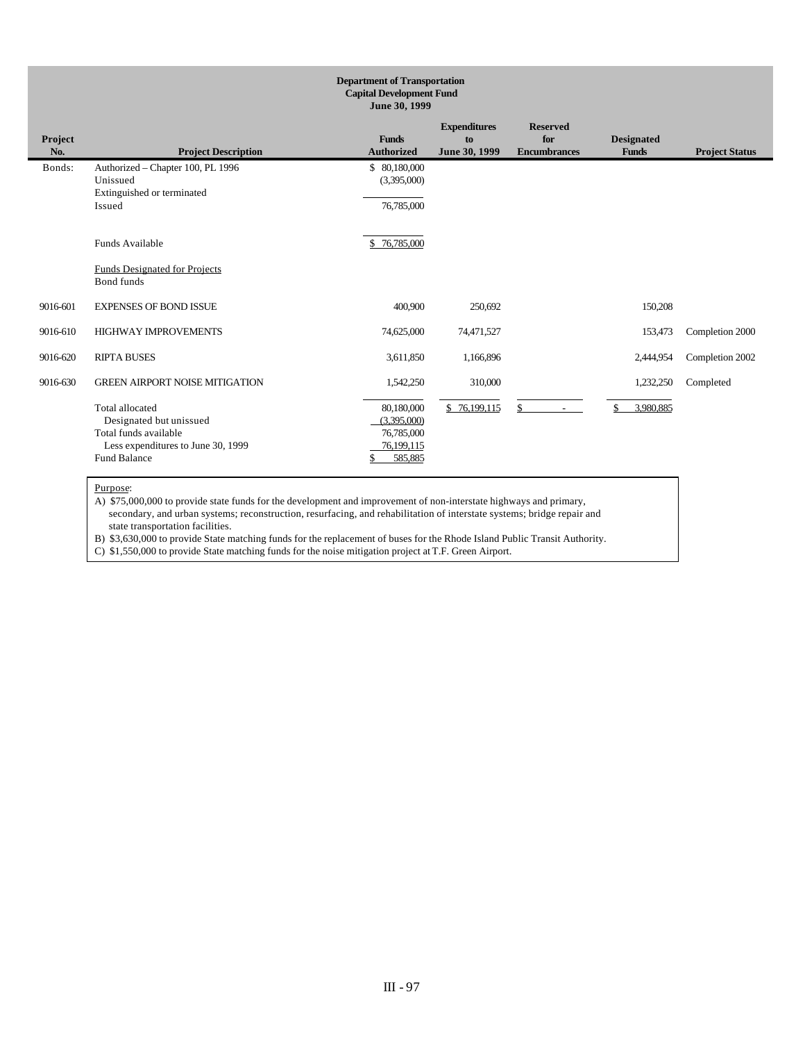**Department of Transportation**
**Capital Development Fund**
**June 30, 1999**

| Project No. | Project Description | Funds Authorized | Expenditures to June 30, 1999 | Reserved for Encumbrances | Designated Funds | Project Status |
|---|---|---|---|---|---|---|
| Bonds: | Authorized – Chapter 100, PL 1996 | $ 80,180,000 | | | | |
| | Unissued | (3,395,000) | | | | |
| | Extinguished or terminated | | | | | |
| | Issued | 76,785,000 | | | | |
| | Funds Available | $ 76,785,000 | | | | |
| | Funds Designated for Projects | | | | | |
| | Bond funds | | | | | |
| 9016-601 | EXPENSES OF BOND ISSUE | 400,900 | 250,692 | | 150,208 | |
| 9016-610 | HIGHWAY IMPROVEMENTS | 74,625,000 | 74,471,527 | | 153,473 | Completion 2000 |
| 9016-620 | RIPTA BUSES | 3,611,850 | 1,166,896 | | 2,444,954 | Completion 2002 |
| 9016-630 | GREEN AIRPORT NOISE MITIGATION | 1,542,250 | 310,000 | | 1,232,250 | Completed |
| | Total allocated | 80,180,000 | $ 76,199,115 | $ - | $ 3,980,885 | |
| | Designated but unissued | (3,395,000) | | | | |
| | Total funds available | 76,785,000 | | | | |
| | Less expenditures to June 30, 1999 | 76,199,115 | | | | |
| | Fund Balance | $ 585,885 | | | | |

Purpose:

A) $75,000,000 to provide state funds for the development and improvement of non-interstate highways and primary, secondary, and urban systems; reconstruction, resurfacing, and rehabilitation of interstate systems; bridge repair and state transportation facilities.

B) $3,630,000 to provide State matching funds for the replacement of buses for the Rhode Island Public Transit Authority.

C) $1,550,000 to provide State matching funds for the noise mitigation project at T.F. Green Airport.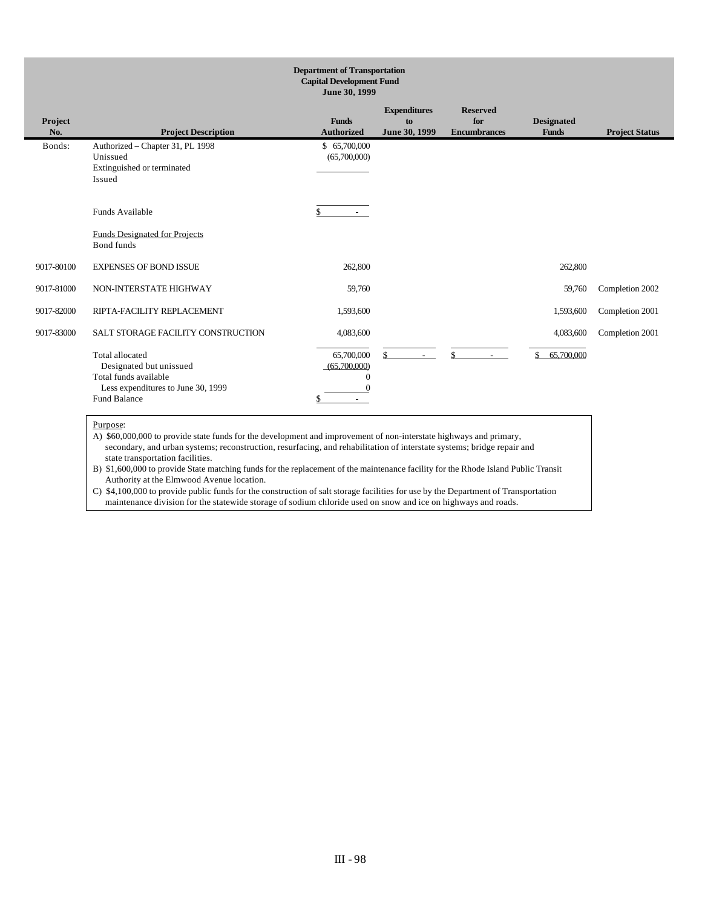**Department of Transportation**
**Capital Development Fund**
**June 30, 1999**

| Project No. | Project Description | Funds Authorized | Expenditures to June 30, 1999 | Reserved for Encumbrances | Designated Funds | Project Status |
|---|---|---|---|---|---|---|
| Bonds: | Authorized – Chapter 31, PL 1998 | $ 65,700,000 | | | | |
| | Unissued | (65,700,000) | | | | |
| | Extinguished or terminated | | | | | |
| | Issued | | | | | |
| | Funds Available | $ - | | | | |
| | Funds Designated for Projects | | | | | |
| | Bond funds | | | | | |
| 9017-80100 | EXPENSES OF BOND ISSUE | 262,800 | | | 262,800 | |
| 9017-81000 | NON-INTERSTATE HIGHWAY | 59,760 | | | 59,760 | Completion 2002 |
| 9017-82000 | RIPTA-FACILITY REPLACEMENT | 1,593,600 | | | 1,593,600 | Completion 2001 |
| 9017-83000 | SALT STORAGE FACILITY CONSTRUCTION | 4,083,600 | | | 4,083,600 | Completion 2001 |
| | Total allocated | 65,700,000 | $ - | $ - | $ 65,700,000 | |
| | Designated but unissued | (65,700,000) | | | | |
| | Total funds available | 0 | | | | |
| | Less expenditures to June 30, 1999 | 0 | | | | |
| | Fund Balance | $ - | | | | |

Purpose:

A) $60,000,000 to provide state funds for the development and improvement of non-interstate highways and primary, secondary, and urban systems; reconstruction, resurfacing, and rehabilitation of interstate systems; bridge repair and state transportation facilities.

B) $1,600,000 to provide State matching funds for the replacement of the maintenance facility for the Rhode Island Public Transit Authority at the Elmwood Avenue location.

C) $4,100,000 to provide public funds for the construction of salt storage facilities for use by the Department of Transportation maintenance division for the statewide storage of sodium chloride used on snow and ice on highways and roads.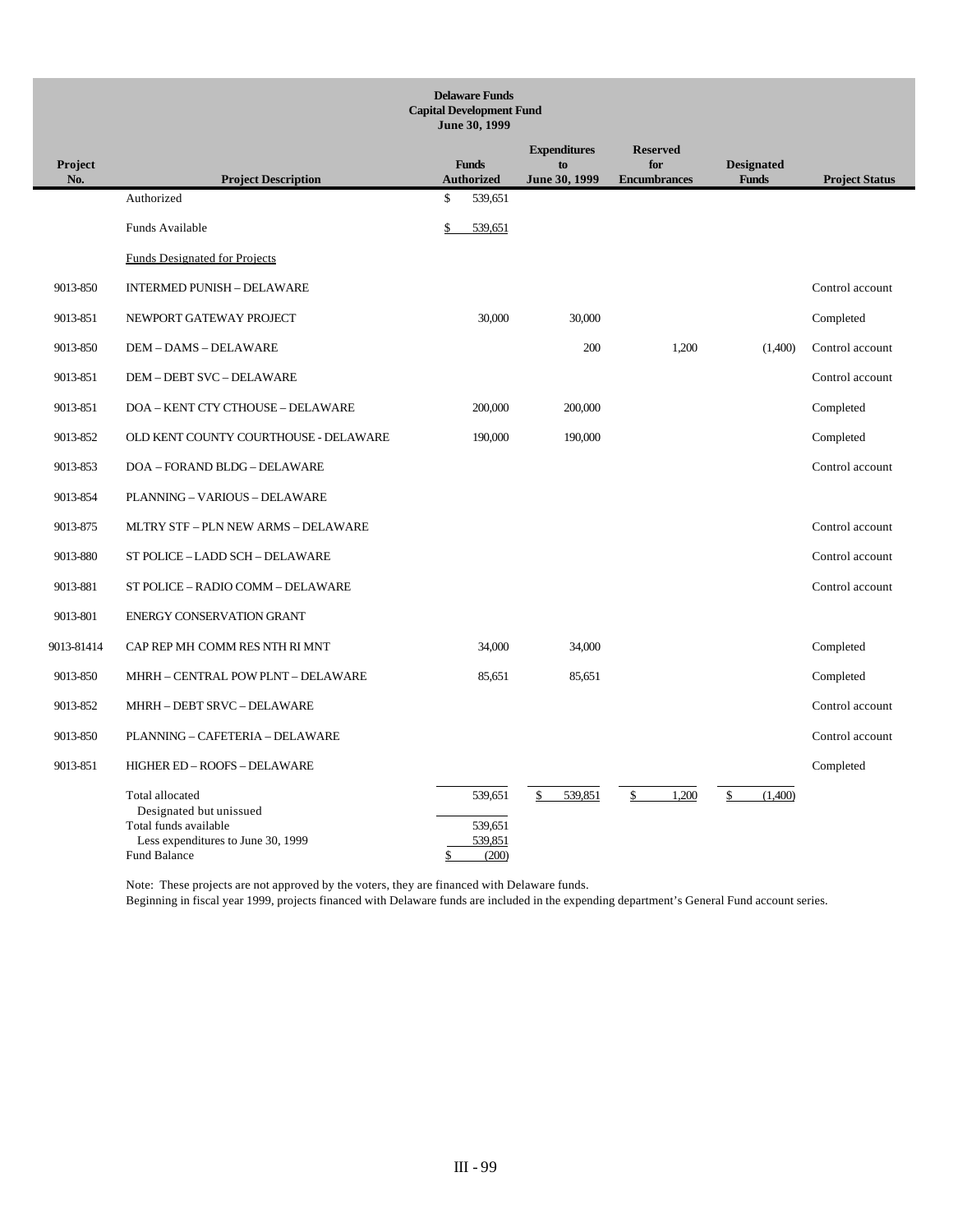**Delaware Funds**
**Capital Development Fund**
**June 30, 1999**

| Project No. | Project Description | Funds Authorized | Expenditures to June 30, 1999 | Reserved for Encumbrances | Designated Funds | Project Status |
|---|---|---|---|---|---|---|
| | Authorized | $ 539,651 | | | | |
| | Funds Available | $ 539,651 | | | | |
| | Funds Designated for Projects | | | | | |
| 9013-850 | INTERMED PUNISH – DELAWARE | | | | | Control account |
| 9013-851 | NEWPORT GATEWAY PROJECT | 30,000 | 30,000 | | | Completed |
| 9013-850 | DEM – DAMS – DELAWARE | | 200 | 1,200 | (1,400) | Control account |
| 9013-851 | DEM – DEBT SVC – DELAWARE | | | | | Control account |
| 9013-851 | DOA – KENT CTY CTHOUSE – DELAWARE | 200,000 | 200,000 | | | Completed |
| 9013-852 | OLD KENT COUNTY COURTHOUSE - DELAWARE | 190,000 | 190,000 | | | Completed |
| 9013-853 | DOA – FORAND BLDG – DELAWARE | | | | | Control account |
| 9013-854 | PLANNING – VARIOUS – DELAWARE | | | | | |
| 9013-875 | MLTRY STF – PLN NEW ARMS – DELAWARE | | | | | Control account |
| 9013-880 | ST POLICE – LADD SCH – DELAWARE | | | | | Control account |
| 9013-881 | ST POLICE – RADIO COMM – DELAWARE | | | | | Control account |
| 9013-801 | ENERGY CONSERVATION GRANT | | | | | |
| 9013-81414 | CAP REP MH COMM RES NTH RI MNT | 34,000 | 34,000 | | | Completed |
| 9013-850 | MHRH – CENTRAL POW PLNT – DELAWARE | 85,651 | 85,651 | | | Completed |
| 9013-852 | MHRH – DEBT SRVC – DELAWARE | | | | | Control account |
| 9013-850 | PLANNING – CAFETERIA – DELAWARE | | | | | Control account |
| 9013-851 | HIGHER ED – ROOFS – DELAWARE | | | | | Completed |
| | Total allocated | 539,651 | $ 539,851 | $ 1,200 | $ (1,400) | |
| | Designated but unissued | | | | | |
| | Total funds available | 539,651 | | | | |
| | Less expenditures to June 30, 1999 | 539,851 | | | | |
| | Fund Balance | $ (200) | | | | |

Note: These projects are not approved by the voters, they are financed with Delaware funds.
Beginning in fiscal year 1999, projects financed with Delaware funds are included in the expending department's General Fund account series.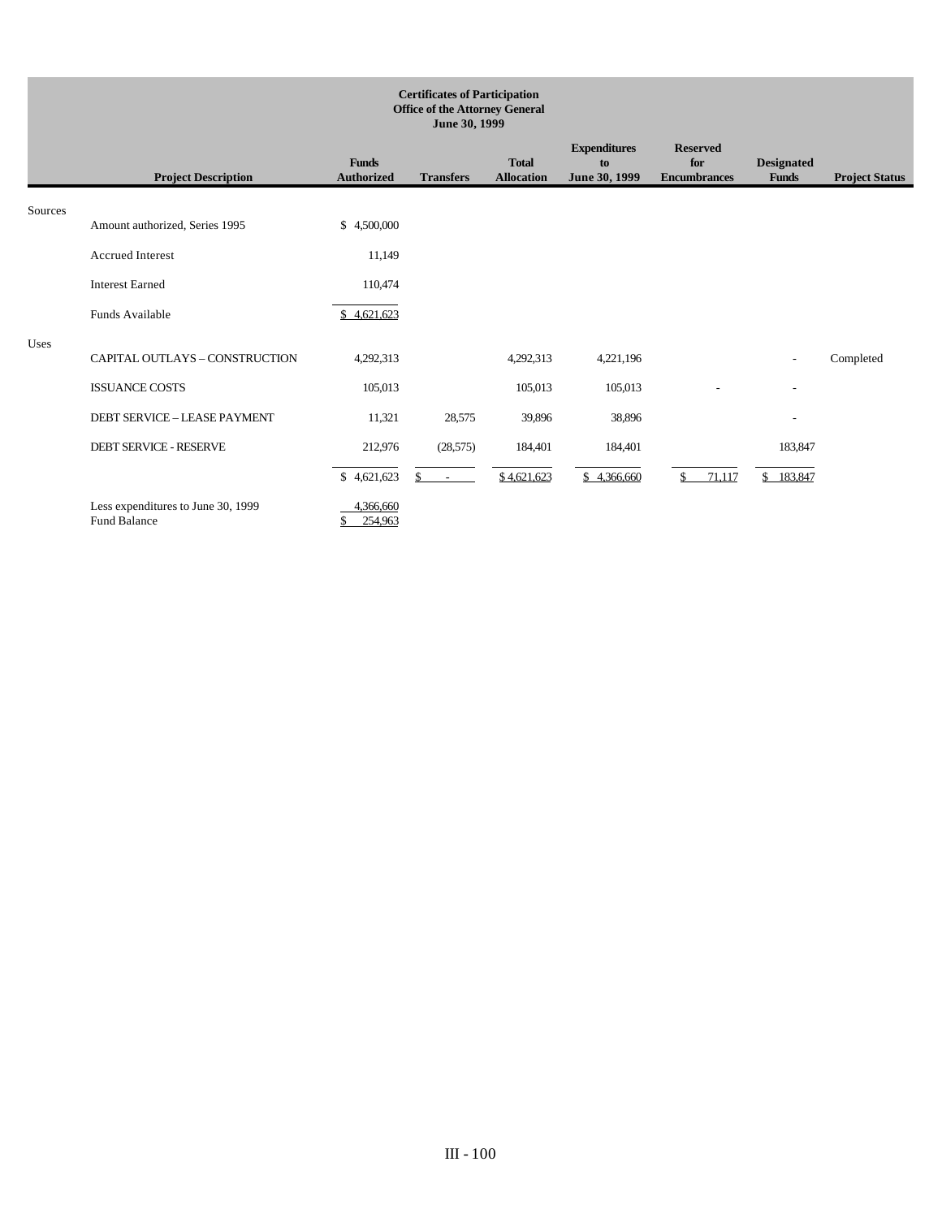**Certificates of Participation**
**Office of the Attorney General**
**June 30, 1999**

| | Project Description | Funds Authorized | Transfers | Total Allocation | Expenditures to June 30, 1999 | Reserved for Encumbrances | Designated Funds | Project Status |
|---|---|---|---|---|---|---|---|---|
| Sources | | | | | | | | |
| | Amount authorized, Series 1995 | $ 4,500,000 | | | | | | |
| | Accrued Interest | 11,149 | | | | | | |
| | Interest Earned | 110,474 | | | | | | |
| | Funds Available | $ 4,621,623 | | | | | | |
| Uses | | | | | | | | |
| | CAPITAL OUTLAYS – CONSTRUCTION | 4,292,313 | | 4,292,313 | 4,221,196 | | - | Completed |
| | ISSUANCE COSTS | 105,013 | | 105,013 | 105,013 | - | - | |
| | DEBT SERVICE – LEASE PAYMENT | 11,321 | 28,575 | 39,896 | 38,896 | | - | |
| | DEBT SERVICE - RESERVE | 212,976 | (28,575) | 184,401 | 184,401 | | 183,847 | |
| | | $ 4,621,623 | $ - | $ 4,621,623 | $ 4,366,660 | $ 71,117 | $ 183,847 | |
| | Less expenditures to June 30, 1999 | 4,366,660 | | | | | | |
| | Fund Balance | $ 254,963 | | | | | | |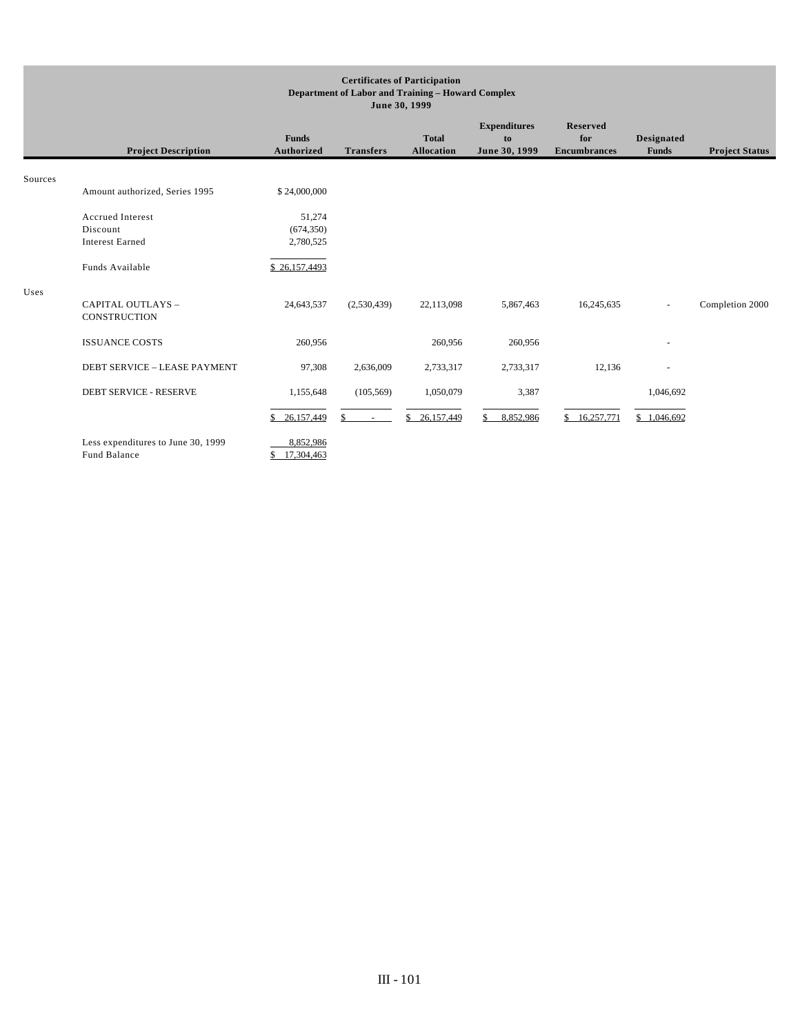**Certificates of Participation**
**Department of Labor and Training – Howard Complex**
**June 30, 1999**

| | Project Description | Funds Authorized | Transfers | Total Allocation | Expenditures to June 30, 1999 | Reserved for Encumbrances | Designated Funds | Project Status |
|---|---|---|---|---|---|---|---|---|
| Sources | | | | | | | | |
| | Amount authorized, Series 1995 | $ 24,000,000 | | | | | | |
| | Accrued Interest | 51,274 | | | | | | |
| | Discount | (674,350) | | | | | | |
| | Interest Earned | 2,780,525 | | | | | | |
| | Funds Available | $ 26,157,4493 | | | | | | |
| Uses | | | | | | | | |
| | CAPITAL OUTLAYS – CONSTRUCTION | 24,643,537 | (2,530,439) | 22,113,098 | 5,867,463 | 16,245,635 | - | Completion 2000 |
| | ISSUANCE COSTS | 260,956 | | 260,956 | 260,956 | | - | |
| | DEBT SERVICE – LEASE PAYMENT | 97,308 | 2,636,009 | 2,733,317 | 2,733,317 | 12,136 | - | |
| | DEBT SERVICE - RESERVE | 1,155,648 | (105,569) | 1,050,079 | 3,387 | | 1,046,692 | |
| | | $ 26,157,449 | $ - | $ 26,157,449 | $ 8,852,986 | $ 16,257,771 | $ 1,046,692 | |
| | Less expenditures to June 30, 1999 | 8,852,986 | | | | | | |
| | Fund Balance | $ 17,304,463 | | | | | | |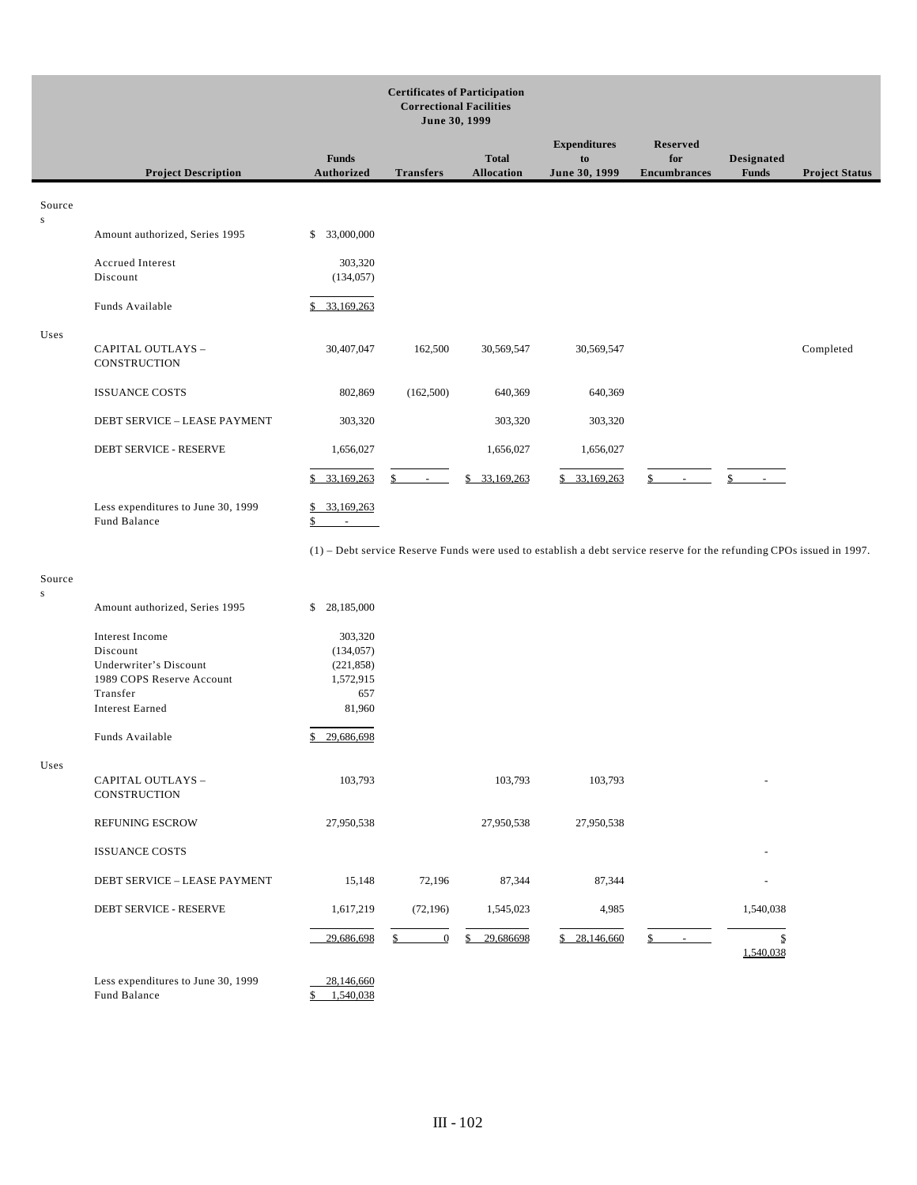**Certificates of Participation**
**Correctional Facilities**
**June 30, 1999**

| | Project Description | Funds Authorized | Transfers | Total Allocation | Expenditures to June 30, 1999 | Reserved for Encumbrances | Designated Funds | Project Status |
|---|---|---|---|---|---|---|---|---|
| Sources | | | | | | | | |
| | Amount authorized, Series 1995 | $ 33,000,000 | | | | | | |
| | Accrued Interest | 303,320 | | | | | | |
| | Discount | (134,057) | | | | | | |
| | Funds Available | $ 33,169,263 | | | | | | |
| Uses | | | | | | | | |
| | CAPITAL OUTLAYS – CONSTRUCTION | 30,407,047 | 162,500 | 30,569,547 | 30,569,547 | | | Completed |
| | ISSUANCE COSTS | 802,869 | (162,500) | 640,369 | 640,369 | | | |
| | DEBT SERVICE – LEASE PAYMENT | 303,320 | | 303,320 | 303,320 | | | |
| | DEBT SERVICE - RESERVE | 1,656,027 | | 1,656,027 | 1,656,027 | | | |
| | | $ 33,169,263 | $ - | $ 33,169,263 | $ 33,169,263 | $ - | $ - | |
| | Less expenditures to June 30, 1999 | $ 33,169,263 | | | | | | |
| | Fund Balance | $ - | | | | | | |

(1) – Debt service Reserve Funds were used to establish a debt service reserve for the refunding CPOs issued in 1997.

| | Project Description | Funds Authorized | Transfers | Total Allocation | Expenditures to June 30, 1999 | Reserved for Encumbrances | Designated Funds | Project Status |
|---|---|---|---|---|---|---|---|---|
| Sources | | | | | | | | |
| | Amount authorized, Series 1995 | $ 28,185,000 | | | | | | |
| | Interest Income | 303,320 | | | | | | |
| | Discount | (134,057) | | | | | | |
| | Underwriter's Discount | (221,858) | | | | | | |
| | 1989 COPS Reserve Account | 1,572,915 | | | | | | |
| | Transfer | 657 | | | | | | |
| | Interest Earned | 81,960 | | | | | | |
| | Funds Available | $ 29,686,698 | | | | | | |
| Uses | | | | | | | | |
| | CAPITAL OUTLAYS – CONSTRUCTION | 103,793 | | 103,793 | 103,793 | | - | |
| | REFUNING ESCROW | 27,950,538 | | 27,950,538 | 27,950,538 | | | |
| | ISSUANCE COSTS | | | | | | - | |
| | DEBT SERVICE – LEASE PAYMENT | 15,148 | 72,196 | 87,344 | 87,344 | | - | |
| | DEBT SERVICE - RESERVE | 1,617,219 | (72,196) | 1,545,023 | 4,985 | | 1,540,038 | |
| | | 29,686,698 | $ 0 | $ 29,686698 | $ 28,146,660 | $ - | $ 1,540,038 | |
| | Less expenditures to June 30, 1999 | 28,146,660 | | | | | | |
| | Fund Balance | $ 1,540,038 | | | | | | |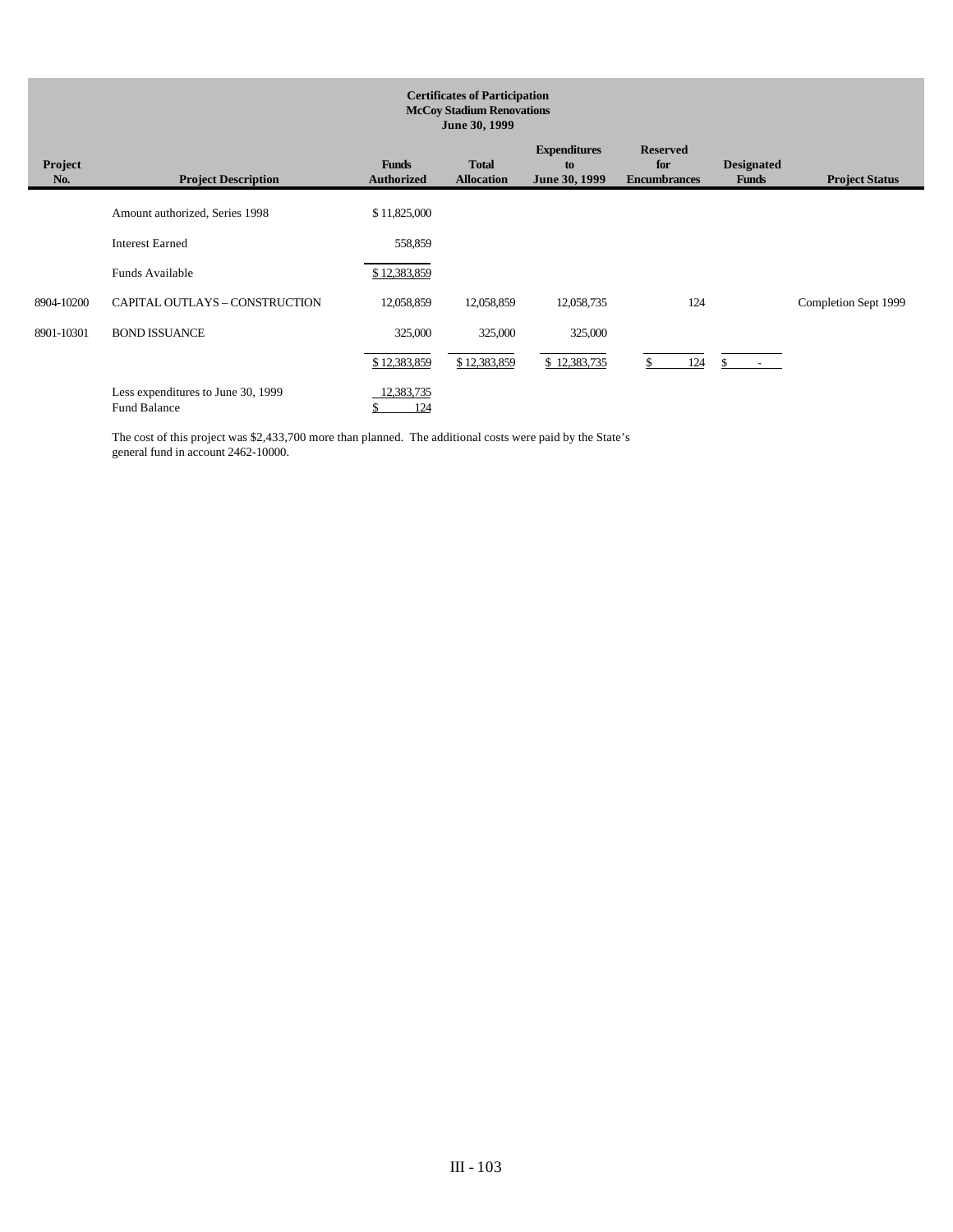**Certificates of Participation**
**McCoy Stadium Renovations**
**June 30, 1999**

| Project No. | Project Description | Funds Authorized | Total Allocation | Expenditures to June 30, 1999 | Reserved for Encumbrances | Designated Funds | Project Status |
|---|---|---|---|---|---|---|---|
| | Amount authorized, Series 1998 | $ 11,825,000 | | | | | |
| | Interest Earned | 558,859 | | | | | |
| | Funds Available | $ 12,383,859 | | | | | |
| 8904-10200 | CAPITAL OUTLAYS – CONSTRUCTION | 12,058,859 | 12,058,859 | 12,058,735 | 124 | | Completion Sept 1999 |
| 8901-10301 | BOND ISSUANCE | 325,000 | 325,000 | 325,000 | | | |
| | | $ 12,383,859 | $ 12,383,859 | $ 12,383,735 | $ 124 | $ - | |
| | Less expenditures to June 30, 1999 | 12,383,735 | | | | | |
| | Fund Balance | $ 124 | | | | | |

The cost of this project was $2,433,700 more than planned. The additional costs were paid by the State's general fund in account 2462-10000.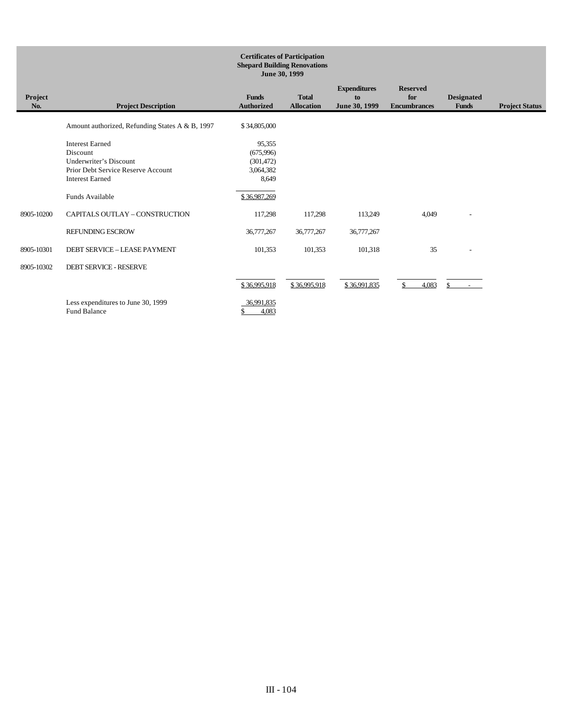## Certificates of Participation
## Shepard Building Renovations
## June 30, 1999

| Project No. | Project Description | Funds Authorized | Total Allocation | Expenditures to June 30, 1999 | Reserved for Encumbrances | Designated Funds | Project Status |
|---|---|---|---|---|---|---|---|
| | Amount authorized, Refunding States A & B, 1997 | $ 34,805,000 | | | | | |
| | Interest Earned | 95,355 | | | | | |
| | Discount | (675,996) | | | | | |
| | Underwriter's Discount | (301,472) | | | | | |
| | Prior Debt Service Reserve Account | 3,064,382 | | | | | |
| | Interest Earned | 8,649 | | | | | |
| | Funds Available | $ 36,987,269 | | | | | |
| 8905-10200 | CAPITALS OUTLAY – CONSTRUCTION | 117,298 | 117,298 | 113,249 | 4,049 | - | |
| | REFUNDING ESCROW | 36,777,267 | 36,777,267 | 36,777,267 | | | |
| 8905-10301 | DEBT SERVICE – LEASE PAYMENT | 101,353 | 101,353 | 101,318 | 35 | - | |
| 8905-10302 | DEBT SERVICE - RESERVE | | | | | | |
| | | $ 36,995,918 | $ 36,995,918 | $ 36,991,835 | $ 4,083 | $ - | |
| | Less expenditures to June 30, 1999 | 36,991,835 | | | | | |
| | Fund Balance | $ 4,083 | | | | | |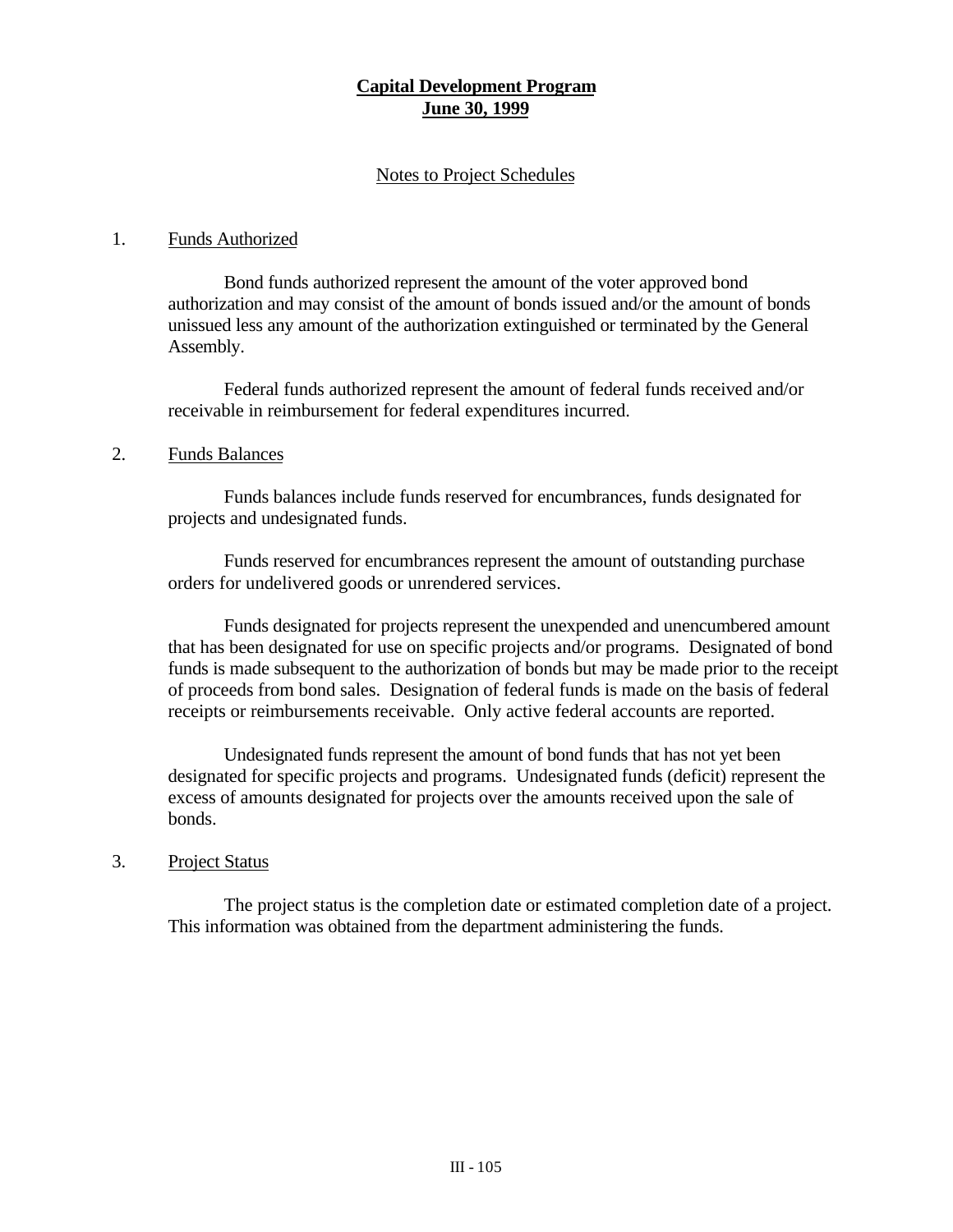# Capital Development Program
# June 30, 1999

## Notes to Project Schedules

1. Funds Authorized

Bond funds authorized represent the amount of the voter approved bond authorization and may consist of the amount of bonds issued and/or the amount of bonds unissued less any amount of the authorization extinguished or terminated by the General Assembly.

Federal funds authorized represent the amount of federal funds received and/or receivable in reimbursement for federal expenditures incurred.

2. Funds Balances

Funds balances include funds reserved for encumbrances, funds designated for projects and undesignated funds.

Funds reserved for encumbrances represent the amount of outstanding purchase orders for undelivered goods or unrendered services.

Funds designated for projects represent the unexpended and unencumbered amount that has been designated for use on specific projects and/or programs. Designated of bond funds is made subsequent to the authorization of bonds but may be made prior to the receipt of proceeds from bond sales. Designation of federal funds is made on the basis of federal receipts or reimbursements receivable. Only active federal accounts are reported.

Undesignated funds represent the amount of bond funds that has not yet been designated for specific projects and programs. Undesignated funds (deficit) represent the excess of amounts designated for projects over the amounts received upon the sale of bonds.

3. Project Status

The project status is the completion date or estimated completion date of a project. This information was obtained from the department administering the funds.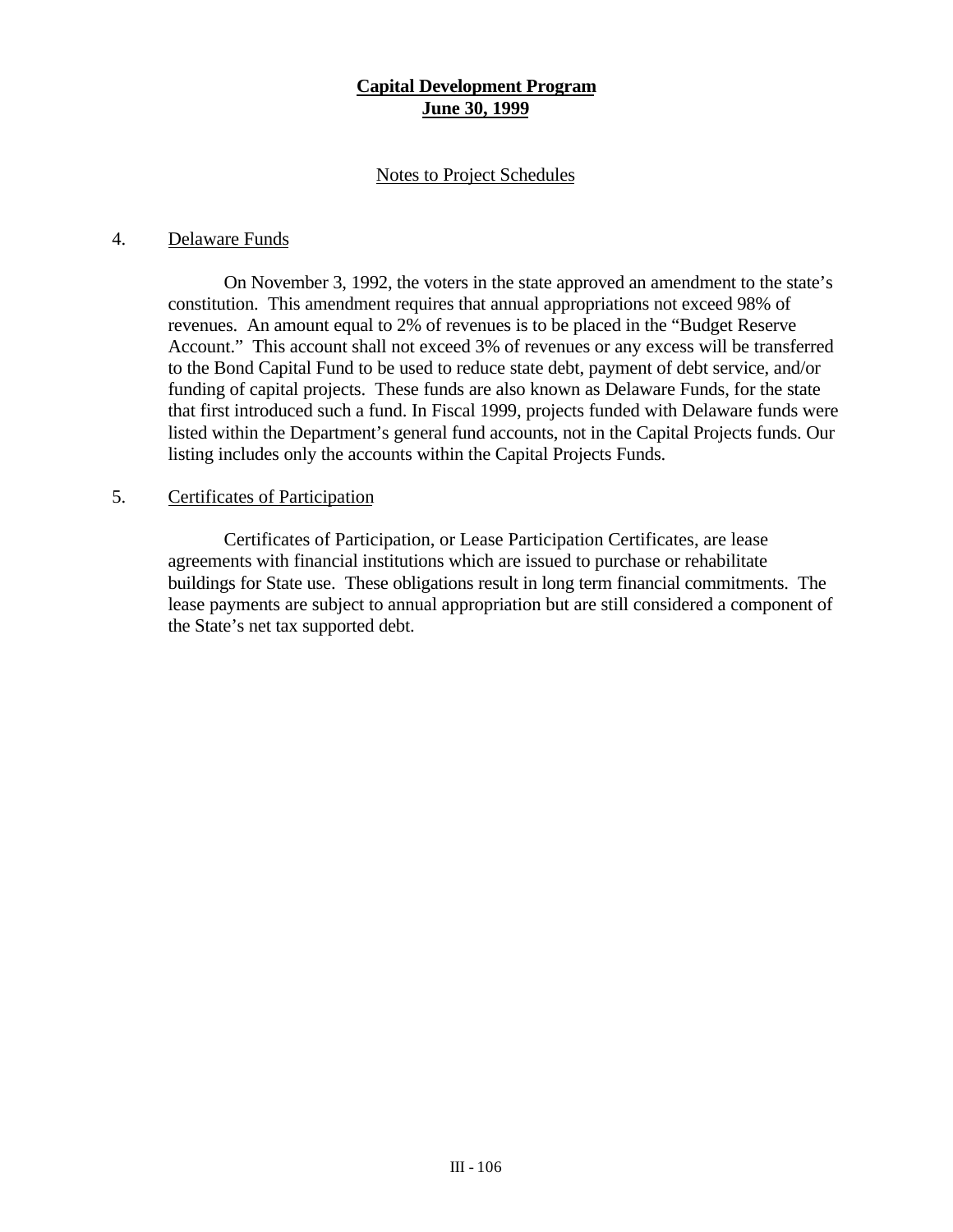**Capital Development Program**
**June 30, 1999**

Notes to Project Schedules

4. Delaware Funds

On November 3, 1992, the voters in the state approved an amendment to the state's constitution. This amendment requires that annual appropriations not exceed 98% of revenues. An amount equal to 2% of revenues is to be placed in the "Budget Reserve Account." This account shall not exceed 3% of revenues or any excess will be transferred to the Bond Capital Fund to be used to reduce state debt, payment of debt service, and/or funding of capital projects. These funds are also known as Delaware Funds, for the state that first introduced such a fund. In Fiscal 1999, projects funded with Delaware funds were listed within the Department's general fund accounts, not in the Capital Projects funds. Our listing includes only the accounts within the Capital Projects Funds.

5. Certificates of Participation

Certificates of Participation, or Lease Participation Certificates, are lease agreements with financial institutions which are issued to purchase or rehabilitate buildings for State use. These obligations result in long term financial commitments. The lease payments are subject to annual appropriation but are still considered a component of the State's net tax supported debt.